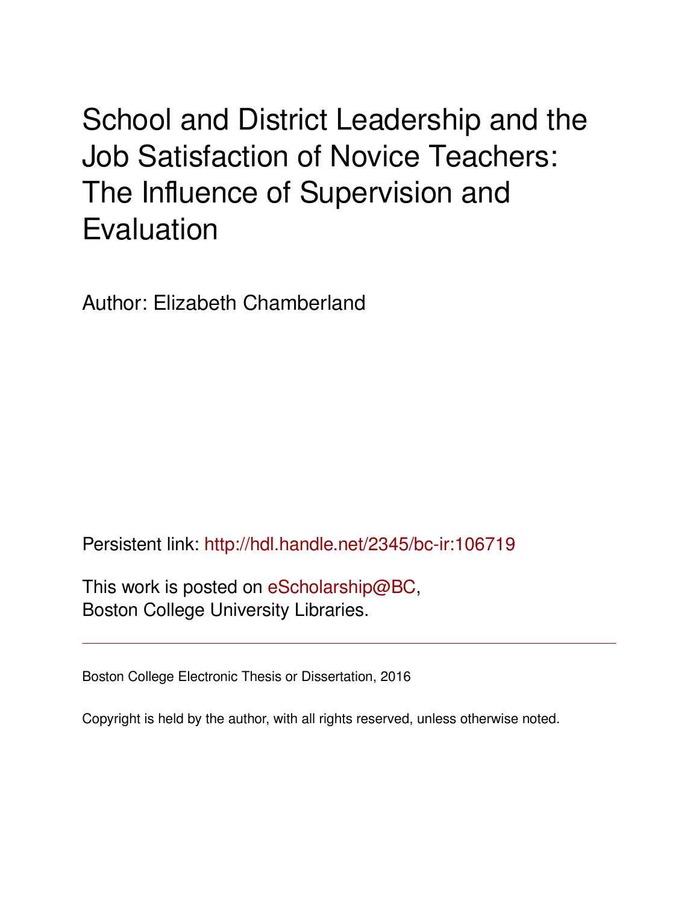# School and District Leadership and the Job Satisfaction of Novice Teachers: The Influence of Supervision and Evaluation

Author: Elizabeth Chamberland

Persistent link: http://hdl.handle.net/2345/bc-ir:106719

This work is posted on eScholarship@BC, Boston College University Libraries.

---

Boston College Electronic Thesis or Dissertation, 2016

Copyright is held by the author, with all rights reserved, unless otherwise noted.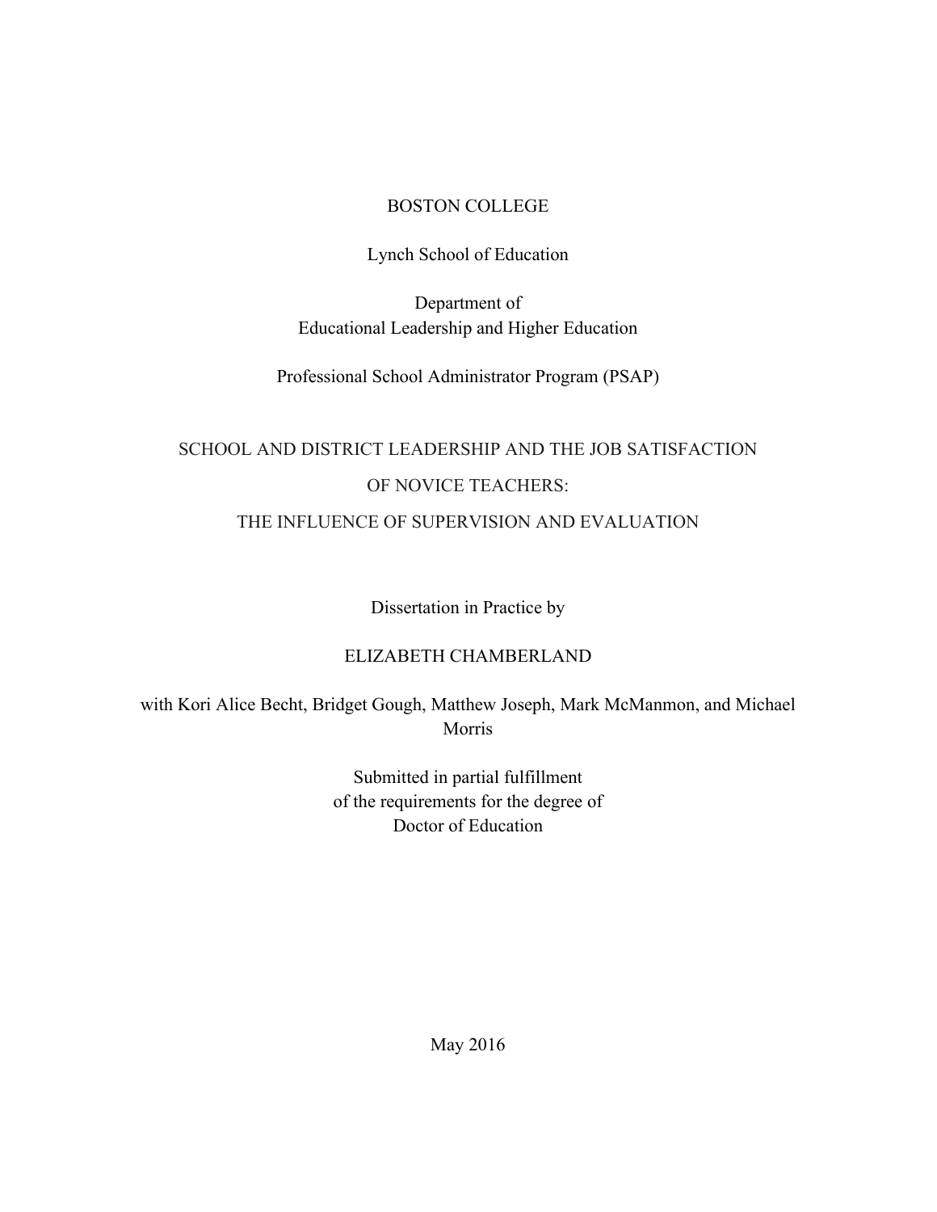BOSTON COLLEGE

Lynch School of Education

Department of
Educational Leadership and Higher Education

Professional School Administrator Program (PSAP)

# SCHOOL AND DISTRICT LEADERSHIP AND THE JOB SATISFACTION OF NOVICE TEACHERS: THE INFLUENCE OF SUPERVISION AND EVALUATION

Dissertation in Practice by

ELIZABETH CHAMBERLAND

with Kori Alice Becht, Bridget Gough, Matthew Joseph, Mark McManmon, and Michael Morris

Submitted in partial fulfillment
of the requirements for the degree of
Doctor of Education

May 2016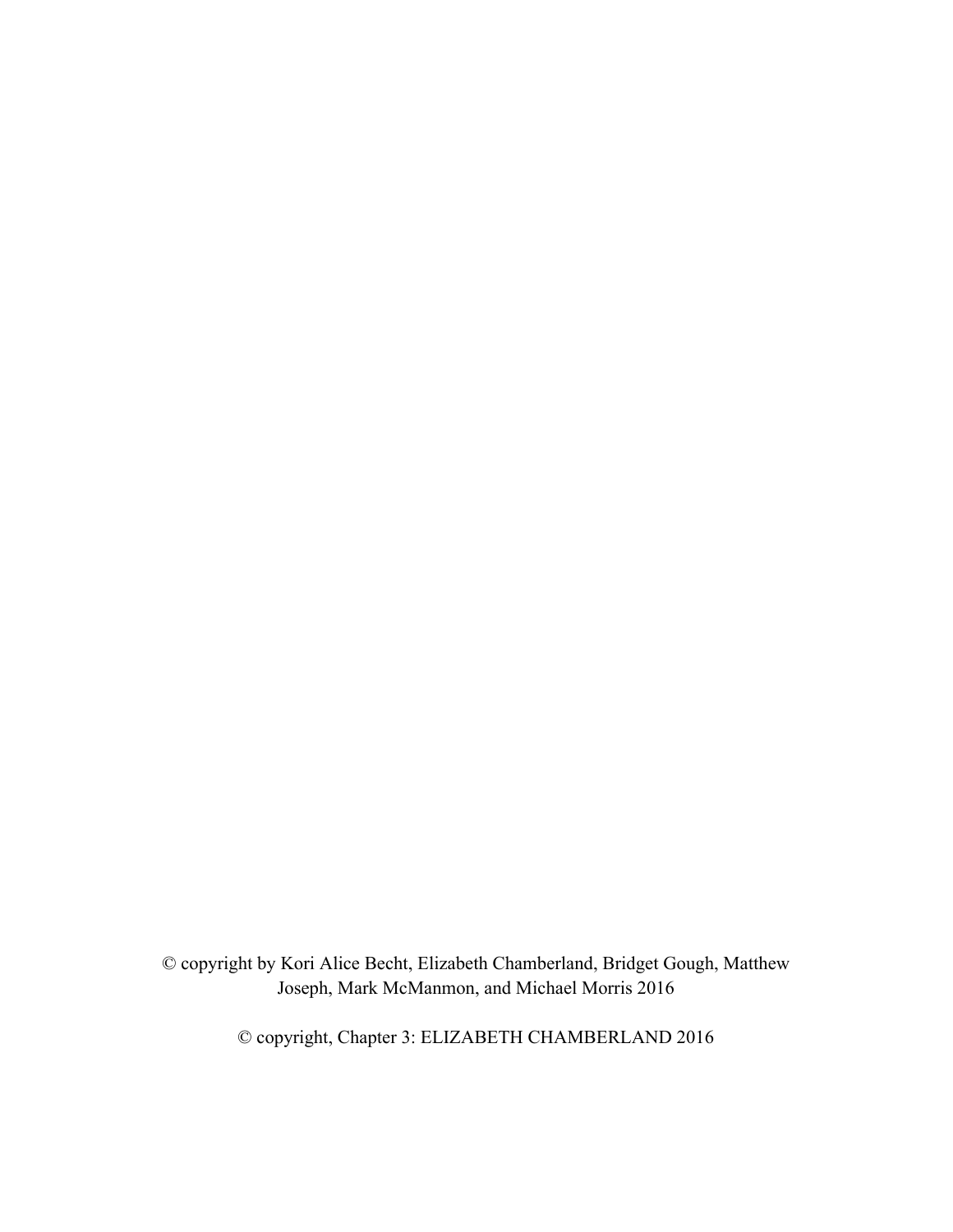© copyright by Kori Alice Becht, Elizabeth Chamberland, Bridget Gough, Matthew Joseph, Mark McManmon, and Michael Morris 2016

© copyright, Chapter 3: ELIZABETH CHAMBERLAND 2016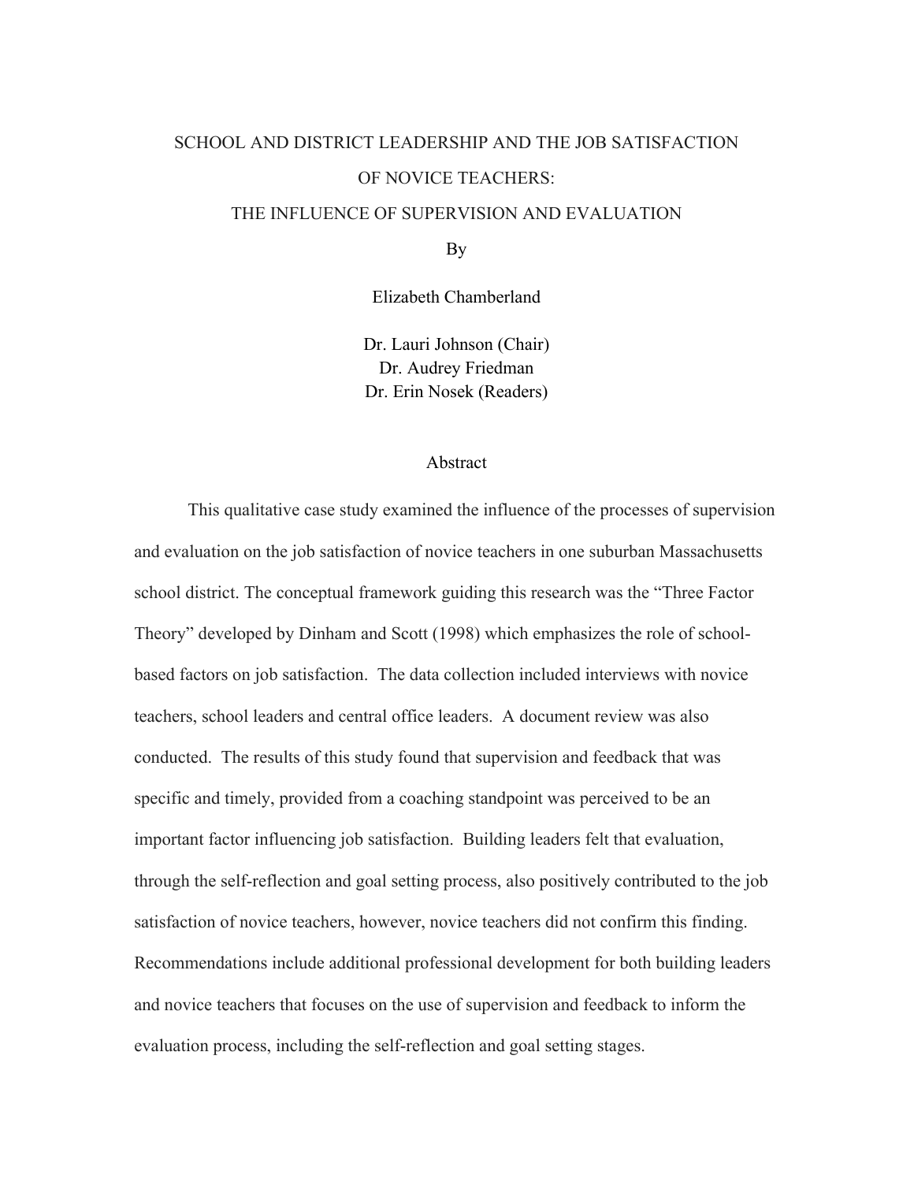# SCHOOL AND DISTRICT LEADERSHIP AND THE JOB SATISFACTION OF NOVICE TEACHERS:

## THE INFLUENCE OF SUPERVISION AND EVALUATION

By

Elizabeth Chamberland

Dr. Lauri Johnson (Chair)
Dr. Audrey Friedman
Dr. Erin Nosek (Readers)

### Abstract

This qualitative case study examined the influence of the processes of supervision and evaluation on the job satisfaction of novice teachers in one suburban Massachusetts school district. The conceptual framework guiding this research was the "Three Factor Theory" developed by Dinham and Scott (1998) which emphasizes the role of school-based factors on job satisfaction. The data collection included interviews with novice teachers, school leaders and central office leaders. A document review was also conducted. The results of this study found that supervision and feedback that was specific and timely, provided from a coaching standpoint was perceived to be an important factor influencing job satisfaction. Building leaders felt that evaluation, through the self-reflection and goal setting process, also positively contributed to the job satisfaction of novice teachers, however, novice teachers did not confirm this finding. Recommendations include additional professional development for both building leaders and novice teachers that focuses on the use of supervision and feedback to inform the evaluation process, including the self-reflection and goal setting stages.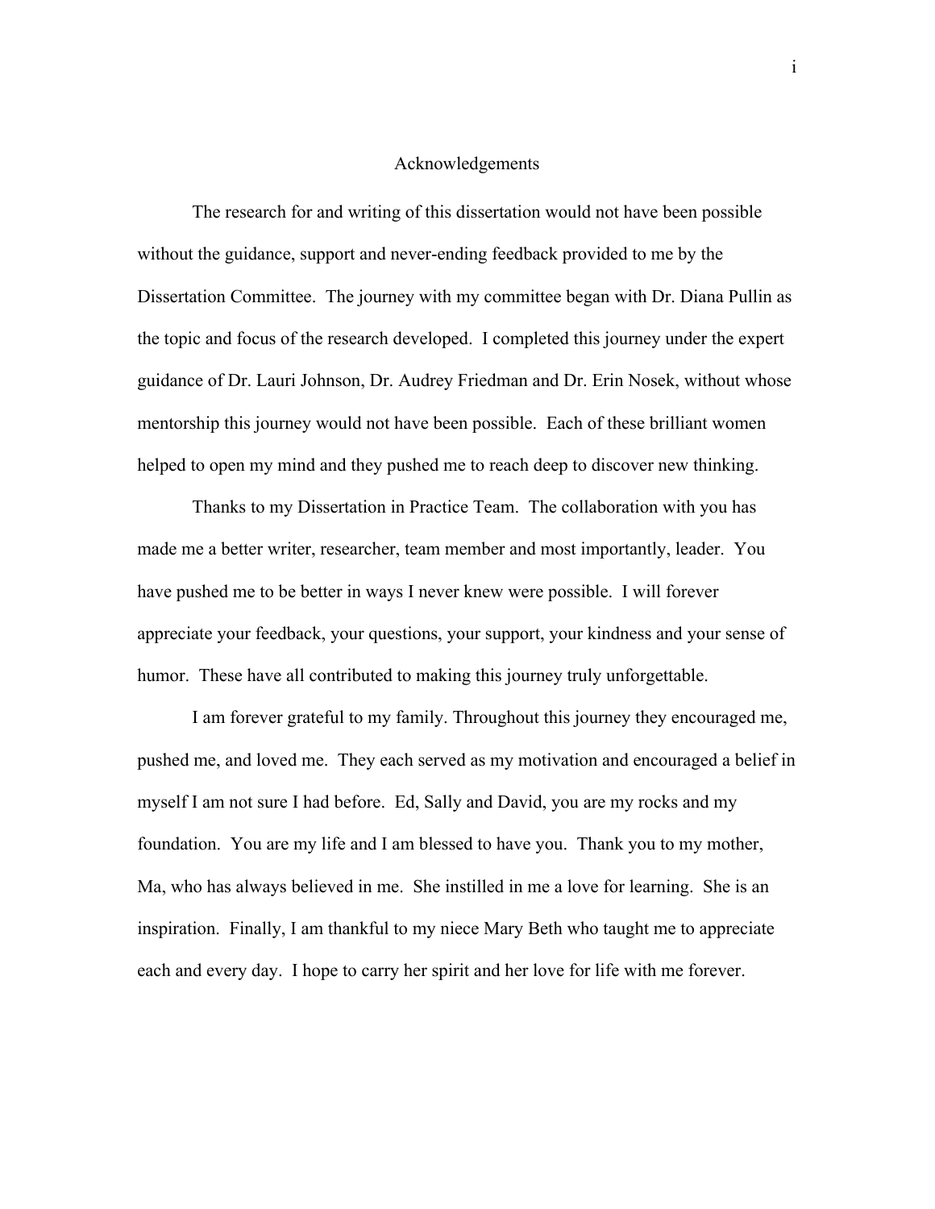# Acknowledgements

The research for and writing of this dissertation would not have been possible without the guidance, support and never-ending feedback provided to me by the Dissertation Committee. The journey with my committee began with Dr. Diana Pullin as the topic and focus of the research developed. I completed this journey under the expert guidance of Dr. Lauri Johnson, Dr. Audrey Friedman and Dr. Erin Nosek, without whose mentorship this journey would not have been possible. Each of these brilliant women helped to open my mind and they pushed me to reach deep to discover new thinking.

Thanks to my Dissertation in Practice Team. The collaboration with you has made me a better writer, researcher, team member and most importantly, leader. You have pushed me to be better in ways I never knew were possible. I will forever appreciate your feedback, your questions, your support, your kindness and your sense of humor. These have all contributed to making this journey truly unforgettable.

I am forever grateful to my family. Throughout this journey they encouraged me, pushed me, and loved me. They each served as my motivation and encouraged a belief in myself I am not sure I had before. Ed, Sally and David, you are my rocks and my foundation. You are my life and I am blessed to have you. Thank you to my mother, Ma, who has always believed in me. She instilled in me a love for learning. She is an inspiration. Finally, I am thankful to my niece Mary Beth who taught me to appreciate each and every day. I hope to carry her spirit and her love for life with me forever.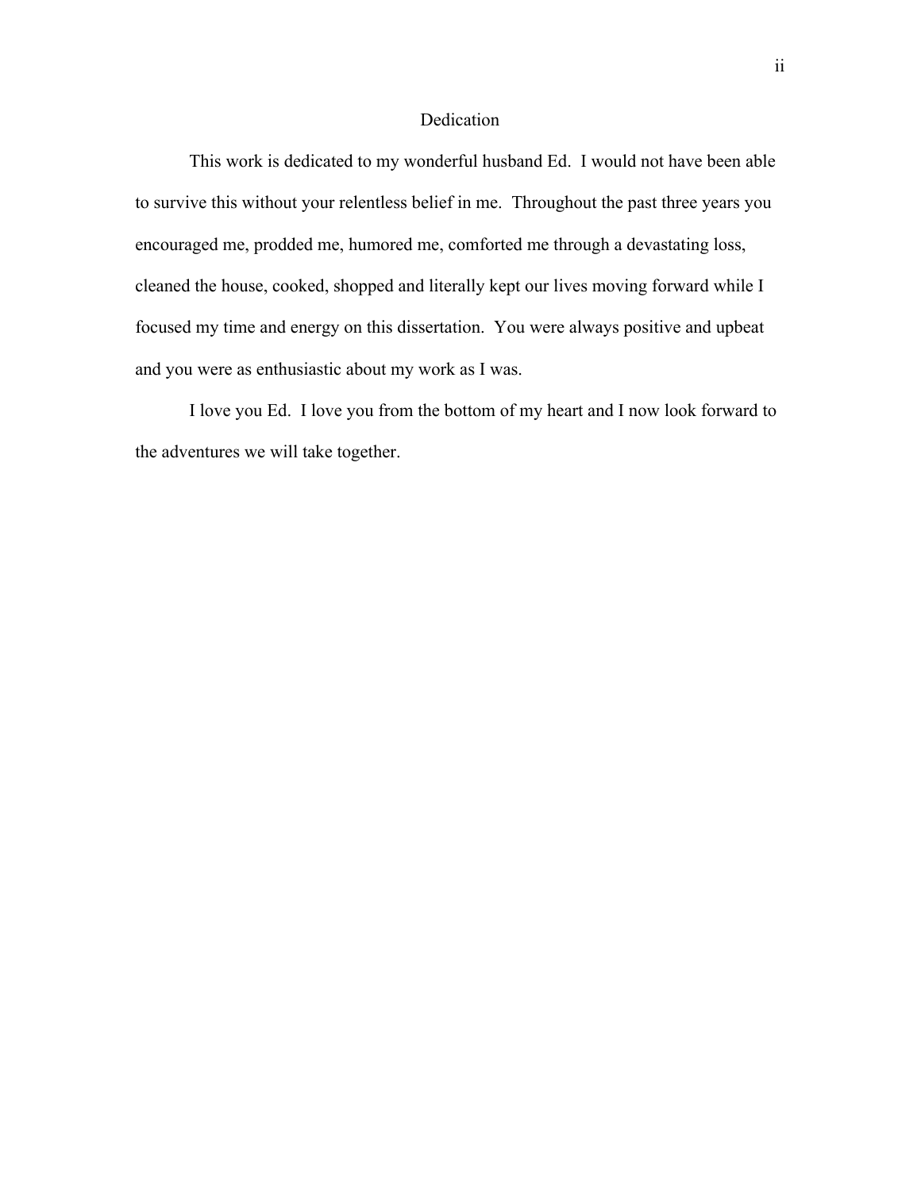# Dedication

This work is dedicated to my wonderful husband Ed. I would not have been able to survive this without your relentless belief in me. Throughout the past three years you encouraged me, prodded me, humored me, comforted me through a devastating loss, cleaned the house, cooked, shopped and literally kept our lives moving forward while I focused my time and energy on this dissertation. You were always positive and upbeat and you were as enthusiastic about my work as I was.

I love you Ed. I love you from the bottom of my heart and I now look forward to the adventures we will take together.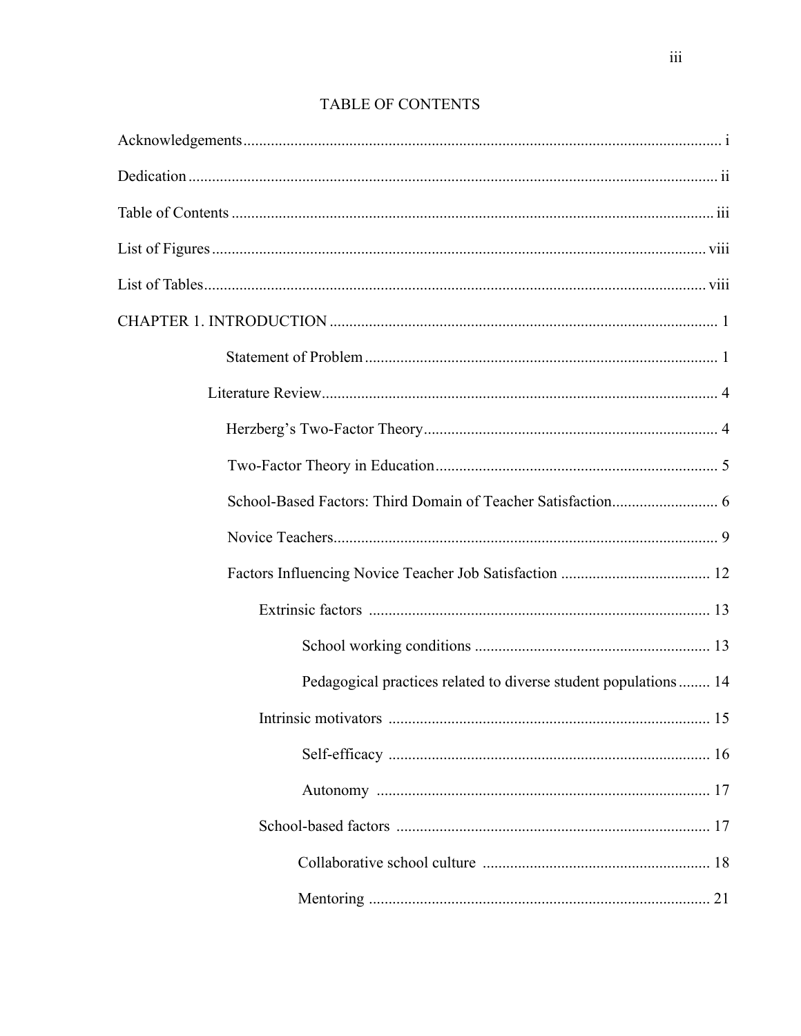# TABLE OF CONTENTS

Acknowledgements ........................................................................................................................ i

Dedication ..................................................................................................................................... ii

Table of Contents .......................................................................................................................... iii

List of Figures ............................................................................................................................... viii

List of Tables ................................................................................................................................. viii

CHAPTER 1. INTRODUCTION ..................................................................................................... 1

- Statement of Problem ......................................................................................... 1
- Literature Review .................................................................................................... 4
  - Herzberg's Two-Factor Theory .......................................................................... 4
  - Two-Factor Theory in Education ....................................................................... 5
  - School-Based Factors: Third Domain of Teacher Satisfaction ........................... 6
  - Novice Teachers ................................................................................................. 9
  - Factors Influencing Novice Teacher Job Satisfaction ...................................... 12
    - Extrinsic factors ...................................................................................... 13
      - School working conditions ........................................................... 13
      - Pedagogical practices related to diverse student populations ........ 14
    - Intrinsic motivators ................................................................................. 15
      - Self-efficacy ................................................................................. 16
      - Autonomy .................................................................................... 17
    - School-based factors ............................................................................... 17
      - Collaborative school culture ......................................................... 18
      - Mentoring ...................................................................................... 21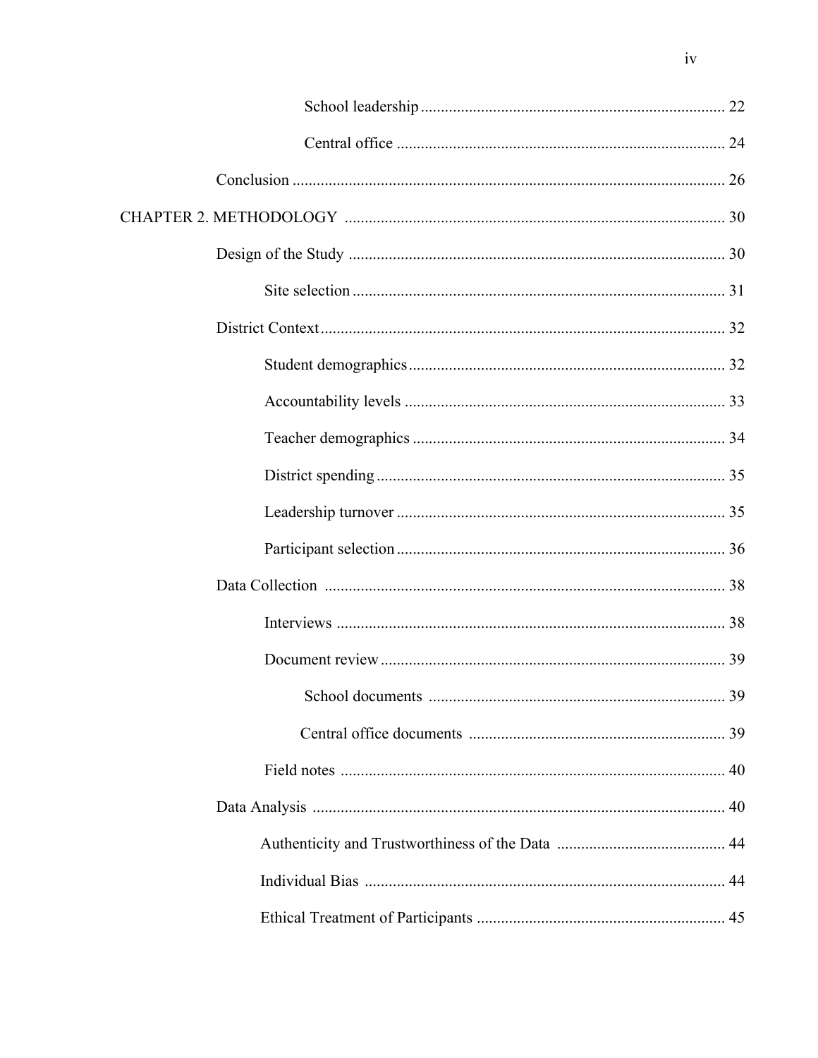School leadership ........................................................................ 22

Central office ............................................................................. 24

Conclusion ........................................................................................... 26

CHAPTER 2. METHODOLOGY ............................................................................ 30

Design of the Study ............................................................................. 30

Site selection ............................................................................. 31

District Context .................................................................................... 32

Student demographics ............................................................... 32

Accountability levels ................................................................ 33

Teacher demographics .............................................................. 34

District spending ....................................................................... 35

Leadership turnover .................................................................. 35

Participant selection .................................................................. 36

Data Collection .................................................................................... 38

Interviews ................................................................................. 38

Document review ...................................................................... 39

School documents ......................................................................... 39

Central office documents ............................................................... 39

Field notes ................................................................................ 40

Data Analysis ...................................................................................... 40

Authenticity and Trustworthiness of the Data ......................................... 44

Individual Bias ......................................................................... 44

Ethical Treatment of Participants ............................................................ 45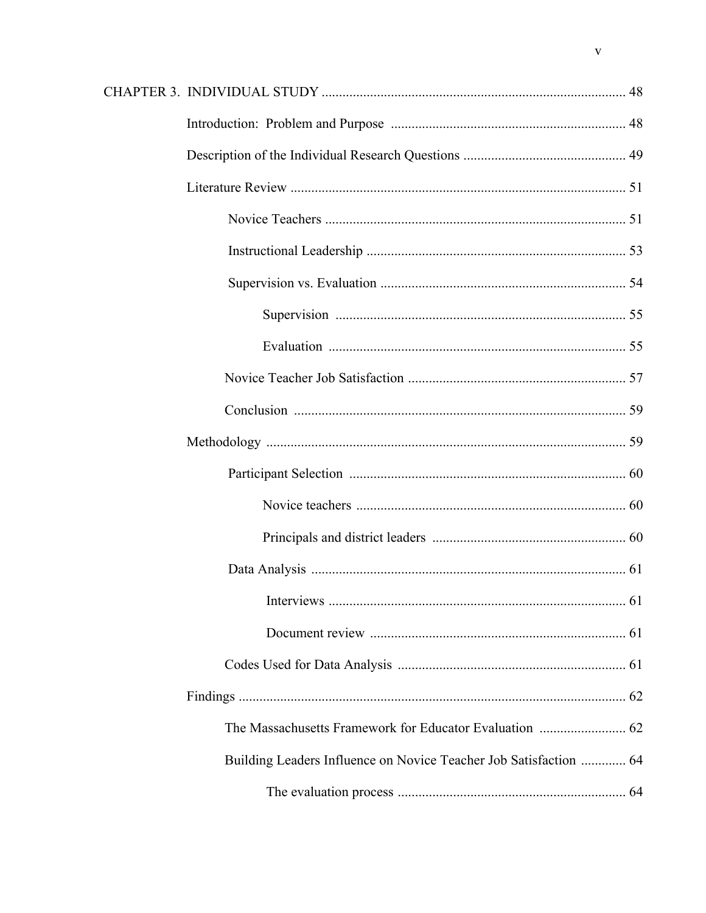CHAPTER 3. INDIVIDUAL STUDY ........................................................................................ 48

- Introduction: Problem and Purpose ..................................................................... 48
- Description of the Individual Research Questions ............................................... 49
- Literature Review ................................................................................................. 51
  - Novice Teachers ....................................................................................... 51
  - Instructional Leadership ........................................................................... 53
  - Supervision vs. Evaluation ....................................................................... 54
    - Supervision ................................................................................... 55
    - Evaluation ..................................................................................... 55
  - Novice Teacher Job Satisfaction ............................................................... 57
  - Conclusion ................................................................................................ 59
- Methodology ........................................................................................................ 59
  - Participant Selection ................................................................................ 60
    - Novice teachers ............................................................................. 60
    - Principals and district leaders ....................................................... 60
  - Data Analysis ........................................................................................... 61
    - Interviews ...................................................................................... 61
    - Document review .......................................................................... 61
  - Codes Used for Data Analysis .................................................................. 61
- Findings ................................................................................................................ 62
  - The Massachusetts Framework for Educator Evaluation ......................... 62
  - Building Leaders Influence on Novice Teacher Job Satisfaction ............. 64
    - The evaluation process .................................................................. 64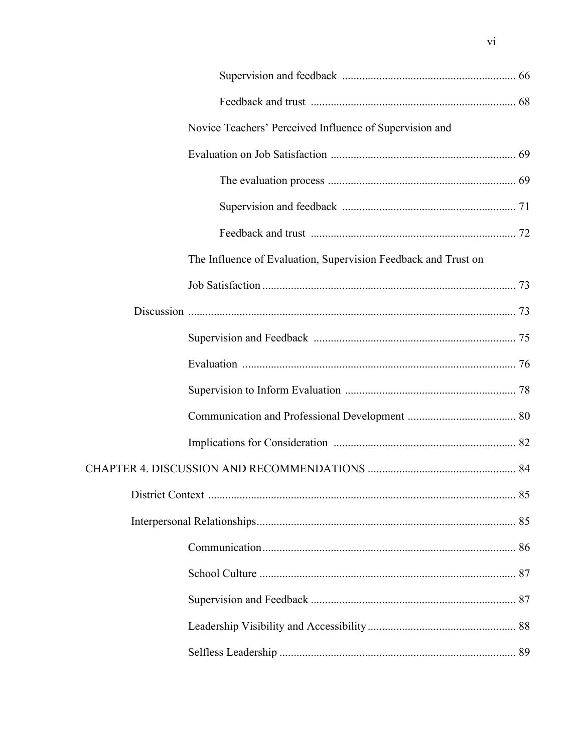Supervision and feedback ............................................................ 66

Feedback and trust ........................................................................ 68

Novice Teachers' Perceived Influence of Supervision and Evaluation on Job Satisfaction ................................................................. 69

The evaluation process .................................................................. 69

Supervision and feedback ............................................................ 71

Feedback and trust ........................................................................ 72

The Influence of Evaluation, Supervision Feedback and Trust on Job Satisfaction ......................................................................................... 73

Discussion .................................................................................................... 73

Supervision and Feedback ...................................................................... 75

Evaluation ................................................................................................ 76

Supervision to Inform Evaluation ............................................................ 78

Communication and Professional Development ...................................... 80

Implications for Consideration ............................................................... 82

CHAPTER 4. DISCUSSION AND RECOMMENDATIONS ................................................... 84

District Context ............................................................................................ 85

Interpersonal Relationships........................................................................... 85

Communication......................................................................................... 86

School Culture .......................................................................................... 87

Supervision and Feedback ....................................................................... 87

Leadership Visibility and Accessibility.................................................... 88

Selfless Leadership ................................................................................... 89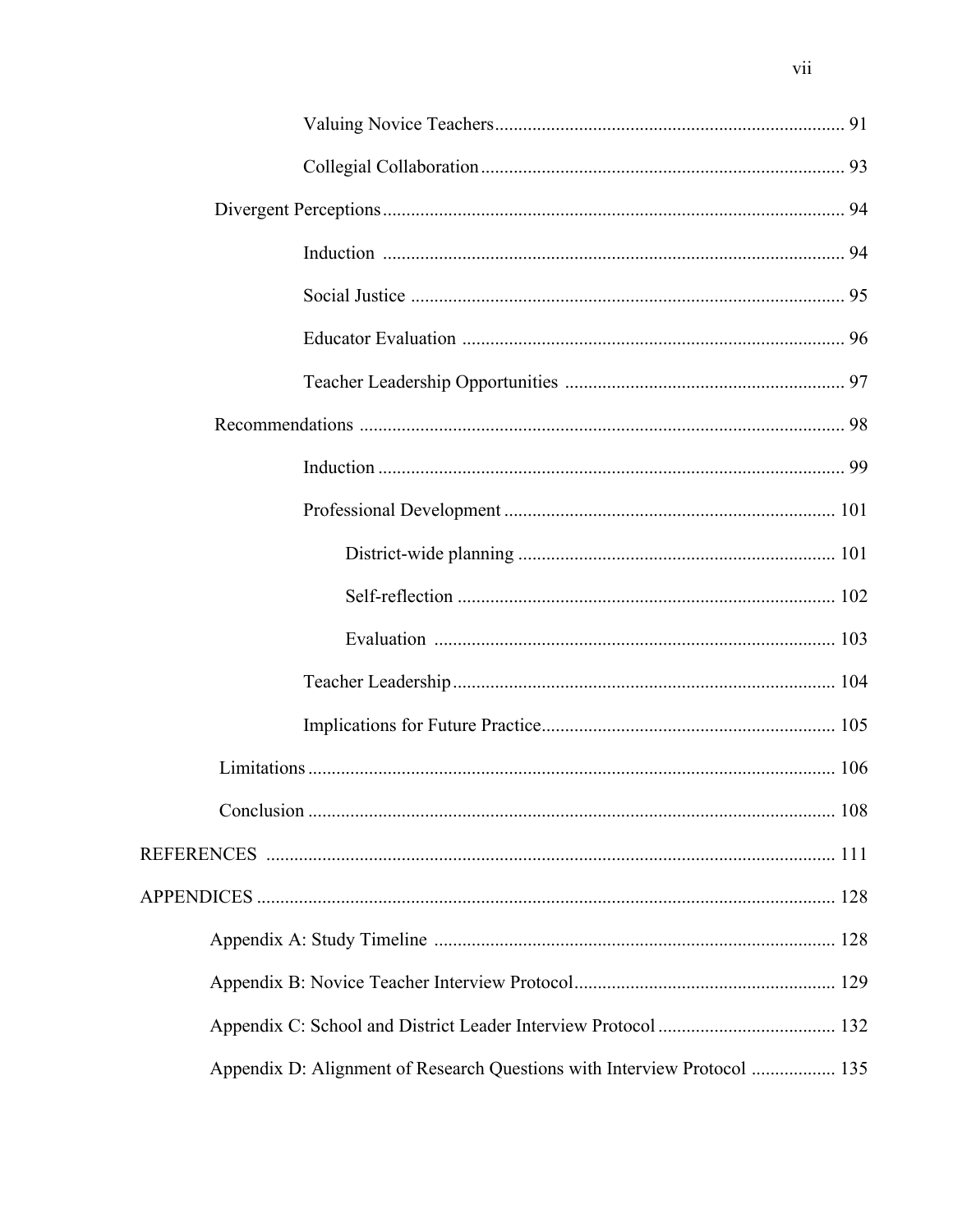Valuing Novice Teachers .......... 91

Collegial Collaboration .......... 93

Divergent Perceptions .......... 94

Induction .......... 94

Social Justice .......... 95

Educator Evaluation .......... 96

Teacher Leadership Opportunities .......... 97

Recommendations .......... 98

Induction .......... 99

Professional Development .......... 101

District-wide planning .......... 101

Self-reflection .......... 102

Evaluation .......... 103

Teacher Leadership .......... 104

Implications for Future Practice .......... 105

Limitations .......... 106

Conclusion .......... 108

REFERENCES .......... 111

APPENDICES .......... 128

Appendix A: Study Timeline .......... 128

Appendix B: Novice Teacher Interview Protocol .......... 129

Appendix C: School and District Leader Interview Protocol .......... 132

Appendix D: Alignment of Research Questions with Interview Protocol .......... 135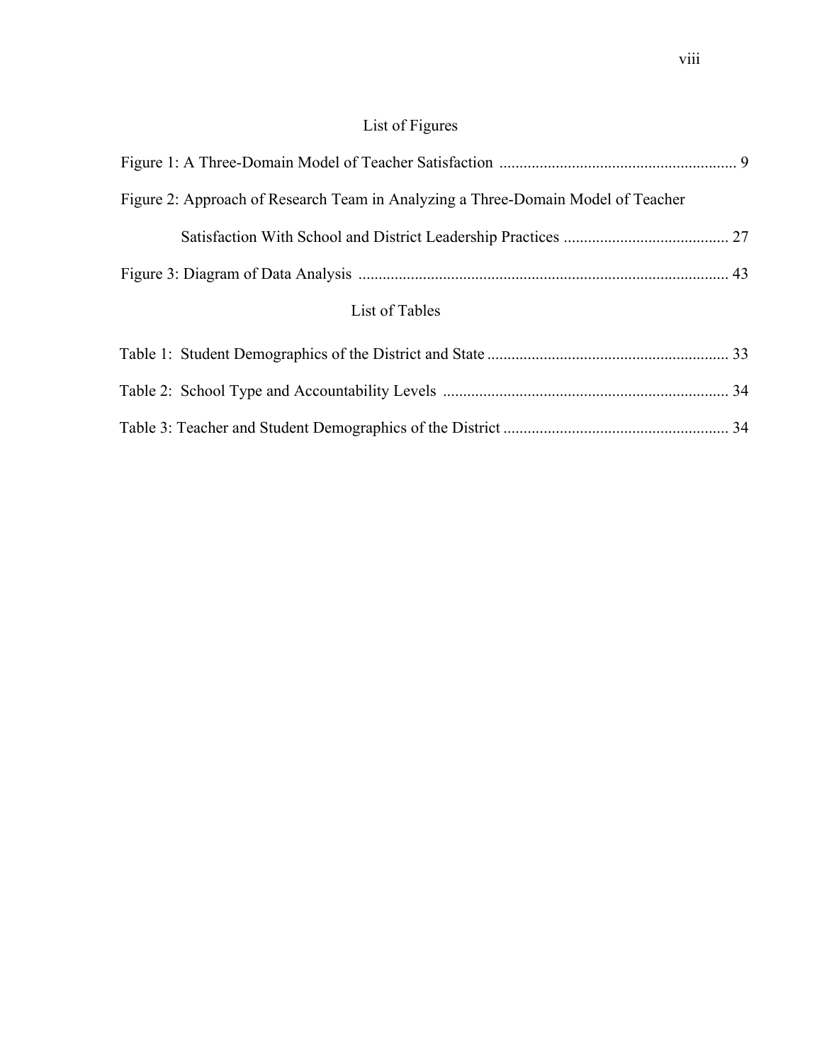## List of Figures

Figure 1: A Three-Domain Model of Teacher Satisfaction .......................................................... 9

Figure 2: Approach of Research Team in Analyzing a Three-Domain Model of Teacher Satisfaction With School and District Leadership Practices ......................................... 27

Figure 3: Diagram of Data Analysis ........................................................................................... 43

## List of Tables

Table 1: Student Demographics of the District and State ........................................................... 33

Table 2: School Type and Accountability Levels ...................................................................... 34

Table 3: Teacher and Student Demographics of the District ....................................................... 34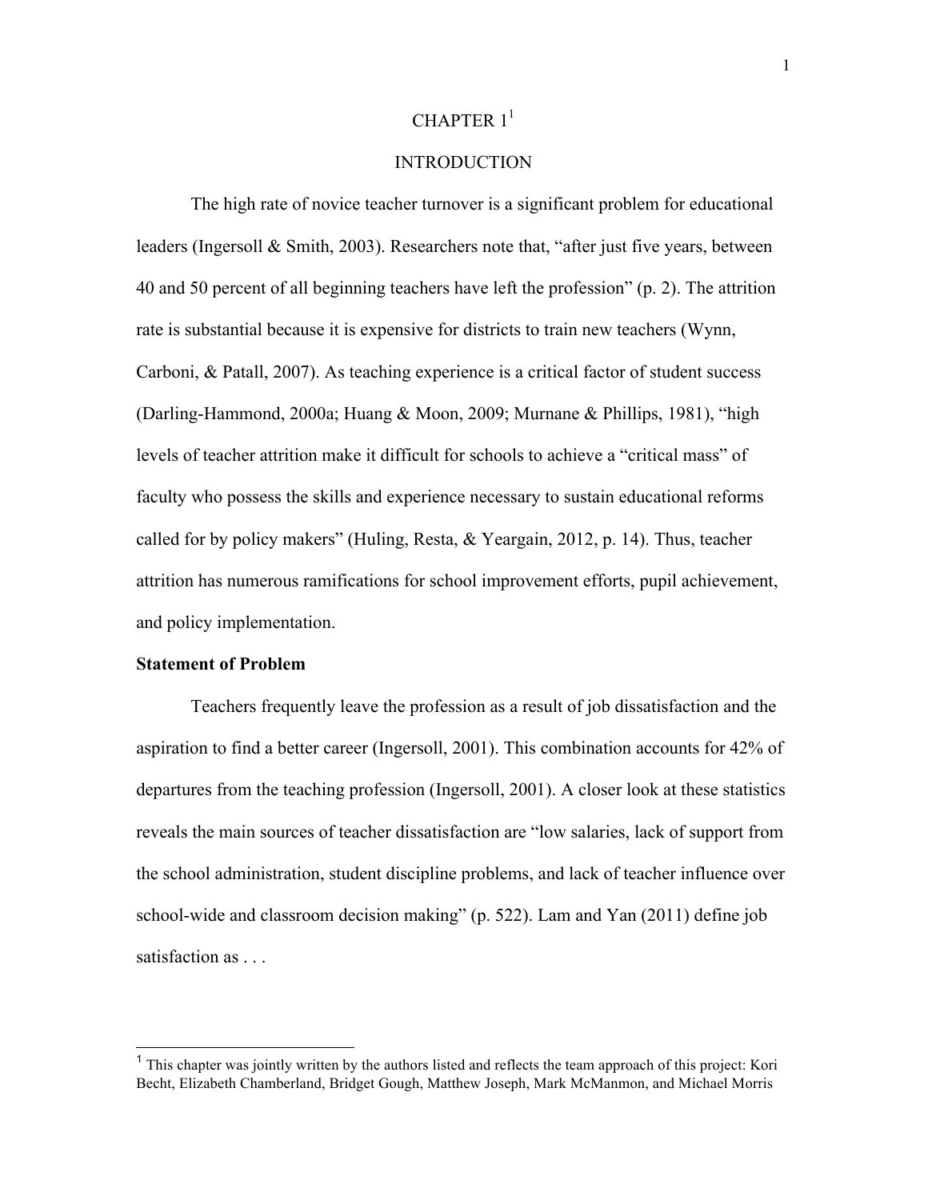# CHAPTER 1[1]

## INTRODUCTION

The high rate of novice teacher turnover is a significant problem for educational leaders (Ingersoll & Smith, 2003). Researchers note that, "after just five years, between 40 and 50 percent of all beginning teachers have left the profession" (p. 2). The attrition rate is substantial because it is expensive for districts to train new teachers (Wynn, Carboni, & Patall, 2007). As teaching experience is a critical factor of student success (Darling-Hammond, 2000a; Huang & Moon, 2009; Murnane & Phillips, 1981), "high levels of teacher attrition make it difficult for schools to achieve a "critical mass" of faculty who possess the skills and experience necessary to sustain educational reforms called for by policy makers" (Huling, Resta, & Yeargain, 2012, p. 14). Thus, teacher attrition has numerous ramifications for school improvement efforts, pupil achievement, and policy implementation.

**Statement of Problem**

Teachers frequently leave the profession as a result of job dissatisfaction and the aspiration to find a better career (Ingersoll, 2001). This combination accounts for 42% of departures from the teaching profession (Ingersoll, 2001). A closer look at these statistics reveals the main sources of teacher dissatisfaction are "low salaries, lack of support from the school administration, student discipline problems, and lack of teacher influence over school-wide and classroom decision making" (p. 522). Lam and Yan (2011) define job satisfaction as . . .

[1] This chapter was jointly written by the authors listed and reflects the team approach of this project: Kori Becht, Elizabeth Chamberland, Bridget Gough, Matthew Joseph, Mark McManmon, and Michael Morris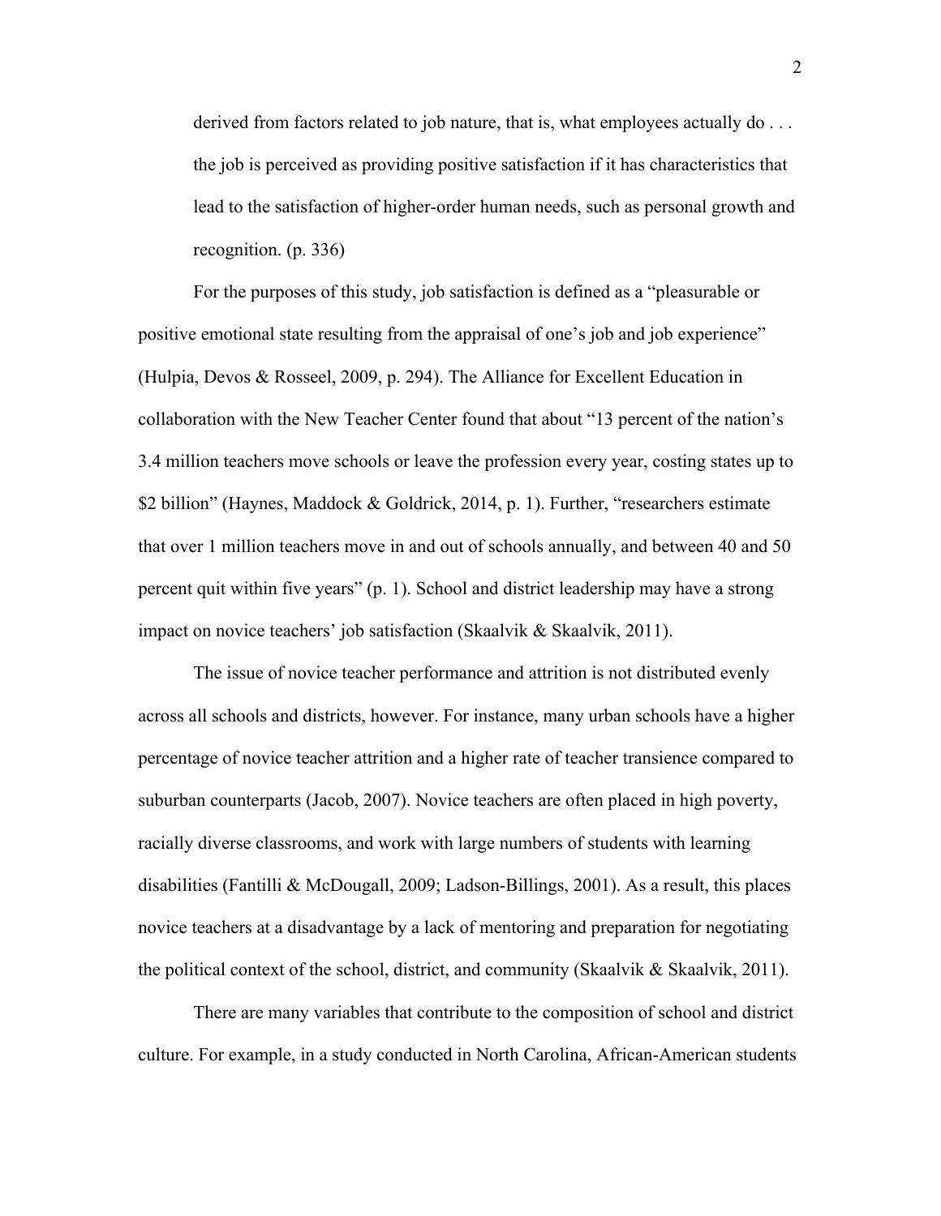> derived from factors related to job nature, that is, what employees actually do . . . the job is perceived as providing positive satisfaction if it has characteristics that lead to the satisfaction of higher-order human needs, such as personal growth and recognition. (p. 336)

For the purposes of this study, job satisfaction is defined as a "pleasurable or positive emotional state resulting from the appraisal of one's job and job experience" (Hulpia, Devos & Rosseel, 2009, p. 294). The Alliance for Excellent Education in collaboration with the New Teacher Center found that about "13 percent of the nation's 3.4 million teachers move schools or leave the profession every year, costing states up to $2 billion" (Haynes, Maddock & Goldrick, 2014, p. 1). Further, "researchers estimate that over 1 million teachers move in and out of schools annually, and between 40 and 50 percent quit within five years" (p. 1). School and district leadership may have a strong impact on novice teachers' job satisfaction (Skaalvik & Skaalvik, 2011).

The issue of novice teacher performance and attrition is not distributed evenly across all schools and districts, however. For instance, many urban schools have a higher percentage of novice teacher attrition and a higher rate of teacher transience compared to suburban counterparts (Jacob, 2007). Novice teachers are often placed in high poverty, racially diverse classrooms, and work with large numbers of students with learning disabilities (Fantilli & McDougall, 2009; Ladson-Billings, 2001). As a result, this places novice teachers at a disadvantage by a lack of mentoring and preparation for negotiating the political context of the school, district, and community (Skaalvik & Skaalvik, 2011).

There are many variables that contribute to the composition of school and district culture. For example, in a study conducted in North Carolina, African-American students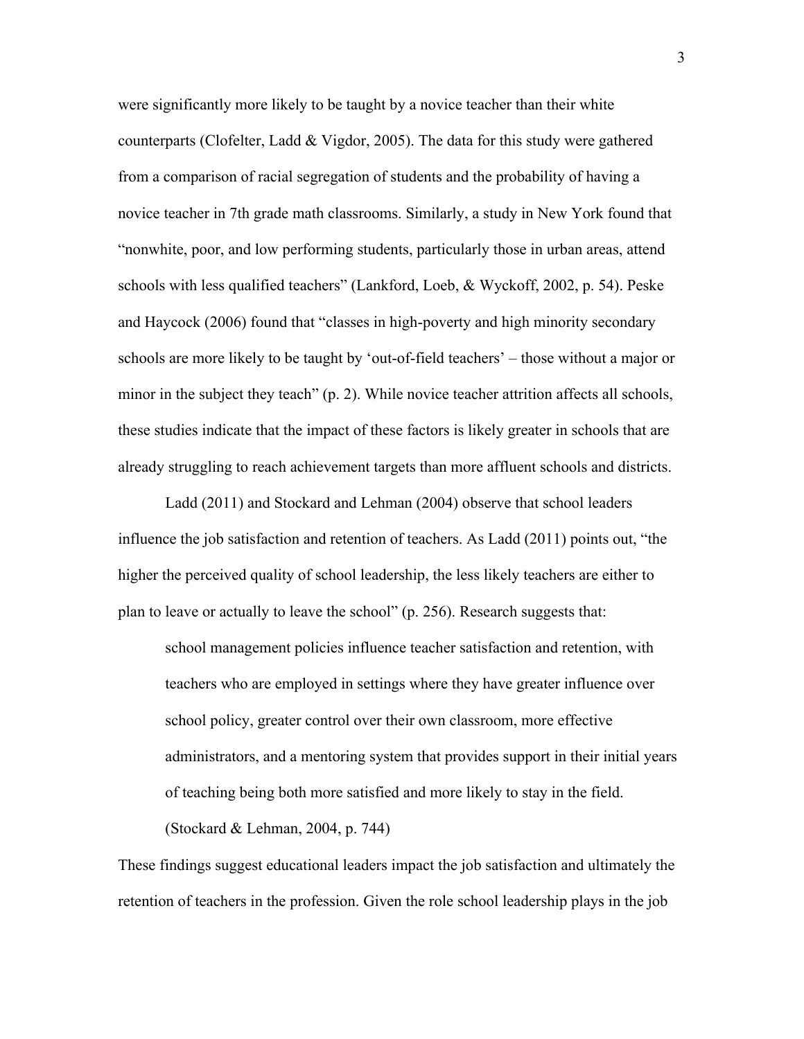were significantly more likely to be taught by a novice teacher than their white counterparts (Clofelter, Ladd & Vigdor, 2005). The data for this study were gathered from a comparison of racial segregation of students and the probability of having a novice teacher in 7th grade math classrooms. Similarly, a study in New York found that "nonwhite, poor, and low performing students, particularly those in urban areas, attend schools with less qualified teachers" (Lankford, Loeb, & Wyckoff, 2002, p. 54). Peske and Haycock (2006) found that "classes in high-poverty and high minority secondary schools are more likely to be taught by 'out-of-field teachers' – those without a major or minor in the subject they teach" (p. 2). While novice teacher attrition affects all schools, these studies indicate that the impact of these factors is likely greater in schools that are already struggling to reach achievement targets than more affluent schools and districts.

Ladd (2011) and Stockard and Lehman (2004) observe that school leaders influence the job satisfaction and retention of teachers. As Ladd (2011) points out, "the higher the perceived quality of school leadership, the less likely teachers are either to plan to leave or actually to leave the school" (p. 256). Research suggests that:

> school management policies influence teacher satisfaction and retention, with teachers who are employed in settings where they have greater influence over school policy, greater control over their own classroom, more effective administrators, and a mentoring system that provides support in their initial years of teaching being both more satisfied and more likely to stay in the field. (Stockard & Lehman, 2004, p. 744)

These findings suggest educational leaders impact the job satisfaction and ultimately the retention of teachers in the profession. Given the role school leadership plays in the job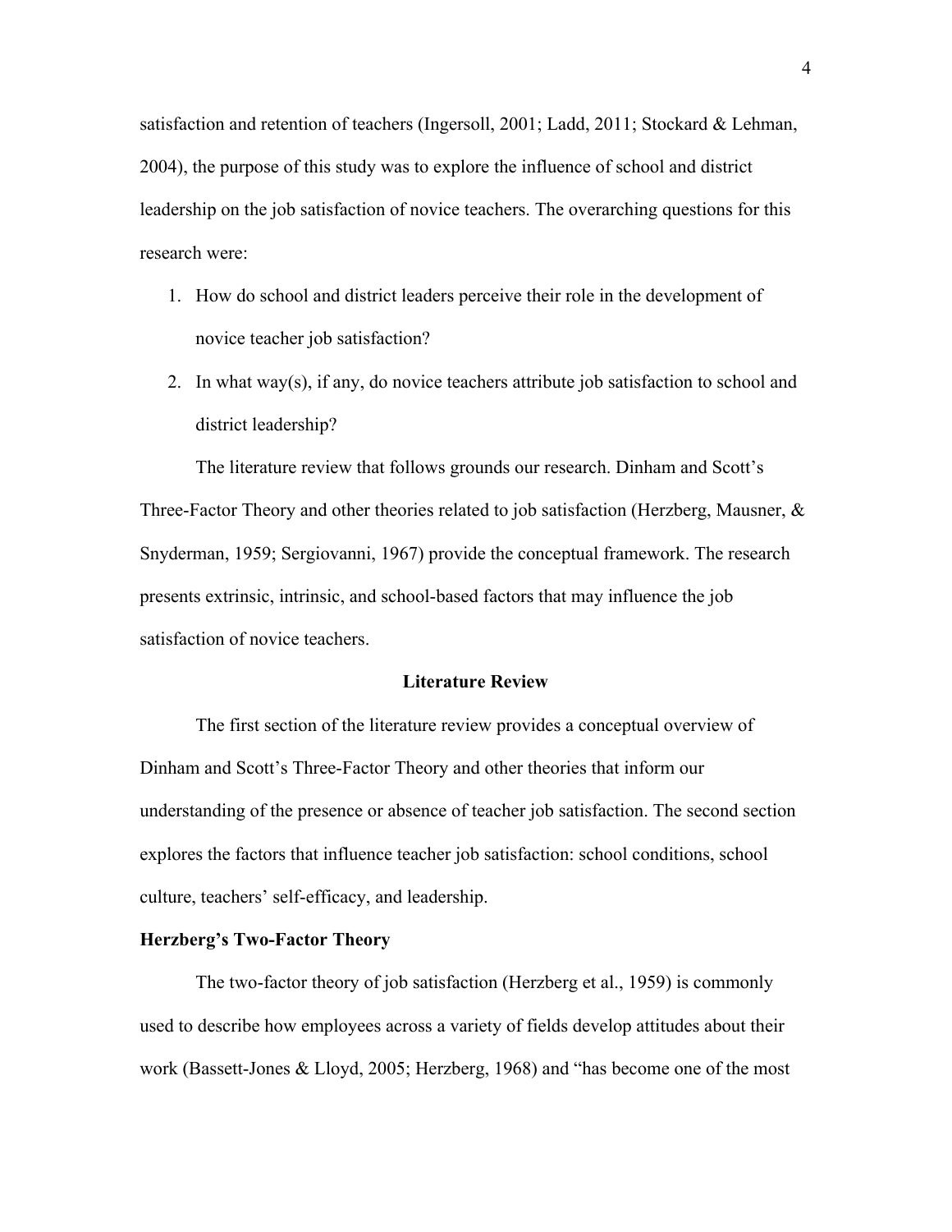satisfaction and retention of teachers (Ingersoll, 2001; Ladd, 2011; Stockard & Lehman, 2004), the purpose of this study was to explore the influence of school and district leadership on the job satisfaction of novice teachers. The overarching questions for this research were:

1. How do school and district leaders perceive their role in the development of novice teacher job satisfaction?
2. In what way(s), if any, do novice teachers attribute job satisfaction to school and district leadership?

The literature review that follows grounds our research. Dinham and Scott's Three-Factor Theory and other theories related to job satisfaction (Herzberg, Mausner, & Snyderman, 1959; Sergiovanni, 1967) provide the conceptual framework. The research presents extrinsic, intrinsic, and school-based factors that may influence the job satisfaction of novice teachers.

## Literature Review

The first section of the literature review provides a conceptual overview of Dinham and Scott's Three-Factor Theory and other theories that inform our understanding of the presence or absence of teacher job satisfaction. The second section explores the factors that influence teacher job satisfaction: school conditions, school culture, teachers' self-efficacy, and leadership.

### Herzberg's Two-Factor Theory

The two-factor theory of job satisfaction (Herzberg et al., 1959) is commonly used to describe how employees across a variety of fields develop attitudes about their work (Bassett-Jones & Lloyd, 2005; Herzberg, 1968) and "has become one of the most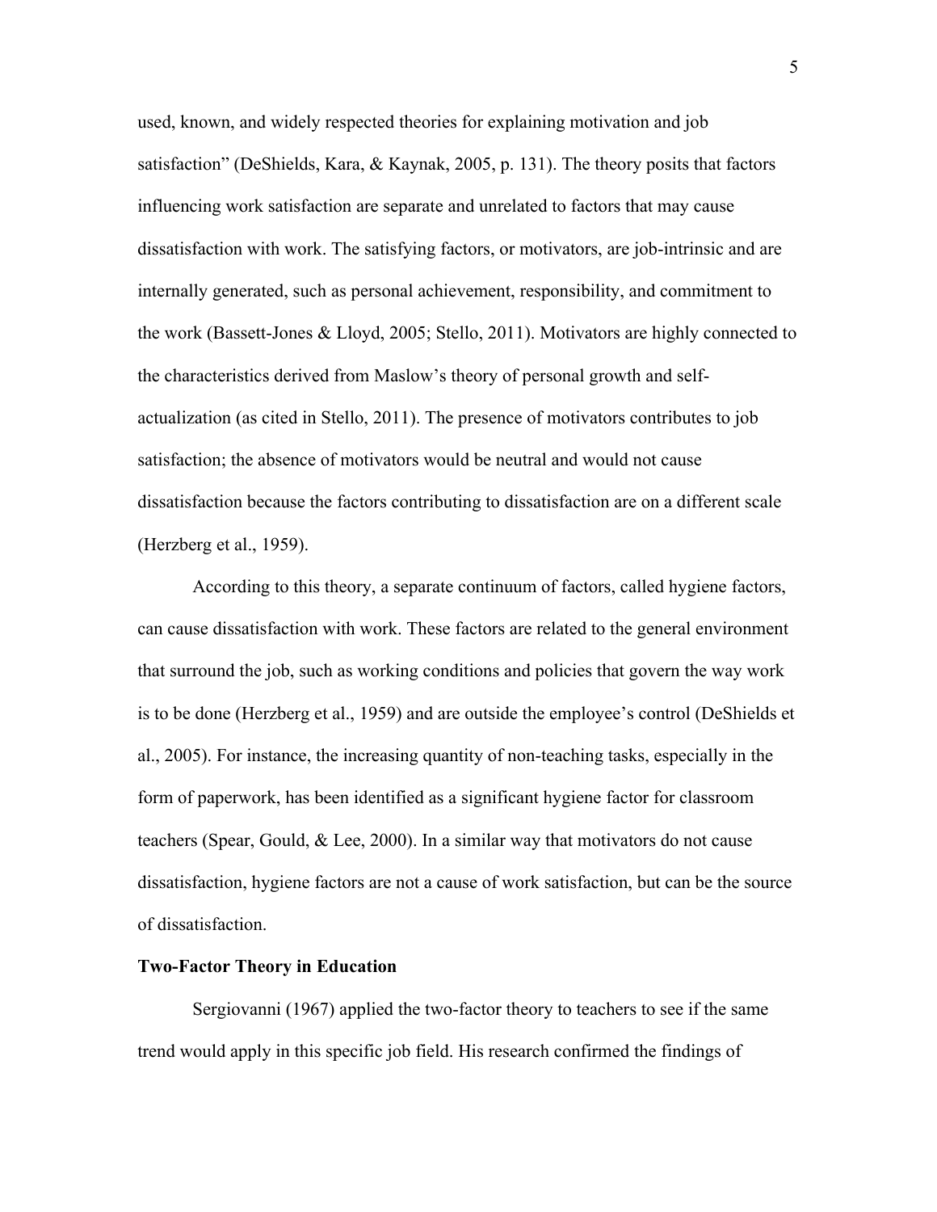used, known, and widely respected theories for explaining motivation and job satisfaction" (DeShields, Kara, & Kaynak, 2005, p. 131). The theory posits that factors influencing work satisfaction are separate and unrelated to factors that may cause dissatisfaction with work. The satisfying factors, or motivators, are job-intrinsic and are internally generated, such as personal achievement, responsibility, and commitment to the work (Bassett-Jones & Lloyd, 2005; Stello, 2011). Motivators are highly connected to the characteristics derived from Maslow's theory of personal growth and self-actualization (as cited in Stello, 2011). The presence of motivators contributes to job satisfaction; the absence of motivators would be neutral and would not cause dissatisfaction because the factors contributing to dissatisfaction are on a different scale (Herzberg et al., 1959).

According to this theory, a separate continuum of factors, called hygiene factors, can cause dissatisfaction with work. These factors are related to the general environment that surround the job, such as working conditions and policies that govern the way work is to be done (Herzberg et al., 1959) and are outside the employee's control (DeShields et al., 2005). For instance, the increasing quantity of non-teaching tasks, especially in the form of paperwork, has been identified as a significant hygiene factor for classroom teachers (Spear, Gould, & Lee, 2000). In a similar way that motivators do not cause dissatisfaction, hygiene factors are not a cause of work satisfaction, but can be the source of dissatisfaction.

**Two-Factor Theory in Education**

Sergiovanni (1967) applied the two-factor theory to teachers to see if the same trend would apply in this specific job field. His research confirmed the findings of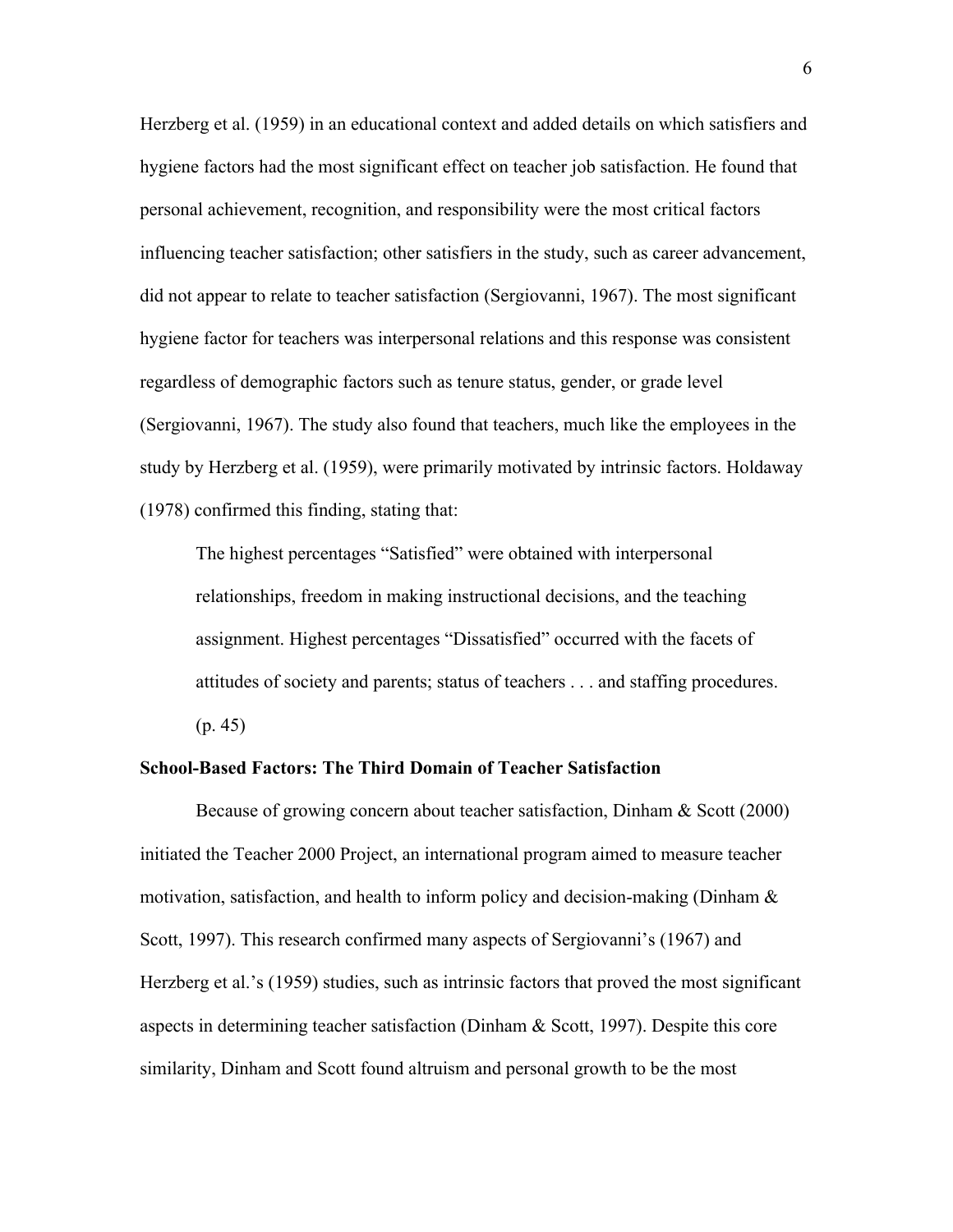Herzberg et al. (1959) in an educational context and added details on which satisfiers and hygiene factors had the most significant effect on teacher job satisfaction. He found that personal achievement, recognition, and responsibility were the most critical factors influencing teacher satisfaction; other satisfiers in the study, such as career advancement, did not appear to relate to teacher satisfaction (Sergiovanni, 1967). The most significant hygiene factor for teachers was interpersonal relations and this response was consistent regardless of demographic factors such as tenure status, gender, or grade level (Sergiovanni, 1967). The study also found that teachers, much like the employees in the study by Herzberg et al. (1959), were primarily motivated by intrinsic factors. Holdaway (1978) confirmed this finding, stating that:

> The highest percentages "Satisfied" were obtained with interpersonal relationships, freedom in making instructional decisions, and the teaching assignment. Highest percentages "Dissatisfied" occurred with the facets of attitudes of society and parents; status of teachers . . . and staffing procedures. (p. 45)

**School-Based Factors: The Third Domain of Teacher Satisfaction**

Because of growing concern about teacher satisfaction, Dinham & Scott (2000) initiated the Teacher 2000 Project, an international program aimed to measure teacher motivation, satisfaction, and health to inform policy and decision-making (Dinham & Scott, 1997). This research confirmed many aspects of Sergiovanni's (1967) and Herzberg et al.'s (1959) studies, such as intrinsic factors that proved the most significant aspects in determining teacher satisfaction (Dinham & Scott, 1997). Despite this core similarity, Dinham and Scott found altruism and personal growth to be the most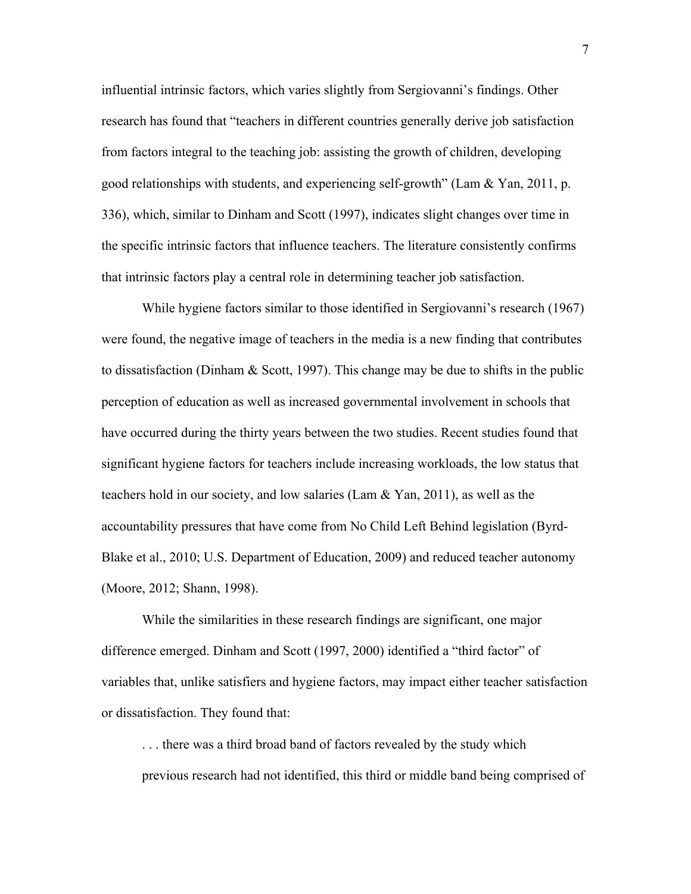influential intrinsic factors, which varies slightly from Sergiovanni's findings. Other research has found that "teachers in different countries generally derive job satisfaction from factors integral to the teaching job: assisting the growth of children, developing good relationships with students, and experiencing self-growth" (Lam & Yan, 2011, p. 336), which, similar to Dinham and Scott (1997), indicates slight changes over time in the specific intrinsic factors that influence teachers. The literature consistently confirms that intrinsic factors play a central role in determining teacher job satisfaction.

While hygiene factors similar to those identified in Sergiovanni's research (1967) were found, the negative image of teachers in the media is a new finding that contributes to dissatisfaction (Dinham & Scott, 1997). This change may be due to shifts in the public perception of education as well as increased governmental involvement in schools that have occurred during the thirty years between the two studies. Recent studies found that significant hygiene factors for teachers include increasing workloads, the low status that teachers hold in our society, and low salaries (Lam & Yan, 2011), as well as the accountability pressures that have come from No Child Left Behind legislation (Byrd-Blake et al., 2010; U.S. Department of Education, 2009) and reduced teacher autonomy (Moore, 2012; Shann, 1998).

While the similarities in these research findings are significant, one major difference emerged. Dinham and Scott (1997, 2000) identified a "third factor" of variables that, unlike satisfiers and hygiene factors, may impact either teacher satisfaction or dissatisfaction. They found that:

> . . . there was a third broad band of factors revealed by the study which previous research had not identified, this third or middle band being comprised of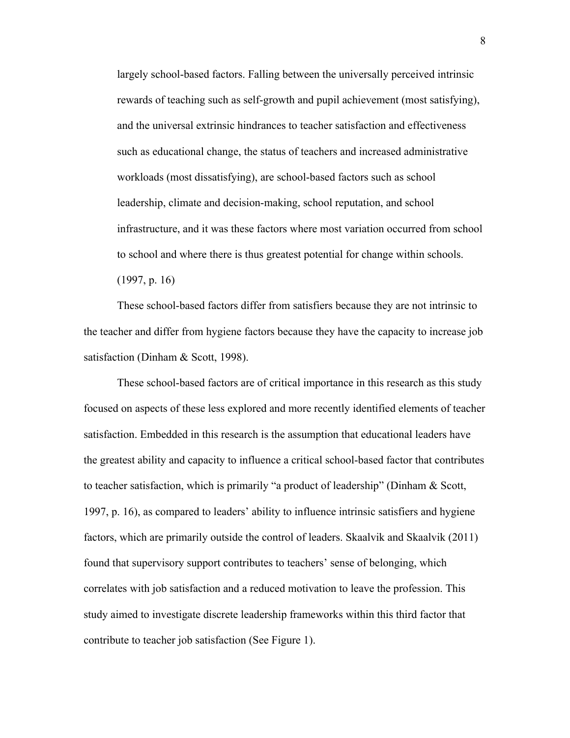> largely school-based factors. Falling between the universally perceived intrinsic rewards of teaching such as self-growth and pupil achievement (most satisfying), and the universal extrinsic hindrances to teacher satisfaction and effectiveness such as educational change, the status of teachers and increased administrative workloads (most dissatisfying), are school-based factors such as school leadership, climate and decision-making, school reputation, and school infrastructure, and it was these factors where most variation occurred from school to school and where there is thus greatest potential for change within schools. (1997, p. 16)

These school-based factors differ from satisfiers because they are not intrinsic to the teacher and differ from hygiene factors because they have the capacity to increase job satisfaction (Dinham & Scott, 1998).

These school-based factors are of critical importance in this research as this study focused on aspects of these less explored and more recently identified elements of teacher satisfaction. Embedded in this research is the assumption that educational leaders have the greatest ability and capacity to influence a critical school-based factor that contributes to teacher satisfaction, which is primarily "a product of leadership" (Dinham & Scott, 1997, p. 16), as compared to leaders' ability to influence intrinsic satisfiers and hygiene factors, which are primarily outside the control of leaders. Skaalvik and Skaalvik (2011) found that supervisory support contributes to teachers' sense of belonging, which correlates with job satisfaction and a reduced motivation to leave the profession. This study aimed to investigate discrete leadership frameworks within this third factor that contribute to teacher job satisfaction (See Figure 1).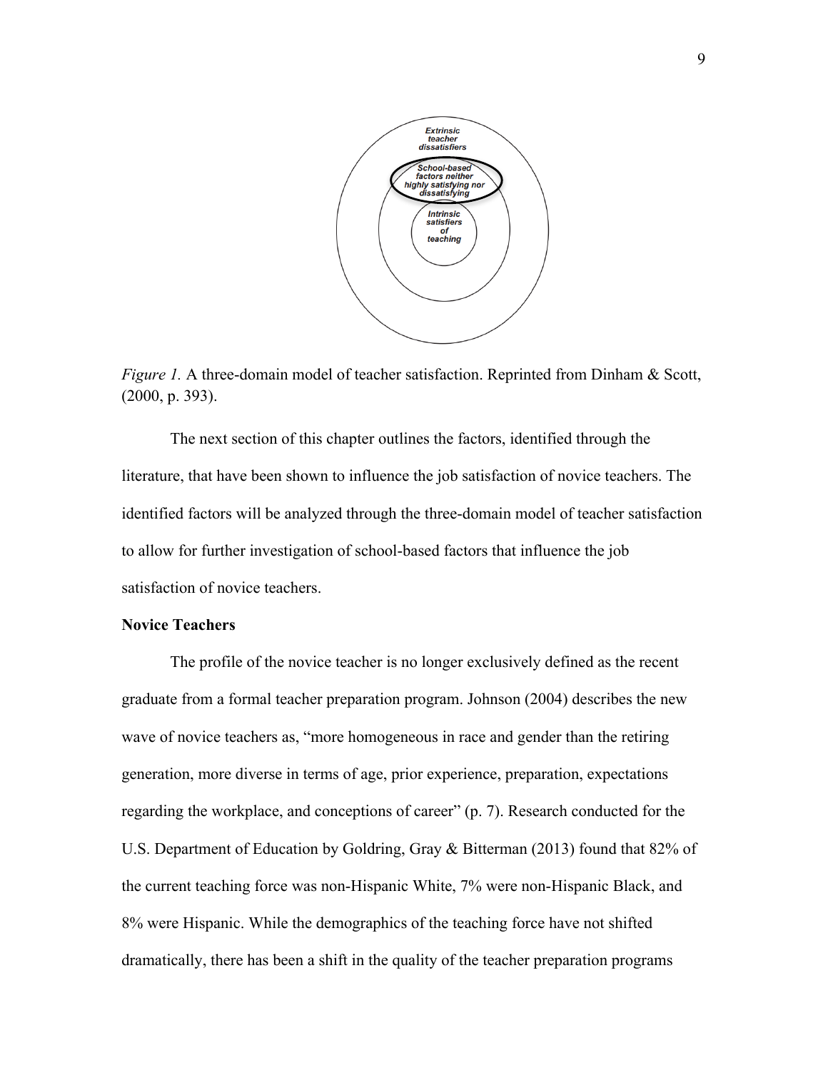Extrinsic teacher dissatisfiers

School-based factors neither highly satisfying nor dissatisfying

Intrinsic satisfiers of teaching

*Figure 1.* A three-domain model of teacher satisfaction. Reprinted from Dinham & Scott, (2000, p. 393).

The next section of this chapter outlines the factors, identified through the literature, that have been shown to influence the job satisfaction of novice teachers. The identified factors will be analyzed through the three-domain model of teacher satisfaction to allow for further investigation of school-based factors that influence the job satisfaction of novice teachers.

**Novice Teachers**

The profile of the novice teacher is no longer exclusively defined as the recent graduate from a formal teacher preparation program. Johnson (2004) describes the new wave of novice teachers as, "more homogeneous in race and gender than the retiring generation, more diverse in terms of age, prior experience, preparation, expectations regarding the workplace, and conceptions of career" (p. 7). Research conducted for the U.S. Department of Education by Goldring, Gray & Bitterman (2013) found that 82% of the current teaching force was non-Hispanic White, 7% were non-Hispanic Black, and 8% were Hispanic. While the demographics of the teaching force have not shifted dramatically, there has been a shift in the quality of the teacher preparation programs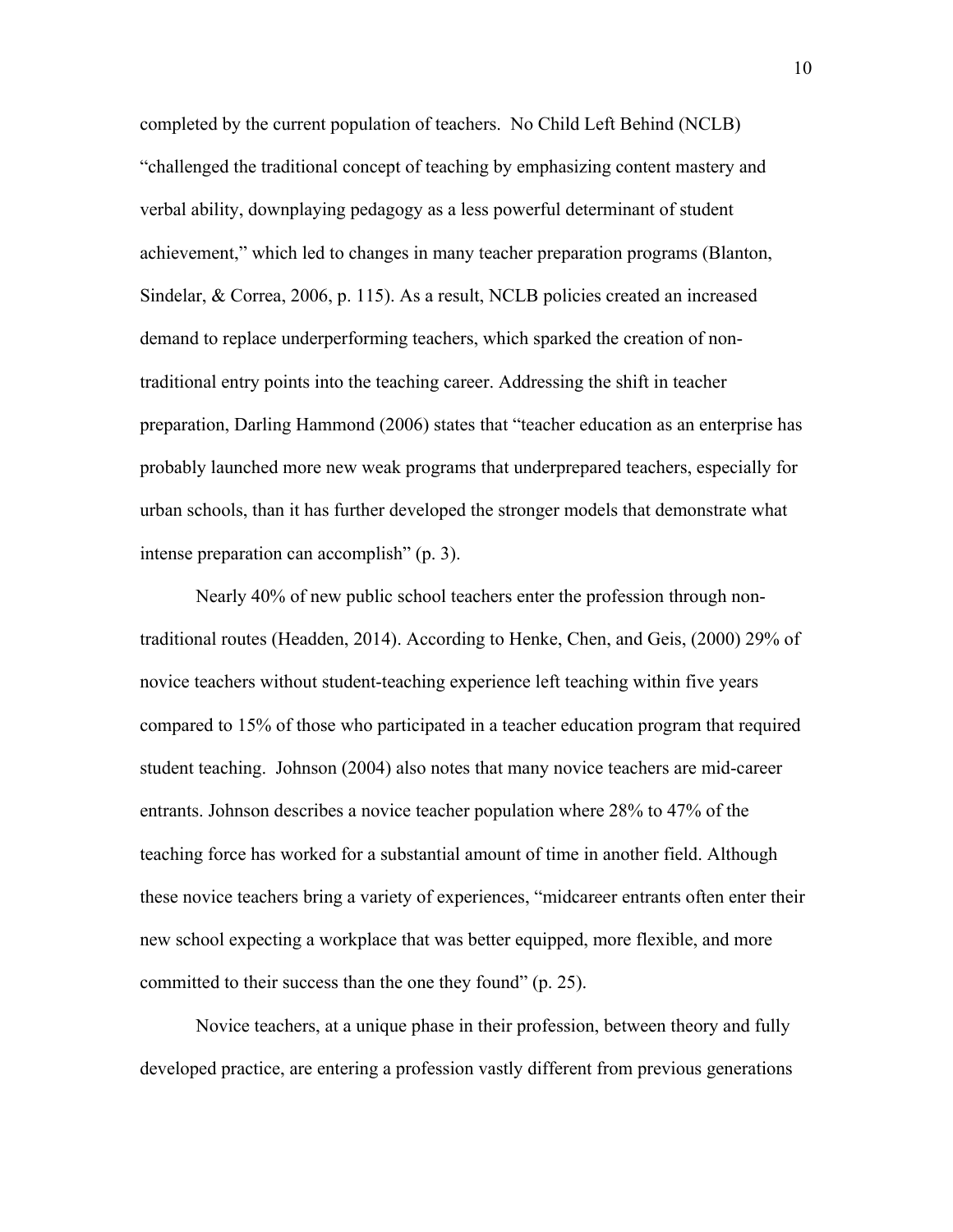completed by the current population of teachers. No Child Left Behind (NCLB) "challenged the traditional concept of teaching by emphasizing content mastery and verbal ability, downplaying pedagogy as a less powerful determinant of student achievement," which led to changes in many teacher preparation programs (Blanton, Sindelar, & Correa, 2006, p. 115). As a result, NCLB policies created an increased demand to replace underperforming teachers, which sparked the creation of non-traditional entry points into the teaching career. Addressing the shift in teacher preparation, Darling Hammond (2006) states that "teacher education as an enterprise has probably launched more new weak programs that underprepared teachers, especially for urban schools, than it has further developed the stronger models that demonstrate what intense preparation can accomplish" (p. 3).

Nearly 40% of new public school teachers enter the profession through non-traditional routes (Headden, 2014). According to Henke, Chen, and Geis, (2000) 29% of novice teachers without student-teaching experience left teaching within five years compared to 15% of those who participated in a teacher education program that required student teaching. Johnson (2004) also notes that many novice teachers are mid-career entrants. Johnson describes a novice teacher population where 28% to 47% of the teaching force has worked for a substantial amount of time in another field. Although these novice teachers bring a variety of experiences, "midcareer entrants often enter their new school expecting a workplace that was better equipped, more flexible, and more committed to their success than the one they found" (p. 25).

Novice teachers, at a unique phase in their profession, between theory and fully developed practice, are entering a profession vastly different from previous generations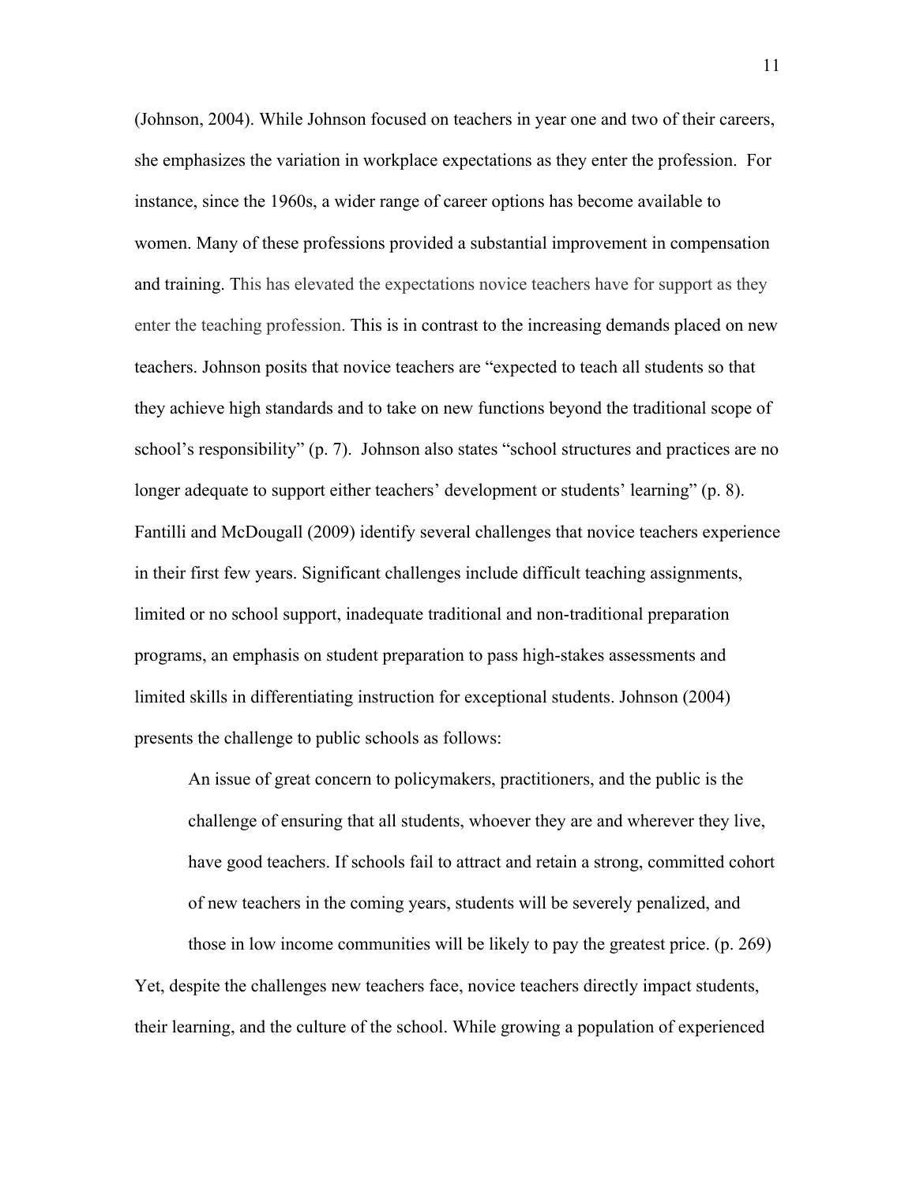(Johnson, 2004). While Johnson focused on teachers in year one and two of their careers, she emphasizes the variation in workplace expectations as they enter the profession. For instance, since the 1960s, a wider range of career options has become available to women. Many of these professions provided a substantial improvement in compensation and training. This has elevated the expectations novice teachers have for support as they enter the teaching profession. This is in contrast to the increasing demands placed on new teachers. Johnson posits that novice teachers are "expected to teach all students so that they achieve high standards and to take on new functions beyond the traditional scope of school's responsibility" (p. 7). Johnson also states "school structures and practices are no longer adequate to support either teachers' development or students' learning" (p. 8). Fantilli and McDougall (2009) identify several challenges that novice teachers experience in their first few years. Significant challenges include difficult teaching assignments, limited or no school support, inadequate traditional and non-traditional preparation programs, an emphasis on student preparation to pass high-stakes assessments and limited skills in differentiating instruction for exceptional students. Johnson (2004) presents the challenge to public schools as follows:

> An issue of great concern to policymakers, practitioners, and the public is the challenge of ensuring that all students, whoever they are and wherever they live, have good teachers. If schools fail to attract and retain a strong, committed cohort of new teachers in the coming years, students will be severely penalized, and those in low income communities will be likely to pay the greatest price. (p. 269)

Yet, despite the challenges new teachers face, novice teachers directly impact students, their learning, and the culture of the school. While growing a population of experienced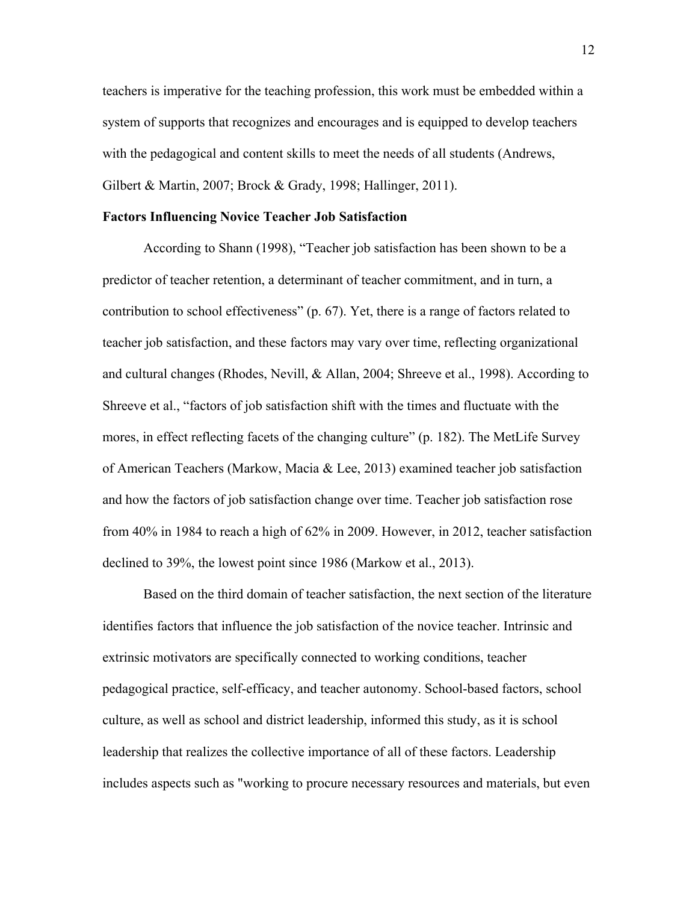teachers is imperative for the teaching profession, this work must be embedded within a system of supports that recognizes and encourages and is equipped to develop teachers with the pedagogical and content skills to meet the needs of all students (Andrews, Gilbert & Martin, 2007; Brock & Grady, 1998; Hallinger, 2011).

**Factors Influencing Novice Teacher Job Satisfaction**

According to Shann (1998), "Teacher job satisfaction has been shown to be a predictor of teacher retention, a determinant of teacher commitment, and in turn, a contribution to school effectiveness" (p. 67). Yet, there is a range of factors related to teacher job satisfaction, and these factors may vary over time, reflecting organizational and cultural changes (Rhodes, Nevill, & Allan, 2004; Shreeve et al., 1998). According to Shreeve et al., "factors of job satisfaction shift with the times and fluctuate with the mores, in effect reflecting facets of the changing culture" (p. 182). The MetLife Survey of American Teachers (Markow, Macia & Lee, 2013) examined teacher job satisfaction and how the factors of job satisfaction change over time. Teacher job satisfaction rose from 40% in 1984 to reach a high of 62% in 2009. However, in 2012, teacher satisfaction declined to 39%, the lowest point since 1986 (Markow et al., 2013).

Based on the third domain of teacher satisfaction, the next section of the literature identifies factors that influence the job satisfaction of the novice teacher. Intrinsic and extrinsic motivators are specifically connected to working conditions, teacher pedagogical practice, self-efficacy, and teacher autonomy. School-based factors, school culture, as well as school and district leadership, informed this study, as it is school leadership that realizes the collective importance of all of these factors. Leadership includes aspects such as "working to procure necessary resources and materials, but even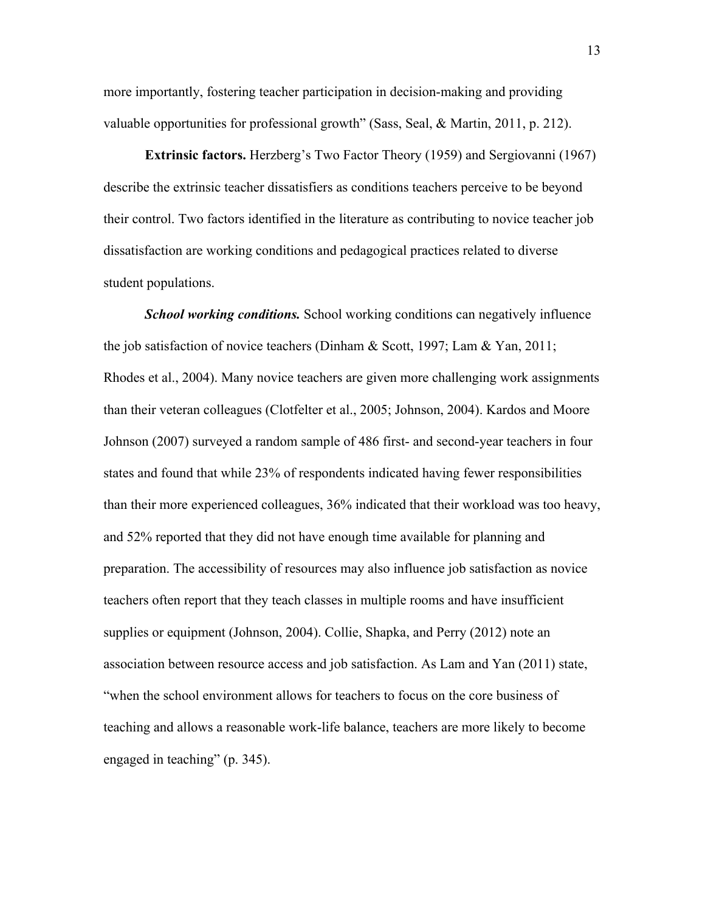more importantly, fostering teacher participation in decision-making and providing valuable opportunities for professional growth" (Sass, Seal, & Martin, 2011, p. 212).

**Extrinsic factors.** Herzberg's Two Factor Theory (1959) and Sergiovanni (1967) describe the extrinsic teacher dissatisfiers as conditions teachers perceive to be beyond their control. Two factors identified in the literature as contributing to novice teacher job dissatisfaction are working conditions and pedagogical practices related to diverse student populations.

***School working conditions.*** School working conditions can negatively influence the job satisfaction of novice teachers (Dinham & Scott, 1997; Lam & Yan, 2011; Rhodes et al., 2004). Many novice teachers are given more challenging work assignments than their veteran colleagues (Clotfelter et al., 2005; Johnson, 2004). Kardos and Moore Johnson (2007) surveyed a random sample of 486 first- and second-year teachers in four states and found that while 23% of respondents indicated having fewer responsibilities than their more experienced colleagues, 36% indicated that their workload was too heavy, and 52% reported that they did not have enough time available for planning and preparation. The accessibility of resources may also influence job satisfaction as novice teachers often report that they teach classes in multiple rooms and have insufficient supplies or equipment (Johnson, 2004). Collie, Shapka, and Perry (2012) note an association between resource access and job satisfaction. As Lam and Yan (2011) state, "when the school environment allows for teachers to focus on the core business of teaching and allows a reasonable work-life balance, teachers are more likely to become engaged in teaching" (p. 345).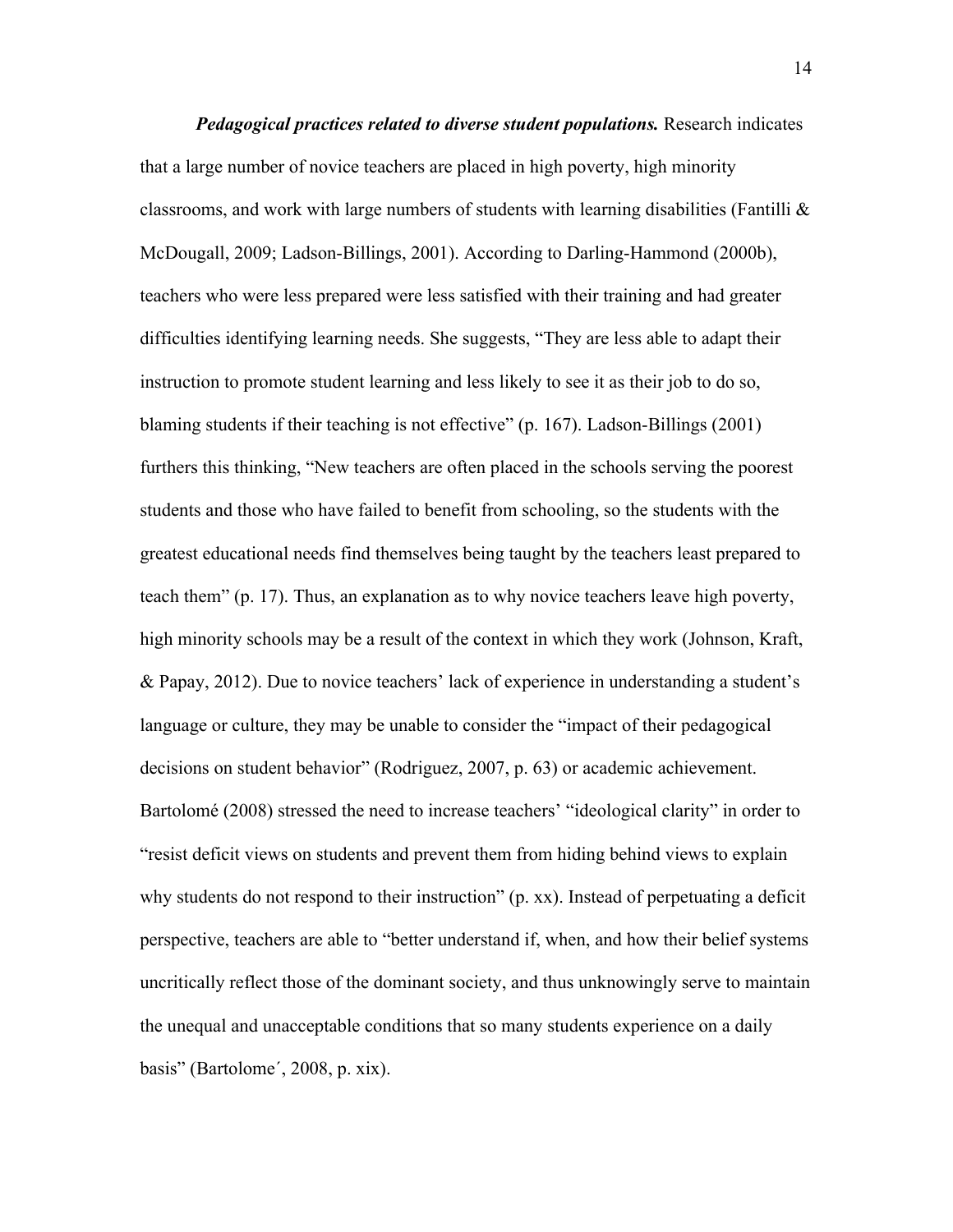***Pedagogical practices related to diverse student populations.*** Research indicates that a large number of novice teachers are placed in high poverty, high minority classrooms, and work with large numbers of students with learning disabilities (Fantilli & McDougall, 2009; Ladson-Billings, 2001). According to Darling-Hammond (2000b), teachers who were less prepared were less satisfied with their training and had greater difficulties identifying learning needs. She suggests, "They are less able to adapt their instruction to promote student learning and less likely to see it as their job to do so, blaming students if their teaching is not effective" (p. 167). Ladson-Billings (2001) furthers this thinking, "New teachers are often placed in the schools serving the poorest students and those who have failed to benefit from schooling, so the students with the greatest educational needs find themselves being taught by the teachers least prepared to teach them" (p. 17). Thus, an explanation as to why novice teachers leave high poverty, high minority schools may be a result of the context in which they work (Johnson, Kraft, & Papay, 2012). Due to novice teachers' lack of experience in understanding a student's language or culture, they may be unable to consider the "impact of their pedagogical decisions on student behavior" (Rodriguez, 2007, p. 63) or academic achievement. Bartolomé (2008) stressed the need to increase teachers' "ideological clarity" in order to "resist deficit views on students and prevent them from hiding behind views to explain why students do not respond to their instruction" (p. xx). Instead of perpetuating a deficit perspective, teachers are able to "better understand if, when, and how their belief systems uncritically reflect those of the dominant society, and thus unknowingly serve to maintain the unequal and unacceptable conditions that so many students experience on a daily basis" (Bartolome´, 2008, p. xix).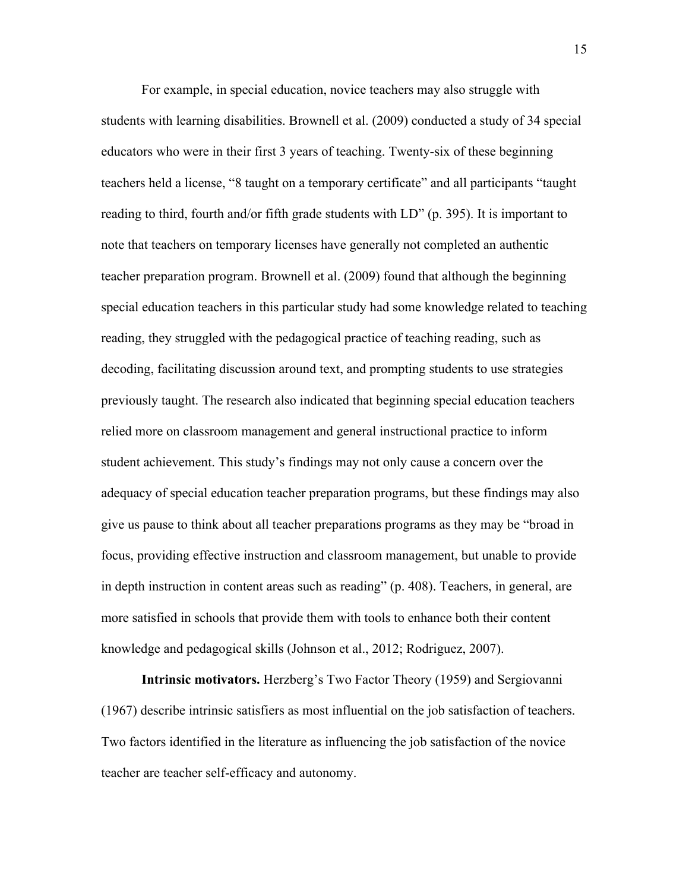For example, in special education, novice teachers may also struggle with students with learning disabilities. Brownell et al. (2009) conducted a study of 34 special educators who were in their first 3 years of teaching. Twenty-six of these beginning teachers held a license, "8 taught on a temporary certificate" and all participants "taught reading to third, fourth and/or fifth grade students with LD" (p. 395). It is important to note that teachers on temporary licenses have generally not completed an authentic teacher preparation program. Brownell et al. (2009) found that although the beginning special education teachers in this particular study had some knowledge related to teaching reading, they struggled with the pedagogical practice of teaching reading, such as decoding, facilitating discussion around text, and prompting students to use strategies previously taught. The research also indicated that beginning special education teachers relied more on classroom management and general instructional practice to inform student achievement. This study's findings may not only cause a concern over the adequacy of special education teacher preparation programs, but these findings may also give us pause to think about all teacher preparations programs as they may be "broad in focus, providing effective instruction and classroom management, but unable to provide in depth instruction in content areas such as reading" (p. 408). Teachers, in general, are more satisfied in schools that provide them with tools to enhance both their content knowledge and pedagogical skills (Johnson et al., 2012; Rodriguez, 2007).

**Intrinsic motivators.** Herzberg's Two Factor Theory (1959) and Sergiovanni (1967) describe intrinsic satisfiers as most influential on the job satisfaction of teachers. Two factors identified in the literature as influencing the job satisfaction of the novice teacher are teacher self-efficacy and autonomy.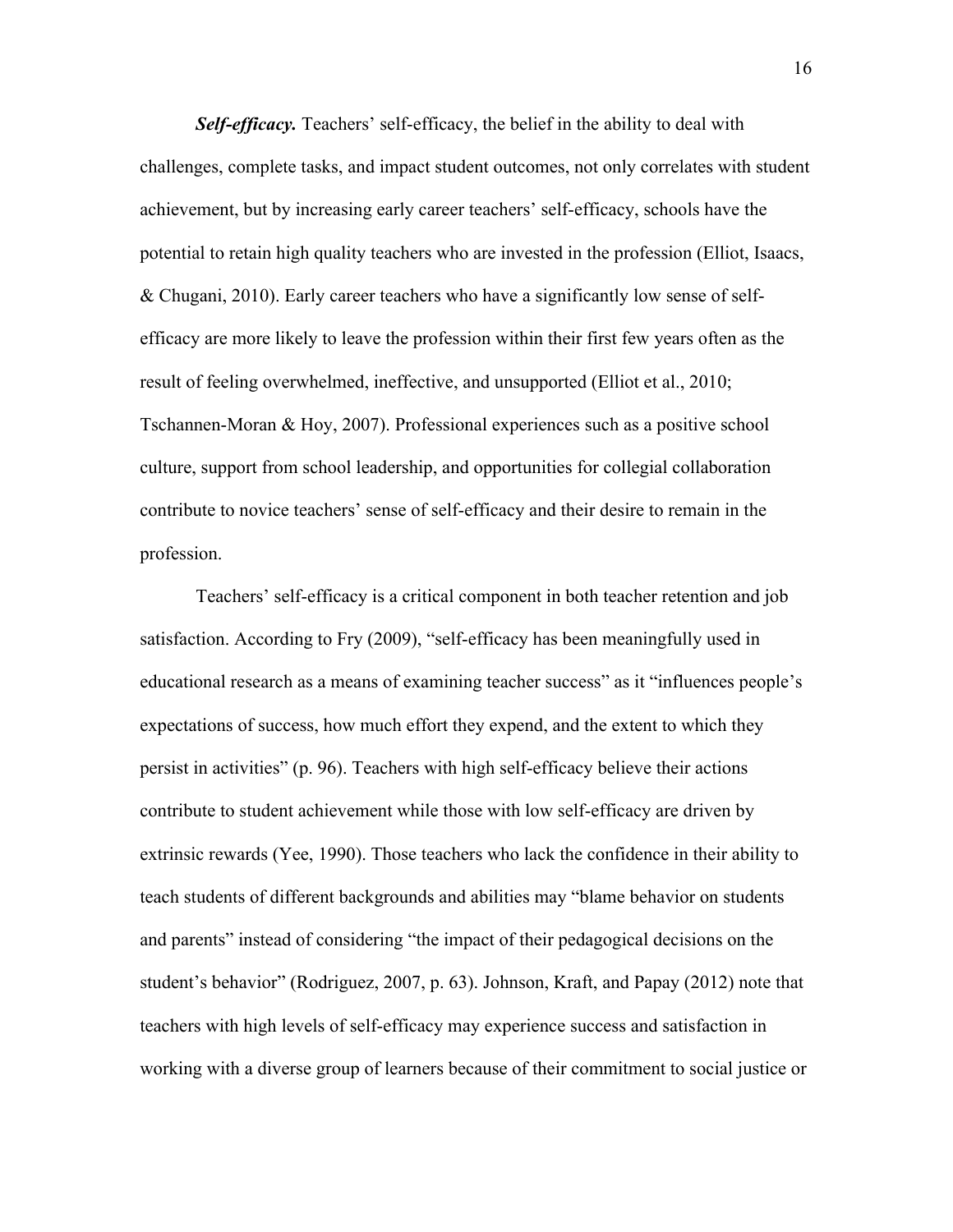***Self-efficacy.*** Teachers' self-efficacy, the belief in the ability to deal with challenges, complete tasks, and impact student outcomes, not only correlates with student achievement, but by increasing early career teachers' self-efficacy, schools have the potential to retain high quality teachers who are invested in the profession (Elliot, Isaacs, & Chugani, 2010). Early career teachers who have a significantly low sense of self-efficacy are more likely to leave the profession within their first few years often as the result of feeling overwhelmed, ineffective, and unsupported (Elliot et al., 2010; Tschannen-Moran & Hoy, 2007). Professional experiences such as a positive school culture, support from school leadership, and opportunities for collegial collaboration contribute to novice teachers' sense of self-efficacy and their desire to remain in the profession.

Teachers' self-efficacy is a critical component in both teacher retention and job satisfaction. According to Fry (2009), "self-efficacy has been meaningfully used in educational research as a means of examining teacher success" as it "influences people's expectations of success, how much effort they expend, and the extent to which they persist in activities" (p. 96). Teachers with high self-efficacy believe their actions contribute to student achievement while those with low self-efficacy are driven by extrinsic rewards (Yee, 1990). Those teachers who lack the confidence in their ability to teach students of different backgrounds and abilities may "blame behavior on students and parents" instead of considering "the impact of their pedagogical decisions on the student's behavior" (Rodriguez, 2007, p. 63). Johnson, Kraft, and Papay (2012) note that teachers with high levels of self-efficacy may experience success and satisfaction in working with a diverse group of learners because of their commitment to social justice or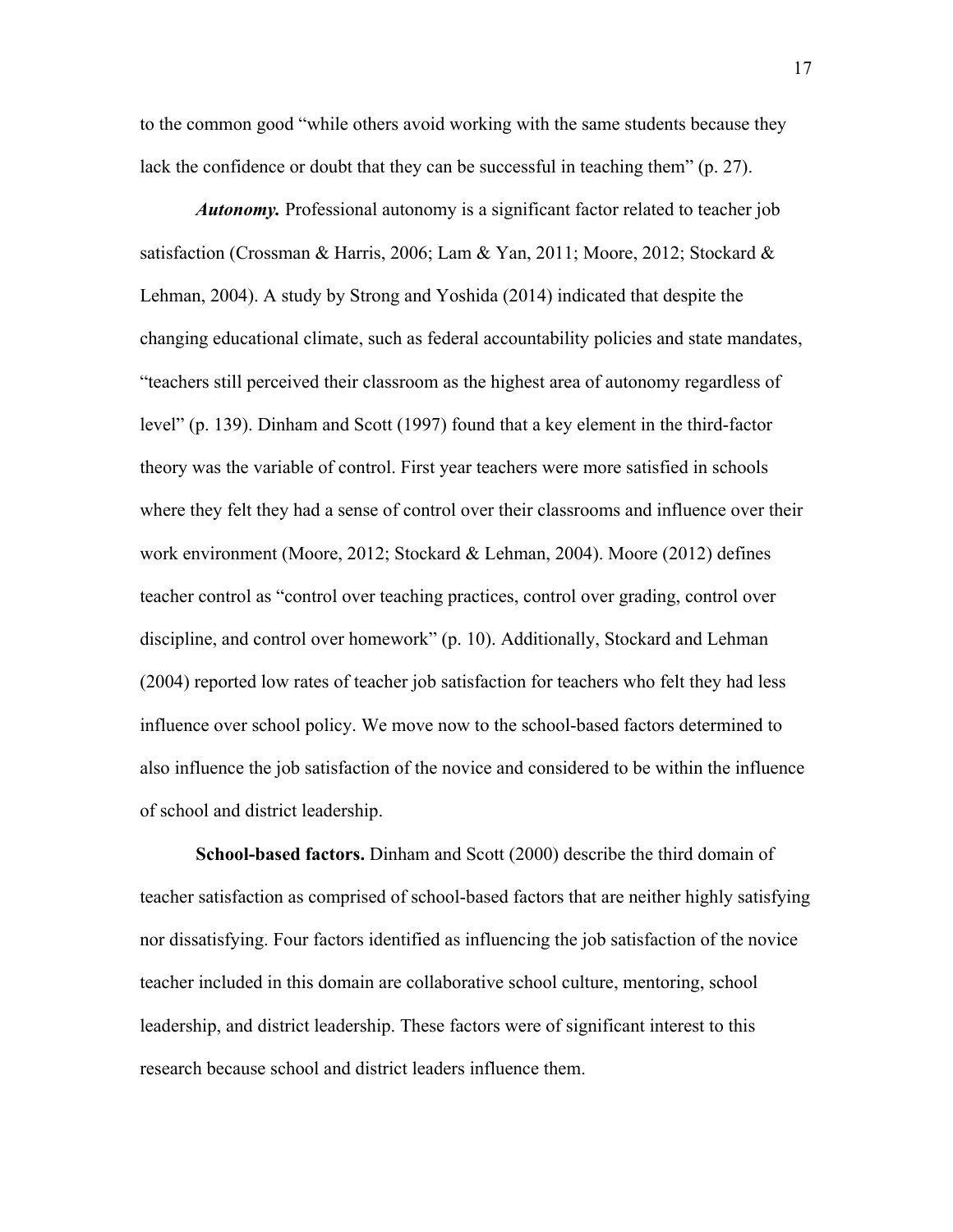to the common good "while others avoid working with the same students because they lack the confidence or doubt that they can be successful in teaching them" (p. 27).

***Autonomy.*** Professional autonomy is a significant factor related to teacher job satisfaction (Crossman & Harris, 2006; Lam & Yan, 2011; Moore, 2012; Stockard & Lehman, 2004). A study by Strong and Yoshida (2014) indicated that despite the changing educational climate, such as federal accountability policies and state mandates, "teachers still perceived their classroom as the highest area of autonomy regardless of level" (p. 139). Dinham and Scott (1997) found that a key element in the third-factor theory was the variable of control. First year teachers were more satisfied in schools where they felt they had a sense of control over their classrooms and influence over their work environment (Moore, 2012; Stockard & Lehman, 2004). Moore (2012) defines teacher control as "control over teaching practices, control over grading, control over discipline, and control over homework" (p. 10). Additionally, Stockard and Lehman (2004) reported low rates of teacher job satisfaction for teachers who felt they had less influence over school policy. We move now to the school-based factors determined to also influence the job satisfaction of the novice and considered to be within the influence of school and district leadership.

**School-based factors.** Dinham and Scott (2000) describe the third domain of teacher satisfaction as comprised of school-based factors that are neither highly satisfying nor dissatisfying. Four factors identified as influencing the job satisfaction of the novice teacher included in this domain are collaborative school culture, mentoring, school leadership, and district leadership. These factors were of significant interest to this research because school and district leaders influence them.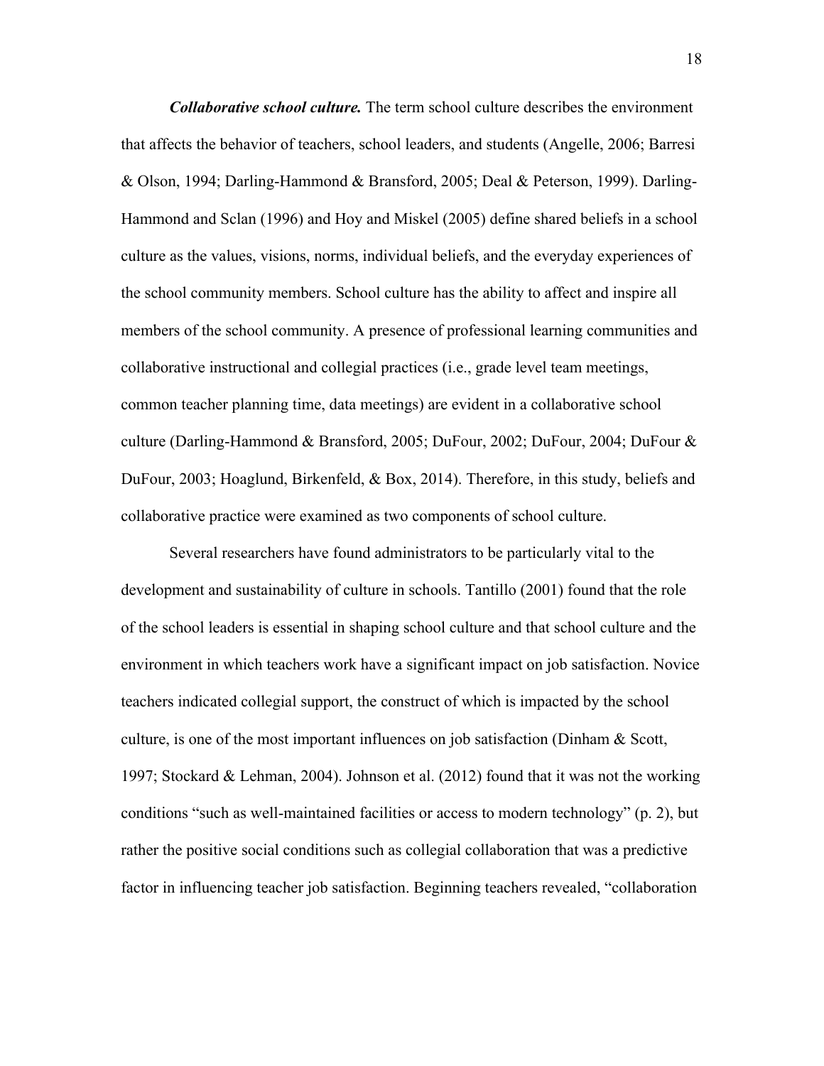***Collaborative school culture.*** The term school culture describes the environment that affects the behavior of teachers, school leaders, and students (Angelle, 2006; Barresi & Olson, 1994; Darling-Hammond & Bransford, 2005; Deal & Peterson, 1999). Darling-Hammond and Sclan (1996) and Hoy and Miskel (2005) define shared beliefs in a school culture as the values, visions, norms, individual beliefs, and the everyday experiences of the school community members. School culture has the ability to affect and inspire all members of the school community. A presence of professional learning communities and collaborative instructional and collegial practices (i.e., grade level team meetings, common teacher planning time, data meetings) are evident in a collaborative school culture (Darling-Hammond & Bransford, 2005; DuFour, 2002; DuFour, 2004; DuFour & DuFour, 2003; Hoaglund, Birkenfeld, & Box, 2014). Therefore, in this study, beliefs and collaborative practice were examined as two components of school culture.

Several researchers have found administrators to be particularly vital to the development and sustainability of culture in schools. Tantillo (2001) found that the role of the school leaders is essential in shaping school culture and that school culture and the environment in which teachers work have a significant impact on job satisfaction. Novice teachers indicated collegial support, the construct of which is impacted by the school culture, is one of the most important influences on job satisfaction (Dinham & Scott, 1997; Stockard & Lehman, 2004). Johnson et al. (2012) found that it was not the working conditions "such as well-maintained facilities or access to modern technology" (p. 2), but rather the positive social conditions such as collegial collaboration that was a predictive factor in influencing teacher job satisfaction. Beginning teachers revealed, "collaboration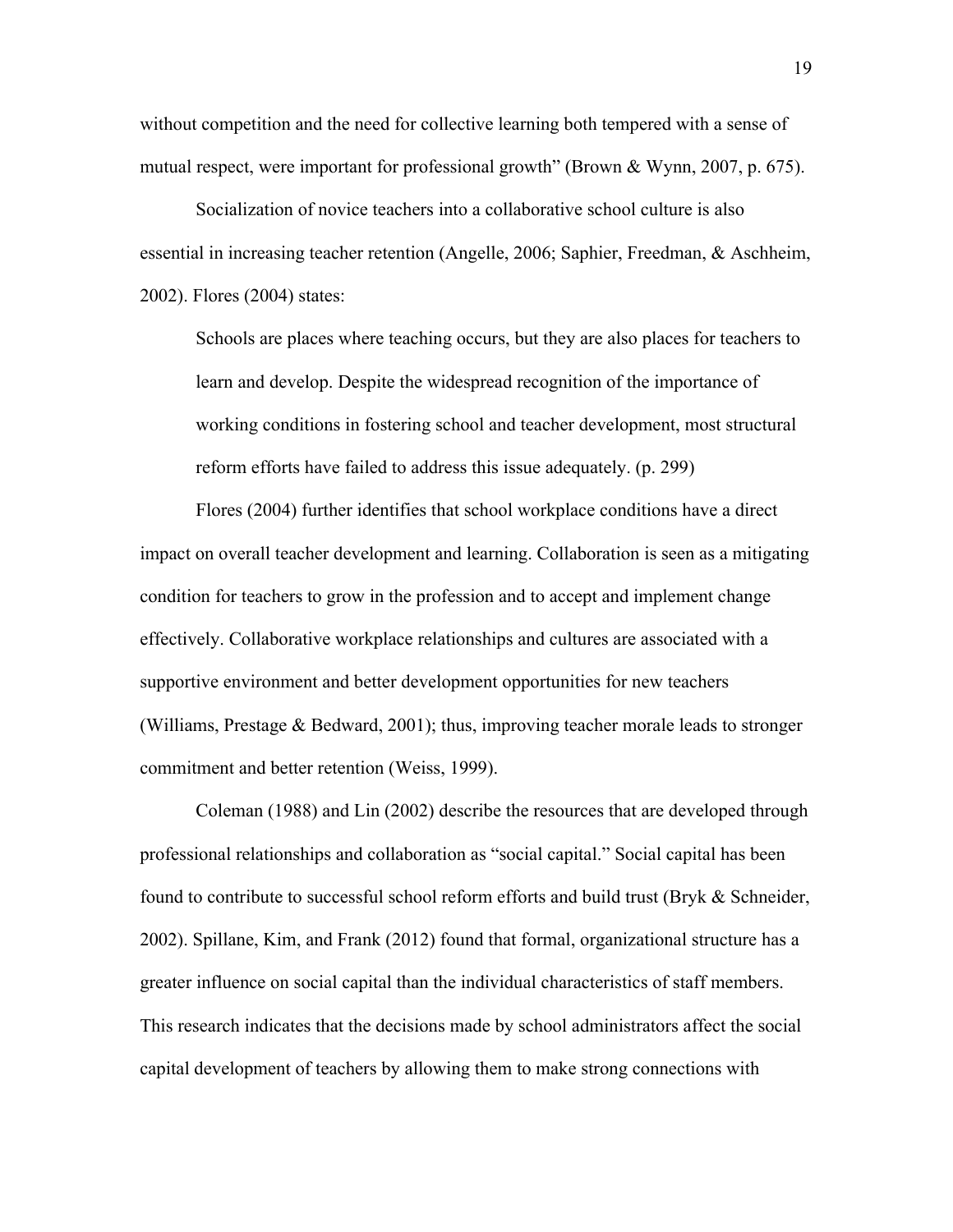without competition and the need for collective learning both tempered with a sense of mutual respect, were important for professional growth" (Brown & Wynn, 2007, p. 675).

Socialization of novice teachers into a collaborative school culture is also essential in increasing teacher retention (Angelle, 2006; Saphier, Freedman, & Aschheim, 2002). Flores (2004) states:

> Schools are places where teaching occurs, but they are also places for teachers to learn and develop. Despite the widespread recognition of the importance of working conditions in fostering school and teacher development, most structural reform efforts have failed to address this issue adequately. (p. 299)

Flores (2004) further identifies that school workplace conditions have a direct impact on overall teacher development and learning. Collaboration is seen as a mitigating condition for teachers to grow in the profession and to accept and implement change effectively. Collaborative workplace relationships and cultures are associated with a supportive environment and better development opportunities for new teachers (Williams, Prestage & Bedward, 2001); thus, improving teacher morale leads to stronger commitment and better retention (Weiss, 1999).

Coleman (1988) and Lin (2002) describe the resources that are developed through professional relationships and collaboration as "social capital." Social capital has been found to contribute to successful school reform efforts and build trust (Bryk & Schneider, 2002). Spillane, Kim, and Frank (2012) found that formal, organizational structure has a greater influence on social capital than the individual characteristics of staff members. This research indicates that the decisions made by school administrators affect the social capital development of teachers by allowing them to make strong connections with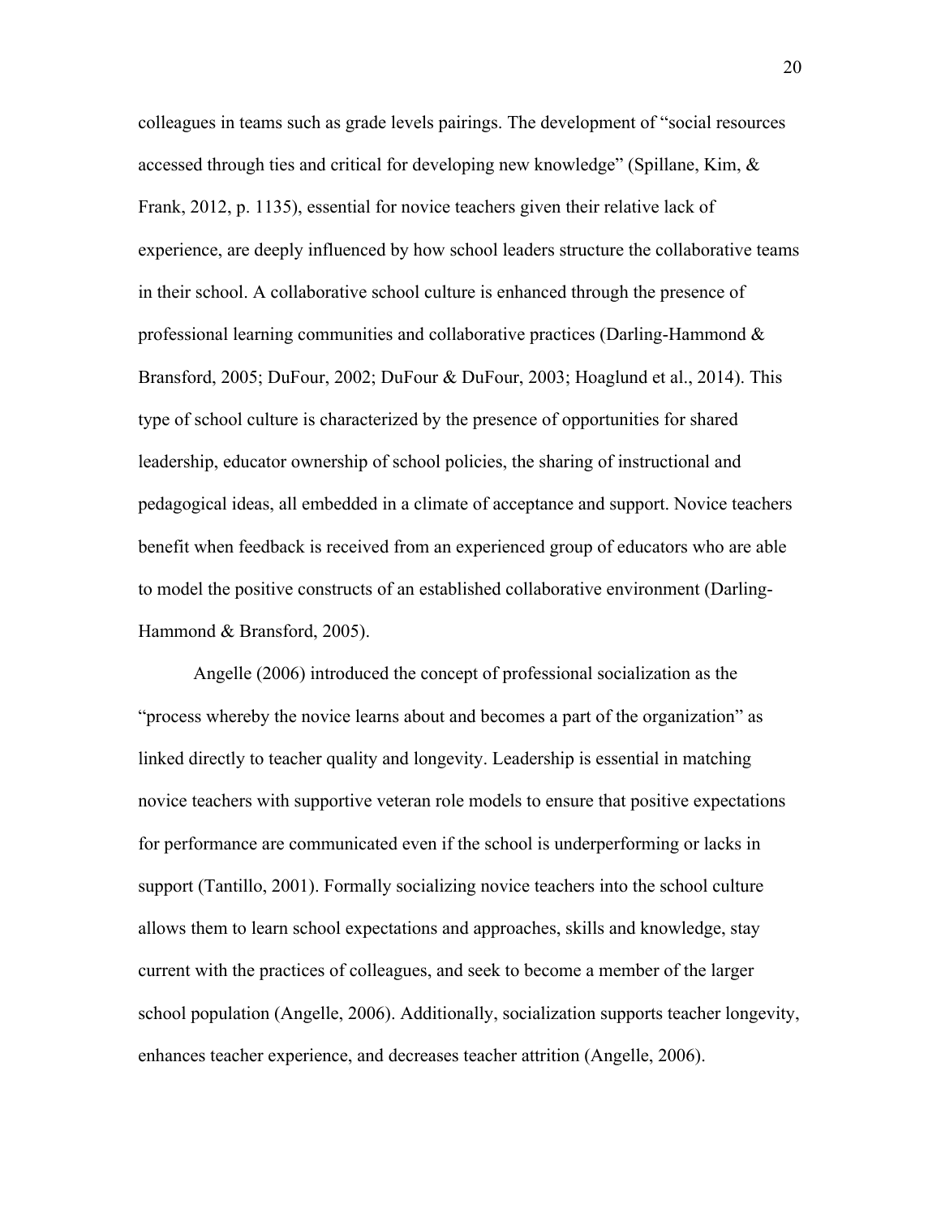colleagues in teams such as grade levels pairings. The development of "social resources accessed through ties and critical for developing new knowledge" (Spillane, Kim, & Frank, 2012, p. 1135), essential for novice teachers given their relative lack of experience, are deeply influenced by how school leaders structure the collaborative teams in their school. A collaborative school culture is enhanced through the presence of professional learning communities and collaborative practices (Darling-Hammond & Bransford, 2005; DuFour, 2002; DuFour & DuFour, 2003; Hoaglund et al., 2014). This type of school culture is characterized by the presence of opportunities for shared leadership, educator ownership of school policies, the sharing of instructional and pedagogical ideas, all embedded in a climate of acceptance and support. Novice teachers benefit when feedback is received from an experienced group of educators who are able to model the positive constructs of an established collaborative environment (Darling-Hammond & Bransford, 2005).

Angelle (2006) introduced the concept of professional socialization as the "process whereby the novice learns about and becomes a part of the organization" as linked directly to teacher quality and longevity. Leadership is essential in matching novice teachers with supportive veteran role models to ensure that positive expectations for performance are communicated even if the school is underperforming or lacks in support (Tantillo, 2001). Formally socializing novice teachers into the school culture allows them to learn school expectations and approaches, skills and knowledge, stay current with the practices of colleagues, and seek to become a member of the larger school population (Angelle, 2006). Additionally, socialization supports teacher longevity, enhances teacher experience, and decreases teacher attrition (Angelle, 2006).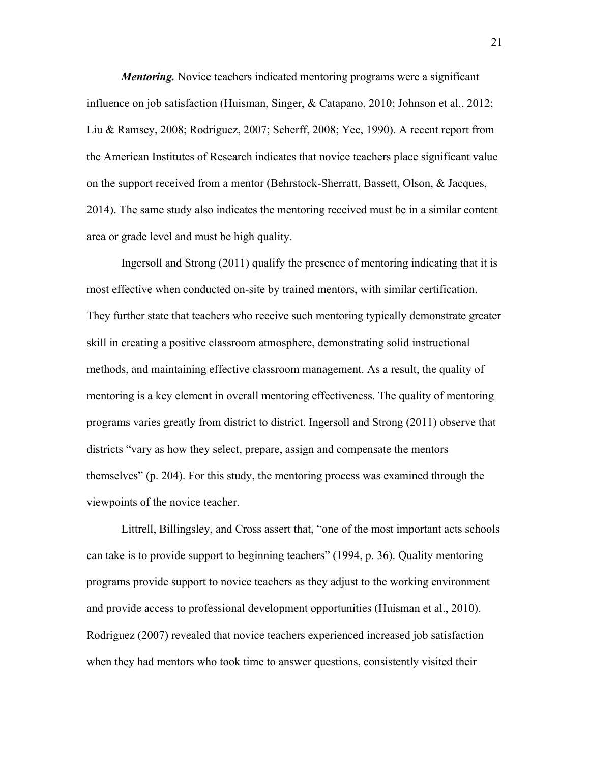***Mentoring.*** Novice teachers indicated mentoring programs were a significant influence on job satisfaction (Huisman, Singer, & Catapano, 2010; Johnson et al., 2012; Liu & Ramsey, 2008; Rodriguez, 2007; Scherff, 2008; Yee, 1990). A recent report from the American Institutes of Research indicates that novice teachers place significant value on the support received from a mentor (Behrstock-Sherratt, Bassett, Olson, & Jacques, 2014). The same study also indicates the mentoring received must be in a similar content area or grade level and must be high quality.

Ingersoll and Strong (2011) qualify the presence of mentoring indicating that it is most effective when conducted on-site by trained mentors, with similar certification. They further state that teachers who receive such mentoring typically demonstrate greater skill in creating a positive classroom atmosphere, demonstrating solid instructional methods, and maintaining effective classroom management. As a result, the quality of mentoring is a key element in overall mentoring effectiveness. The quality of mentoring programs varies greatly from district to district. Ingersoll and Strong (2011) observe that districts "vary as how they select, prepare, assign and compensate the mentors themselves" (p. 204). For this study, the mentoring process was examined through the viewpoints of the novice teacher.

Littrell, Billingsley, and Cross assert that, "one of the most important acts schools can take is to provide support to beginning teachers" (1994, p. 36). Quality mentoring programs provide support to novice teachers as they adjust to the working environment and provide access to professional development opportunities (Huisman et al., 2010). Rodriguez (2007) revealed that novice teachers experienced increased job satisfaction when they had mentors who took time to answer questions, consistently visited their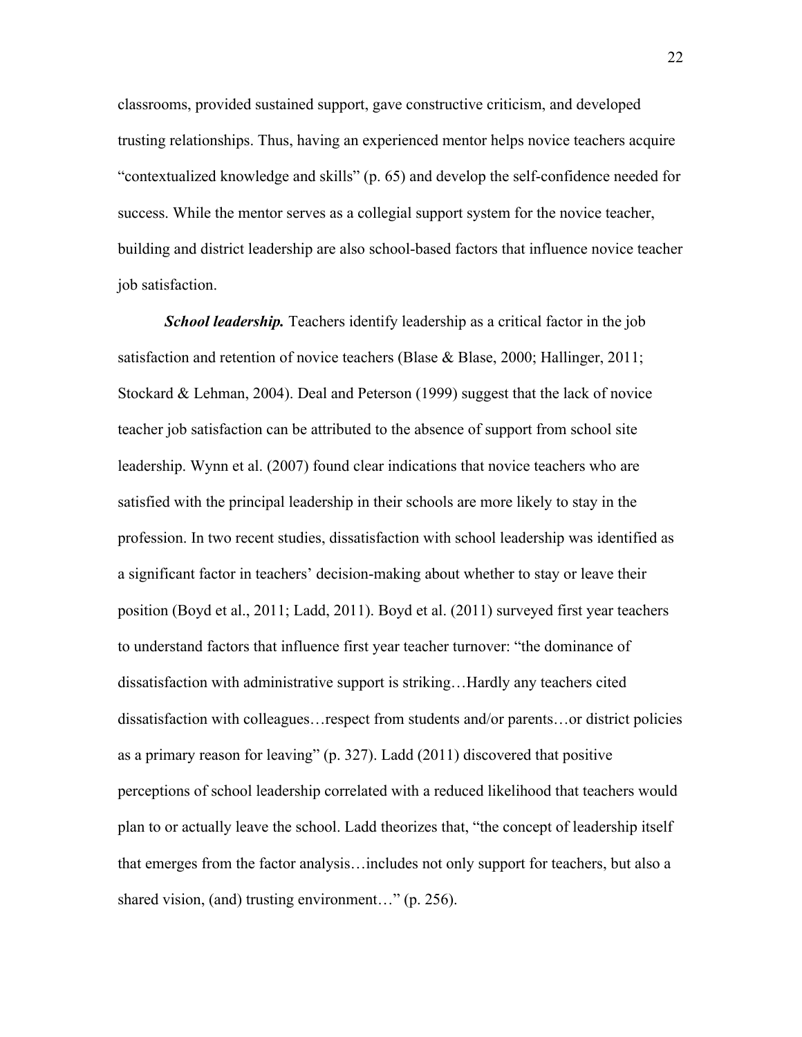classrooms, provided sustained support, gave constructive criticism, and developed trusting relationships. Thus, having an experienced mentor helps novice teachers acquire "contextualized knowledge and skills" (p. 65) and develop the self-confidence needed for success. While the mentor serves as a collegial support system for the novice teacher, building and district leadership are also school-based factors that influence novice teacher job satisfaction.

***School leadership.*** Teachers identify leadership as a critical factor in the job satisfaction and retention of novice teachers (Blase & Blase, 2000; Hallinger, 2011; Stockard & Lehman, 2004). Deal and Peterson (1999) suggest that the lack of novice teacher job satisfaction can be attributed to the absence of support from school site leadership. Wynn et al. (2007) found clear indications that novice teachers who are satisfied with the principal leadership in their schools are more likely to stay in the profession. In two recent studies, dissatisfaction with school leadership was identified as a significant factor in teachers' decision-making about whether to stay or leave their position (Boyd et al., 2011; Ladd, 2011). Boyd et al. (2011) surveyed first year teachers to understand factors that influence first year teacher turnover: "the dominance of dissatisfaction with administrative support is striking…Hardly any teachers cited dissatisfaction with colleagues…respect from students and/or parents…or district policies as a primary reason for leaving" (p. 327). Ladd (2011) discovered that positive perceptions of school leadership correlated with a reduced likelihood that teachers would plan to or actually leave the school. Ladd theorizes that, "the concept of leadership itself that emerges from the factor analysis…includes not only support for teachers, but also a shared vision, (and) trusting environment…" (p. 256).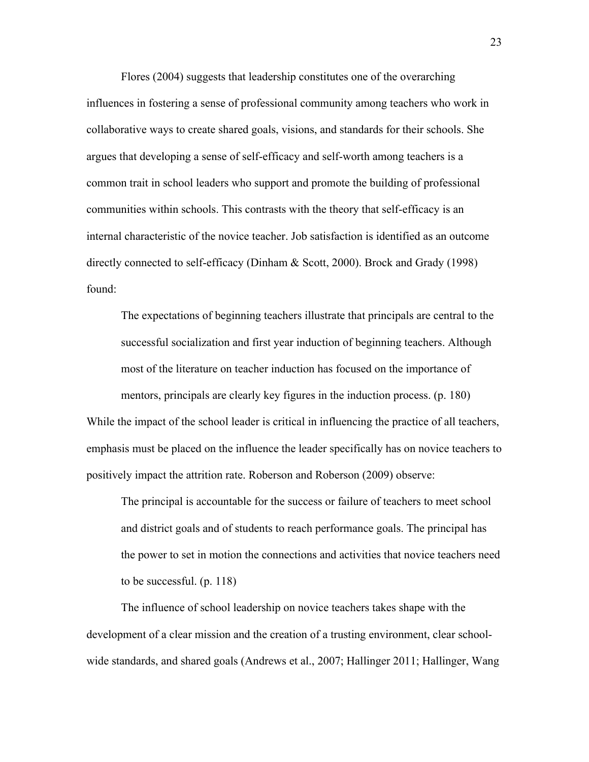Flores (2004) suggests that leadership constitutes one of the overarching influences in fostering a sense of professional community among teachers who work in collaborative ways to create shared goals, visions, and standards for their schools. She argues that developing a sense of self-efficacy and self-worth among teachers is a common trait in school leaders who support and promote the building of professional communities within schools. This contrasts with the theory that self-efficacy is an internal characteristic of the novice teacher. Job satisfaction is identified as an outcome directly connected to self-efficacy (Dinham & Scott, 2000). Brock and Grady (1998) found:

> The expectations of beginning teachers illustrate that principals are central to the successful socialization and first year induction of beginning teachers. Although most of the literature on teacher induction has focused on the importance of mentors, principals are clearly key figures in the induction process. (p. 180)

While the impact of the school leader is critical in influencing the practice of all teachers, emphasis must be placed on the influence the leader specifically has on novice teachers to positively impact the attrition rate. Roberson and Roberson (2009) observe:

> The principal is accountable for the success or failure of teachers to meet school and district goals and of students to reach performance goals. The principal has the power to set in motion the connections and activities that novice teachers need to be successful. (p. 118)

The influence of school leadership on novice teachers takes shape with the development of a clear mission and the creation of a trusting environment, clear school-wide standards, and shared goals (Andrews et al., 2007; Hallinger 2011; Hallinger, Wang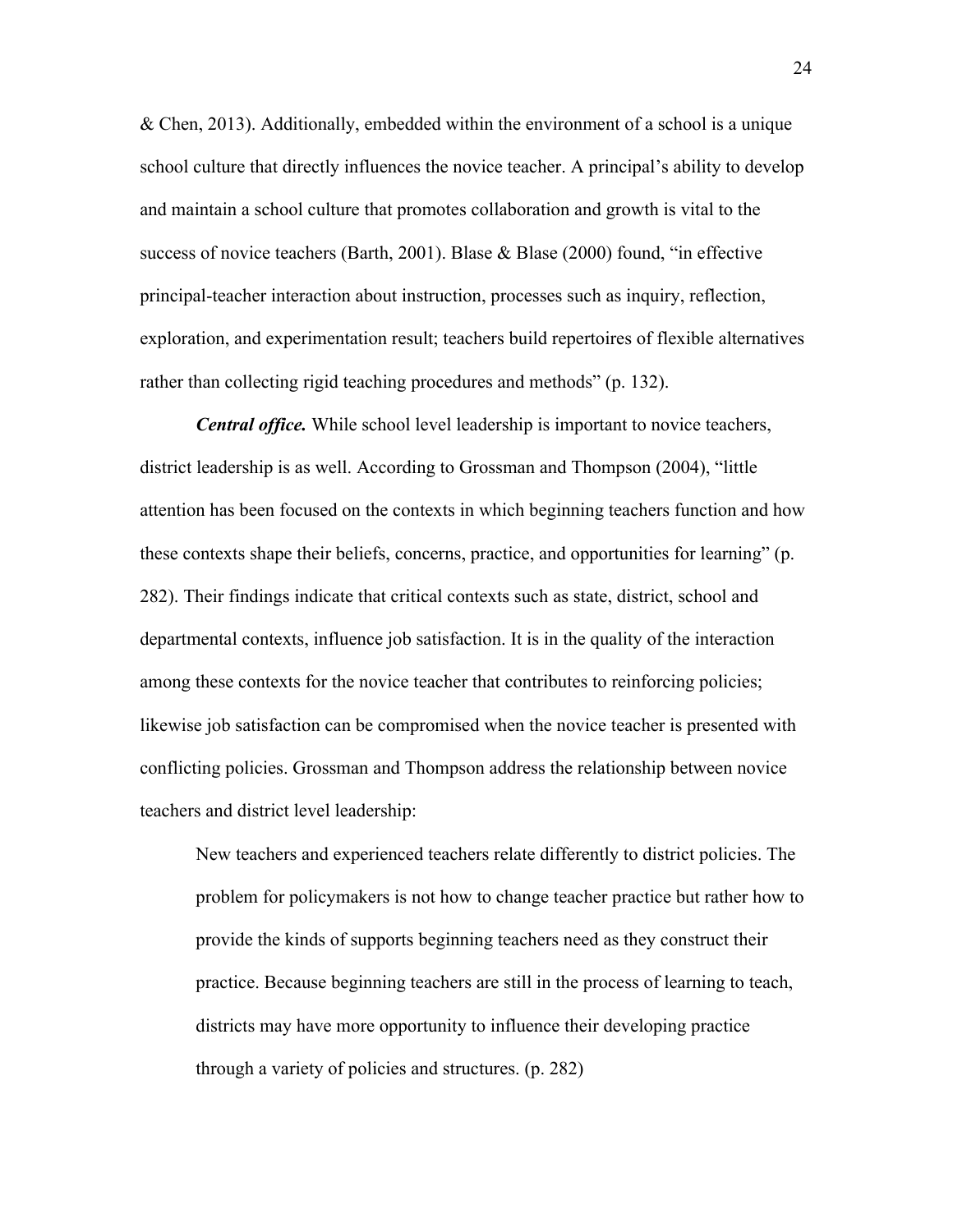& Chen, 2013). Additionally, embedded within the environment of a school is a unique school culture that directly influences the novice teacher. A principal's ability to develop and maintain a school culture that promotes collaboration and growth is vital to the success of novice teachers (Barth, 2001). Blase & Blase (2000) found, "in effective principal-teacher interaction about instruction, processes such as inquiry, reflection, exploration, and experimentation result; teachers build repertoires of flexible alternatives rather than collecting rigid teaching procedures and methods" (p. 132).

***Central office.*** While school level leadership is important to novice teachers, district leadership is as well. According to Grossman and Thompson (2004), "little attention has been focused on the contexts in which beginning teachers function and how these contexts shape their beliefs, concerns, practice, and opportunities for learning" (p. 282). Their findings indicate that critical contexts such as state, district, school and departmental contexts, influence job satisfaction. It is in the quality of the interaction among these contexts for the novice teacher that contributes to reinforcing policies; likewise job satisfaction can be compromised when the novice teacher is presented with conflicting policies. Grossman and Thompson address the relationship between novice teachers and district level leadership:

> New teachers and experienced teachers relate differently to district policies. The problem for policymakers is not how to change teacher practice but rather how to provide the kinds of supports beginning teachers need as they construct their practice. Because beginning teachers are still in the process of learning to teach, districts may have more opportunity to influence their developing practice through a variety of policies and structures. (p. 282)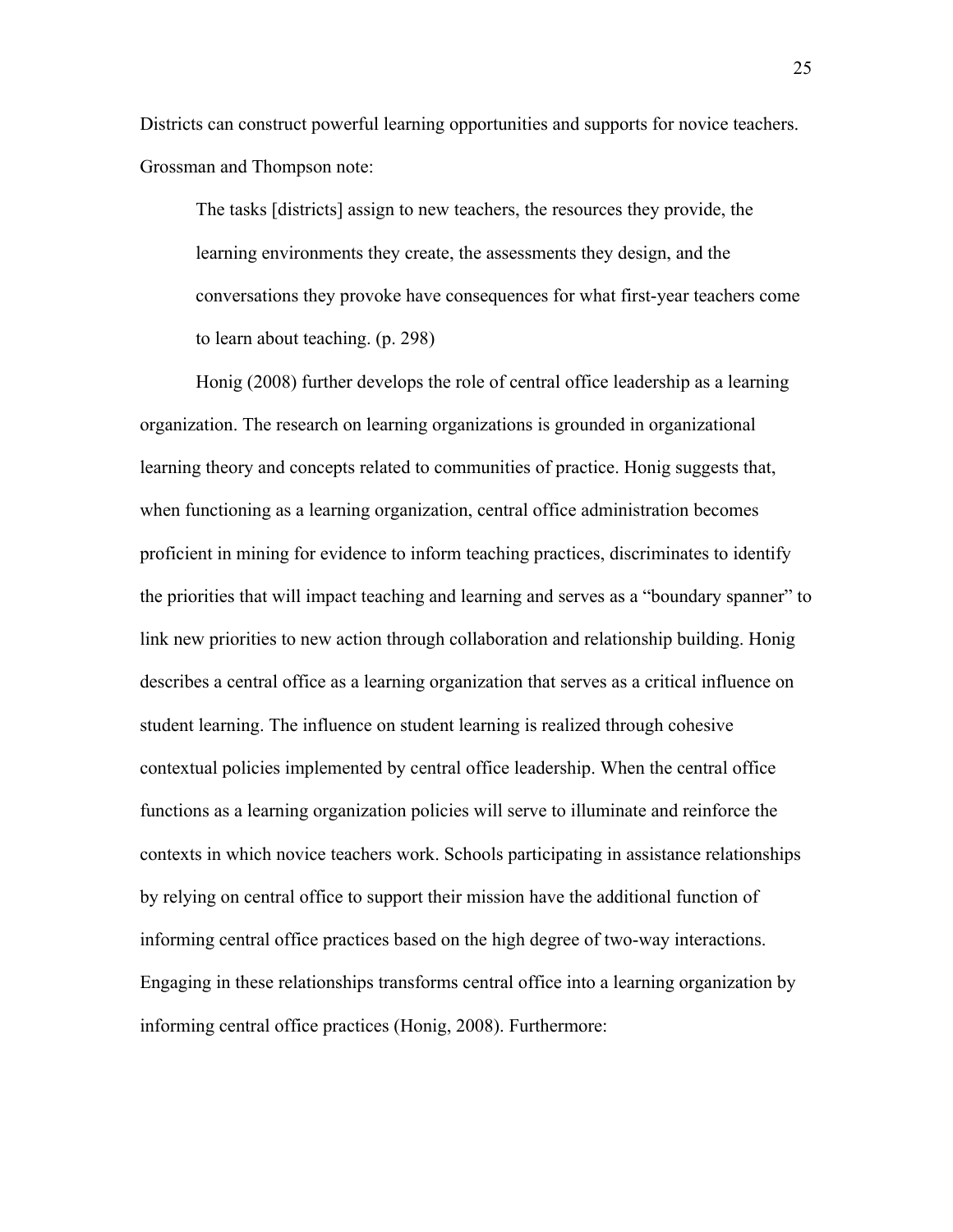Districts can construct powerful learning opportunities and supports for novice teachers. Grossman and Thompson note:

> The tasks [districts] assign to new teachers, the resources they provide, the learning environments they create, the assessments they design, and the conversations they provoke have consequences for what first-year teachers come to learn about teaching. (p. 298)

Honig (2008) further develops the role of central office leadership as a learning organization. The research on learning organizations is grounded in organizational learning theory and concepts related to communities of practice. Honig suggests that, when functioning as a learning organization, central office administration becomes proficient in mining for evidence to inform teaching practices, discriminates to identify the priorities that will impact teaching and learning and serves as a "boundary spanner" to link new priorities to new action through collaboration and relationship building. Honig describes a central office as a learning organization that serves as a critical influence on student learning. The influence on student learning is realized through cohesive contextual policies implemented by central office leadership. When the central office functions as a learning organization policies will serve to illuminate and reinforce the contexts in which novice teachers work. Schools participating in assistance relationships by relying on central office to support their mission have the additional function of informing central office practices based on the high degree of two-way interactions. Engaging in these relationships transforms central office into a learning organization by informing central office practices (Honig, 2008). Furthermore: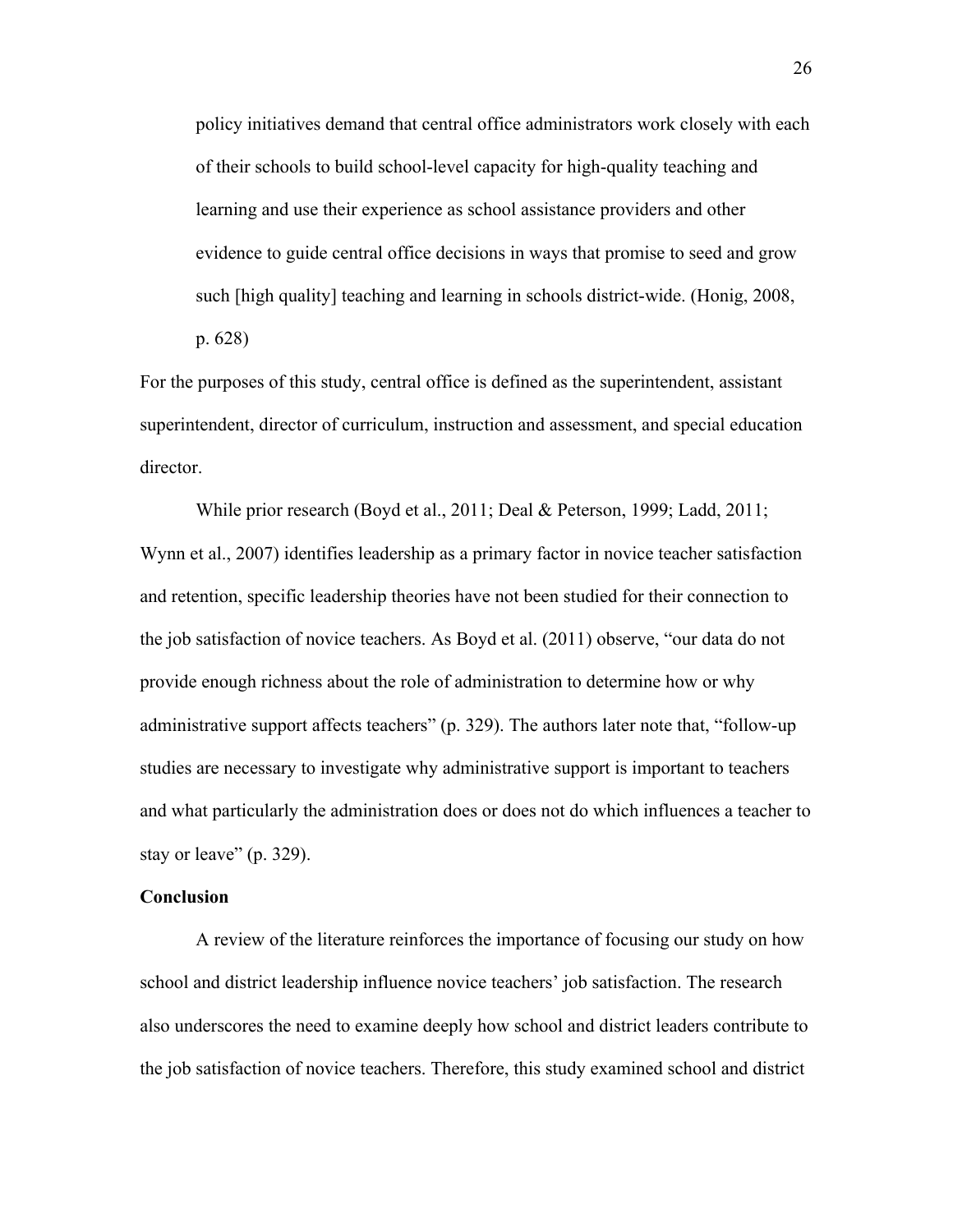> policy initiatives demand that central office administrators work closely with each of their schools to build school-level capacity for high-quality teaching and learning and use their experience as school assistance providers and other evidence to guide central office decisions in ways that promise to seed and grow such [high quality] teaching and learning in schools district-wide. (Honig, 2008, p. 628)

For the purposes of this study, central office is defined as the superintendent, assistant superintendent, director of curriculum, instruction and assessment, and special education director.

While prior research (Boyd et al., 2011; Deal & Peterson, 1999; Ladd, 2011; Wynn et al., 2007) identifies leadership as a primary factor in novice teacher satisfaction and retention, specific leadership theories have not been studied for their connection to the job satisfaction of novice teachers. As Boyd et al. (2011) observe, "our data do not provide enough richness about the role of administration to determine how or why administrative support affects teachers" (p. 329). The authors later note that, "follow-up studies are necessary to investigate why administrative support is important to teachers and what particularly the administration does or does not do which influences a teacher to stay or leave" (p. 329).

**Conclusion**

A review of the literature reinforces the importance of focusing our study on how school and district leadership influence novice teachers' job satisfaction. The research also underscores the need to examine deeply how school and district leaders contribute to the job satisfaction of novice teachers. Therefore, this study examined school and district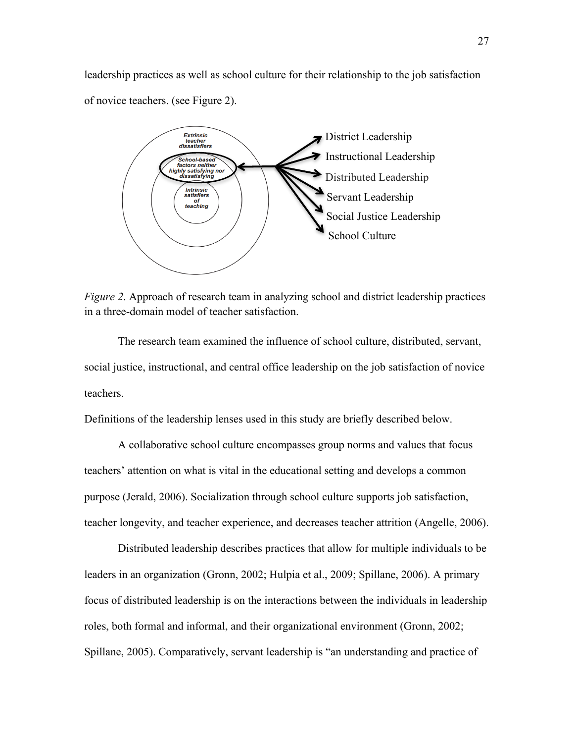leadership practices as well as school culture for their relationship to the job satisfaction of novice teachers. (see Figure 2).

*Figure 2*. Approach of research team in analyzing school and district leadership practices in a three-domain model of teacher satisfaction.

The research team examined the influence of school culture, distributed, servant, social justice, instructional, and central office leadership on the job satisfaction of novice teachers.

Definitions of the leadership lenses used in this study are briefly described below.

A collaborative school culture encompasses group norms and values that focus teachers' attention on what is vital in the educational setting and develops a common purpose (Jerald, 2006). Socialization through school culture supports job satisfaction, teacher longevity, and teacher experience, and decreases teacher attrition (Angelle, 2006).

Distributed leadership describes practices that allow for multiple individuals to be leaders in an organization (Gronn, 2002; Hulpia et al., 2009; Spillane, 2006). A primary focus of distributed leadership is on the interactions between the individuals in leadership roles, both formal and informal, and their organizational environment (Gronn, 2002; Spillane, 2005). Comparatively, servant leadership is "an understanding and practice of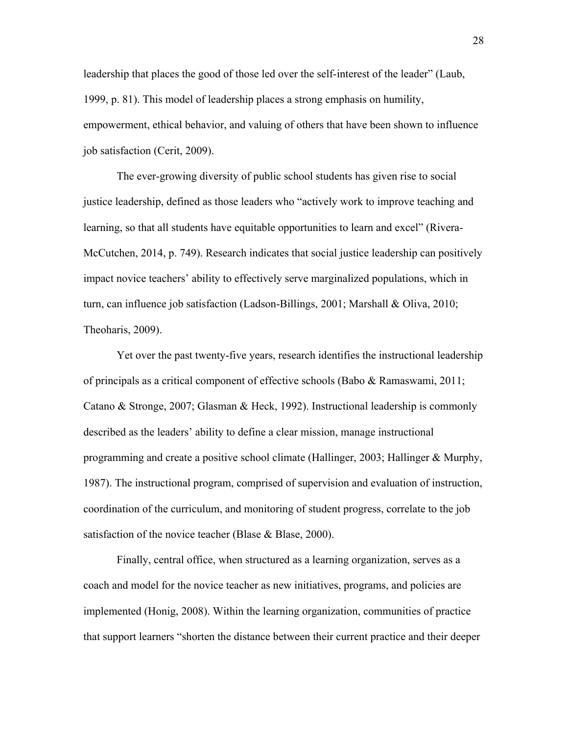leadership that places the good of those led over the self-interest of the leader" (Laub, 1999, p. 81). This model of leadership places a strong emphasis on humility, empowerment, ethical behavior, and valuing of others that have been shown to influence job satisfaction (Cerit, 2009).

The ever-growing diversity of public school students has given rise to social justice leadership, defined as those leaders who "actively work to improve teaching and learning, so that all students have equitable opportunities to learn and excel" (Rivera-McCutchen, 2014, p. 749). Research indicates that social justice leadership can positively impact novice teachers' ability to effectively serve marginalized populations, which in turn, can influence job satisfaction (Ladson-Billings, 2001; Marshall & Oliva, 2010; Theoharis, 2009).

Yet over the past twenty-five years, research identifies the instructional leadership of principals as a critical component of effective schools (Babo & Ramaswami, 2011; Catano & Stronge, 2007; Glasman & Heck, 1992). Instructional leadership is commonly described as the leaders' ability to define a clear mission, manage instructional programming and create a positive school climate (Hallinger, 2003; Hallinger & Murphy, 1987). The instructional program, comprised of supervision and evaluation of instruction, coordination of the curriculum, and monitoring of student progress, correlate to the job satisfaction of the novice teacher (Blase & Blase, 2000).

Finally, central office, when structured as a learning organization, serves as a coach and model for the novice teacher as new initiatives, programs, and policies are implemented (Honig, 2008). Within the learning organization, communities of practice that support learners "shorten the distance between their current practice and their deeper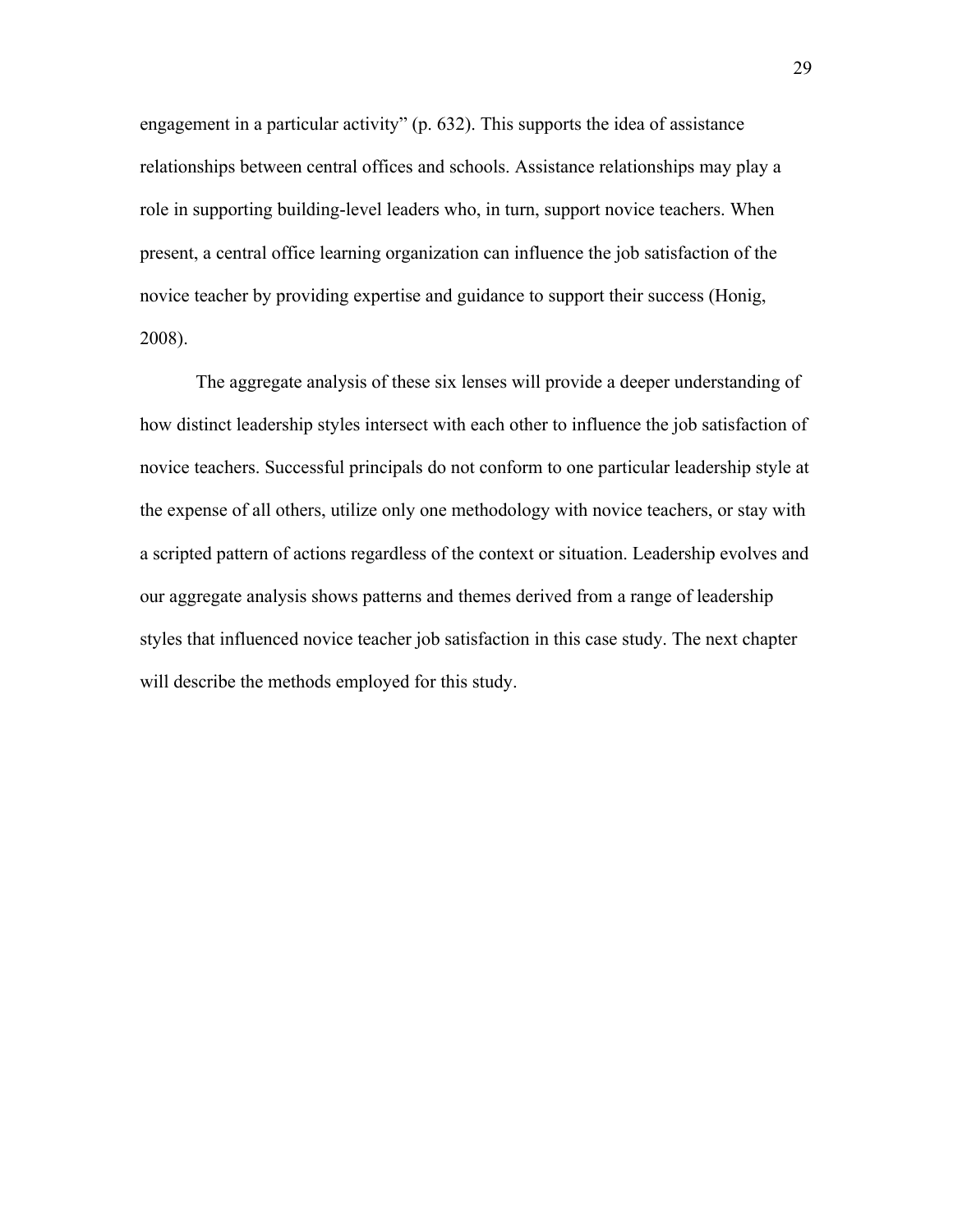engagement in a particular activity" (p. 632). This supports the idea of assistance relationships between central offices and schools. Assistance relationships may play a role in supporting building-level leaders who, in turn, support novice teachers. When present, a central office learning organization can influence the job satisfaction of the novice teacher by providing expertise and guidance to support their success (Honig, 2008).

The aggregate analysis of these six lenses will provide a deeper understanding of how distinct leadership styles intersect with each other to influence the job satisfaction of novice teachers. Successful principals do not conform to one particular leadership style at the expense of all others, utilize only one methodology with novice teachers, or stay with a scripted pattern of actions regardless of the context or situation. Leadership evolves and our aggregate analysis shows patterns and themes derived from a range of leadership styles that influenced novice teacher job satisfaction in this case study. The next chapter will describe the methods employed for this study.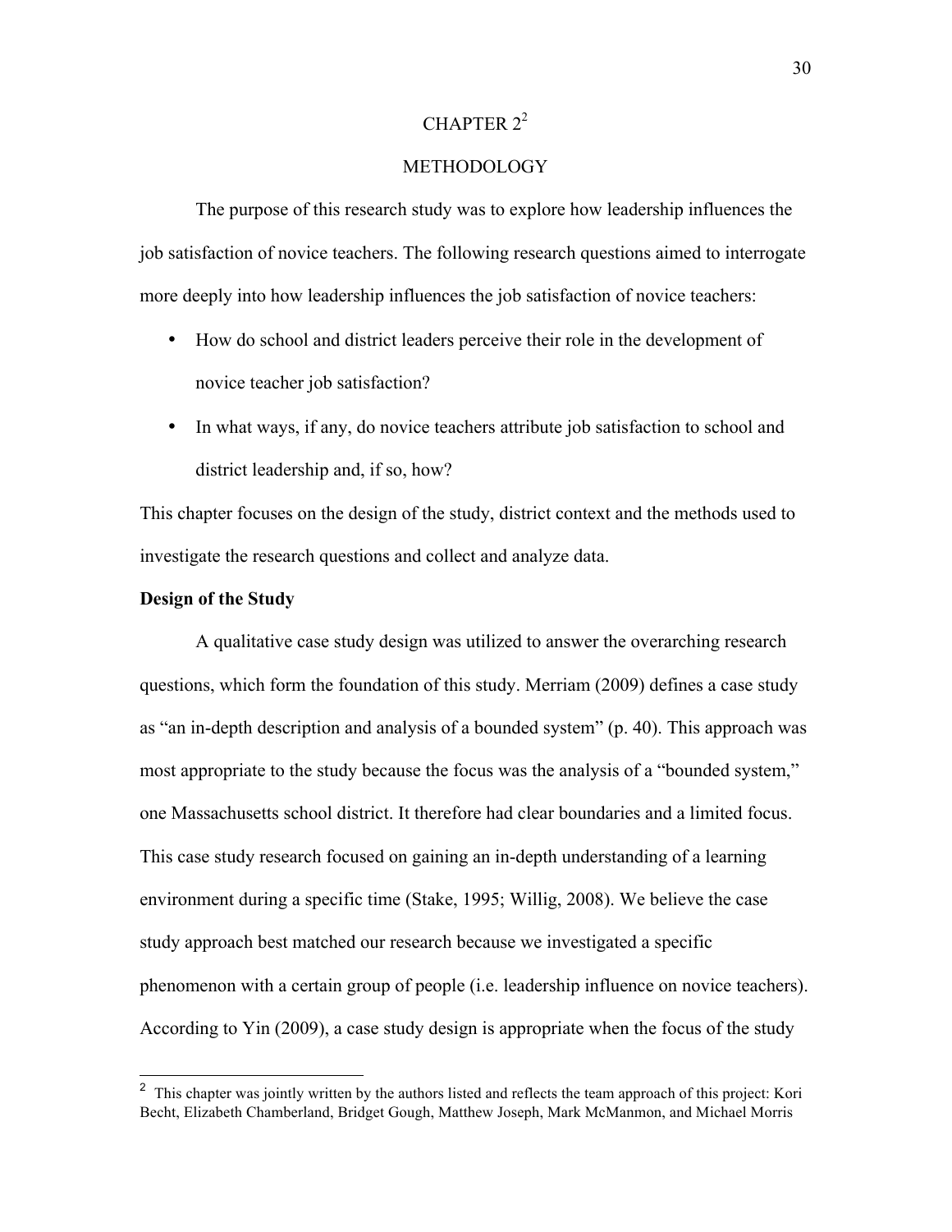# CHAPTER 2[2]

## METHODOLOGY

The purpose of this research study was to explore how leadership influences the job satisfaction of novice teachers. The following research questions aimed to interrogate more deeply into how leadership influences the job satisfaction of novice teachers:

- How do school and district leaders perceive their role in the development of novice teacher job satisfaction?
- In what ways, if any, do novice teachers attribute job satisfaction to school and district leadership and, if so, how?

This chapter focuses on the design of the study, district context and the methods used to investigate the research questions and collect and analyze data.

**Design of the Study**

A qualitative case study design was utilized to answer the overarching research questions, which form the foundation of this study. Merriam (2009) defines a case study as "an in-depth description and analysis of a bounded system" (p. 40). This approach was most appropriate to the study because the focus was the analysis of a "bounded system," one Massachusetts school district. It therefore had clear boundaries and a limited focus. This case study research focused on gaining an in-depth understanding of a learning environment during a specific time (Stake, 1995; Willig, 2008). We believe the case study approach best matched our research because we investigated a specific phenomenon with a certain group of people (i.e. leadership influence on novice teachers). According to Yin (2009), a case study design is appropriate when the focus of the study

[2] This chapter was jointly written by the authors listed and reflects the team approach of this project: Kori Becht, Elizabeth Chamberland, Bridget Gough, Matthew Joseph, Mark McManmon, and Michael Morris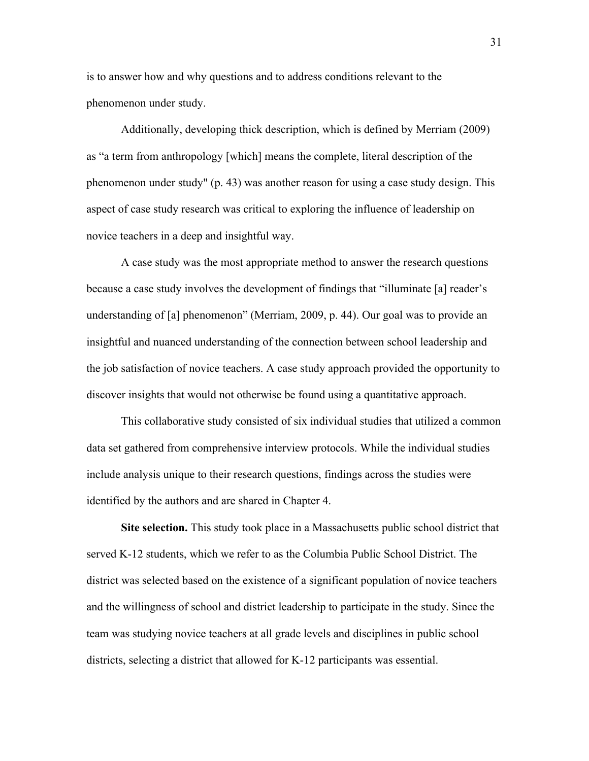is to answer how and why questions and to address conditions relevant to the phenomenon under study.

Additionally, developing thick description, which is defined by Merriam (2009) as "a term from anthropology [which] means the complete, literal description of the phenomenon under study" (p. 43) was another reason for using a case study design. This aspect of case study research was critical to exploring the influence of leadership on novice teachers in a deep and insightful way.

A case study was the most appropriate method to answer the research questions because a case study involves the development of findings that "illuminate [a] reader's understanding of [a] phenomenon" (Merriam, 2009, p. 44). Our goal was to provide an insightful and nuanced understanding of the connection between school leadership and the job satisfaction of novice teachers. A case study approach provided the opportunity to discover insights that would not otherwise be found using a quantitative approach.

This collaborative study consisted of six individual studies that utilized a common data set gathered from comprehensive interview protocols. While the individual studies include analysis unique to their research questions, findings across the studies were identified by the authors and are shared in Chapter 4.

**Site selection.** This study took place in a Massachusetts public school district that served K-12 students, which we refer to as the Columbia Public School District. The district was selected based on the existence of a significant population of novice teachers and the willingness of school and district leadership to participate in the study. Since the team was studying novice teachers at all grade levels and disciplines in public school districts, selecting a district that allowed for K-12 participants was essential.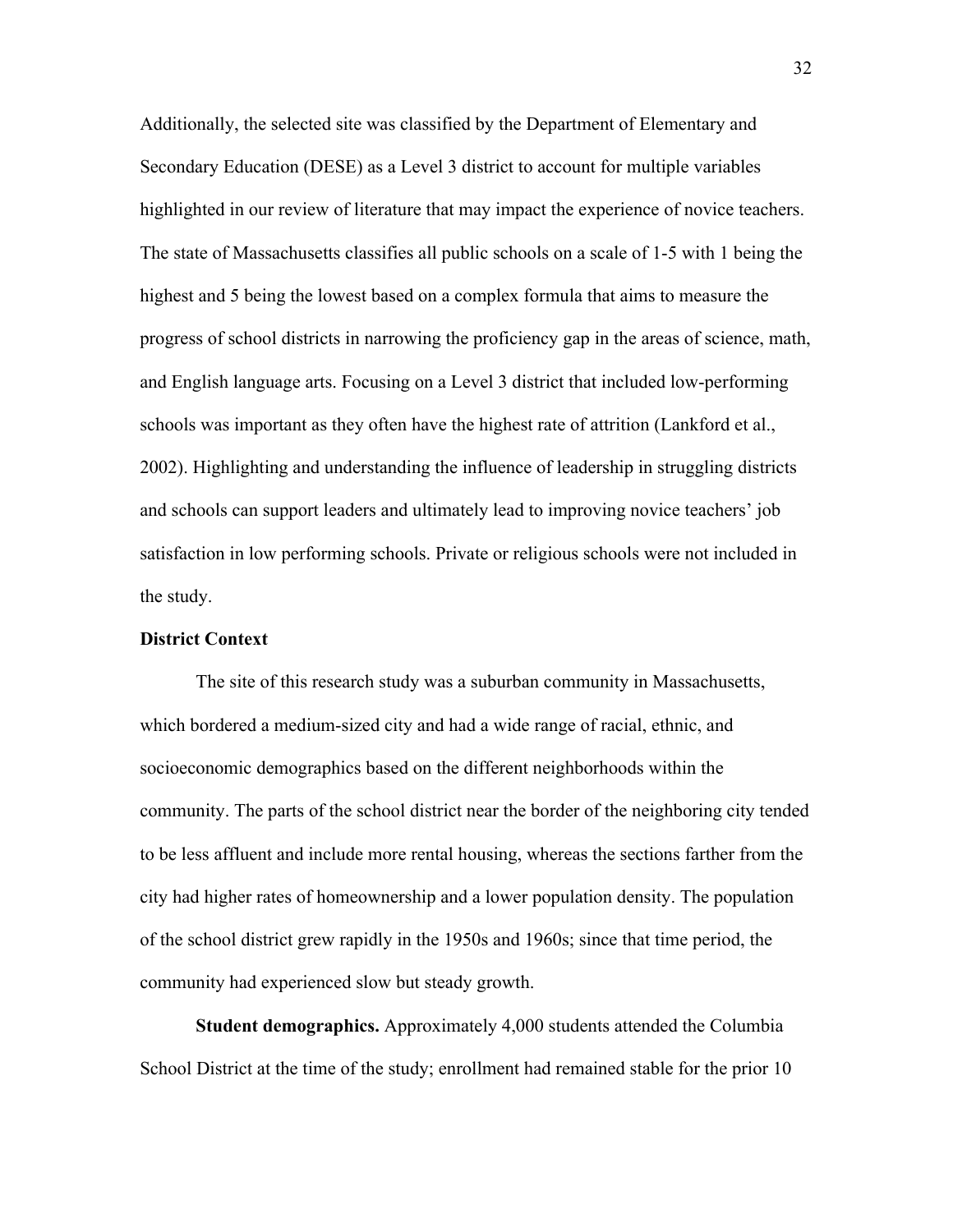Additionally, the selected site was classified by the Department of Elementary and Secondary Education (DESE) as a Level 3 district to account for multiple variables highlighted in our review of literature that may impact the experience of novice teachers. The state of Massachusetts classifies all public schools on a scale of 1-5 with 1 being the highest and 5 being the lowest based on a complex formula that aims to measure the progress of school districts in narrowing the proficiency gap in the areas of science, math, and English language arts. Focusing on a Level 3 district that included low-performing schools was important as they often have the highest rate of attrition (Lankford et al., 2002). Highlighting and understanding the influence of leadership in struggling districts and schools can support leaders and ultimately lead to improving novice teachers' job satisfaction in low performing schools. Private or religious schools were not included in the study.

**District Context**

The site of this research study was a suburban community in Massachusetts, which bordered a medium-sized city and had a wide range of racial, ethnic, and socioeconomic demographics based on the different neighborhoods within the community. The parts of the school district near the border of the neighboring city tended to be less affluent and include more rental housing, whereas the sections farther from the city had higher rates of homeownership and a lower population density. The population of the school district grew rapidly in the 1950s and 1960s; since that time period, the community had experienced slow but steady growth.

**Student demographics.** Approximately 4,000 students attended the Columbia School District at the time of the study; enrollment had remained stable for the prior 10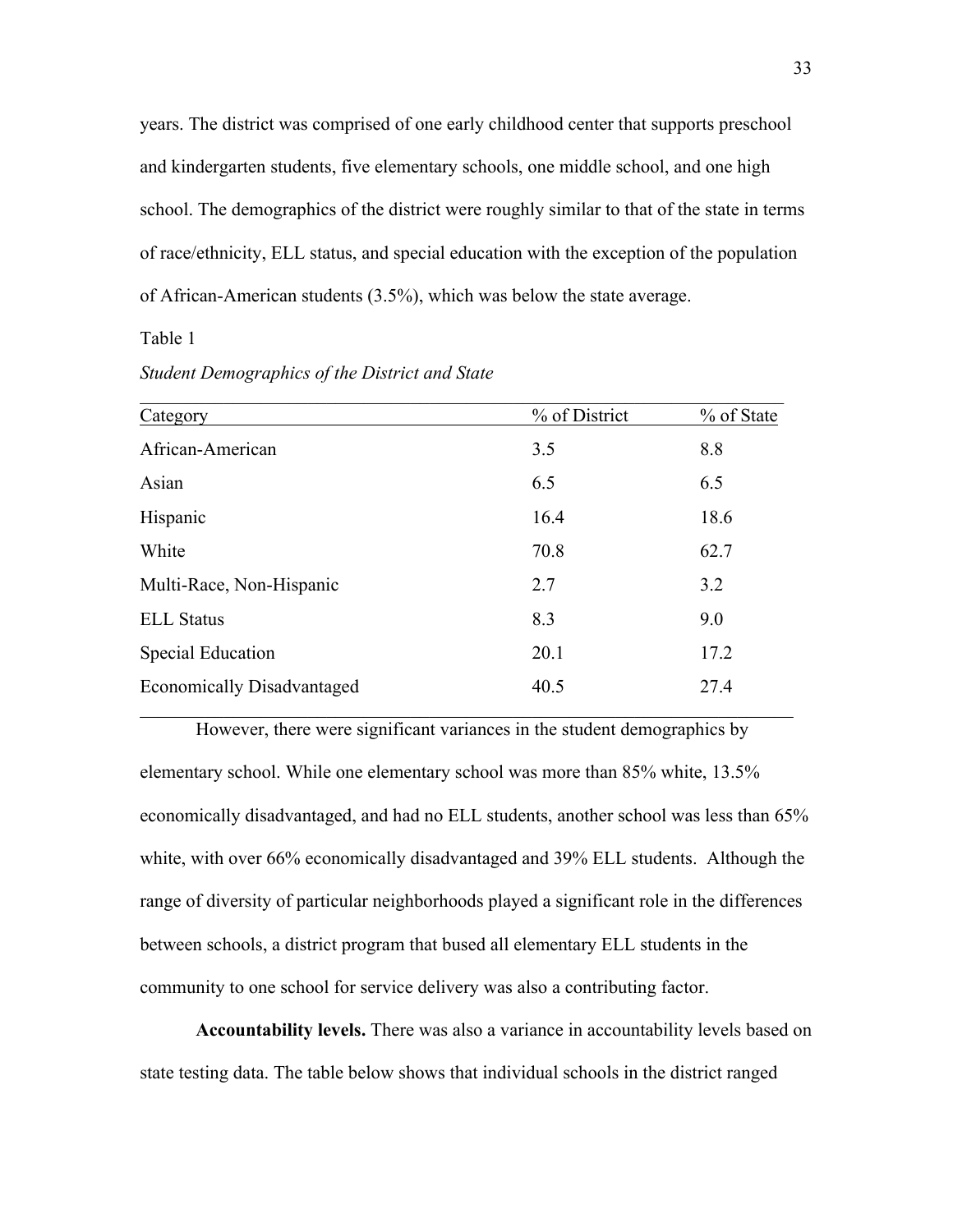years. The district was comprised of one early childhood center that supports preschool and kindergarten students, five elementary schools, one middle school, and one high school. The demographics of the district were roughly similar to that of the state in terms of race/ethnicity, ELL status, and special education with the exception of the population of African-American students (3.5%), which was below the state average.

Table 1

*Student Demographics of the District and State*

| Category | % of District | % of State |
|---|---|---|
| African-American | 3.5 | 8.8 |
| Asian | 6.5 | 6.5 |
| Hispanic | 16.4 | 18.6 |
| White | 70.8 | 62.7 |
| Multi-Race, Non-Hispanic | 2.7 | 3.2 |
| ELL Status | 8.3 | 9.0 |
| Special Education | 20.1 | 17.2 |
| Economically Disadvantaged | 40.5 | 27.4 |

However, there were significant variances in the student demographics by elementary school. While one elementary school was more than 85% white, 13.5% economically disadvantaged, and had no ELL students, another school was less than 65% white, with over 66% economically disadvantaged and 39% ELL students. Although the range of diversity of particular neighborhoods played a significant role in the differences between schools, a district program that bused all elementary ELL students in the community to one school for service delivery was also a contributing factor.

**Accountability levels.** There was also a variance in accountability levels based on state testing data. The table below shows that individual schools in the district ranged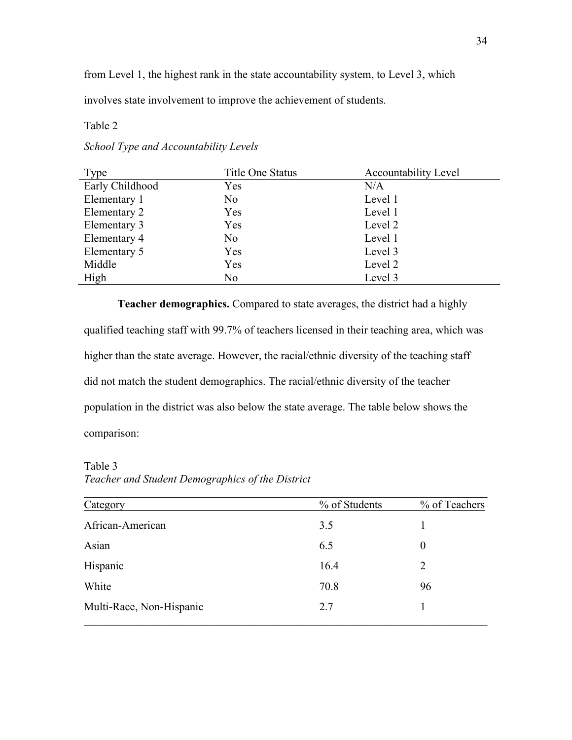from Level 1, the highest rank in the state accountability system, to Level 3, which involves state involvement to improve the achievement of students.

Table 2

*School Type and Accountability Levels*

| Type | Title One Status | Accountability Level |
|---|---|---|
| Early Childhood | Yes | N/A |
| Elementary 1 | No | Level 1 |
| Elementary 2 | Yes | Level 1 |
| Elementary 3 | Yes | Level 2 |
| Elementary 4 | No | Level 1 |
| Elementary 5 | Yes | Level 3 |
| Middle | Yes | Level 2 |
| High | No | Level 3 |

**Teacher demographics.** Compared to state averages, the district had a highly qualified teaching staff with 99.7% of teachers licensed in their teaching area, which was higher than the state average. However, the racial/ethnic diversity of the teaching staff did not match the student demographics. The racial/ethnic diversity of the teacher population in the district was also below the state average. The table below shows the comparison:

Table 3

*Teacher and Student Demographics of the District*

| Category | % of Students | % of Teachers |
|---|---|---|
| African-American | 3.5 | 1 |
| Asian | 6.5 | 0 |
| Hispanic | 16.4 | 2 |
| White | 70.8 | 96 |
| Multi-Race, Non-Hispanic | 2.7 | 1 |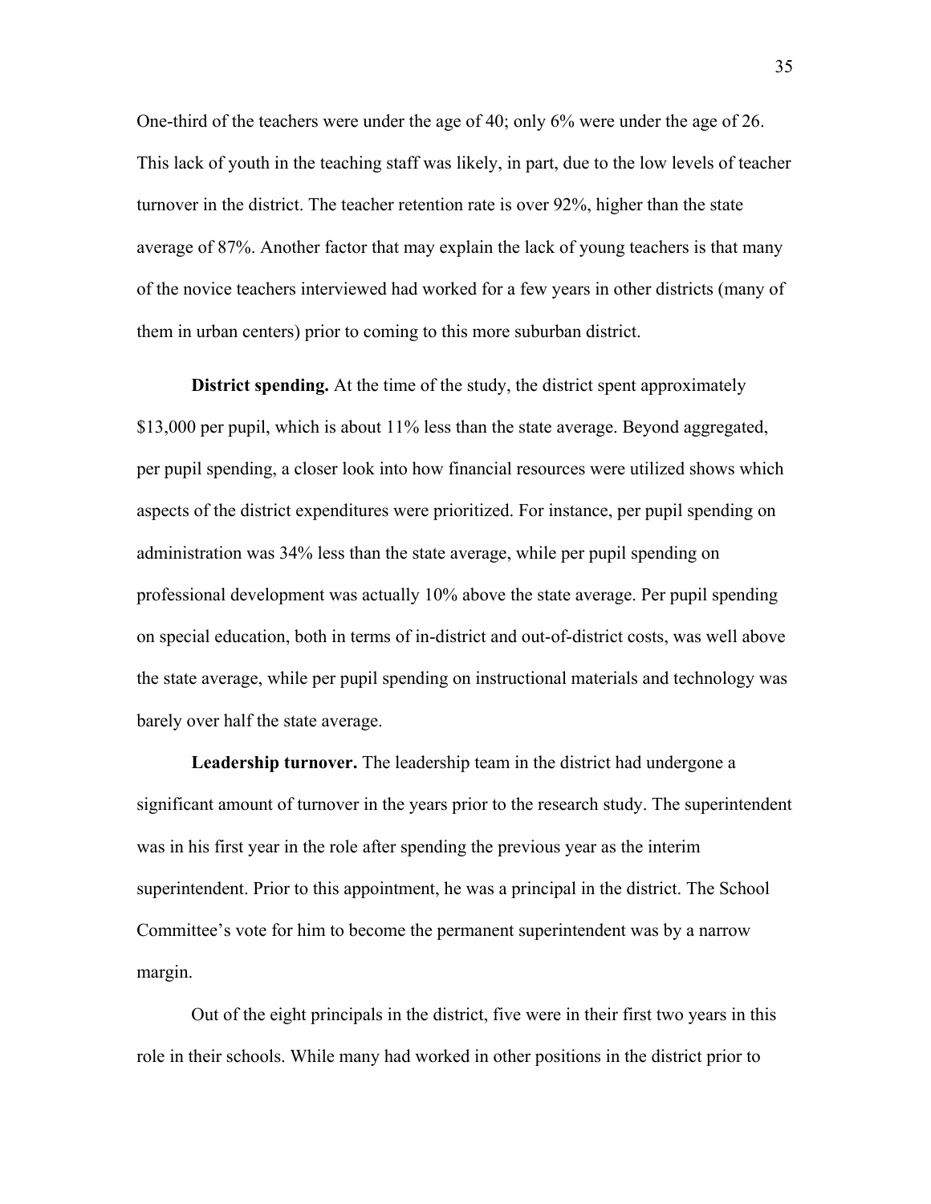One-third of the teachers were under the age of 40; only 6% were under the age of 26. This lack of youth in the teaching staff was likely, in part, due to the low levels of teacher turnover in the district. The teacher retention rate is over 92%, higher than the state average of 87%. Another factor that may explain the lack of young teachers is that many of the novice teachers interviewed had worked for a few years in other districts (many of them in urban centers) prior to coming to this more suburban district.

**District spending.** At the time of the study, the district spent approximately $13,000 per pupil, which is about 11% less than the state average. Beyond aggregated, per pupil spending, a closer look into how financial resources were utilized shows which aspects of the district expenditures were prioritized. For instance, per pupil spending on administration was 34% less than the state average, while per pupil spending on professional development was actually 10% above the state average. Per pupil spending on special education, both in terms of in-district and out-of-district costs, was well above the state average, while per pupil spending on instructional materials and technology was barely over half the state average.

**Leadership turnover.** The leadership team in the district had undergone a significant amount of turnover in the years prior to the research study. The superintendent was in his first year in the role after spending the previous year as the interim superintendent. Prior to this appointment, he was a principal in the district. The School Committee's vote for him to become the permanent superintendent was by a narrow margin.

Out of the eight principals in the district, five were in their first two years in this role in their schools. While many had worked in other positions in the district prior to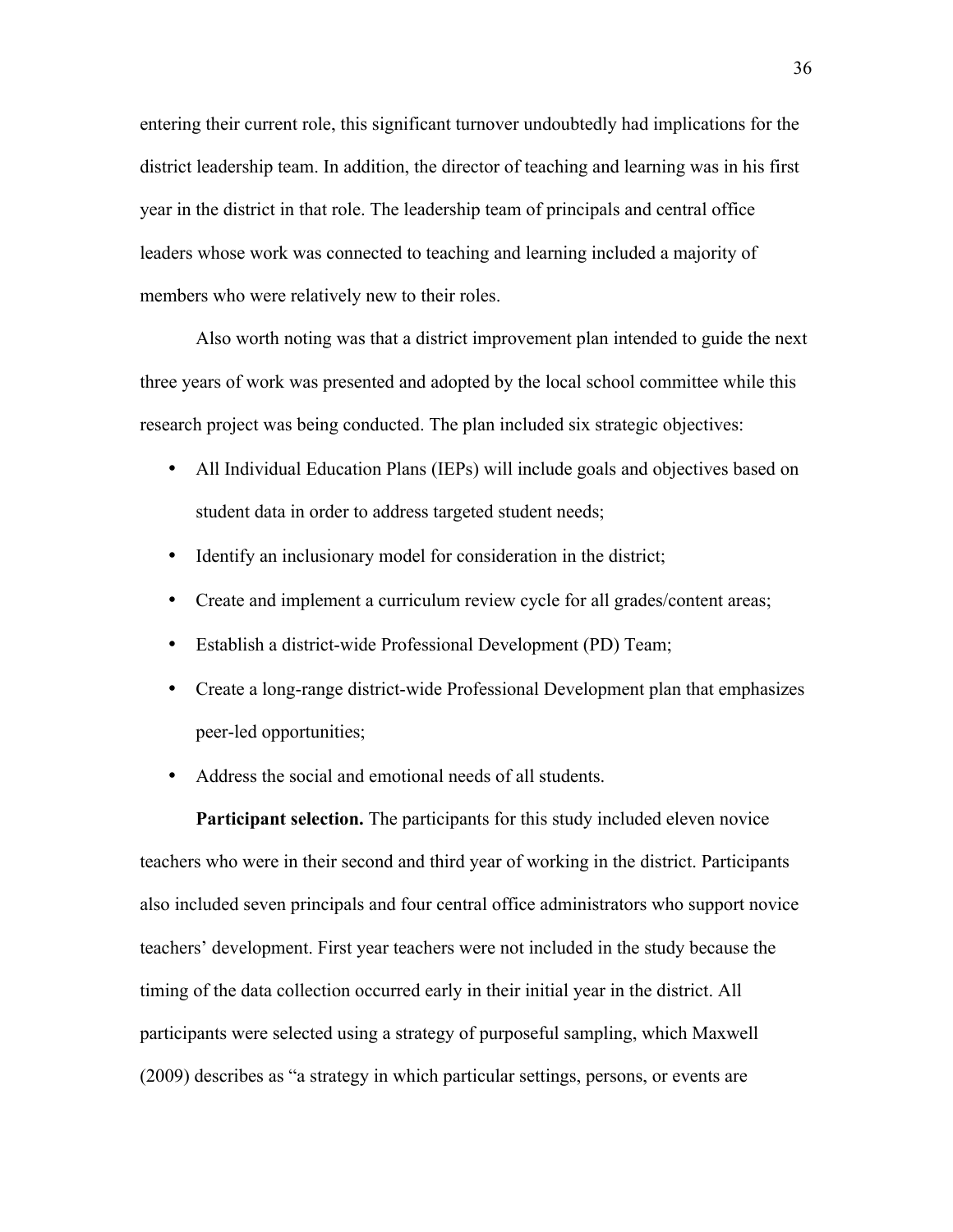entering their current role, this significant turnover undoubtedly had implications for the district leadership team. In addition, the director of teaching and learning was in his first year in the district in that role. The leadership team of principals and central office leaders whose work was connected to teaching and learning included a majority of members who were relatively new to their roles.

Also worth noting was that a district improvement plan intended to guide the next three years of work was presented and adopted by the local school committee while this research project was being conducted. The plan included six strategic objectives:

- All Individual Education Plans (IEPs) will include goals and objectives based on student data in order to address targeted student needs;
- Identify an inclusionary model for consideration in the district;
- Create and implement a curriculum review cycle for all grades/content areas;
- Establish a district-wide Professional Development (PD) Team;
- Create a long-range district-wide Professional Development plan that emphasizes peer-led opportunities;
- Address the social and emotional needs of all students.

**Participant selection.** The participants for this study included eleven novice teachers who were in their second and third year of working in the district. Participants also included seven principals and four central office administrators who support novice teachers' development. First year teachers were not included in the study because the timing of the data collection occurred early in their initial year in the district. All participants were selected using a strategy of purposeful sampling, which Maxwell (2009) describes as "a strategy in which particular settings, persons, or events are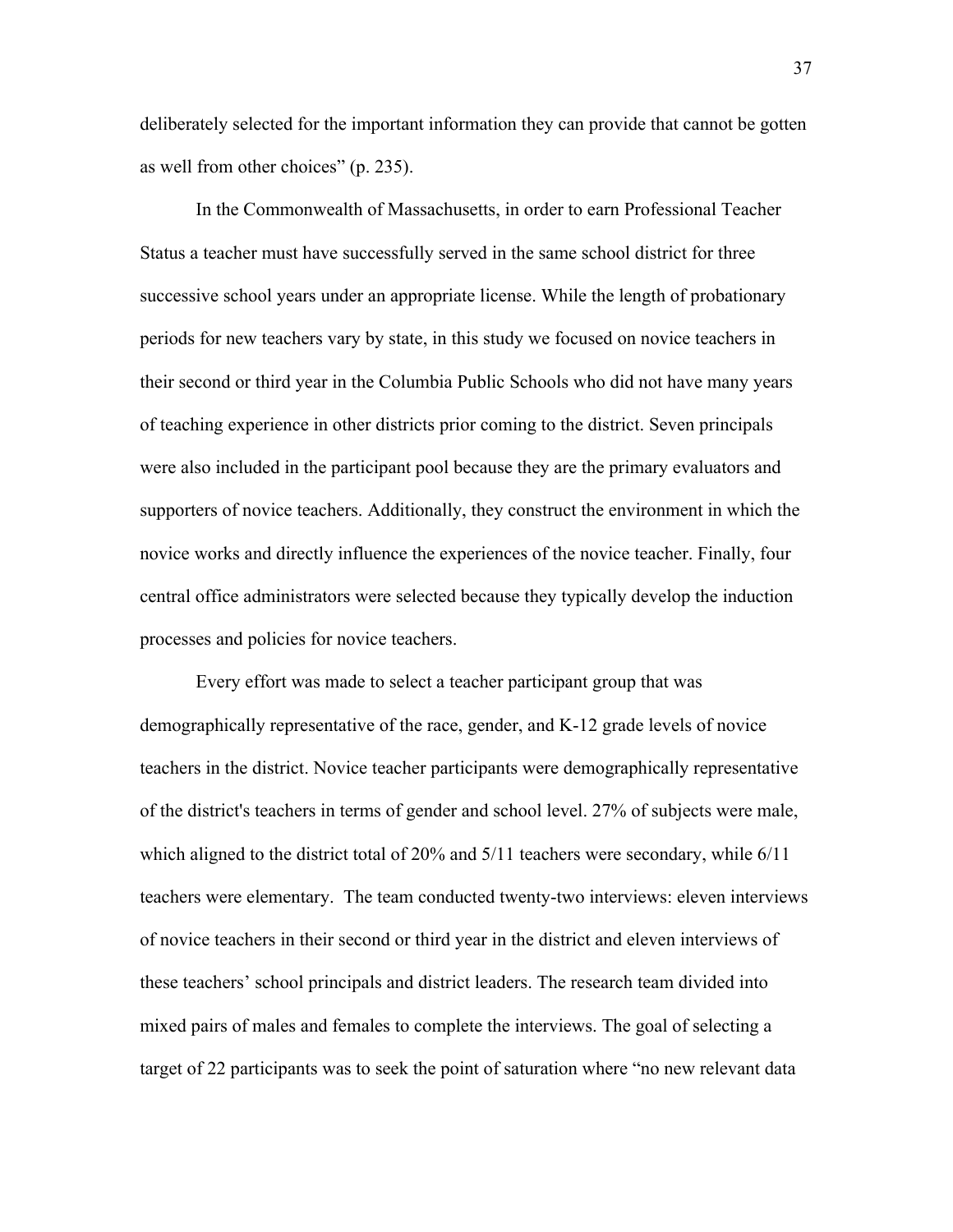deliberately selected for the important information they can provide that cannot be gotten as well from other choices" (p. 235).

In the Commonwealth of Massachusetts, in order to earn Professional Teacher Status a teacher must have successfully served in the same school district for three successive school years under an appropriate license. While the length of probationary periods for new teachers vary by state, in this study we focused on novice teachers in their second or third year in the Columbia Public Schools who did not have many years of teaching experience in other districts prior coming to the district. Seven principals were also included in the participant pool because they are the primary evaluators and supporters of novice teachers. Additionally, they construct the environment in which the novice works and directly influence the experiences of the novice teacher. Finally, four central office administrators were selected because they typically develop the induction processes and policies for novice teachers.

Every effort was made to select a teacher participant group that was demographically representative of the race, gender, and K-12 grade levels of novice teachers in the district. Novice teacher participants were demographically representative of the district's teachers in terms of gender and school level. 27% of subjects were male, which aligned to the district total of 20% and 5/11 teachers were secondary, while 6/11 teachers were elementary. The team conducted twenty-two interviews: eleven interviews of novice teachers in their second or third year in the district and eleven interviews of these teachers' school principals and district leaders. The research team divided into mixed pairs of males and females to complete the interviews. The goal of selecting a target of 22 participants was to seek the point of saturation where "no new relevant data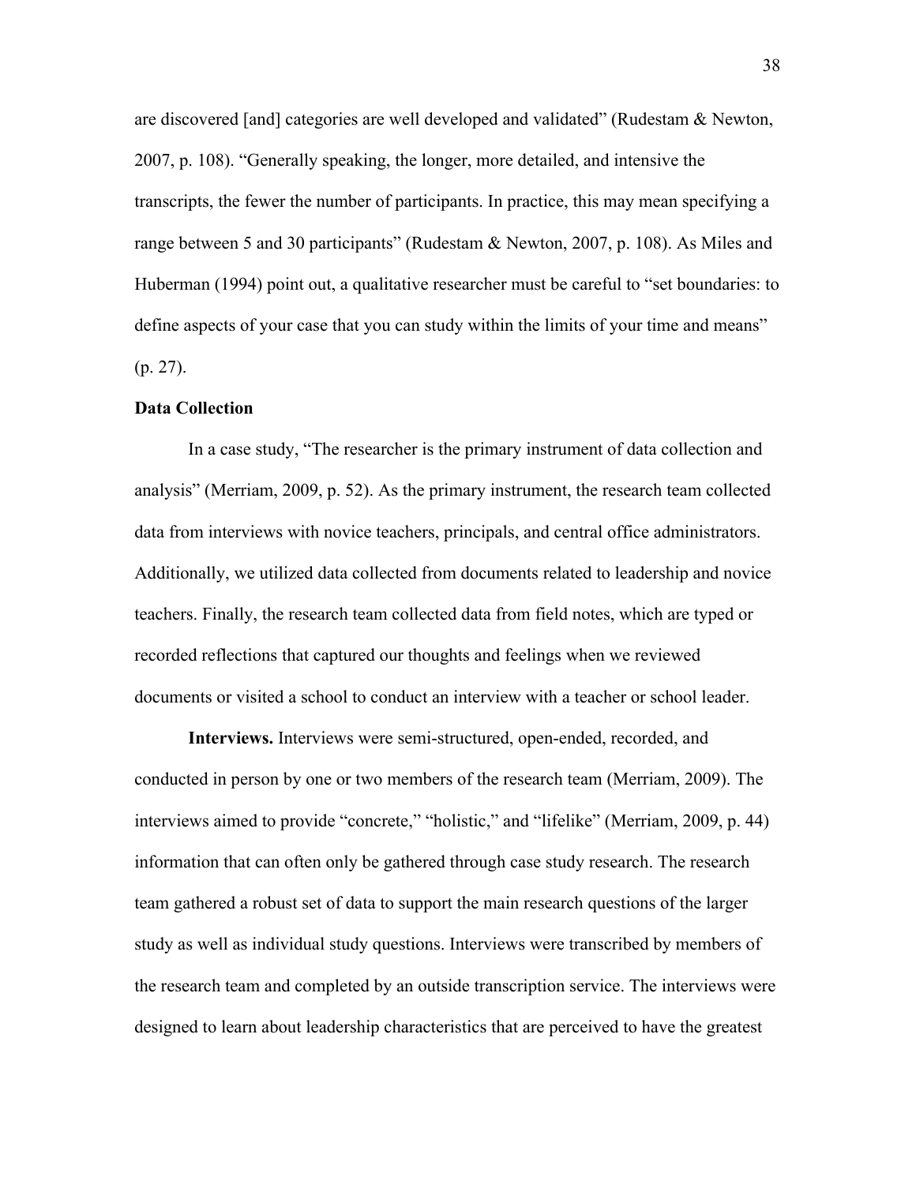are discovered [and] categories are well developed and validated" (Rudestam & Newton, 2007, p. 108). "Generally speaking, the longer, more detailed, and intensive the transcripts, the fewer the number of participants. In practice, this may mean specifying a range between 5 and 30 participants" (Rudestam & Newton, 2007, p. 108). As Miles and Huberman (1994) point out, a qualitative researcher must be careful to "set boundaries: to define aspects of your case that you can study within the limits of your time and means" (p. 27).

### Data Collection

In a case study, "The researcher is the primary instrument of data collection and analysis" (Merriam, 2009, p. 52). As the primary instrument, the research team collected data from interviews with novice teachers, principals, and central office administrators. Additionally, we utilized data collected from documents related to leadership and novice teachers. Finally, the research team collected data from field notes, which are typed or recorded reflections that captured our thoughts and feelings when we reviewed documents or visited a school to conduct an interview with a teacher or school leader.

**Interviews.** Interviews were semi-structured, open-ended, recorded, and conducted in person by one or two members of the research team (Merriam, 2009). The interviews aimed to provide "concrete," "holistic," and "lifelike" (Merriam, 2009, p. 44) information that can often only be gathered through case study research. The research team gathered a robust set of data to support the main research questions of the larger study as well as individual study questions. Interviews were transcribed by members of the research team and completed by an outside transcription service. The interviews were designed to learn about leadership characteristics that are perceived to have the greatest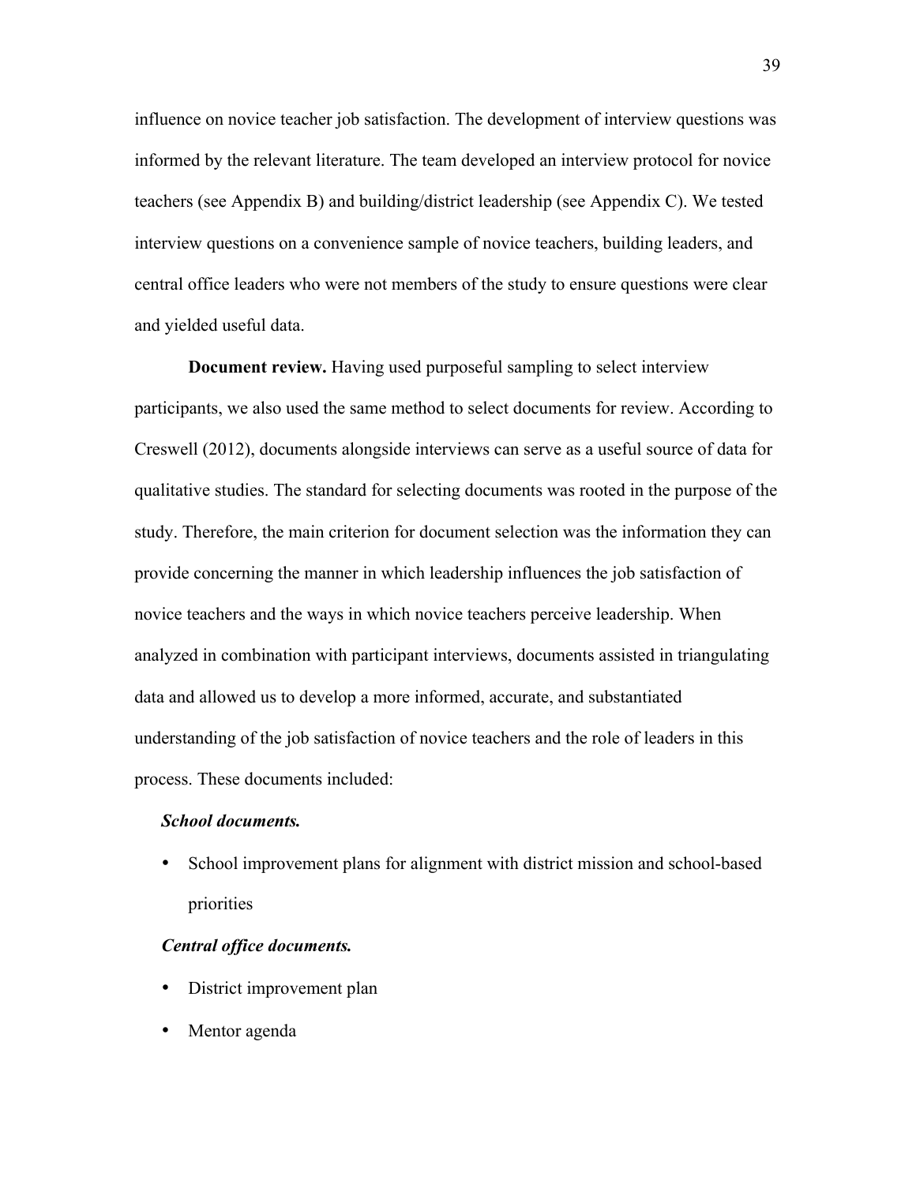influence on novice teacher job satisfaction. The development of interview questions was informed by the relevant literature. The team developed an interview protocol for novice teachers (see Appendix B) and building/district leadership (see Appendix C). We tested interview questions on a convenience sample of novice teachers, building leaders, and central office leaders who were not members of the study to ensure questions were clear and yielded useful data.

**Document review.** Having used purposeful sampling to select interview participants, we also used the same method to select documents for review. According to Creswell (2012), documents alongside interviews can serve as a useful source of data for qualitative studies. The standard for selecting documents was rooted in the purpose of the study. Therefore, the main criterion for document selection was the information they can provide concerning the manner in which leadership influences the job satisfaction of novice teachers and the ways in which novice teachers perceive leadership. When analyzed in combination with participant interviews, documents assisted in triangulating data and allowed us to develop a more informed, accurate, and substantiated understanding of the job satisfaction of novice teachers and the role of leaders in this process. These documents included:

***School documents.***

- School improvement plans for alignment with district mission and school-based priorities

***Central office documents.***

- District improvement plan
- Mentor agenda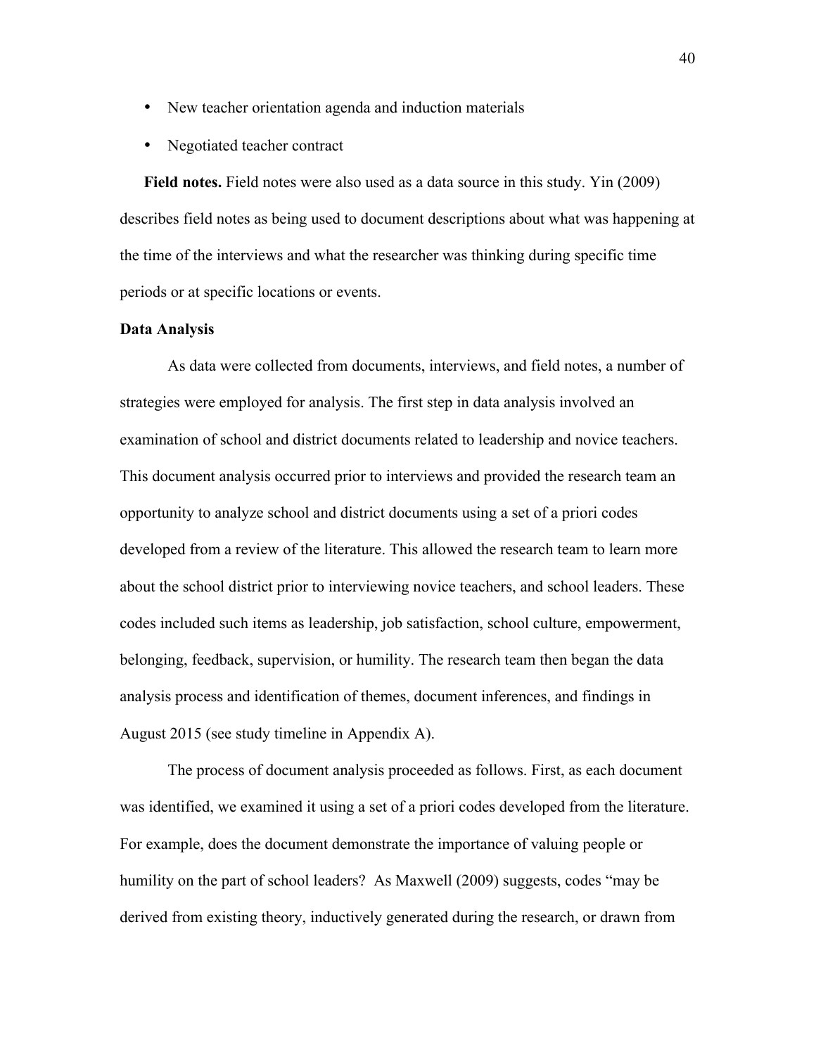- New teacher orientation agenda and induction materials
- Negotiated teacher contract

**Field notes.** Field notes were also used as a data source in this study. Yin (2009) describes field notes as being used to document descriptions about what was happening at the time of the interviews and what the researcher was thinking during specific time periods or at specific locations or events.

**Data Analysis**

As data were collected from documents, interviews, and field notes, a number of strategies were employed for analysis. The first step in data analysis involved an examination of school and district documents related to leadership and novice teachers. This document analysis occurred prior to interviews and provided the research team an opportunity to analyze school and district documents using a set of a priori codes developed from a review of the literature. This allowed the research team to learn more about the school district prior to interviewing novice teachers, and school leaders. These codes included such items as leadership, job satisfaction, school culture, empowerment, belonging, feedback, supervision, or humility. The research team then began the data analysis process and identification of themes, document inferences, and findings in August 2015 (see study timeline in Appendix A).

The process of document analysis proceeded as follows. First, as each document was identified, we examined it using a set of a priori codes developed from the literature. For example, does the document demonstrate the importance of valuing people or humility on the part of school leaders? As Maxwell (2009) suggests, codes "may be derived from existing theory, inductively generated during the research, or drawn from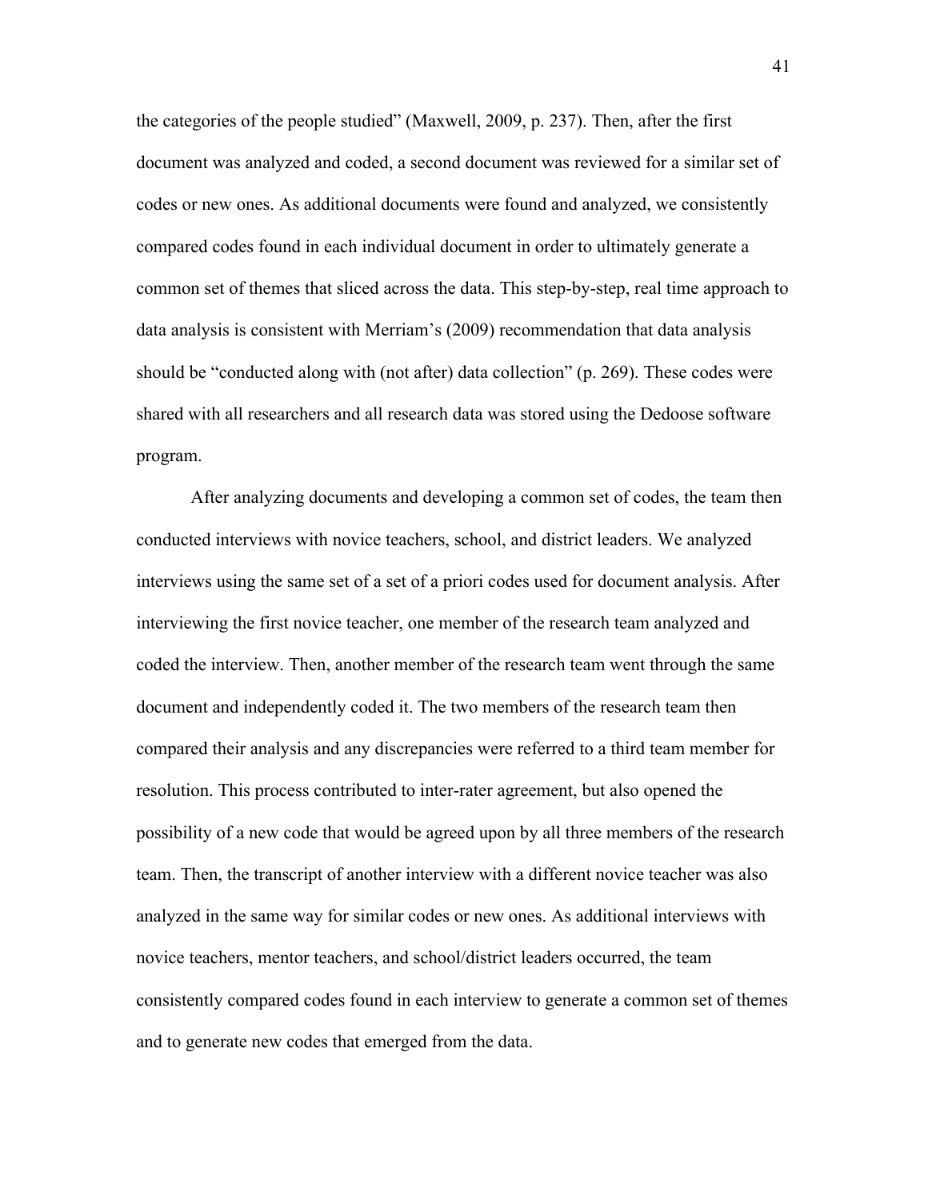the categories of the people studied" (Maxwell, 2009, p. 237). Then, after the first document was analyzed and coded, a second document was reviewed for a similar set of codes or new ones. As additional documents were found and analyzed, we consistently compared codes found in each individual document in order to ultimately generate a common set of themes that sliced across the data. This step-by-step, real time approach to data analysis is consistent with Merriam's (2009) recommendation that data analysis should be "conducted along with (not after) data collection" (p. 269). These codes were shared with all researchers and all research data was stored using the Dedoose software program.

After analyzing documents and developing a common set of codes, the team then conducted interviews with novice teachers, school, and district leaders. We analyzed interviews using the same set of a set of a priori codes used for document analysis. After interviewing the first novice teacher, one member of the research team analyzed and coded the interview. Then, another member of the research team went through the same document and independently coded it. The two members of the research team then compared their analysis and any discrepancies were referred to a third team member for resolution. This process contributed to inter-rater agreement, but also opened the possibility of a new code that would be agreed upon by all three members of the research team. Then, the transcript of another interview with a different novice teacher was also analyzed in the same way for similar codes or new ones. As additional interviews with novice teachers, mentor teachers, and school/district leaders occurred, the team consistently compared codes found in each interview to generate a common set of themes and to generate new codes that emerged from the data.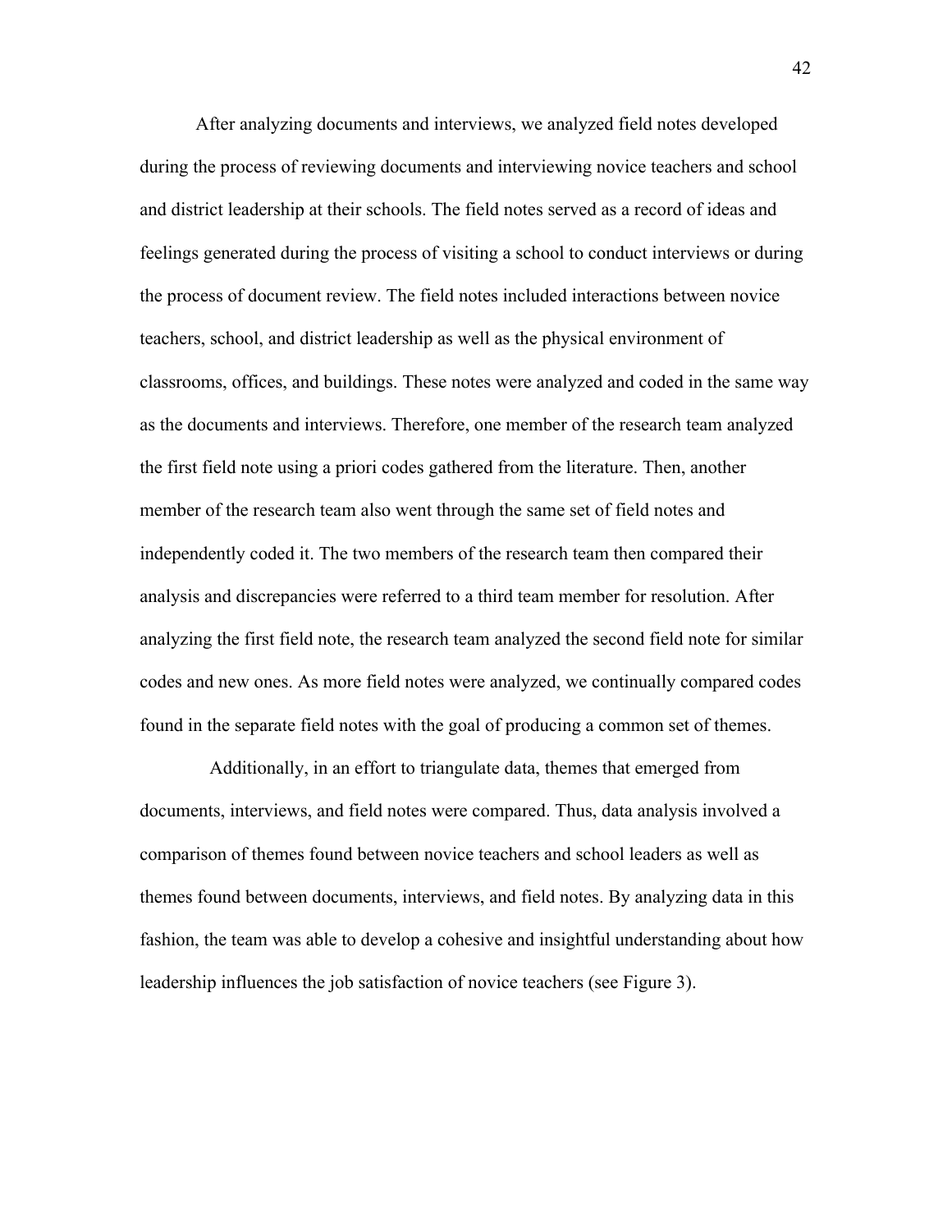After analyzing documents and interviews, we analyzed field notes developed during the process of reviewing documents and interviewing novice teachers and school and district leadership at their schools. The field notes served as a record of ideas and feelings generated during the process of visiting a school to conduct interviews or during the process of document review. The field notes included interactions between novice teachers, school, and district leadership as well as the physical environment of classrooms, offices, and buildings. These notes were analyzed and coded in the same way as the documents and interviews. Therefore, one member of the research team analyzed the first field note using a priori codes gathered from the literature. Then, another member of the research team also went through the same set of field notes and independently coded it. The two members of the research team then compared their analysis and discrepancies were referred to a third team member for resolution. After analyzing the first field note, the research team analyzed the second field note for similar codes and new ones. As more field notes were analyzed, we continually compared codes found in the separate field notes with the goal of producing a common set of themes.

Additionally, in an effort to triangulate data, themes that emerged from documents, interviews, and field notes were compared. Thus, data analysis involved a comparison of themes found between novice teachers and school leaders as well as themes found between documents, interviews, and field notes. By analyzing data in this fashion, the team was able to develop a cohesive and insightful understanding about how leadership influences the job satisfaction of novice teachers (see Figure 3).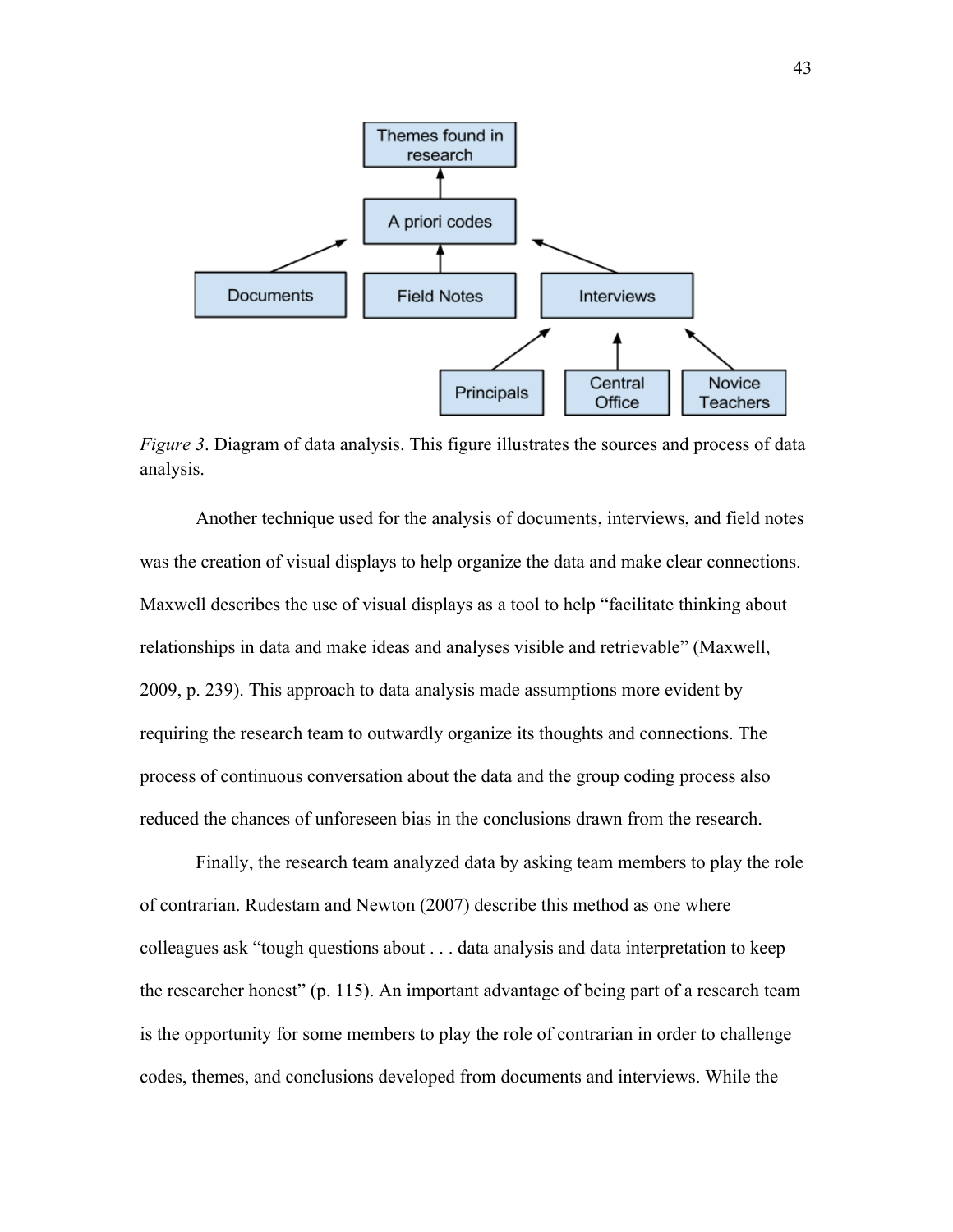*Figure 3*. Diagram of data analysis. This figure illustrates the sources and process of data analysis.

Another technique used for the analysis of documents, interviews, and field notes was the creation of visual displays to help organize the data and make clear connections. Maxwell describes the use of visual displays as a tool to help "facilitate thinking about relationships in data and make ideas and analyses visible and retrievable" (Maxwell, 2009, p. 239). This approach to data analysis made assumptions more evident by requiring the research team to outwardly organize its thoughts and connections. The process of continuous conversation about the data and the group coding process also reduced the chances of unforeseen bias in the conclusions drawn from the research.

Finally, the research team analyzed data by asking team members to play the role of contrarian. Rudestam and Newton (2007) describe this method as one where colleagues ask "tough questions about . . . data analysis and data interpretation to keep the researcher honest" (p. 115). An important advantage of being part of a research team is the opportunity for some members to play the role of contrarian in order to challenge codes, themes, and conclusions developed from documents and interviews. While the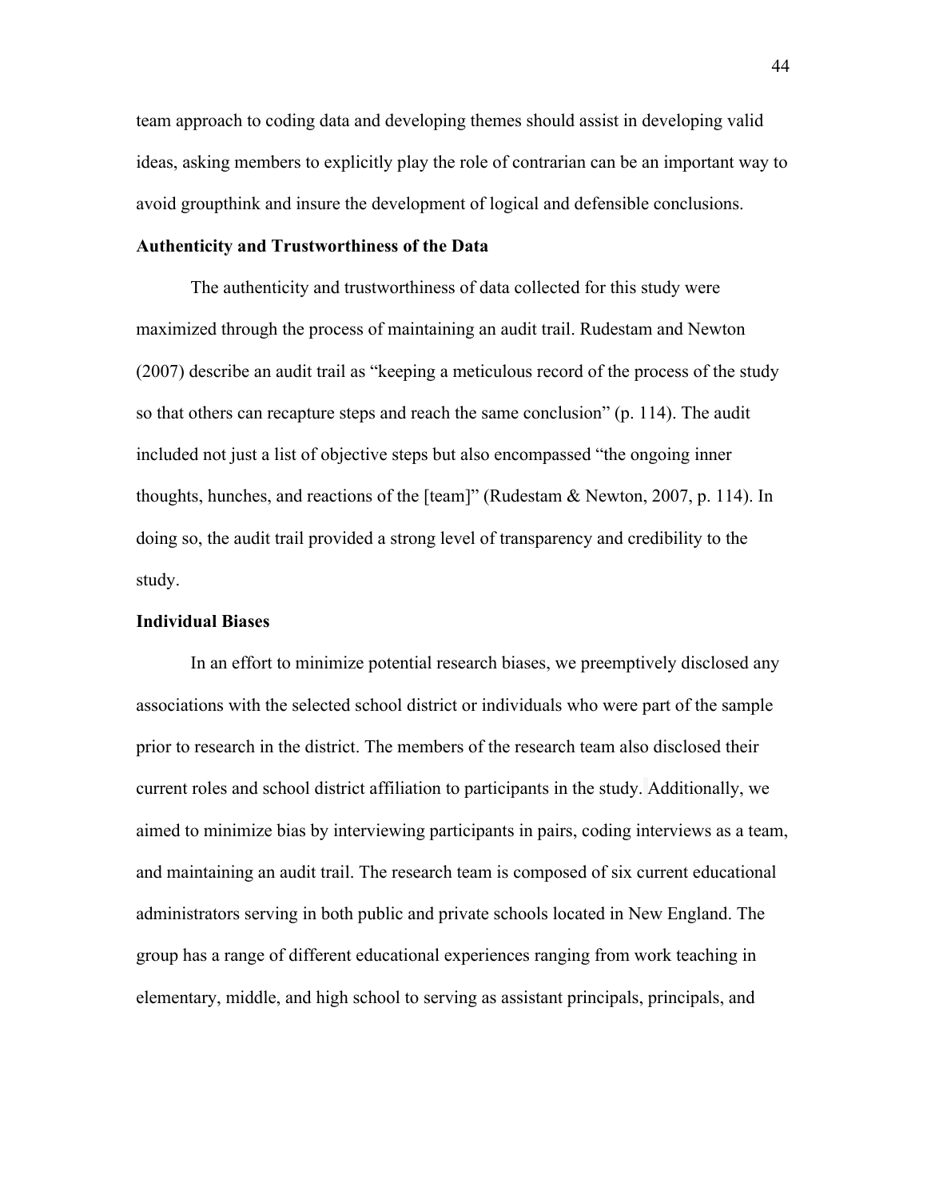team approach to coding data and developing themes should assist in developing valid ideas, asking members to explicitly play the role of contrarian can be an important way to avoid groupthink and insure the development of logical and defensible conclusions.

### Authenticity and Trustworthiness of the Data

The authenticity and trustworthiness of data collected for this study were maximized through the process of maintaining an audit trail. Rudestam and Newton (2007) describe an audit trail as "keeping a meticulous record of the process of the study so that others can recapture steps and reach the same conclusion" (p. 114). The audit included not just a list of objective steps but also encompassed "the ongoing inner thoughts, hunches, and reactions of the [team]" (Rudestam & Newton, 2007, p. 114). In doing so, the audit trail provided a strong level of transparency and credibility to the study.

### Individual Biases

In an effort to minimize potential research biases, we preemptively disclosed any associations with the selected school district or individuals who were part of the sample prior to research in the district. The members of the research team also disclosed their current roles and school district affiliation to participants in the study. Additionally, we aimed to minimize bias by interviewing participants in pairs, coding interviews as a team, and maintaining an audit trail. The research team is composed of six current educational administrators serving in both public and private schools located in New England. The group has a range of different educational experiences ranging from work teaching in elementary, middle, and high school to serving as assistant principals, principals, and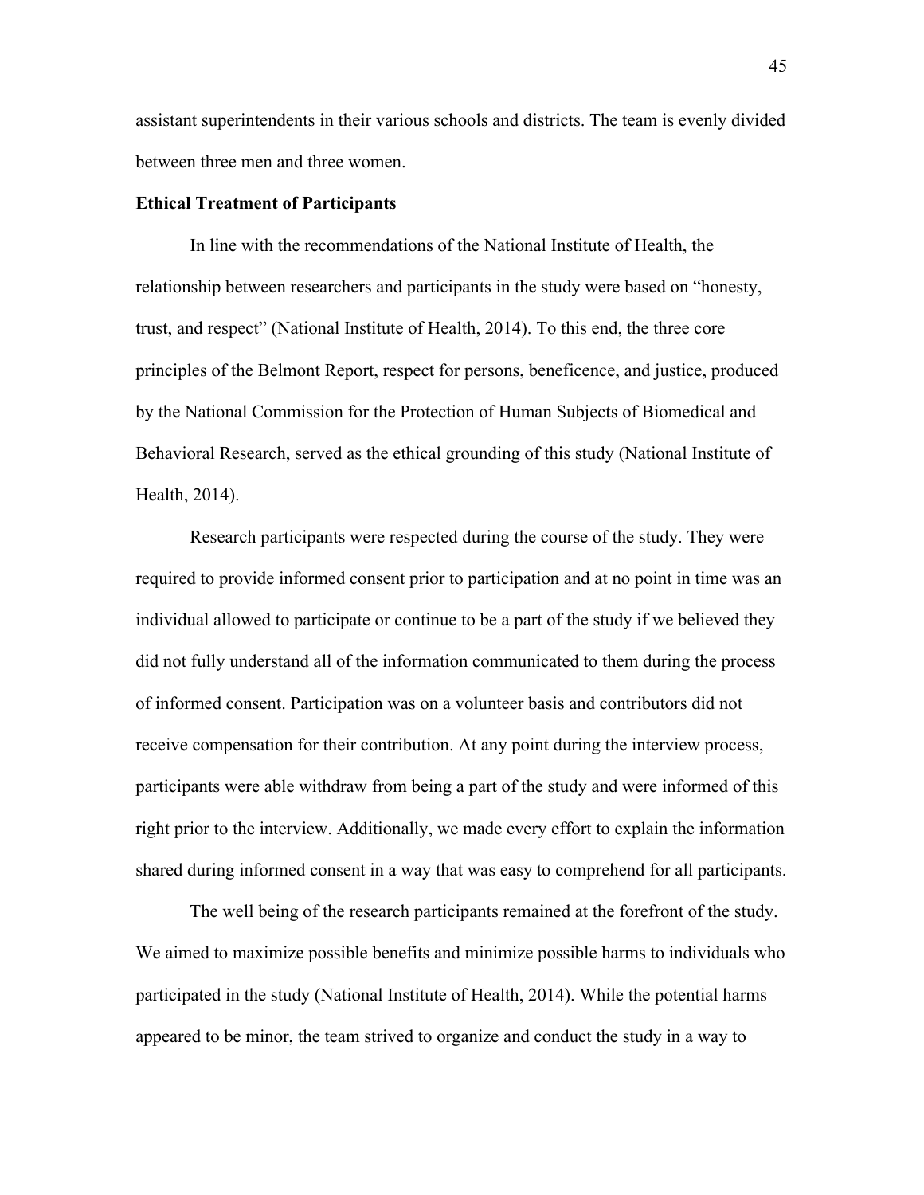assistant superintendents in their various schools and districts. The team is evenly divided between three men and three women.

**Ethical Treatment of Participants**

In line with the recommendations of the National Institute of Health, the relationship between researchers and participants in the study were based on "honesty, trust, and respect" (National Institute of Health, 2014). To this end, the three core principles of the Belmont Report, respect for persons, beneficence, and justice, produced by the National Commission for the Protection of Human Subjects of Biomedical and Behavioral Research, served as the ethical grounding of this study (National Institute of Health, 2014).

Research participants were respected during the course of the study. They were required to provide informed consent prior to participation and at no point in time was an individual allowed to participate or continue to be a part of the study if we believed they did not fully understand all of the information communicated to them during the process of informed consent. Participation was on a volunteer basis and contributors did not receive compensation for their contribution. At any point during the interview process, participants were able withdraw from being a part of the study and were informed of this right prior to the interview. Additionally, we made every effort to explain the information shared during informed consent in a way that was easy to comprehend for all participants.

The well being of the research participants remained at the forefront of the study. We aimed to maximize possible benefits and minimize possible harms to individuals who participated in the study (National Institute of Health, 2014). While the potential harms appeared to be minor, the team strived to organize and conduct the study in a way to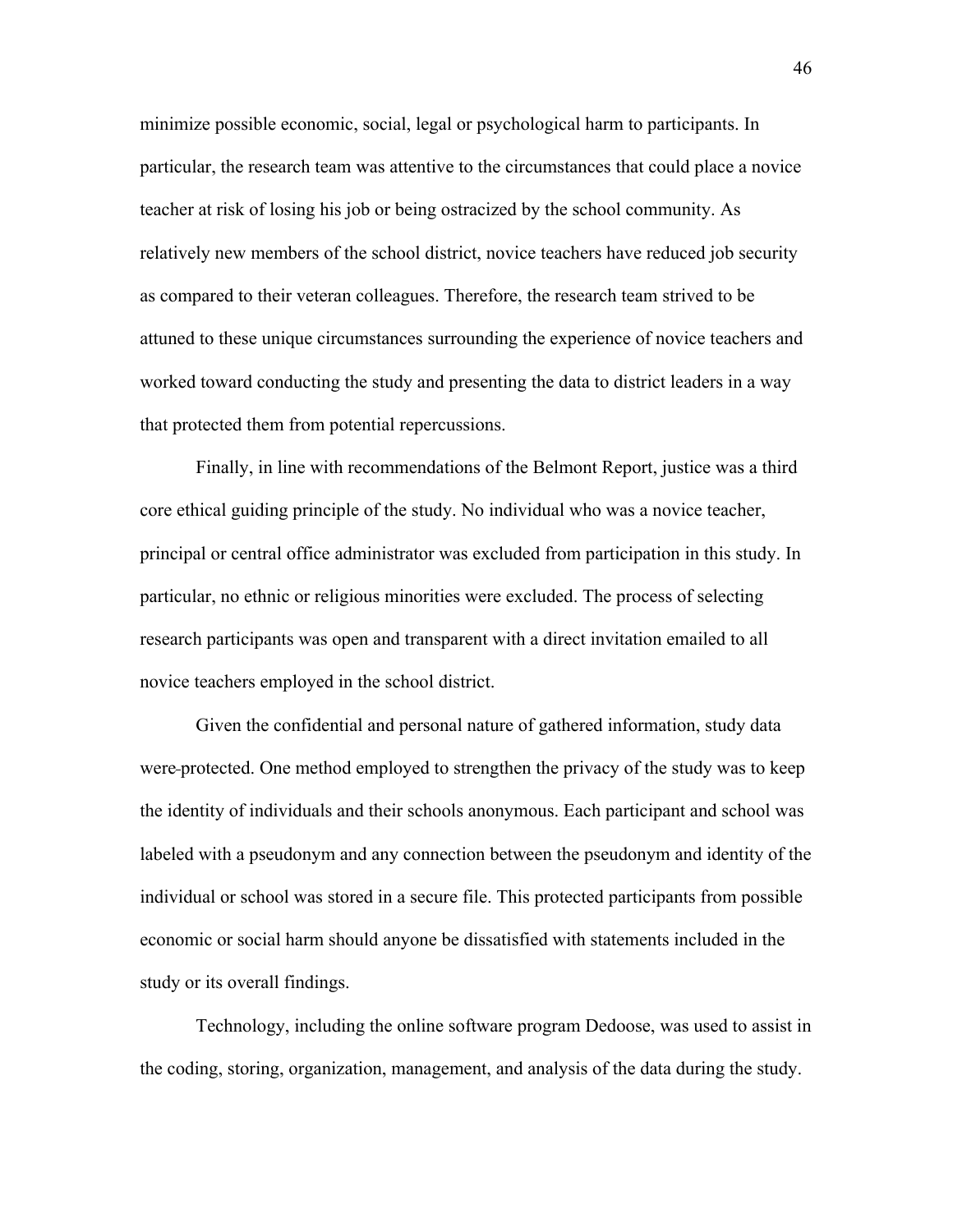minimize possible economic, social, legal or psychological harm to participants. In particular, the research team was attentive to the circumstances that could place a novice teacher at risk of losing his job or being ostracized by the school community. As relatively new members of the school district, novice teachers have reduced job security as compared to their veteran colleagues. Therefore, the research team strived to be attuned to these unique circumstances surrounding the experience of novice teachers and worked toward conducting the study and presenting the data to district leaders in a way that protected them from potential repercussions.

Finally, in line with recommendations of the Belmont Report, justice was a third core ethical guiding principle of the study. No individual who was a novice teacher, principal or central office administrator was excluded from participation in this study. In particular, no ethnic or religious minorities were excluded. The process of selecting research participants was open and transparent with a direct invitation emailed to all novice teachers employed in the school district.

Given the confidential and personal nature of gathered information, study data were protected. One method employed to strengthen the privacy of the study was to keep the identity of individuals and their schools anonymous. Each participant and school was labeled with a pseudonym and any connection between the pseudonym and identity of the individual or school was stored in a secure file. This protected participants from possible economic or social harm should anyone be dissatisfied with statements included in the study or its overall findings.

Technology, including the online software program Dedoose, was used to assist in the coding, storing, organization, management, and analysis of the data during the study.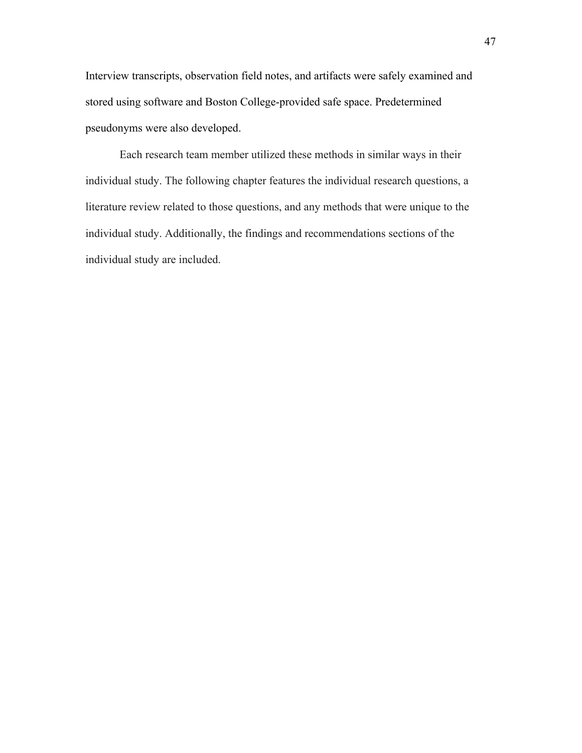Interview transcripts, observation field notes, and artifacts were safely examined and stored using software and Boston College-provided safe space. Predetermined pseudonyms were also developed.

Each research team member utilized these methods in similar ways in their individual study. The following chapter features the individual research questions, a literature review related to those questions, and any methods that were unique to the individual study. Additionally, the findings and recommendations sections of the individual study are included.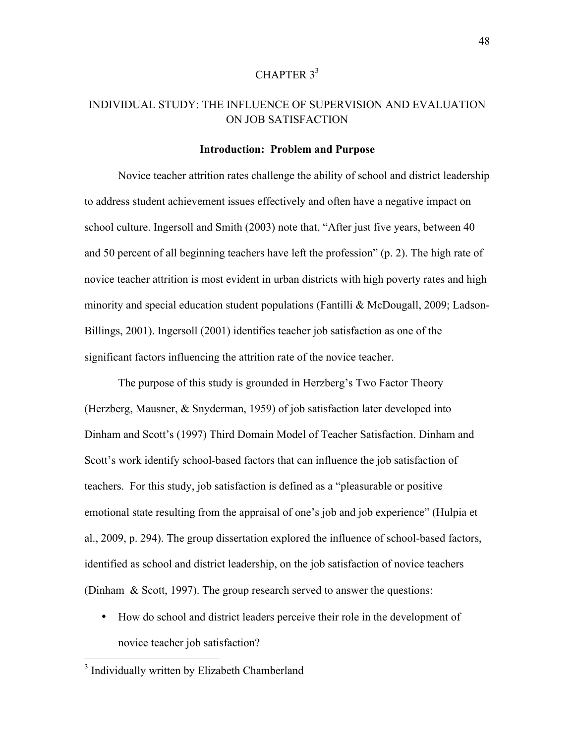# CHAPTER 3[3]

## INDIVIDUAL STUDY: THE INFLUENCE OF SUPERVISION AND EVALUATION ON JOB SATISFACTION

### Introduction: Problem and Purpose

Novice teacher attrition rates challenge the ability of school and district leadership to address student achievement issues effectively and often have a negative impact on school culture. Ingersoll and Smith (2003) note that, "After just five years, between 40 and 50 percent of all beginning teachers have left the profession" (p. 2). The high rate of novice teacher attrition is most evident in urban districts with high poverty rates and high minority and special education student populations (Fantilli & McDougall, 2009; Ladson-Billings, 2001). Ingersoll (2001) identifies teacher job satisfaction as one of the significant factors influencing the attrition rate of the novice teacher.

The purpose of this study is grounded in Herzberg's Two Factor Theory (Herzberg, Mausner, & Snyderman, 1959) of job satisfaction later developed into Dinham and Scott's (1997) Third Domain Model of Teacher Satisfaction. Dinham and Scott's work identify school-based factors that can influence the job satisfaction of teachers. For this study, job satisfaction is defined as a "pleasurable or positive emotional state resulting from the appraisal of one's job and job experience" (Hulpia et al., 2009, p. 294). The group dissertation explored the influence of school-based factors, identified as school and district leadership, on the job satisfaction of novice teachers (Dinham & Scott, 1997). The group research served to answer the questions:

- How do school and district leaders perceive their role in the development of novice teacher job satisfaction?

[3] Individually written by Elizabeth Chamberland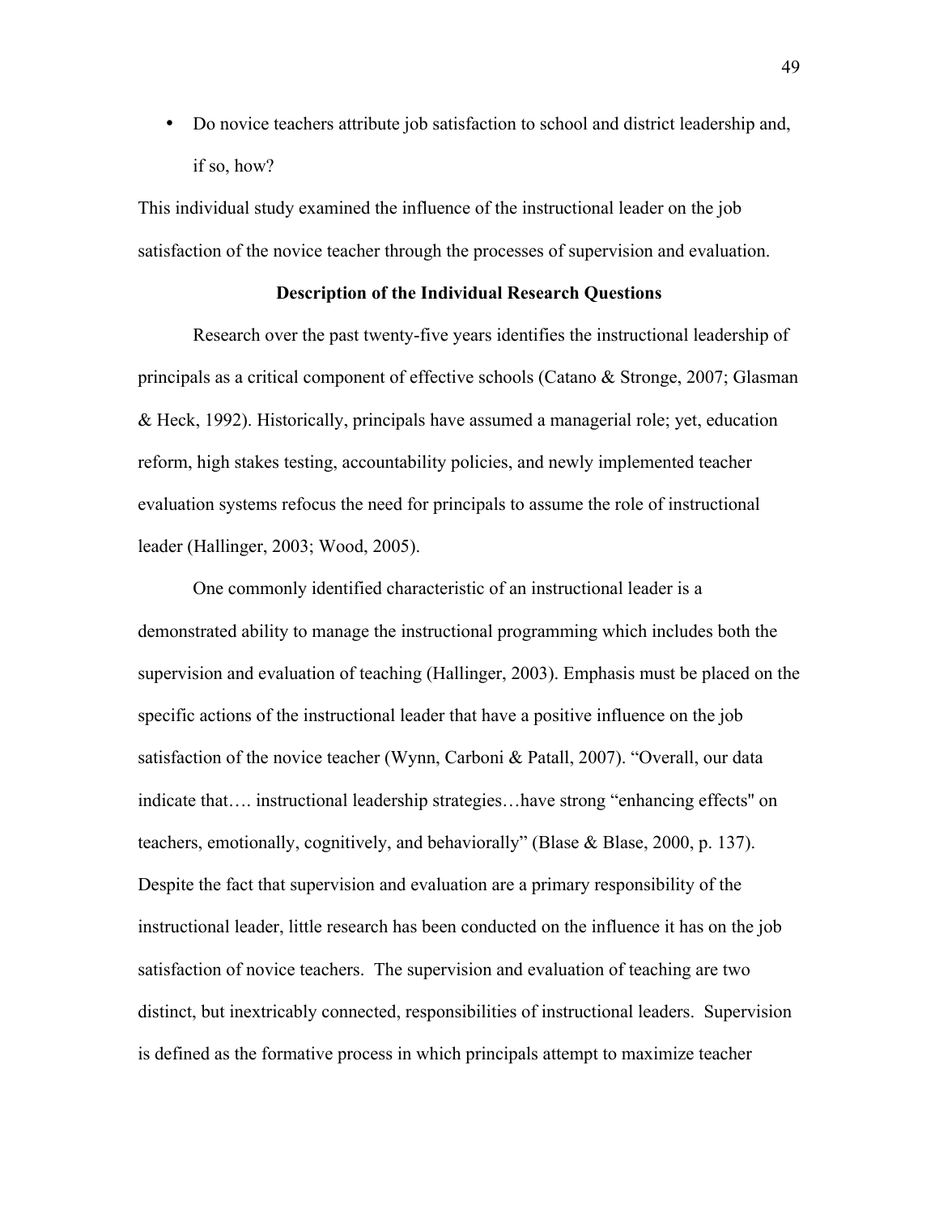- Do novice teachers attribute job satisfaction to school and district leadership and, if so, how?

This individual study examined the influence of the instructional leader on the job satisfaction of the novice teacher through the processes of supervision and evaluation.

### Description of the Individual Research Questions

Research over the past twenty-five years identifies the instructional leadership of principals as a critical component of effective schools (Catano & Stronge, 2007; Glasman & Heck, 1992). Historically, principals have assumed a managerial role; yet, education reform, high stakes testing, accountability policies, and newly implemented teacher evaluation systems refocus the need for principals to assume the role of instructional leader (Hallinger, 2003; Wood, 2005).

One commonly identified characteristic of an instructional leader is a demonstrated ability to manage the instructional programming which includes both the supervision and evaluation of teaching (Hallinger, 2003). Emphasis must be placed on the specific actions of the instructional leader that have a positive influence on the job satisfaction of the novice teacher (Wynn, Carboni & Patall, 2007). "Overall, our data indicate that…. instructional leadership strategies…have strong "enhancing effects" on teachers, emotionally, cognitively, and behaviorally" (Blase & Blase, 2000, p. 137). Despite the fact that supervision and evaluation are a primary responsibility of the instructional leader, little research has been conducted on the influence it has on the job satisfaction of novice teachers. The supervision and evaluation of teaching are two distinct, but inextricably connected, responsibilities of instructional leaders. Supervision is defined as the formative process in which principals attempt to maximize teacher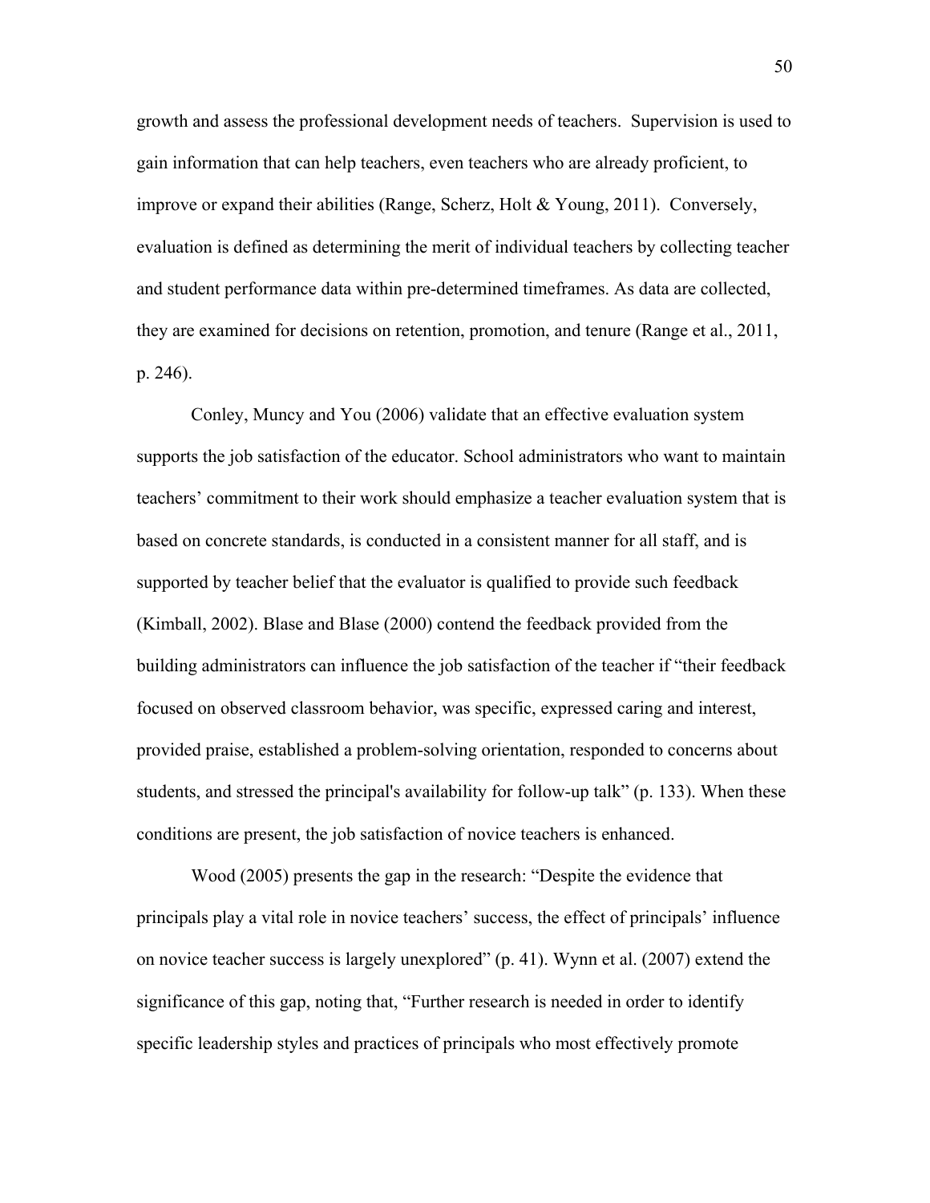growth and assess the professional development needs of teachers. Supervision is used to gain information that can help teachers, even teachers who are already proficient, to improve or expand their abilities (Range, Scherz, Holt & Young, 2011). Conversely, evaluation is defined as determining the merit of individual teachers by collecting teacher and student performance data within pre-determined timeframes. As data are collected, they are examined for decisions on retention, promotion, and tenure (Range et al., 2011, p. 246).

Conley, Muncy and You (2006) validate that an effective evaluation system supports the job satisfaction of the educator. School administrators who want to maintain teachers' commitment to their work should emphasize a teacher evaluation system that is based on concrete standards, is conducted in a consistent manner for all staff, and is supported by teacher belief that the evaluator is qualified to provide such feedback (Kimball, 2002). Blase and Blase (2000) contend the feedback provided from the building administrators can influence the job satisfaction of the teacher if "their feedback focused on observed classroom behavior, was specific, expressed caring and interest, provided praise, established a problem-solving orientation, responded to concerns about students, and stressed the principal's availability for follow-up talk" (p. 133). When these conditions are present, the job satisfaction of novice teachers is enhanced.

Wood (2005) presents the gap in the research: "Despite the evidence that principals play a vital role in novice teachers' success, the effect of principals' influence on novice teacher success is largely unexplored" (p. 41). Wynn et al. (2007) extend the significance of this gap, noting that, "Further research is needed in order to identify specific leadership styles and practices of principals who most effectively promote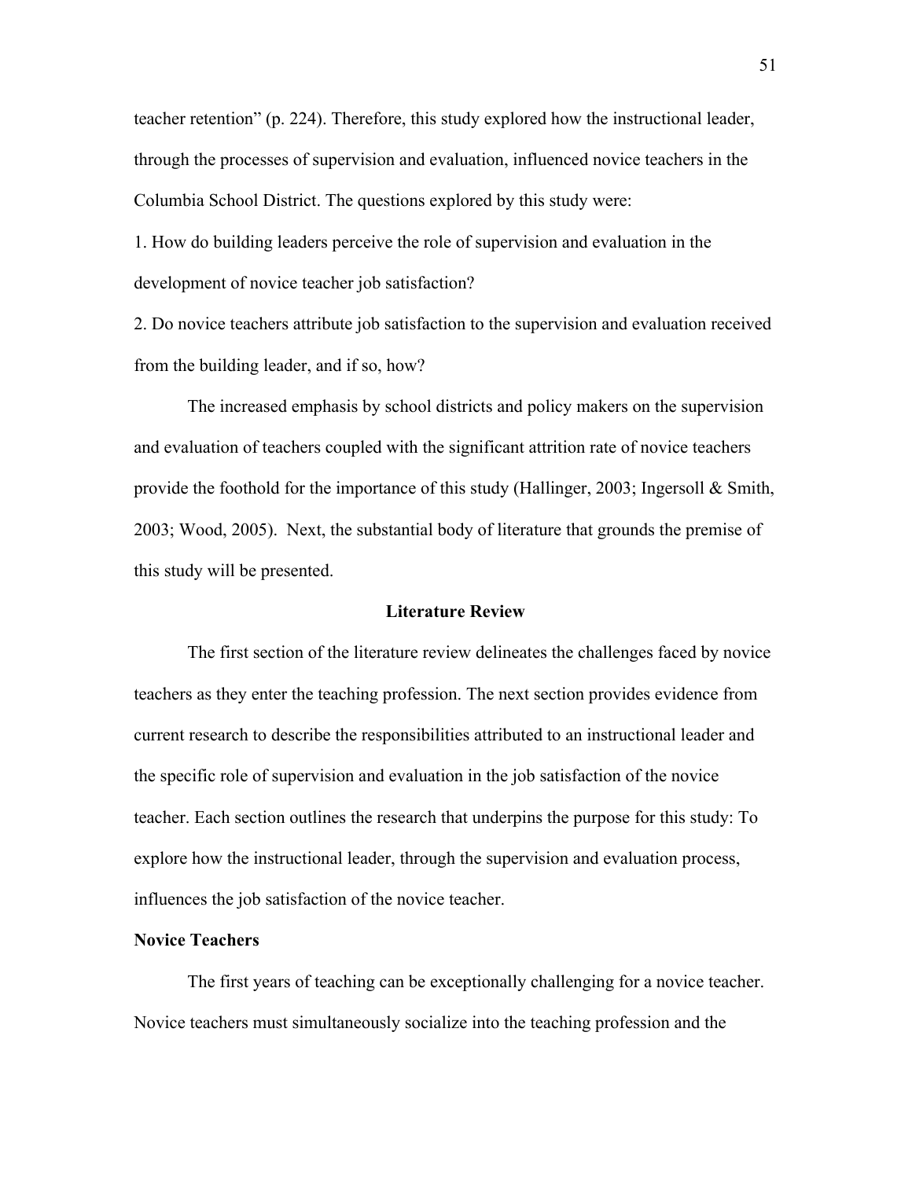teacher retention" (p. 224). Therefore, this study explored how the instructional leader, through the processes of supervision and evaluation, influenced novice teachers in the Columbia School District. The questions explored by this study were:

1. How do building leaders perceive the role of supervision and evaluation in the development of novice teacher job satisfaction?
2. Do novice teachers attribute job satisfaction to the supervision and evaluation received from the building leader, and if so, how?

The increased emphasis by school districts and policy makers on the supervision and evaluation of teachers coupled with the significant attrition rate of novice teachers provide the foothold for the importance of this study (Hallinger, 2003; Ingersoll & Smith, 2003; Wood, 2005). Next, the substantial body of literature that grounds the premise of this study will be presented.

## Literature Review

The first section of the literature review delineates the challenges faced by novice teachers as they enter the teaching profession. The next section provides evidence from current research to describe the responsibilities attributed to an instructional leader and the specific role of supervision and evaluation in the job satisfaction of the novice teacher. Each section outlines the research that underpins the purpose for this study: To explore how the instructional leader, through the supervision and evaluation process, influences the job satisfaction of the novice teacher.

### Novice Teachers

The first years of teaching can be exceptionally challenging for a novice teacher. Novice teachers must simultaneously socialize into the teaching profession and the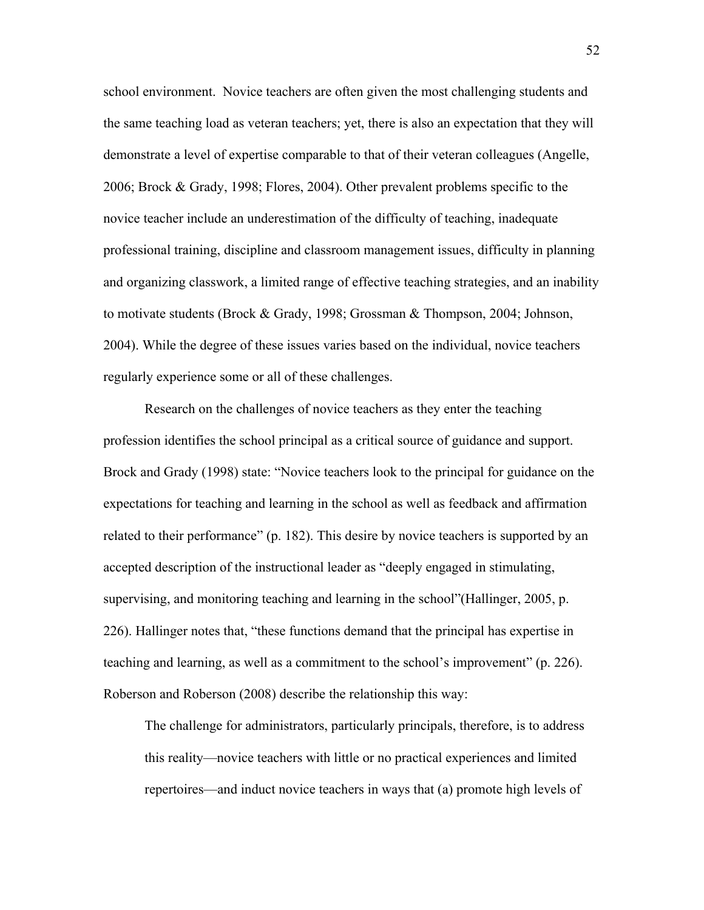school environment. Novice teachers are often given the most challenging students and the same teaching load as veteran teachers; yet, there is also an expectation that they will demonstrate a level of expertise comparable to that of their veteran colleagues (Angelle, 2006; Brock & Grady, 1998; Flores, 2004). Other prevalent problems specific to the novice teacher include an underestimation of the difficulty of teaching, inadequate professional training, discipline and classroom management issues, difficulty in planning and organizing classwork, a limited range of effective teaching strategies, and an inability to motivate students (Brock & Grady, 1998; Grossman & Thompson, 2004; Johnson, 2004). While the degree of these issues varies based on the individual, novice teachers regularly experience some or all of these challenges.

Research on the challenges of novice teachers as they enter the teaching profession identifies the school principal as a critical source of guidance and support. Brock and Grady (1998) state: "Novice teachers look to the principal for guidance on the expectations for teaching and learning in the school as well as feedback and affirmation related to their performance" (p. 182). This desire by novice teachers is supported by an accepted description of the instructional leader as "deeply engaged in stimulating, supervising, and monitoring teaching and learning in the school"(Hallinger, 2005, p. 226). Hallinger notes that, "these functions demand that the principal has expertise in teaching and learning, as well as a commitment to the school's improvement" (p. 226). Roberson and Roberson (2008) describe the relationship this way:

> The challenge for administrators, particularly principals, therefore, is to address this reality—novice teachers with little or no practical experiences and limited repertoires—and induct novice teachers in ways that (a) promote high levels of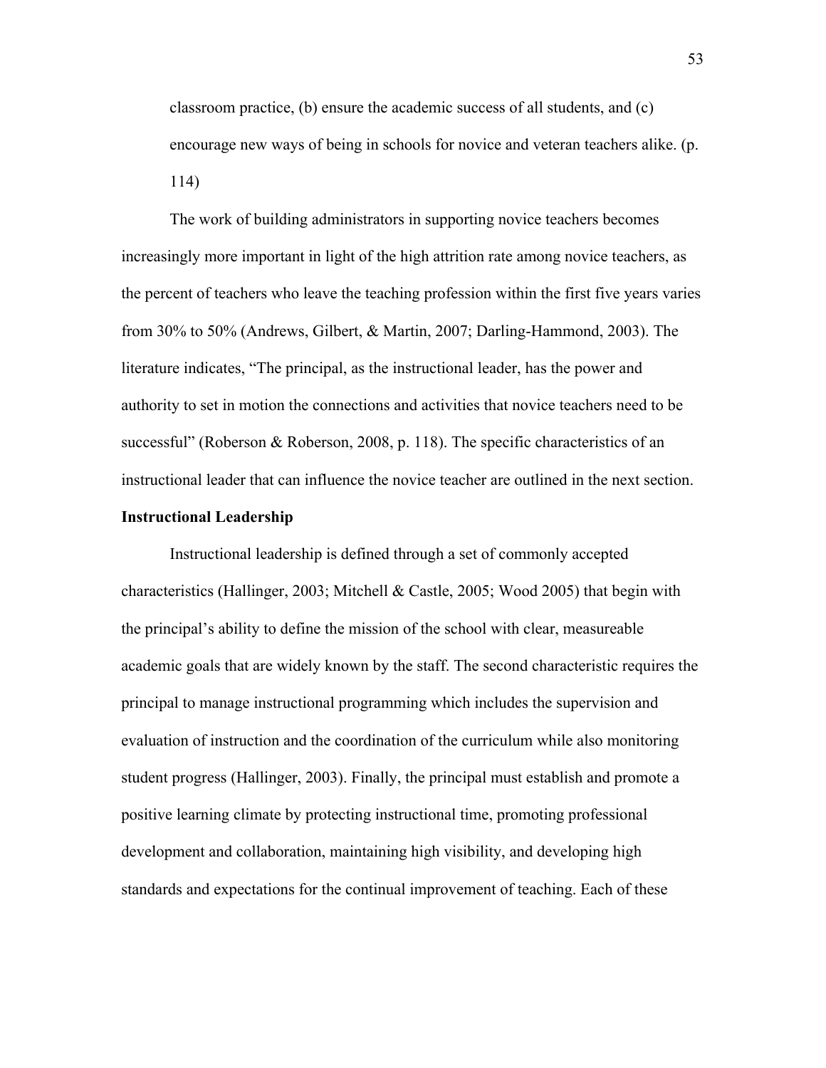classroom practice, (b) ensure the academic success of all students, and (c) encourage new ways of being in schools for novice and veteran teachers alike. (p. 114)

The work of building administrators in supporting novice teachers becomes increasingly more important in light of the high attrition rate among novice teachers, as the percent of teachers who leave the teaching profession within the first five years varies from 30% to 50% (Andrews, Gilbert, & Martin, 2007; Darling-Hammond, 2003). The literature indicates, "The principal, as the instructional leader, has the power and authority to set in motion the connections and activities that novice teachers need to be successful" (Roberson & Roberson, 2008, p. 118). The specific characteristics of an instructional leader that can influence the novice teacher are outlined in the next section.

**Instructional Leadership**

Instructional leadership is defined through a set of commonly accepted characteristics (Hallinger, 2003; Mitchell & Castle, 2005; Wood 2005) that begin with the principal's ability to define the mission of the school with clear, measureable academic goals that are widely known by the staff. The second characteristic requires the principal to manage instructional programming which includes the supervision and evaluation of instruction and the coordination of the curriculum while also monitoring student progress (Hallinger, 2003). Finally, the principal must establish and promote a positive learning climate by protecting instructional time, promoting professional development and collaboration, maintaining high visibility, and developing high standards and expectations for the continual improvement of teaching. Each of these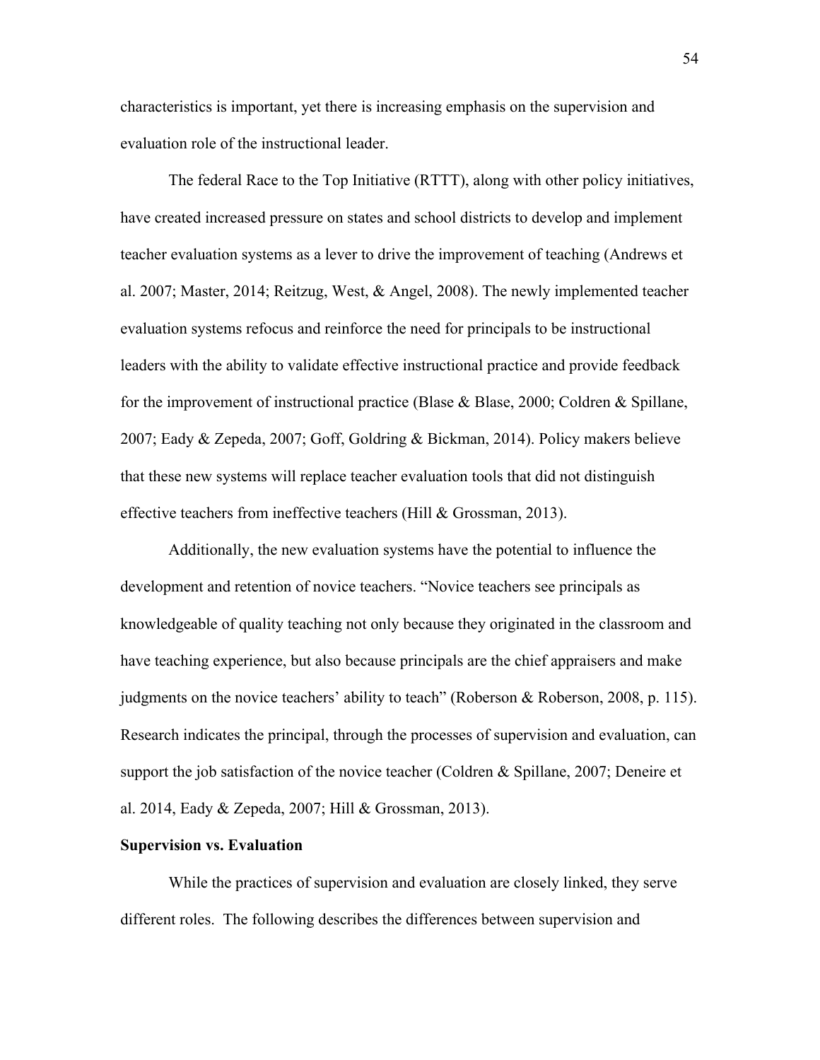characteristics is important, yet there is increasing emphasis on the supervision and evaluation role of the instructional leader.

The federal Race to the Top Initiative (RTTT), along with other policy initiatives, have created increased pressure on states and school districts to develop and implement teacher evaluation systems as a lever to drive the improvement of teaching (Andrews et al. 2007; Master, 2014; Reitzug, West, & Angel, 2008). The newly implemented teacher evaluation systems refocus and reinforce the need for principals to be instructional leaders with the ability to validate effective instructional practice and provide feedback for the improvement of instructional practice (Blase & Blase, 2000; Coldren & Spillane, 2007; Eady & Zepeda, 2007; Goff, Goldring & Bickman, 2014). Policy makers believe that these new systems will replace teacher evaluation tools that did not distinguish effective teachers from ineffective teachers (Hill & Grossman, 2013).

Additionally, the new evaluation systems have the potential to influence the development and retention of novice teachers. "Novice teachers see principals as knowledgeable of quality teaching not only because they originated in the classroom and have teaching experience, but also because principals are the chief appraisers and make judgments on the novice teachers' ability to teach" (Roberson & Roberson, 2008, p. 115). Research indicates the principal, through the processes of supervision and evaluation, can support the job satisfaction of the novice teacher (Coldren & Spillane, 2007; Deneire et al. 2014, Eady & Zepeda, 2007; Hill & Grossman, 2013).

**Supervision vs. Evaluation**

While the practices of supervision and evaluation are closely linked, they serve different roles. The following describes the differences between supervision and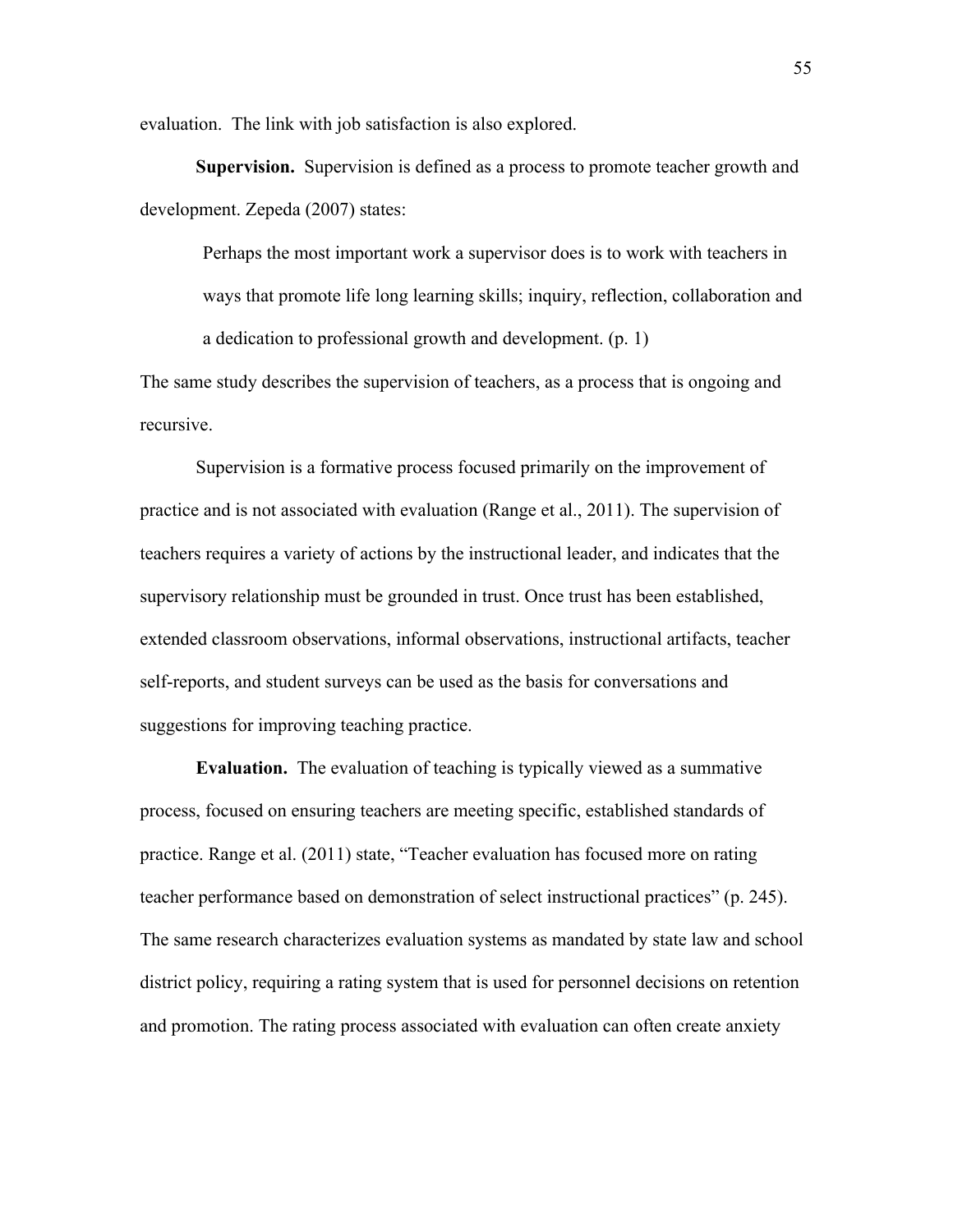evaluation. The link with job satisfaction is also explored.

**Supervision.** Supervision is defined as a process to promote teacher growth and development. Zepeda (2007) states:

> Perhaps the most important work a supervisor does is to work with teachers in ways that promote life long learning skills; inquiry, reflection, collaboration and a dedication to professional growth and development. (p. 1)

The same study describes the supervision of teachers, as a process that is ongoing and recursive.

Supervision is a formative process focused primarily on the improvement of practice and is not associated with evaluation (Range et al., 2011). The supervision of teachers requires a variety of actions by the instructional leader, and indicates that the supervisory relationship must be grounded in trust. Once trust has been established, extended classroom observations, informal observations, instructional artifacts, teacher self-reports, and student surveys can be used as the basis for conversations and suggestions for improving teaching practice.

**Evaluation.** The evaluation of teaching is typically viewed as a summative process, focused on ensuring teachers are meeting specific, established standards of practice. Range et al. (2011) state, "Teacher evaluation has focused more on rating teacher performance based on demonstration of select instructional practices" (p. 245). The same research characterizes evaluation systems as mandated by state law and school district policy, requiring a rating system that is used for personnel decisions on retention and promotion. The rating process associated with evaluation can often create anxiety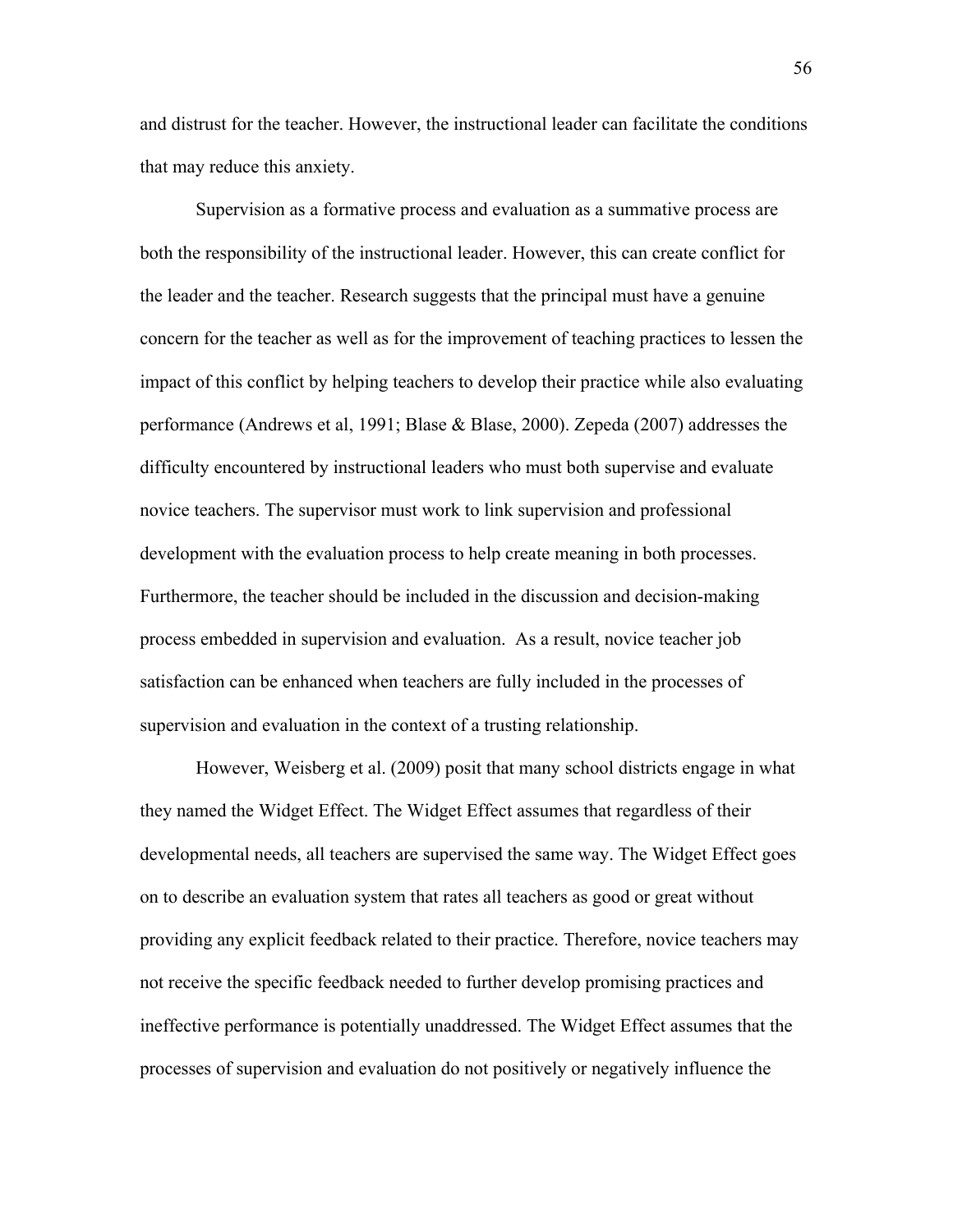and distrust for the teacher. However, the instructional leader can facilitate the conditions that may reduce this anxiety.

Supervision as a formative process and evaluation as a summative process are both the responsibility of the instructional leader. However, this can create conflict for the leader and the teacher. Research suggests that the principal must have a genuine concern for the teacher as well as for the improvement of teaching practices to lessen the impact of this conflict by helping teachers to develop their practice while also evaluating performance (Andrews et al, 1991; Blase & Blase, 2000). Zepeda (2007) addresses the difficulty encountered by instructional leaders who must both supervise and evaluate novice teachers. The supervisor must work to link supervision and professional development with the evaluation process to help create meaning in both processes. Furthermore, the teacher should be included in the discussion and decision-making process embedded in supervision and evaluation. As a result, novice teacher job satisfaction can be enhanced when teachers are fully included in the processes of supervision and evaluation in the context of a trusting relationship.

However, Weisberg et al. (2009) posit that many school districts engage in what they named the Widget Effect. The Widget Effect assumes that regardless of their developmental needs, all teachers are supervised the same way. The Widget Effect goes on to describe an evaluation system that rates all teachers as good or great without providing any explicit feedback related to their practice. Therefore, novice teachers may not receive the specific feedback needed to further develop promising practices and ineffective performance is potentially unaddressed. The Widget Effect assumes that the processes of supervision and evaluation do not positively or negatively influence the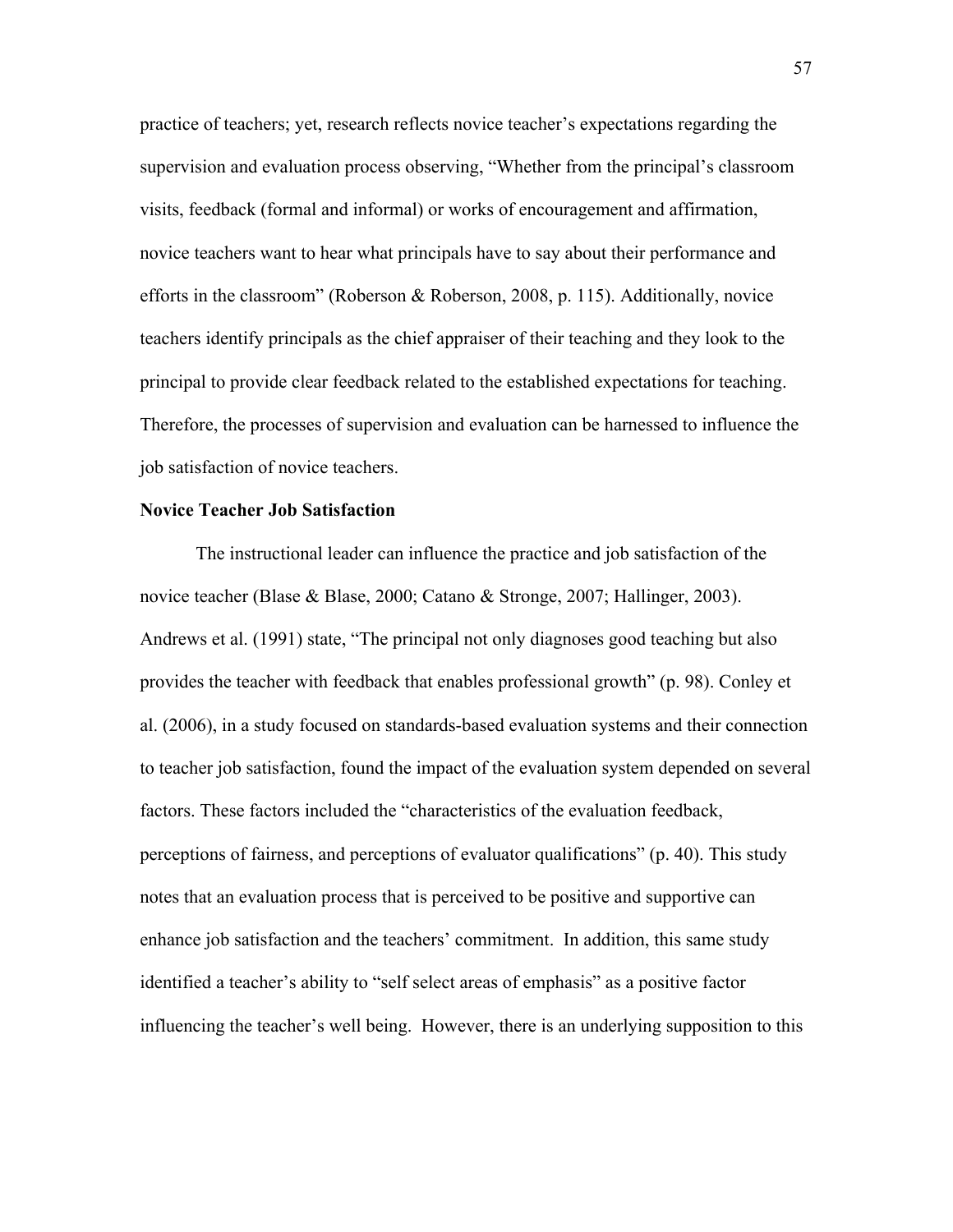practice of teachers; yet, research reflects novice teacher's expectations regarding the supervision and evaluation process observing, "Whether from the principal's classroom visits, feedback (formal and informal) or works of encouragement and affirmation, novice teachers want to hear what principals have to say about their performance and efforts in the classroom" (Roberson & Roberson, 2008, p. 115). Additionally, novice teachers identify principals as the chief appraiser of their teaching and they look to the principal to provide clear feedback related to the established expectations for teaching. Therefore, the processes of supervision and evaluation can be harnessed to influence the job satisfaction of novice teachers.

**Novice Teacher Job Satisfaction**

The instructional leader can influence the practice and job satisfaction of the novice teacher (Blase & Blase, 2000; Catano & Stronge, 2007; Hallinger, 2003). Andrews et al. (1991) state, "The principal not only diagnoses good teaching but also provides the teacher with feedback that enables professional growth" (p. 98). Conley et al. (2006), in a study focused on standards-based evaluation systems and their connection to teacher job satisfaction, found the impact of the evaluation system depended on several factors. These factors included the "characteristics of the evaluation feedback, perceptions of fairness, and perceptions of evaluator qualifications" (p. 40). This study notes that an evaluation process that is perceived to be positive and supportive can enhance job satisfaction and the teachers' commitment. In addition, this same study identified a teacher's ability to "self select areas of emphasis" as a positive factor influencing the teacher's well being. However, there is an underlying supposition to this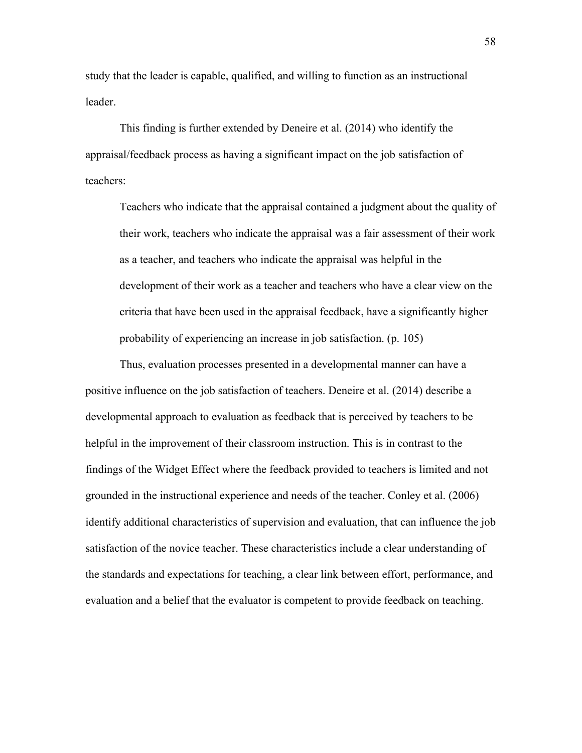study that the leader is capable, qualified, and willing to function as an instructional leader.

This finding is further extended by Deneire et al. (2014) who identify the appraisal/feedback process as having a significant impact on the job satisfaction of teachers:

> Teachers who indicate that the appraisal contained a judgment about the quality of their work, teachers who indicate the appraisal was a fair assessment of their work as a teacher, and teachers who indicate the appraisal was helpful in the development of their work as a teacher and teachers who have a clear view on the criteria that have been used in the appraisal feedback, have a significantly higher probability of experiencing an increase in job satisfaction. (p. 105)

Thus, evaluation processes presented in a developmental manner can have a positive influence on the job satisfaction of teachers. Deneire et al. (2014) describe a developmental approach to evaluation as feedback that is perceived by teachers to be helpful in the improvement of their classroom instruction. This is in contrast to the findings of the Widget Effect where the feedback provided to teachers is limited and not grounded in the instructional experience and needs of the teacher. Conley et al. (2006) identify additional characteristics of supervision and evaluation, that can influence the job satisfaction of the novice teacher. These characteristics include a clear understanding of the standards and expectations for teaching, a clear link between effort, performance, and evaluation and a belief that the evaluator is competent to provide feedback on teaching.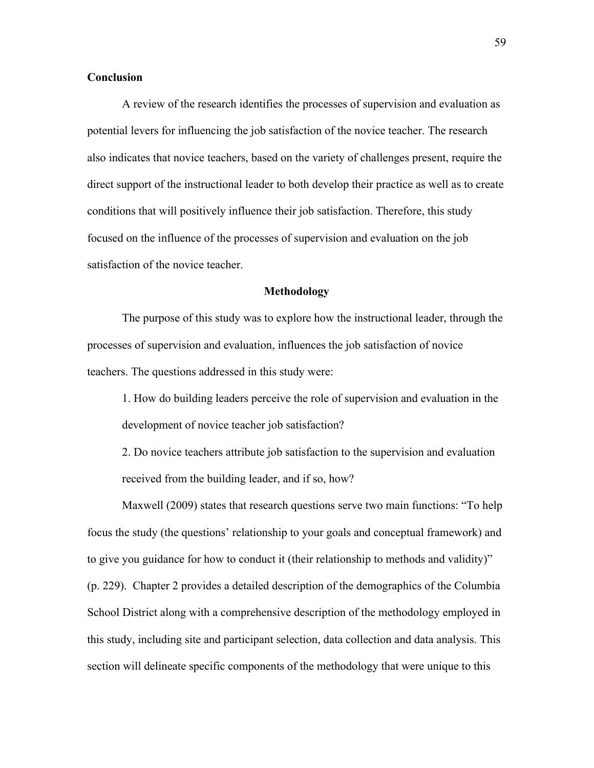**Conclusion**

A review of the research identifies the processes of supervision and evaluation as potential levers for influencing the job satisfaction of the novice teacher. The research also indicates that novice teachers, based on the variety of challenges present, require the direct support of the instructional leader to both develop their practice as well as to create conditions that will positively influence their job satisfaction. Therefore, this study focused on the influence of the processes of supervision and evaluation on the job satisfaction of the novice teacher.

## Methodology

The purpose of this study was to explore how the instructional leader, through the processes of supervision and evaluation, influences the job satisfaction of novice teachers. The questions addressed in this study were:

1. How do building leaders perceive the role of supervision and evaluation in the development of novice teacher job satisfaction?

2. Do novice teachers attribute job satisfaction to the supervision and evaluation received from the building leader, and if so, how?

Maxwell (2009) states that research questions serve two main functions: “To help focus the study (the questions’ relationship to your goals and conceptual framework) and to give you guidance for how to conduct it (their relationship to methods and validity)” (p. 229). Chapter 2 provides a detailed description of the demographics of the Columbia School District along with a comprehensive description of the methodology employed in this study, including site and participant selection, data collection and data analysis. This section will delineate specific components of the methodology that were unique to this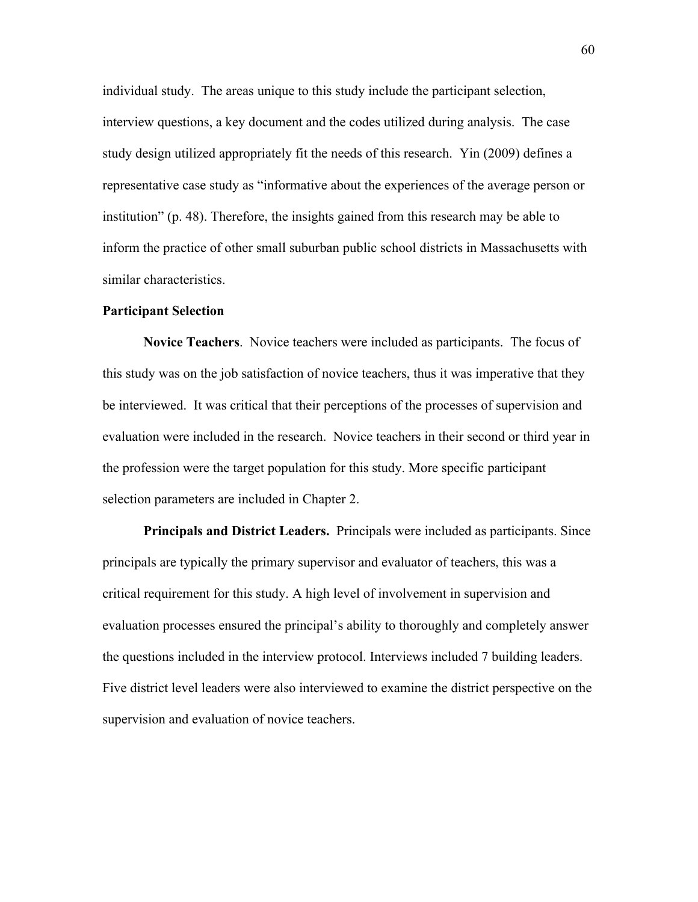individual study. The areas unique to this study include the participant selection, interview questions, a key document and the codes utilized during analysis. The case study design utilized appropriately fit the needs of this research. Yin (2009) defines a representative case study as "informative about the experiences of the average person or institution" (p. 48). Therefore, the insights gained from this research may be able to inform the practice of other small suburban public school districts in Massachusetts with similar characteristics.

### Participant Selection

**Novice Teachers**. Novice teachers were included as participants. The focus of this study was on the job satisfaction of novice teachers, thus it was imperative that they be interviewed. It was critical that their perceptions of the processes of supervision and evaluation were included in the research. Novice teachers in their second or third year in the profession were the target population for this study. More specific participant selection parameters are included in Chapter 2.

**Principals and District Leaders.** Principals were included as participants. Since principals are typically the primary supervisor and evaluator of teachers, this was a critical requirement for this study. A high level of involvement in supervision and evaluation processes ensured the principal's ability to thoroughly and completely answer the questions included in the interview protocol. Interviews included 7 building leaders. Five district level leaders were also interviewed to examine the district perspective on the supervision and evaluation of novice teachers.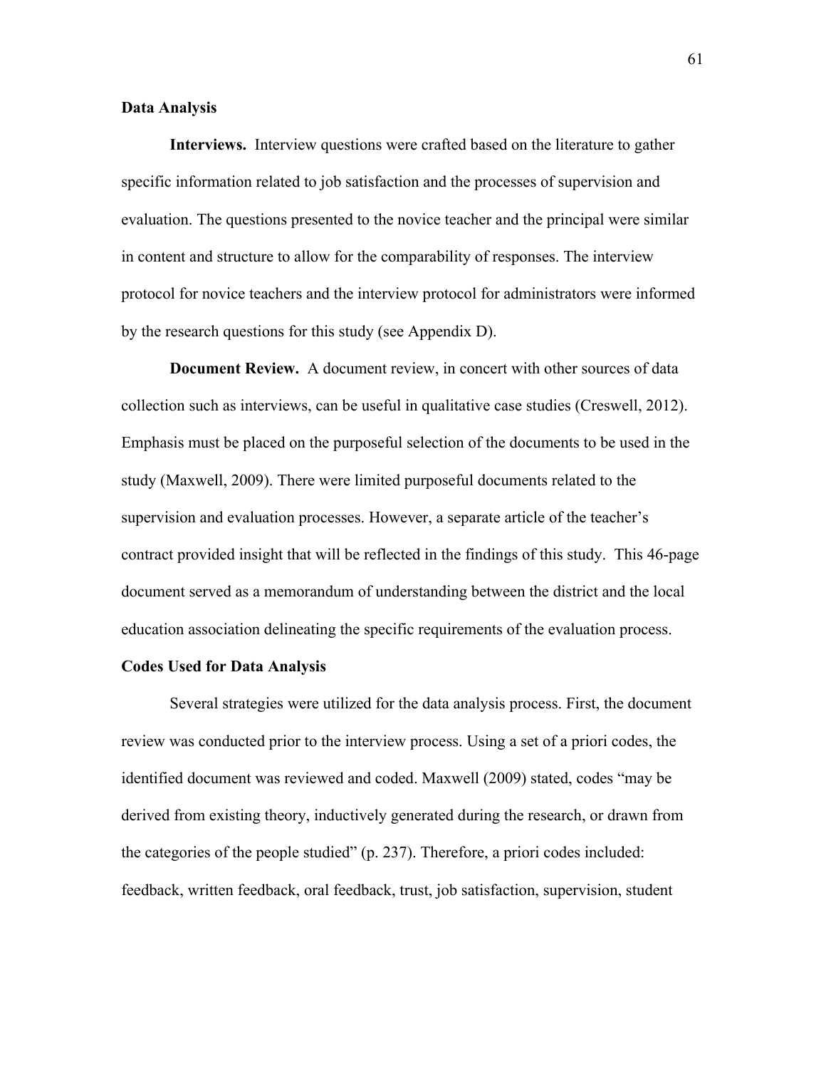## Data Analysis

**Interviews.** Interview questions were crafted based on the literature to gather specific information related to job satisfaction and the processes of supervision and evaluation. The questions presented to the novice teacher and the principal were similar in content and structure to allow for the comparability of responses. The interview protocol for novice teachers and the interview protocol for administrators were informed by the research questions for this study (see Appendix D).

**Document Review.** A document review, in concert with other sources of data collection such as interviews, can be useful in qualitative case studies (Creswell, 2012). Emphasis must be placed on the purposeful selection of the documents to be used in the study (Maxwell, 2009). There were limited purposeful documents related to the supervision and evaluation processes. However, a separate article of the teacher's contract provided insight that will be reflected in the findings of this study. This 46-page document served as a memorandum of understanding between the district and the local education association delineating the specific requirements of the evaluation process.

## Codes Used for Data Analysis

Several strategies were utilized for the data analysis process. First, the document review was conducted prior to the interview process. Using a set of a priori codes, the identified document was reviewed and coded. Maxwell (2009) stated, codes "may be derived from existing theory, inductively generated during the research, or drawn from the categories of the people studied" (p. 237). Therefore, a priori codes included: feedback, written feedback, oral feedback, trust, job satisfaction, supervision, student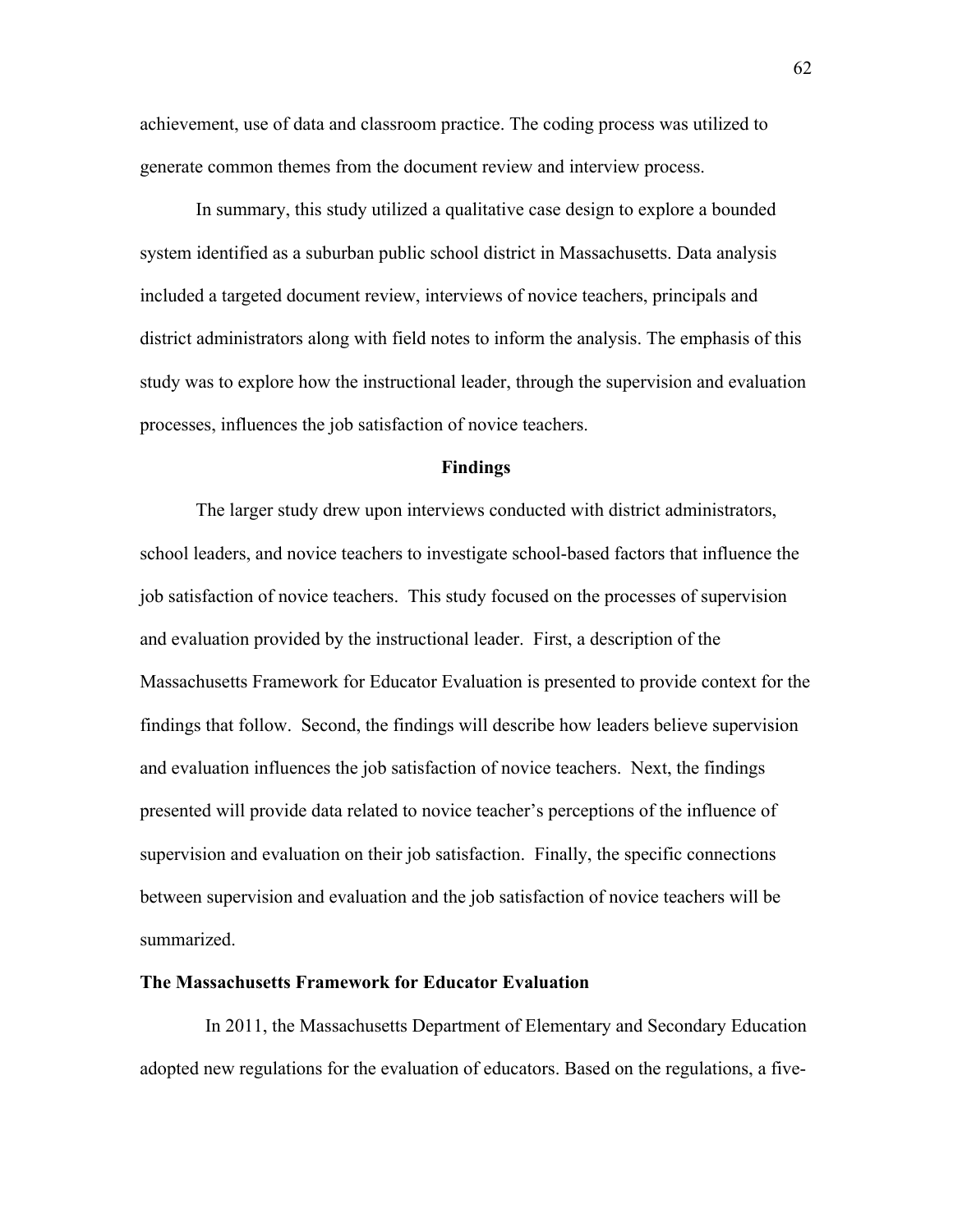achievement, use of data and classroom practice. The coding process was utilized to generate common themes from the document review and interview process.

In summary, this study utilized a qualitative case design to explore a bounded system identified as a suburban public school district in Massachusetts. Data analysis included a targeted document review, interviews of novice teachers, principals and district administrators along with field notes to inform the analysis. The emphasis of this study was to explore how the instructional leader, through the supervision and evaluation processes, influences the job satisfaction of novice teachers.

## Findings

The larger study drew upon interviews conducted with district administrators, school leaders, and novice teachers to investigate school-based factors that influence the job satisfaction of novice teachers. This study focused on the processes of supervision and evaluation provided by the instructional leader. First, a description of the Massachusetts Framework for Educator Evaluation is presented to provide context for the findings that follow. Second, the findings will describe how leaders believe supervision and evaluation influences the job satisfaction of novice teachers. Next, the findings presented will provide data related to novice teacher's perceptions of the influence of supervision and evaluation on their job satisfaction. Finally, the specific connections between supervision and evaluation and the job satisfaction of novice teachers will be summarized.

### The Massachusetts Framework for Educator Evaluation

In 2011, the Massachusetts Department of Elementary and Secondary Education adopted new regulations for the evaluation of educators. Based on the regulations, a five-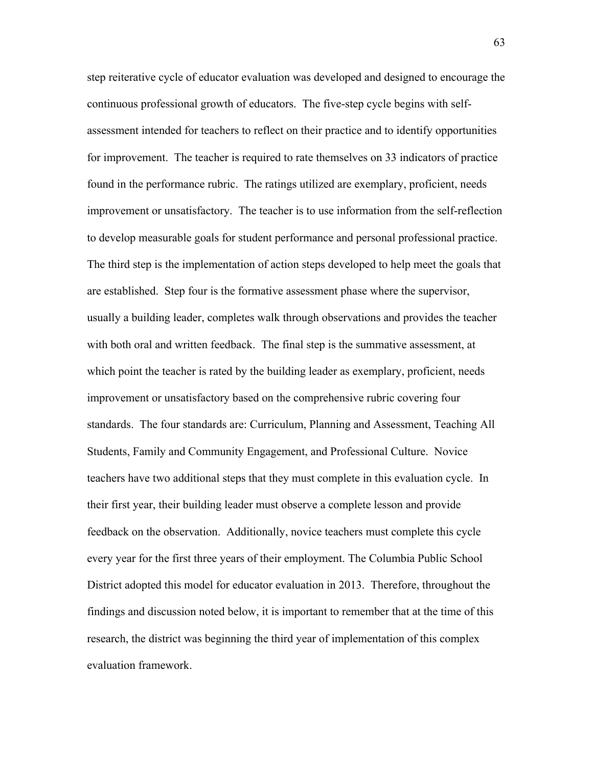step reiterative cycle of educator evaluation was developed and designed to encourage the continuous professional growth of educators. The five-step cycle begins with self-assessment intended for teachers to reflect on their practice and to identify opportunities for improvement. The teacher is required to rate themselves on 33 indicators of practice found in the performance rubric. The ratings utilized are exemplary, proficient, needs improvement or unsatisfactory. The teacher is to use information from the self-reflection to develop measurable goals for student performance and personal professional practice. The third step is the implementation of action steps developed to help meet the goals that are established. Step four is the formative assessment phase where the supervisor, usually a building leader, completes walk through observations and provides the teacher with both oral and written feedback. The final step is the summative assessment, at which point the teacher is rated by the building leader as exemplary, proficient, needs improvement or unsatisfactory based on the comprehensive rubric covering four standards. The four standards are: Curriculum, Planning and Assessment, Teaching All Students, Family and Community Engagement, and Professional Culture. Novice teachers have two additional steps that they must complete in this evaluation cycle. In their first year, their building leader must observe a complete lesson and provide feedback on the observation. Additionally, novice teachers must complete this cycle every year for the first three years of their employment. The Columbia Public School District adopted this model for educator evaluation in 2013. Therefore, throughout the findings and discussion noted below, it is important to remember that at the time of this research, the district was beginning the third year of implementation of this complex evaluation framework.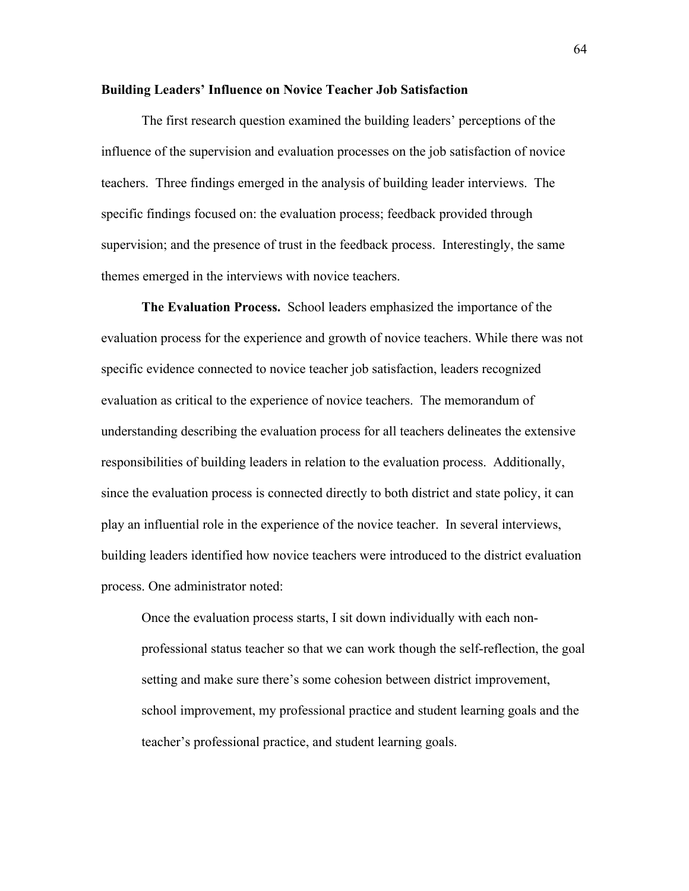### Building Leaders' Influence on Novice Teacher Job Satisfaction

The first research question examined the building leaders' perceptions of the influence of the supervision and evaluation processes on the job satisfaction of novice teachers. Three findings emerged in the analysis of building leader interviews. The specific findings focused on: the evaluation process; feedback provided through supervision; and the presence of trust in the feedback process. Interestingly, the same themes emerged in the interviews with novice teachers.

**The Evaluation Process.** School leaders emphasized the importance of the evaluation process for the experience and growth of novice teachers. While there was not specific evidence connected to novice teacher job satisfaction, leaders recognized evaluation as critical to the experience of novice teachers. The memorandum of understanding describing the evaluation process for all teachers delineates the extensive responsibilities of building leaders in relation to the evaluation process. Additionally, since the evaluation process is connected directly to both district and state policy, it can play an influential role in the experience of the novice teacher. In several interviews, building leaders identified how novice teachers were introduced to the district evaluation process. One administrator noted:

> Once the evaluation process starts, I sit down individually with each non-professional status teacher so that we can work though the self-reflection, the goal setting and make sure there's some cohesion between district improvement, school improvement, my professional practice and student learning goals and the teacher's professional practice, and student learning goals.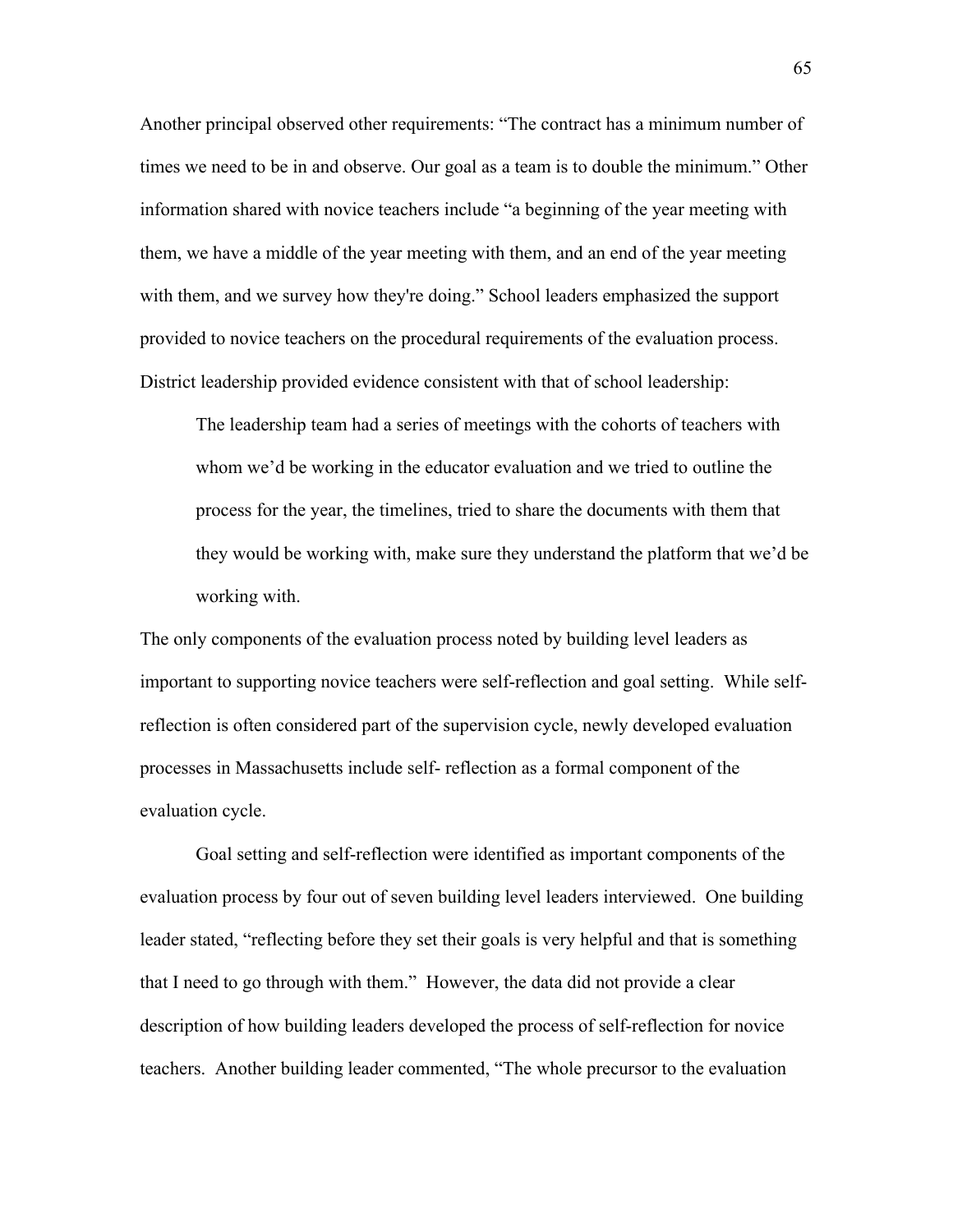Another principal observed other requirements: “The contract has a minimum number of times we need to be in and observe. Our goal as a team is to double the minimum.” Other information shared with novice teachers include “a beginning of the year meeting with them, we have a middle of the year meeting with them, and an end of the year meeting with them, and we survey how they're doing.” School leaders emphasized the support provided to novice teachers on the procedural requirements of the evaluation process. District leadership provided evidence consistent with that of school leadership:

> The leadership team had a series of meetings with the cohorts of teachers with whom we’d be working in the educator evaluation and we tried to outline the process for the year, the timelines, tried to share the documents with them that they would be working with, make sure they understand the platform that we’d be working with.

The only components of the evaluation process noted by building level leaders as important to supporting novice teachers were self-reflection and goal setting. While self-reflection is often considered part of the supervision cycle, newly developed evaluation processes in Massachusetts include self- reflection as a formal component of the evaluation cycle.

Goal setting and self-reflection were identified as important components of the evaluation process by four out of seven building level leaders interviewed. One building leader stated, “reflecting before they set their goals is very helpful and that is something that I need to go through with them.” However, the data did not provide a clear description of how building leaders developed the process of self-reflection for novice teachers. Another building leader commented, “The whole precursor to the evaluation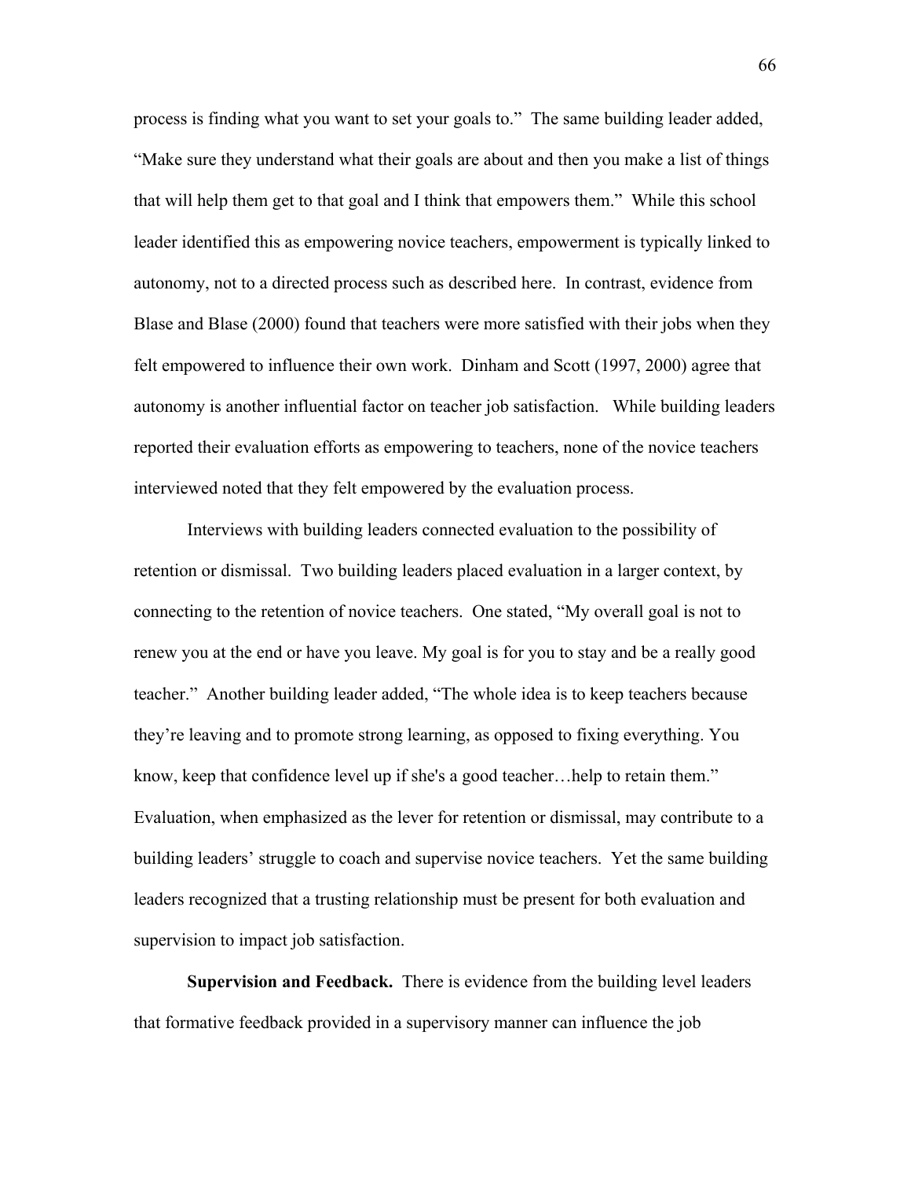process is finding what you want to set your goals to." The same building leader added, "Make sure they understand what their goals are about and then you make a list of things that will help them get to that goal and I think that empowers them." While this school leader identified this as empowering novice teachers, empowerment is typically linked to autonomy, not to a directed process such as described here. In contrast, evidence from Blase and Blase (2000) found that teachers were more satisfied with their jobs when they felt empowered to influence their own work. Dinham and Scott (1997, 2000) agree that autonomy is another influential factor on teacher job satisfaction. While building leaders reported their evaluation efforts as empowering to teachers, none of the novice teachers interviewed noted that they felt empowered by the evaluation process.

Interviews with building leaders connected evaluation to the possibility of retention or dismissal. Two building leaders placed evaluation in a larger context, by connecting to the retention of novice teachers. One stated, "My overall goal is not to renew you at the end or have you leave. My goal is for you to stay and be a really good teacher." Another building leader added, "The whole idea is to keep teachers because they're leaving and to promote strong learning, as opposed to fixing everything. You know, keep that confidence level up if she's a good teacher…help to retain them." Evaluation, when emphasized as the lever for retention or dismissal, may contribute to a building leaders' struggle to coach and supervise novice teachers. Yet the same building leaders recognized that a trusting relationship must be present for both evaluation and supervision to impact job satisfaction.

**Supervision and Feedback.** There is evidence from the building level leaders that formative feedback provided in a supervisory manner can influence the job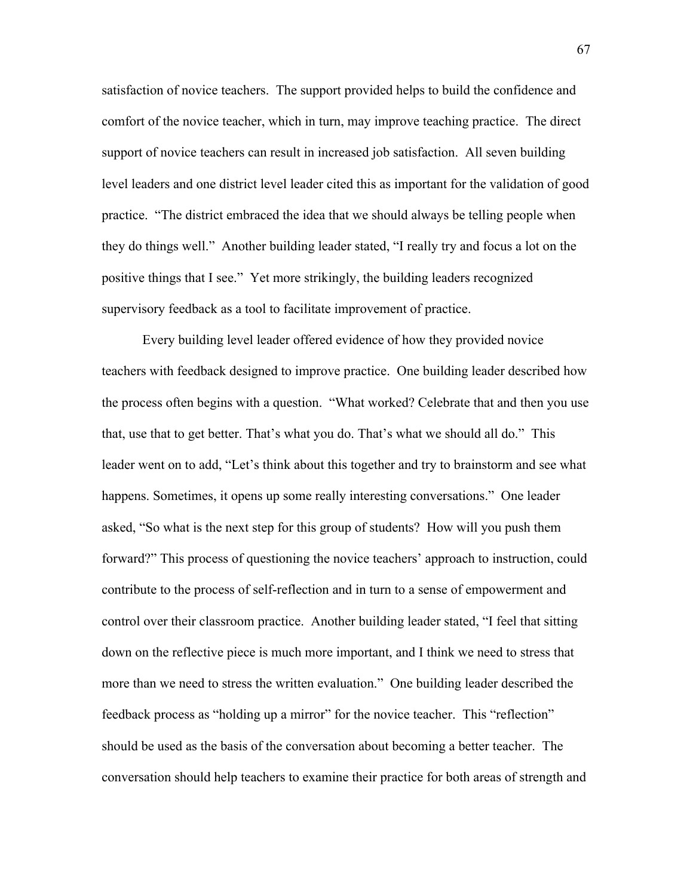satisfaction of novice teachers. The support provided helps to build the confidence and comfort of the novice teacher, which in turn, may improve teaching practice. The direct support of novice teachers can result in increased job satisfaction. All seven building level leaders and one district level leader cited this as important for the validation of good practice. "The district embraced the idea that we should always be telling people when they do things well." Another building leader stated, "I really try and focus a lot on the positive things that I see." Yet more strikingly, the building leaders recognized supervisory feedback as a tool to facilitate improvement of practice.

Every building level leader offered evidence of how they provided novice teachers with feedback designed to improve practice. One building leader described how the process often begins with a question. "What worked? Celebrate that and then you use that, use that to get better. That's what you do. That's what we should all do." This leader went on to add, "Let's think about this together and try to brainstorm and see what happens. Sometimes, it opens up some really interesting conversations." One leader asked, "So what is the next step for this group of students? How will you push them forward?" This process of questioning the novice teachers' approach to instruction, could contribute to the process of self-reflection and in turn to a sense of empowerment and control over their classroom practice. Another building leader stated, "I feel that sitting down on the reflective piece is much more important, and I think we need to stress that more than we need to stress the written evaluation." One building leader described the feedback process as "holding up a mirror" for the novice teacher. This "reflection" should be used as the basis of the conversation about becoming a better teacher. The conversation should help teachers to examine their practice for both areas of strength and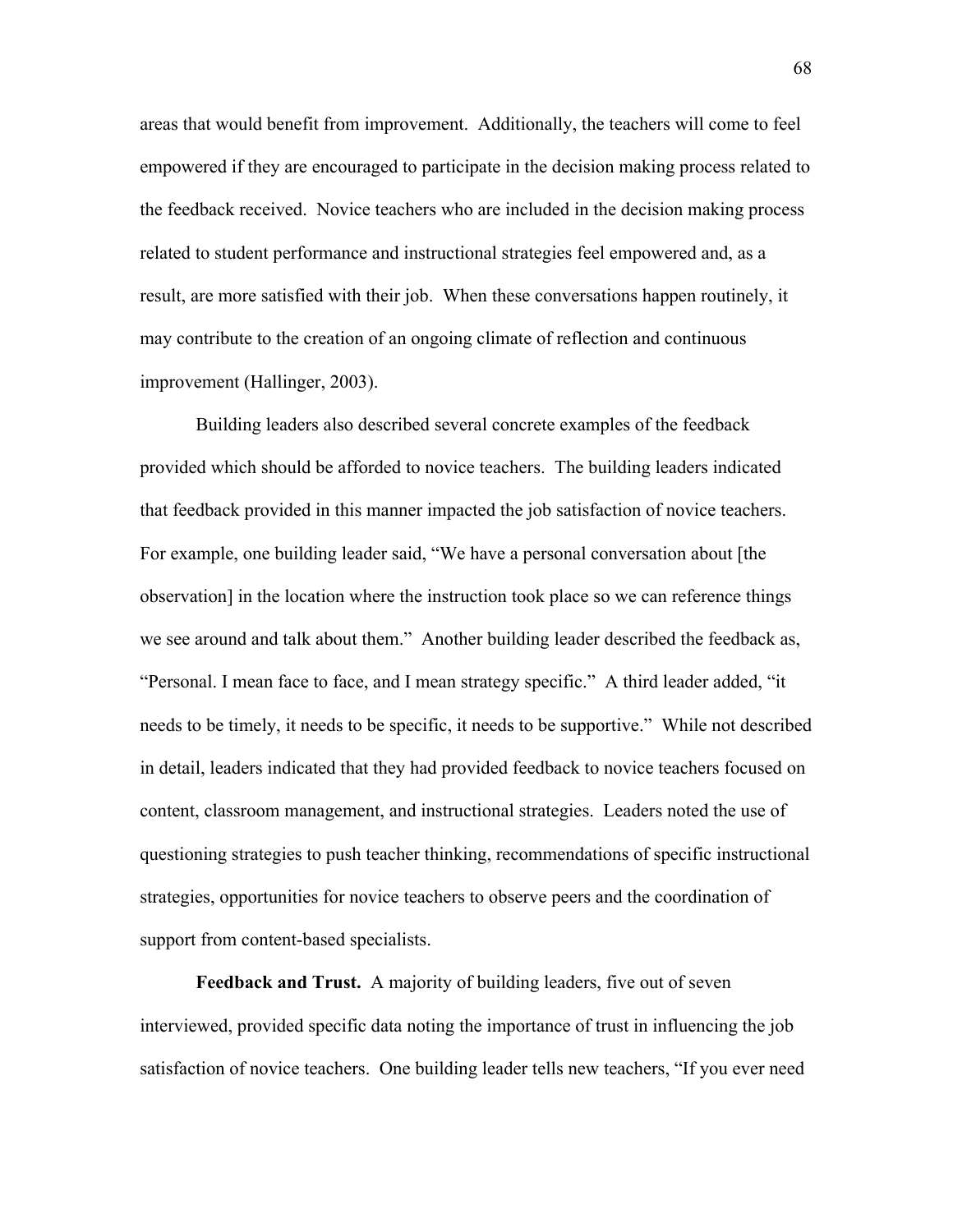areas that would benefit from improvement. Additionally, the teachers will come to feel empowered if they are encouraged to participate in the decision making process related to the feedback received. Novice teachers who are included in the decision making process related to student performance and instructional strategies feel empowered and, as a result, are more satisfied with their job. When these conversations happen routinely, it may contribute to the creation of an ongoing climate of reflection and continuous improvement (Hallinger, 2003).

Building leaders also described several concrete examples of the feedback provided which should be afforded to novice teachers. The building leaders indicated that feedback provided in this manner impacted the job satisfaction of novice teachers. For example, one building leader said, "We have a personal conversation about [the observation] in the location where the instruction took place so we can reference things we see around and talk about them." Another building leader described the feedback as, "Personal. I mean face to face, and I mean strategy specific." A third leader added, "it needs to be timely, it needs to be specific, it needs to be supportive." While not described in detail, leaders indicated that they had provided feedback to novice teachers focused on content, classroom management, and instructional strategies. Leaders noted the use of questioning strategies to push teacher thinking, recommendations of specific instructional strategies, opportunities for novice teachers to observe peers and the coordination of support from content-based specialists.

**Feedback and Trust.** A majority of building leaders, five out of seven interviewed, provided specific data noting the importance of trust in influencing the job satisfaction of novice teachers. One building leader tells new teachers, "If you ever need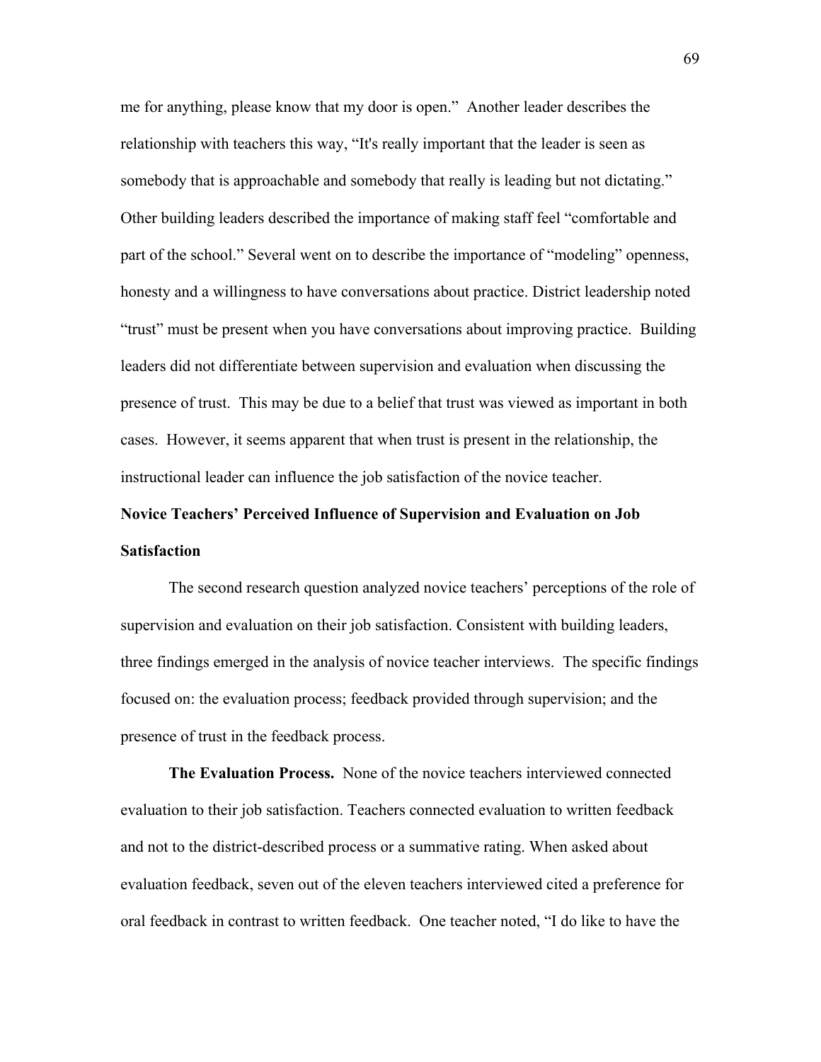me for anything, please know that my door is open." Another leader describes the relationship with teachers this way, "It's really important that the leader is seen as somebody that is approachable and somebody that really is leading but not dictating." Other building leaders described the importance of making staff feel "comfortable and part of the school." Several went on to describe the importance of "modeling" openness, honesty and a willingness to have conversations about practice. District leadership noted "trust" must be present when you have conversations about improving practice. Building leaders did not differentiate between supervision and evaluation when discussing the presence of trust. This may be due to a belief that trust was viewed as important in both cases. However, it seems apparent that when trust is present in the relationship, the instructional leader can influence the job satisfaction of the novice teacher.

## Novice Teachers' Perceived Influence of Supervision and Evaluation on Job Satisfaction

The second research question analyzed novice teachers' perceptions of the role of supervision and evaluation on their job satisfaction. Consistent with building leaders, three findings emerged in the analysis of novice teacher interviews. The specific findings focused on: the evaluation process; feedback provided through supervision; and the presence of trust in the feedback process.

**The Evaluation Process.** None of the novice teachers interviewed connected evaluation to their job satisfaction. Teachers connected evaluation to written feedback and not to the district-described process or a summative rating. When asked about evaluation feedback, seven out of the eleven teachers interviewed cited a preference for oral feedback in contrast to written feedback. One teacher noted, "I do like to have the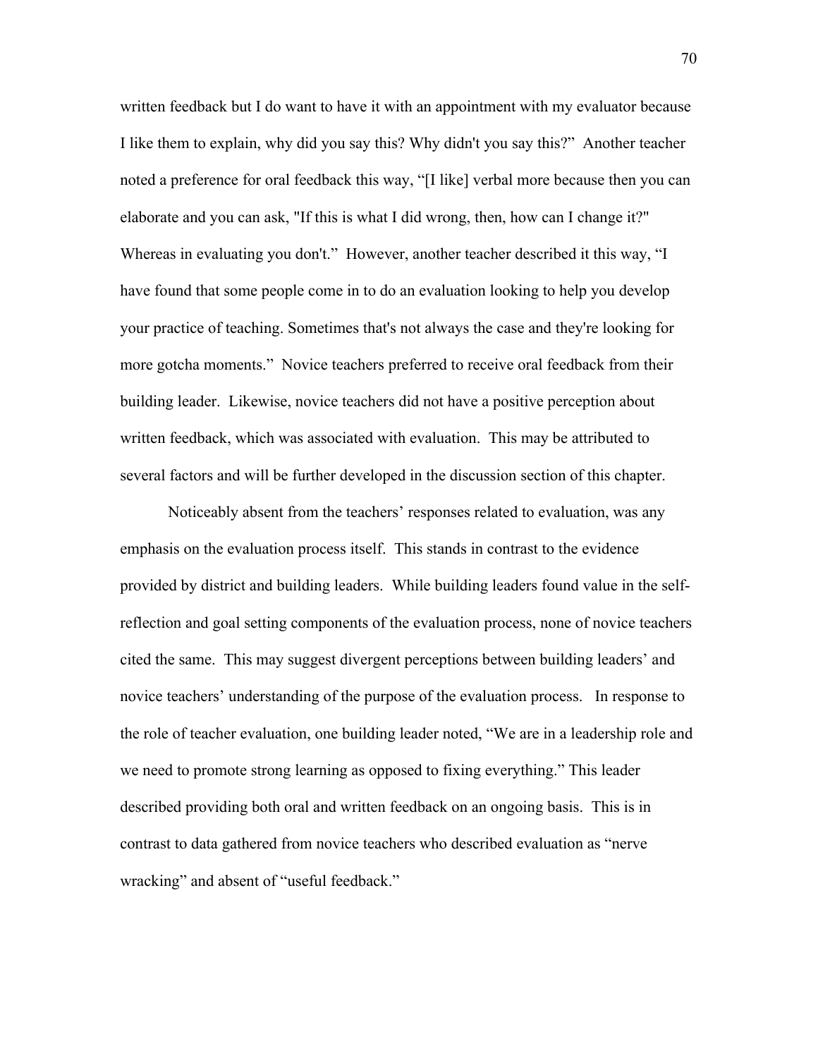written feedback but I do want to have it with an appointment with my evaluator because I like them to explain, why did you say this? Why didn't you say this?" Another teacher noted a preference for oral feedback this way, "[I like] verbal more because then you can elaborate and you can ask, "If this is what I did wrong, then, how can I change it?" Whereas in evaluating you don't." However, another teacher described it this way, "I have found that some people come in to do an evaluation looking to help you develop your practice of teaching. Sometimes that's not always the case and they're looking for more gotcha moments." Novice teachers preferred to receive oral feedback from their building leader. Likewise, novice teachers did not have a positive perception about written feedback, which was associated with evaluation. This may be attributed to several factors and will be further developed in the discussion section of this chapter.

Noticeably absent from the teachers' responses related to evaluation, was any emphasis on the evaluation process itself. This stands in contrast to the evidence provided by district and building leaders. While building leaders found value in the self-reflection and goal setting components of the evaluation process, none of novice teachers cited the same. This may suggest divergent perceptions between building leaders' and novice teachers' understanding of the purpose of the evaluation process. In response to the role of teacher evaluation, one building leader noted, "We are in a leadership role and we need to promote strong learning as opposed to fixing everything." This leader described providing both oral and written feedback on an ongoing basis. This is in contrast to data gathered from novice teachers who described evaluation as "nerve wracking" and absent of "useful feedback."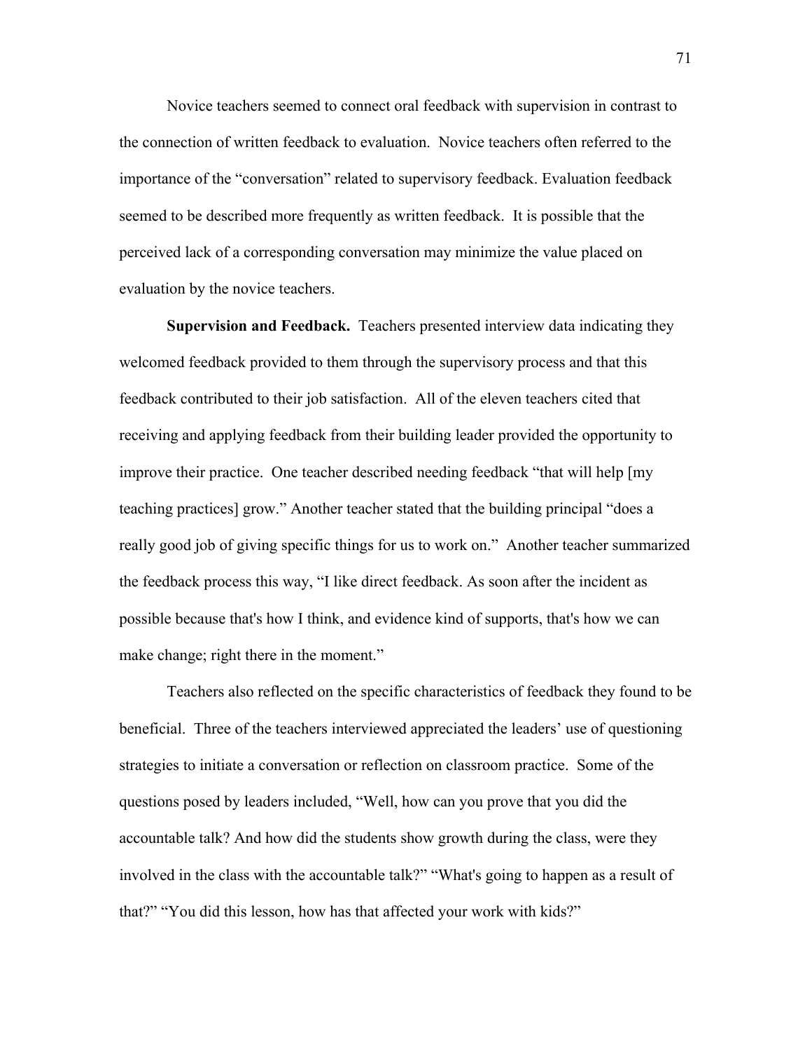Novice teachers seemed to connect oral feedback with supervision in contrast to the connection of written feedback to evaluation. Novice teachers often referred to the importance of the "conversation" related to supervisory feedback. Evaluation feedback seemed to be described more frequently as written feedback. It is possible that the perceived lack of a corresponding conversation may minimize the value placed on evaluation by the novice teachers.

**Supervision and Feedback.** Teachers presented interview data indicating they welcomed feedback provided to them through the supervisory process and that this feedback contributed to their job satisfaction. All of the eleven teachers cited that receiving and applying feedback from their building leader provided the opportunity to improve their practice. One teacher described needing feedback "that will help [my teaching practices] grow." Another teacher stated that the building principal "does a really good job of giving specific things for us to work on." Another teacher summarized the feedback process this way, "I like direct feedback. As soon after the incident as possible because that's how I think, and evidence kind of supports, that's how we can make change; right there in the moment."

Teachers also reflected on the specific characteristics of feedback they found to be beneficial. Three of the teachers interviewed appreciated the leaders' use of questioning strategies to initiate a conversation or reflection on classroom practice. Some of the questions posed by leaders included, "Well, how can you prove that you did the accountable talk? And how did the students show growth during the class, were they involved in the class with the accountable talk?" "What's going to happen as a result of that?" "You did this lesson, how has that affected your work with kids?"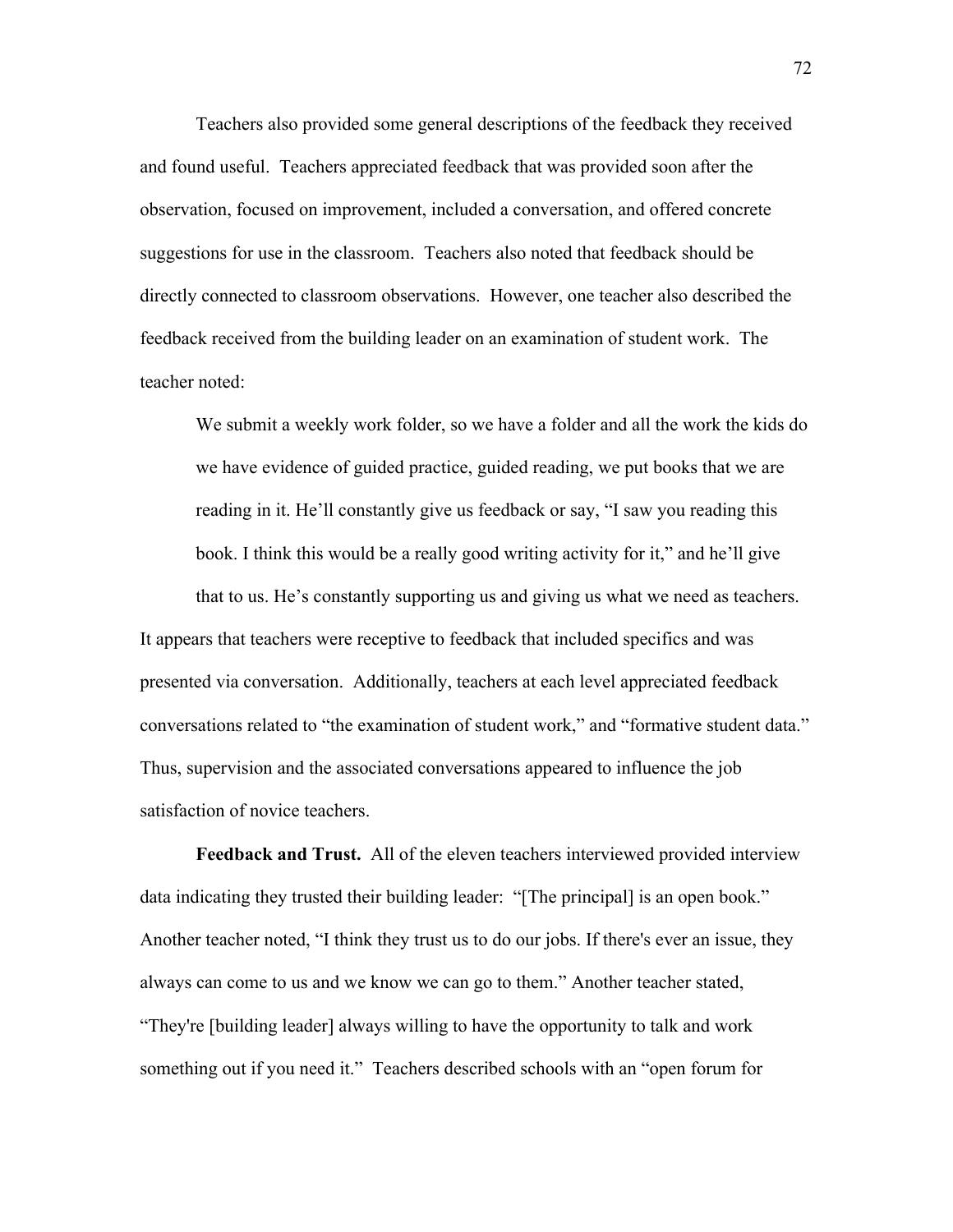Teachers also provided some general descriptions of the feedback they received and found useful. Teachers appreciated feedback that was provided soon after the observation, focused on improvement, included a conversation, and offered concrete suggestions for use in the classroom. Teachers also noted that feedback should be directly connected to classroom observations. However, one teacher also described the feedback received from the building leader on an examination of student work. The teacher noted:

> We submit a weekly work folder, so we have a folder and all the work the kids do we have evidence of guided practice, guided reading, we put books that we are reading in it. He'll constantly give us feedback or say, "I saw you reading this book. I think this would be a really good writing activity for it," and he'll give that to us. He's constantly supporting us and giving us what we need as teachers.

It appears that teachers were receptive to feedback that included specifics and was presented via conversation. Additionally, teachers at each level appreciated feedback conversations related to "the examination of student work," and "formative student data." Thus, supervision and the associated conversations appeared to influence the job satisfaction of novice teachers.

**Feedback and Trust.** All of the eleven teachers interviewed provided interview data indicating they trusted their building leader: "[The principal] is an open book." Another teacher noted, "I think they trust us to do our jobs. If there's ever an issue, they always can come to us and we know we can go to them." Another teacher stated, "They're [building leader] always willing to have the opportunity to talk and work something out if you need it." Teachers described schools with an "open forum for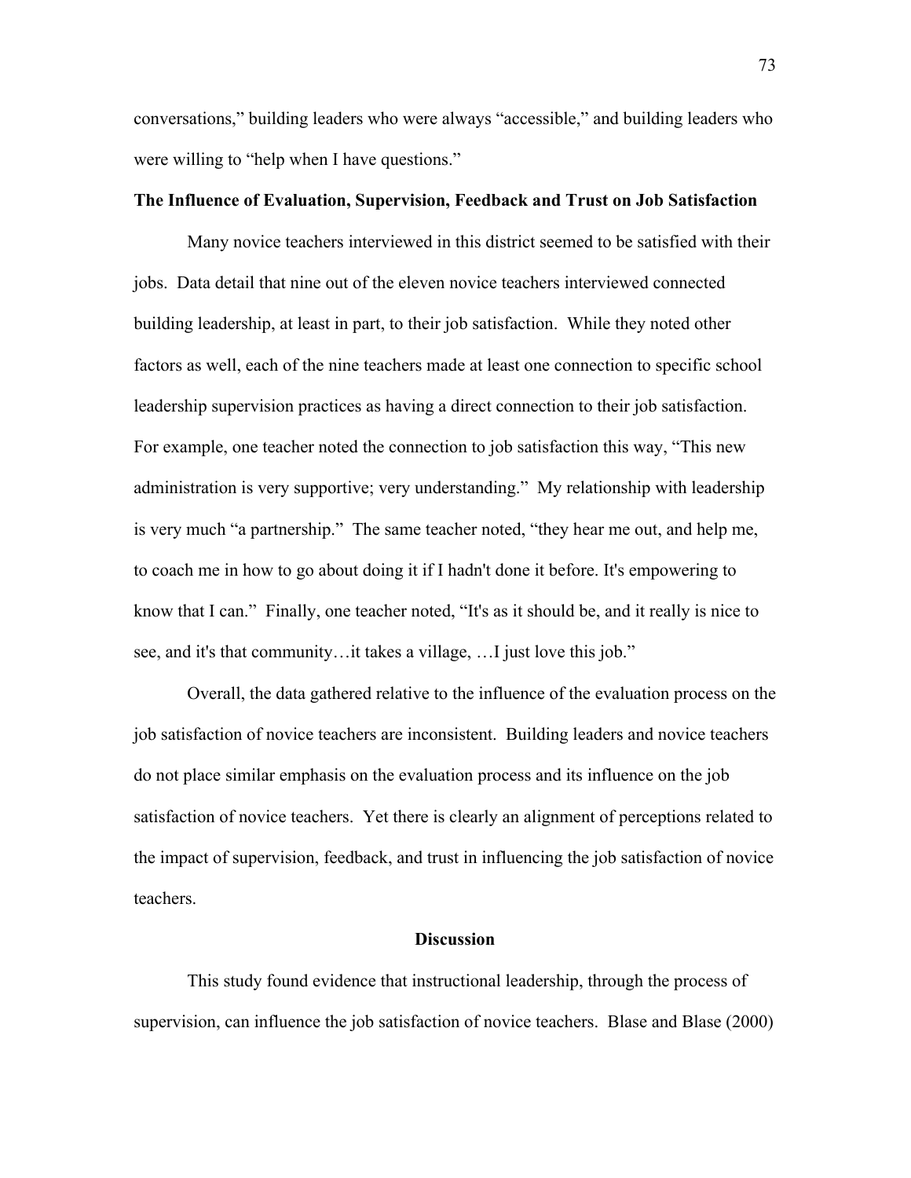conversations," building leaders who were always "accessible," and building leaders who were willing to "help when I have questions."

**The Influence of Evaluation, Supervision, Feedback and Trust on Job Satisfaction**

Many novice teachers interviewed in this district seemed to be satisfied with their jobs. Data detail that nine out of the eleven novice teachers interviewed connected building leadership, at least in part, to their job satisfaction. While they noted other factors as well, each of the nine teachers made at least one connection to specific school leadership supervision practices as having a direct connection to their job satisfaction. For example, one teacher noted the connection to job satisfaction this way, "This new administration is very supportive; very understanding." My relationship with leadership is very much "a partnership." The same teacher noted, "they hear me out, and help me, to coach me in how to go about doing it if I hadn't done it before. It's empowering to know that I can." Finally, one teacher noted, "It's as it should be, and it really is nice to see, and it's that community…it takes a village, …I just love this job."

Overall, the data gathered relative to the influence of the evaluation process on the job satisfaction of novice teachers are inconsistent. Building leaders and novice teachers do not place similar emphasis on the evaluation process and its influence on the job satisfaction of novice teachers. Yet there is clearly an alignment of perceptions related to the impact of supervision, feedback, and trust in influencing the job satisfaction of novice teachers.

## Discussion

This study found evidence that instructional leadership, through the process of supervision, can influence the job satisfaction of novice teachers. Blase and Blase (2000)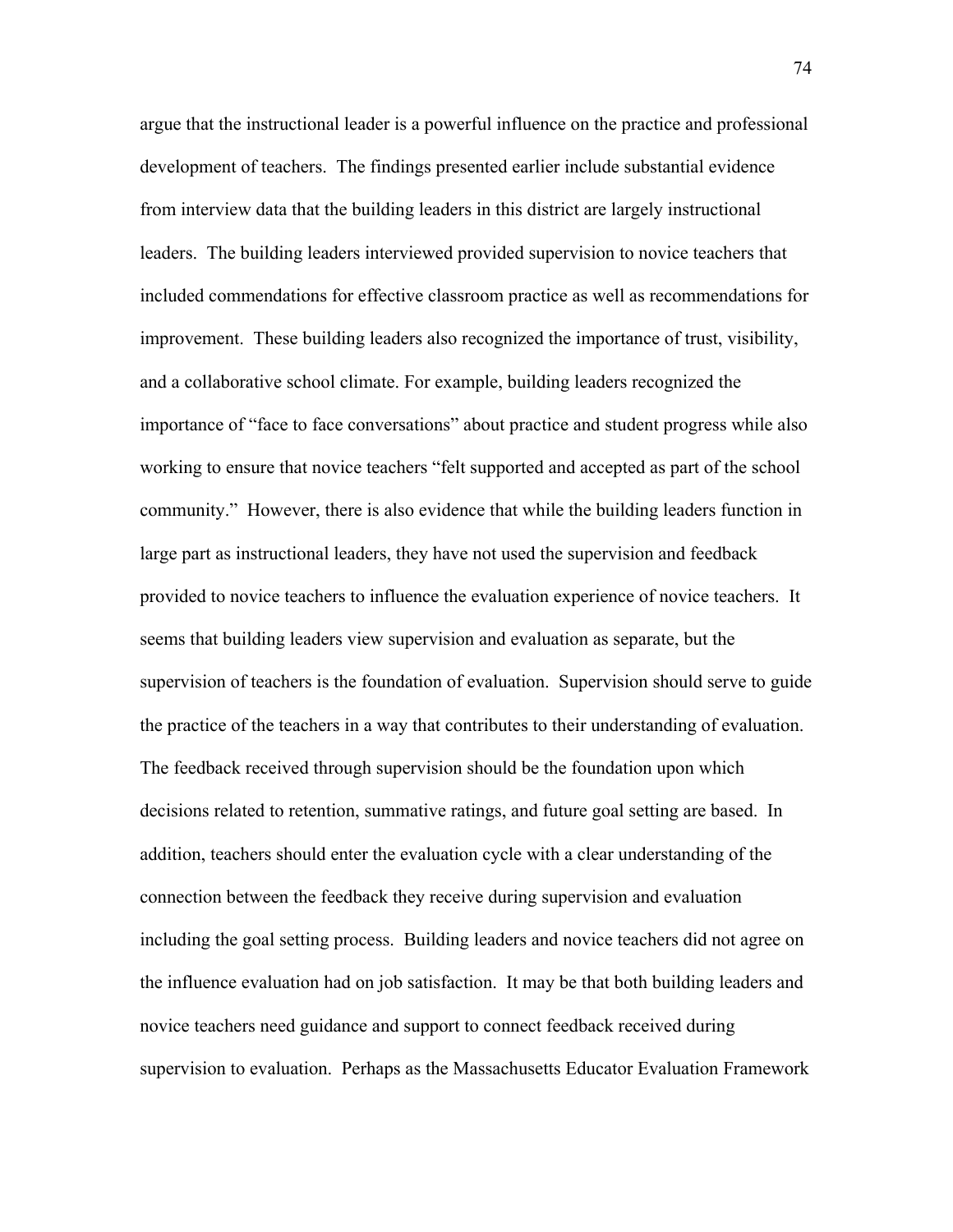argue that the instructional leader is a powerful influence on the practice and professional development of teachers. The findings presented earlier include substantial evidence from interview data that the building leaders in this district are largely instructional leaders. The building leaders interviewed provided supervision to novice teachers that included commendations for effective classroom practice as well as recommendations for improvement. These building leaders also recognized the importance of trust, visibility, and a collaborative school climate. For example, building leaders recognized the importance of "face to face conversations" about practice and student progress while also working to ensure that novice teachers "felt supported and accepted as part of the school community." However, there is also evidence that while the building leaders function in large part as instructional leaders, they have not used the supervision and feedback provided to novice teachers to influence the evaluation experience of novice teachers. It seems that building leaders view supervision and evaluation as separate, but the supervision of teachers is the foundation of evaluation. Supervision should serve to guide the practice of the teachers in a way that contributes to their understanding of evaluation. The feedback received through supervision should be the foundation upon which decisions related to retention, summative ratings, and future goal setting are based. In addition, teachers should enter the evaluation cycle with a clear understanding of the connection between the feedback they receive during supervision and evaluation including the goal setting process. Building leaders and novice teachers did not agree on the influence evaluation had on job satisfaction. It may be that both building leaders and novice teachers need guidance and support to connect feedback received during supervision to evaluation. Perhaps as the Massachusetts Educator Evaluation Framework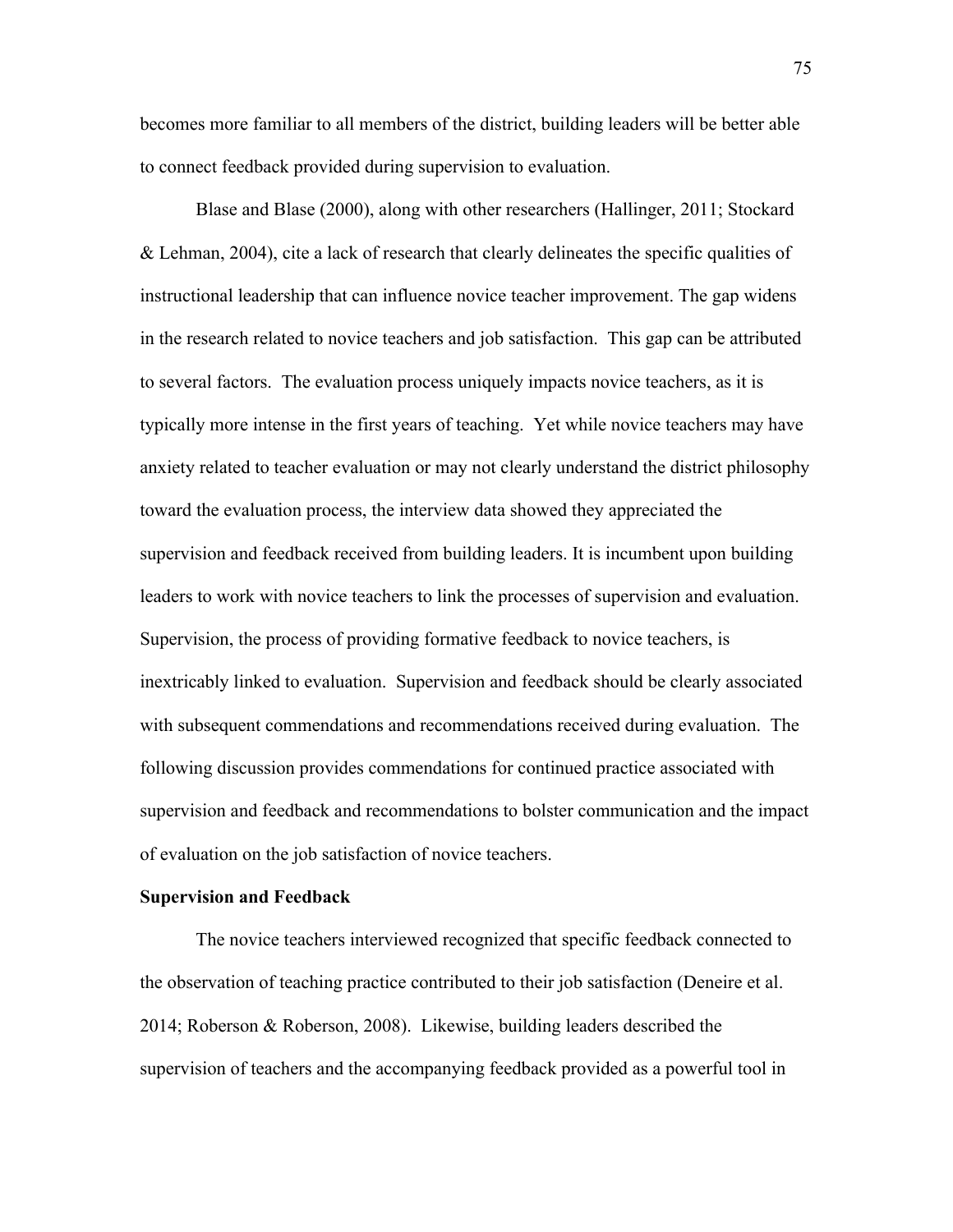becomes more familiar to all members of the district, building leaders will be better able to connect feedback provided during supervision to evaluation.

Blase and Blase (2000), along with other researchers (Hallinger, 2011; Stockard & Lehman, 2004), cite a lack of research that clearly delineates the specific qualities of instructional leadership that can influence novice teacher improvement. The gap widens in the research related to novice teachers and job satisfaction. This gap can be attributed to several factors. The evaluation process uniquely impacts novice teachers, as it is typically more intense in the first years of teaching. Yet while novice teachers may have anxiety related to teacher evaluation or may not clearly understand the district philosophy toward the evaluation process, the interview data showed they appreciated the supervision and feedback received from building leaders. It is incumbent upon building leaders to work with novice teachers to link the processes of supervision and evaluation. Supervision, the process of providing formative feedback to novice teachers, is inextricably linked to evaluation. Supervision and feedback should be clearly associated with subsequent commendations and recommendations received during evaluation. The following discussion provides commendations for continued practice associated with supervision and feedback and recommendations to bolster communication and the impact of evaluation on the job satisfaction of novice teachers.

**Supervision and Feedback**

The novice teachers interviewed recognized that specific feedback connected to the observation of teaching practice contributed to their job satisfaction (Deneire et al. 2014; Roberson & Roberson, 2008). Likewise, building leaders described the supervision of teachers and the accompanying feedback provided as a powerful tool in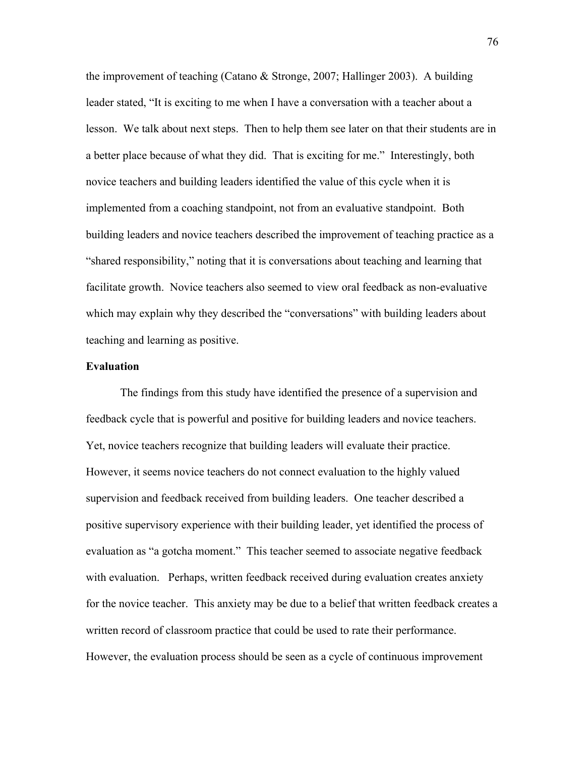the improvement of teaching (Catano & Stronge, 2007; Hallinger 2003). A building leader stated, "It is exciting to me when I have a conversation with a teacher about a lesson. We talk about next steps. Then to help them see later on that their students are in a better place because of what they did. That is exciting for me." Interestingly, both novice teachers and building leaders identified the value of this cycle when it is implemented from a coaching standpoint, not from an evaluative standpoint. Both building leaders and novice teachers described the improvement of teaching practice as a "shared responsibility," noting that it is conversations about teaching and learning that facilitate growth. Novice teachers also seemed to view oral feedback as non-evaluative which may explain why they described the "conversations" with building leaders about teaching and learning as positive.

**Evaluation**

The findings from this study have identified the presence of a supervision and feedback cycle that is powerful and positive for building leaders and novice teachers. Yet, novice teachers recognize that building leaders will evaluate their practice. However, it seems novice teachers do not connect evaluation to the highly valued supervision and feedback received from building leaders. One teacher described a positive supervisory experience with their building leader, yet identified the process of evaluation as "a gotcha moment." This teacher seemed to associate negative feedback with evaluation. Perhaps, written feedback received during evaluation creates anxiety for the novice teacher. This anxiety may be due to a belief that written feedback creates a written record of classroom practice that could be used to rate their performance. However, the evaluation process should be seen as a cycle of continuous improvement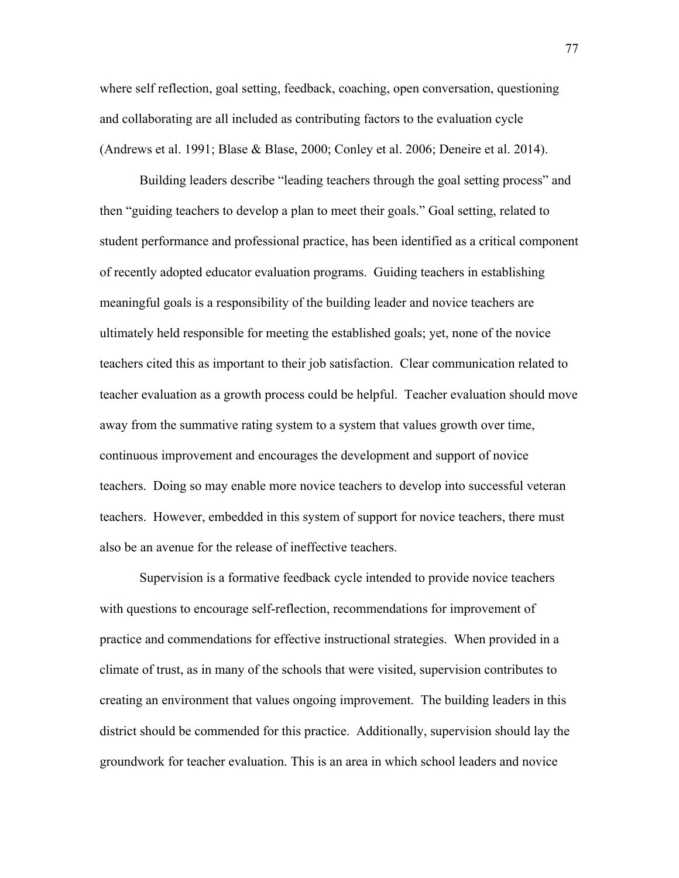where self reflection, goal setting, feedback, coaching, open conversation, questioning and collaborating are all included as contributing factors to the evaluation cycle (Andrews et al. 1991; Blase & Blase, 2000; Conley et al. 2006; Deneire et al. 2014).

Building leaders describe "leading teachers through the goal setting process" and then "guiding teachers to develop a plan to meet their goals." Goal setting, related to student performance and professional practice, has been identified as a critical component of recently adopted educator evaluation programs. Guiding teachers in establishing meaningful goals is a responsibility of the building leader and novice teachers are ultimately held responsible for meeting the established goals; yet, none of the novice teachers cited this as important to their job satisfaction. Clear communication related to teacher evaluation as a growth process could be helpful. Teacher evaluation should move away from the summative rating system to a system that values growth over time, continuous improvement and encourages the development and support of novice teachers. Doing so may enable more novice teachers to develop into successful veteran teachers. However, embedded in this system of support for novice teachers, there must also be an avenue for the release of ineffective teachers.

Supervision is a formative feedback cycle intended to provide novice teachers with questions to encourage self-reflection, recommendations for improvement of practice and commendations for effective instructional strategies. When provided in a climate of trust, as in many of the schools that were visited, supervision contributes to creating an environment that values ongoing improvement. The building leaders in this district should be commended for this practice. Additionally, supervision should lay the groundwork for teacher evaluation. This is an area in which school leaders and novice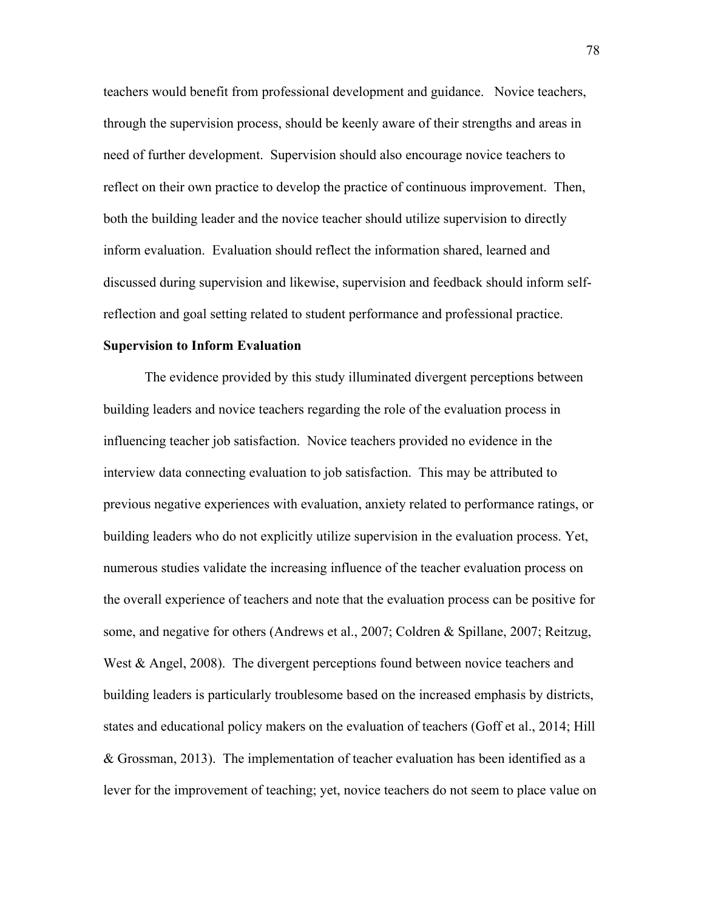teachers would benefit from professional development and guidance. Novice teachers, through the supervision process, should be keenly aware of their strengths and areas in need of further development. Supervision should also encourage novice teachers to reflect on their own practice to develop the practice of continuous improvement. Then, both the building leader and the novice teacher should utilize supervision to directly inform evaluation. Evaluation should reflect the information shared, learned and discussed during supervision and likewise, supervision and feedback should inform self-reflection and goal setting related to student performance and professional practice.

**Supervision to Inform Evaluation**

The evidence provided by this study illuminated divergent perceptions between building leaders and novice teachers regarding the role of the evaluation process in influencing teacher job satisfaction. Novice teachers provided no evidence in the interview data connecting evaluation to job satisfaction. This may be attributed to previous negative experiences with evaluation, anxiety related to performance ratings, or building leaders who do not explicitly utilize supervision in the evaluation process. Yet, numerous studies validate the increasing influence of the teacher evaluation process on the overall experience of teachers and note that the evaluation process can be positive for some, and negative for others (Andrews et al., 2007; Coldren & Spillane, 2007; Reitzug, West & Angel, 2008). The divergent perceptions found between novice teachers and building leaders is particularly troublesome based on the increased emphasis by districts, states and educational policy makers on the evaluation of teachers (Goff et al., 2014; Hill & Grossman, 2013). The implementation of teacher evaluation has been identified as a lever for the improvement of teaching; yet, novice teachers do not seem to place value on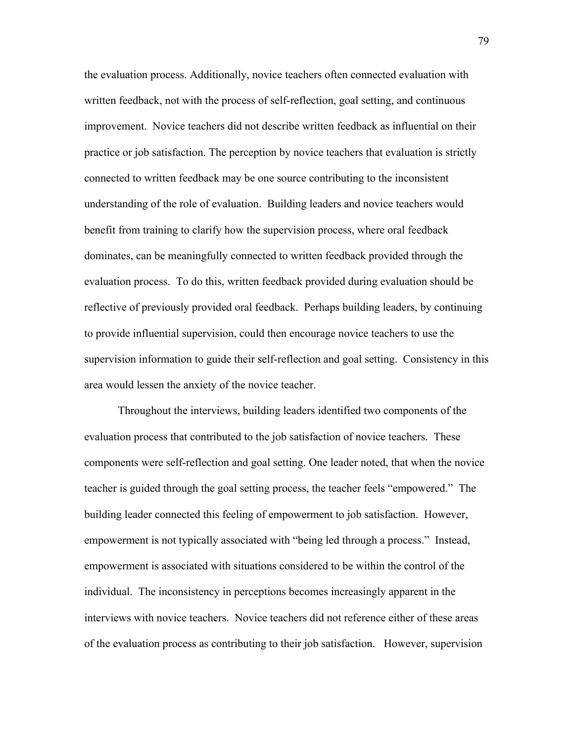the evaluation process. Additionally, novice teachers often connected evaluation with written feedback, not with the process of self-reflection, goal setting, and continuous improvement. Novice teachers did not describe written feedback as influential on their practice or job satisfaction. The perception by novice teachers that evaluation is strictly connected to written feedback may be one source contributing to the inconsistent understanding of the role of evaluation. Building leaders and novice teachers would benefit from training to clarify how the supervision process, where oral feedback dominates, can be meaningfully connected to written feedback provided through the evaluation process. To do this, written feedback provided during evaluation should be reflective of previously provided oral feedback. Perhaps building leaders, by continuing to provide influential supervision, could then encourage novice teachers to use the supervision information to guide their self-reflection and goal setting. Consistency in this area would lessen the anxiety of the novice teacher.

Throughout the interviews, building leaders identified two components of the evaluation process that contributed to the job satisfaction of novice teachers. These components were self-reflection and goal setting. One leader noted, that when the novice teacher is guided through the goal setting process, the teacher feels "empowered." The building leader connected this feeling of empowerment to job satisfaction. However, empowerment is not typically associated with "being led through a process." Instead, empowerment is associated with situations considered to be within the control of the individual. The inconsistency in perceptions becomes increasingly apparent in the interviews with novice teachers. Novice teachers did not reference either of these areas of the evaluation process as contributing to their job satisfaction. However, supervision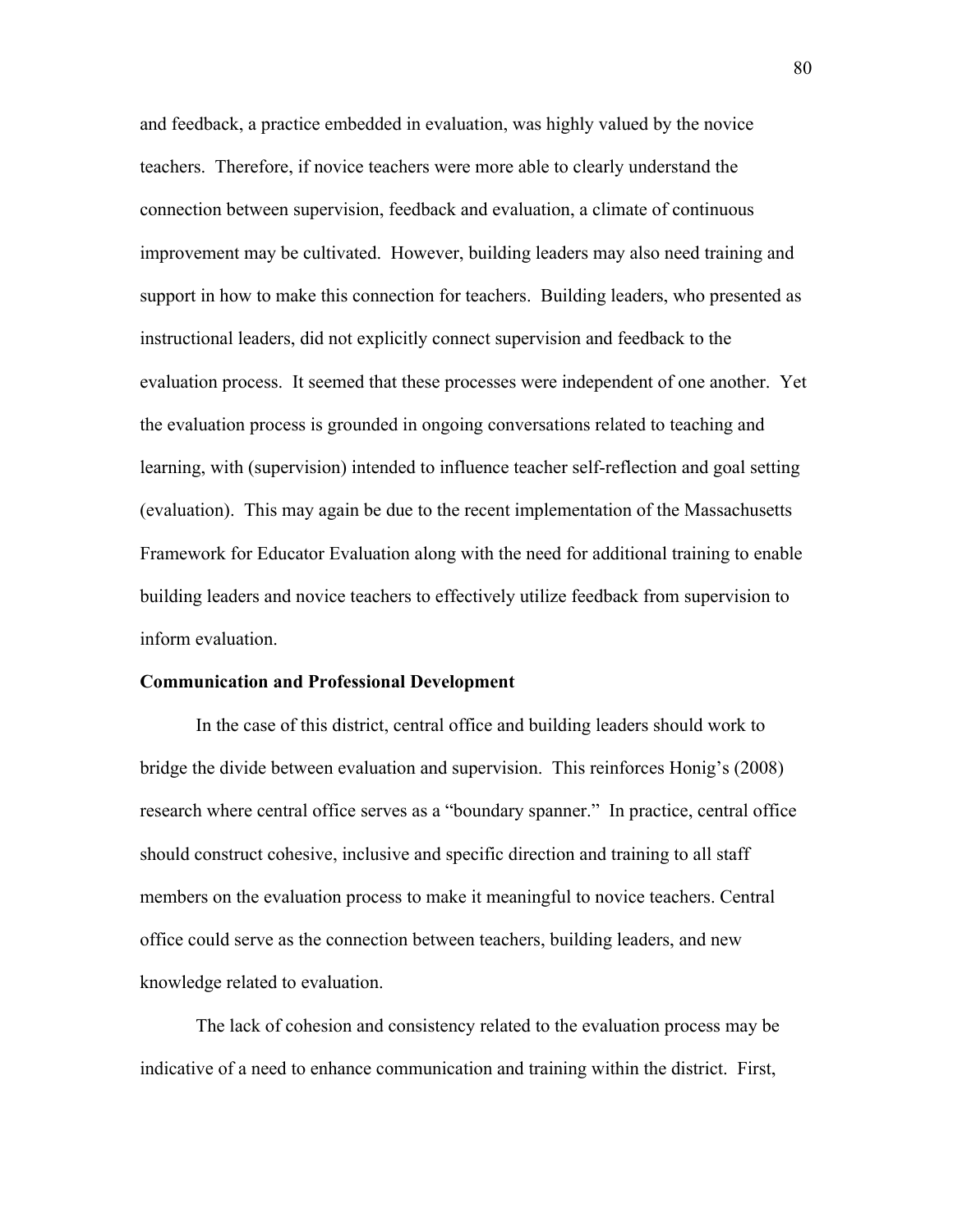and feedback, a practice embedded in evaluation, was highly valued by the novice teachers. Therefore, if novice teachers were more able to clearly understand the connection between supervision, feedback and evaluation, a climate of continuous improvement may be cultivated. However, building leaders may also need training and support in how to make this connection for teachers. Building leaders, who presented as instructional leaders, did not explicitly connect supervision and feedback to the evaluation process. It seemed that these processes were independent of one another. Yet the evaluation process is grounded in ongoing conversations related to teaching and learning, with (supervision) intended to influence teacher self-reflection and goal setting (evaluation). This may again be due to the recent implementation of the Massachusetts Framework for Educator Evaluation along with the need for additional training to enable building leaders and novice teachers to effectively utilize feedback from supervision to inform evaluation.

**Communication and Professional Development**

In the case of this district, central office and building leaders should work to bridge the divide between evaluation and supervision. This reinforces Honig's (2008) research where central office serves as a "boundary spanner." In practice, central office should construct cohesive, inclusive and specific direction and training to all staff members on the evaluation process to make it meaningful to novice teachers. Central office could serve as the connection between teachers, building leaders, and new knowledge related to evaluation.

The lack of cohesion and consistency related to the evaluation process may be indicative of a need to enhance communication and training within the district. First,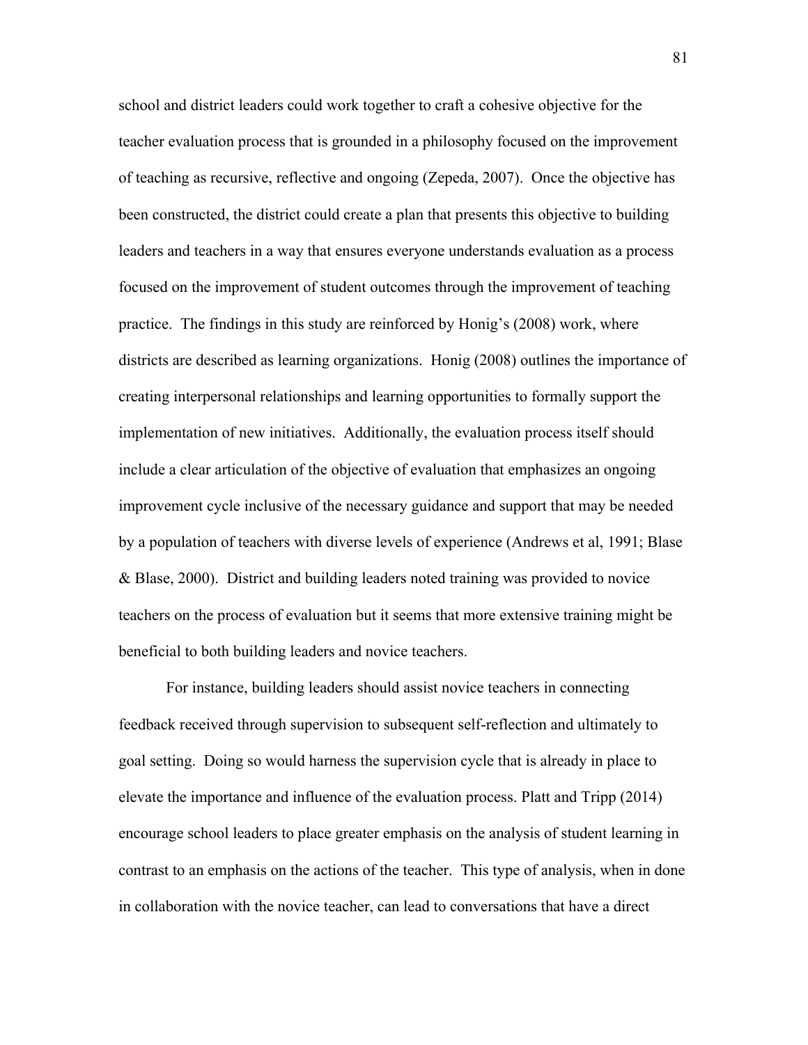school and district leaders could work together to craft a cohesive objective for the teacher evaluation process that is grounded in a philosophy focused on the improvement of teaching as recursive, reflective and ongoing (Zepeda, 2007). Once the objective has been constructed, the district could create a plan that presents this objective to building leaders and teachers in a way that ensures everyone understands evaluation as a process focused on the improvement of student outcomes through the improvement of teaching practice. The findings in this study are reinforced by Honig's (2008) work, where districts are described as learning organizations. Honig (2008) outlines the importance of creating interpersonal relationships and learning opportunities to formally support the implementation of new initiatives. Additionally, the evaluation process itself should include a clear articulation of the objective of evaluation that emphasizes an ongoing improvement cycle inclusive of the necessary guidance and support that may be needed by a population of teachers with diverse levels of experience (Andrews et al, 1991; Blase & Blase, 2000). District and building leaders noted training was provided to novice teachers on the process of evaluation but it seems that more extensive training might be beneficial to both building leaders and novice teachers.

For instance, building leaders should assist novice teachers in connecting feedback received through supervision to subsequent self-reflection and ultimately to goal setting. Doing so would harness the supervision cycle that is already in place to elevate the importance and influence of the evaluation process. Platt and Tripp (2014) encourage school leaders to place greater emphasis on the analysis of student learning in contrast to an emphasis on the actions of the teacher. This type of analysis, when in done in collaboration with the novice teacher, can lead to conversations that have a direct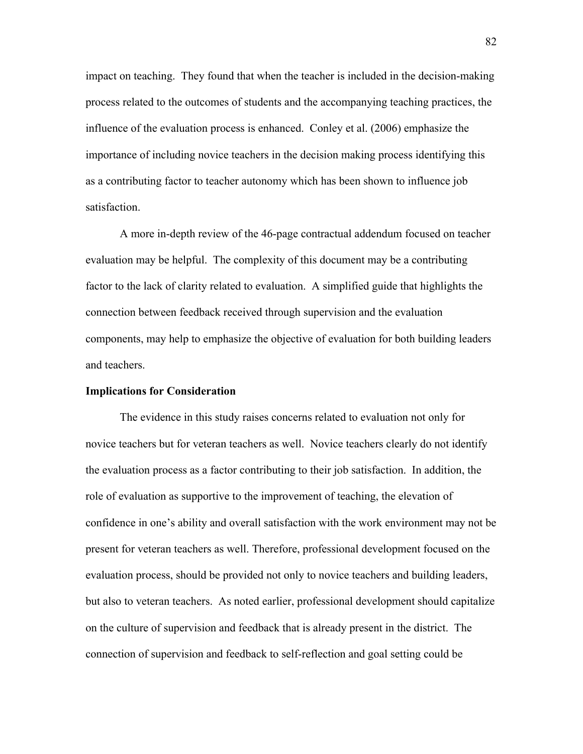impact on teaching. They found that when the teacher is included in the decision-making process related to the outcomes of students and the accompanying teaching practices, the influence of the evaluation process is enhanced. Conley et al. (2006) emphasize the importance of including novice teachers in the decision making process identifying this as a contributing factor to teacher autonomy which has been shown to influence job satisfaction.

A more in-depth review of the 46-page contractual addendum focused on teacher evaluation may be helpful. The complexity of this document may be a contributing factor to the lack of clarity related to evaluation. A simplified guide that highlights the connection between feedback received through supervision and the evaluation components, may help to emphasize the objective of evaluation for both building leaders and teachers.

**Implications for Consideration**

The evidence in this study raises concerns related to evaluation not only for novice teachers but for veteran teachers as well. Novice teachers clearly do not identify the evaluation process as a factor contributing to their job satisfaction. In addition, the role of evaluation as supportive to the improvement of teaching, the elevation of confidence in one's ability and overall satisfaction with the work environment may not be present for veteran teachers as well. Therefore, professional development focused on the evaluation process, should be provided not only to novice teachers and building leaders, but also to veteran teachers. As noted earlier, professional development should capitalize on the culture of supervision and feedback that is already present in the district. The connection of supervision and feedback to self-reflection and goal setting could be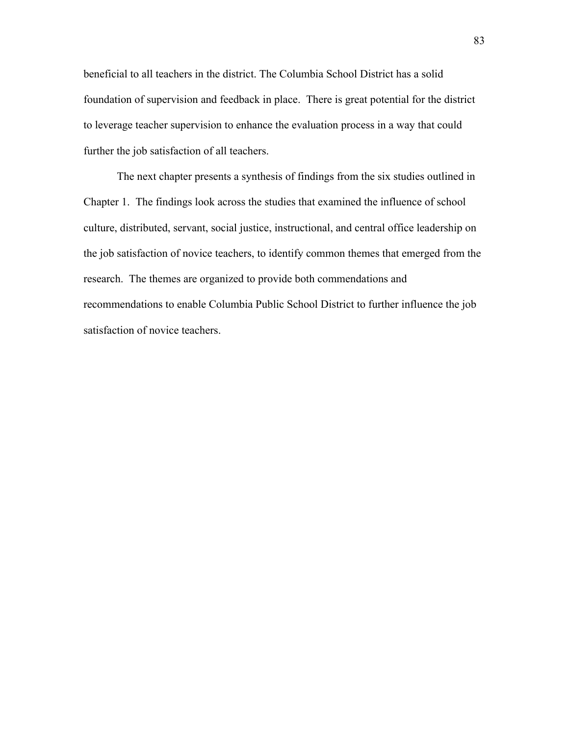beneficial to all teachers in the district. The Columbia School District has a solid foundation of supervision and feedback in place. There is great potential for the district to leverage teacher supervision to enhance the evaluation process in a way that could further the job satisfaction of all teachers.

The next chapter presents a synthesis of findings from the six studies outlined in Chapter 1. The findings look across the studies that examined the influence of school culture, distributed, servant, social justice, instructional, and central office leadership on the job satisfaction of novice teachers, to identify common themes that emerged from the research. The themes are organized to provide both commendations and recommendations to enable Columbia Public School District to further influence the job satisfaction of novice teachers.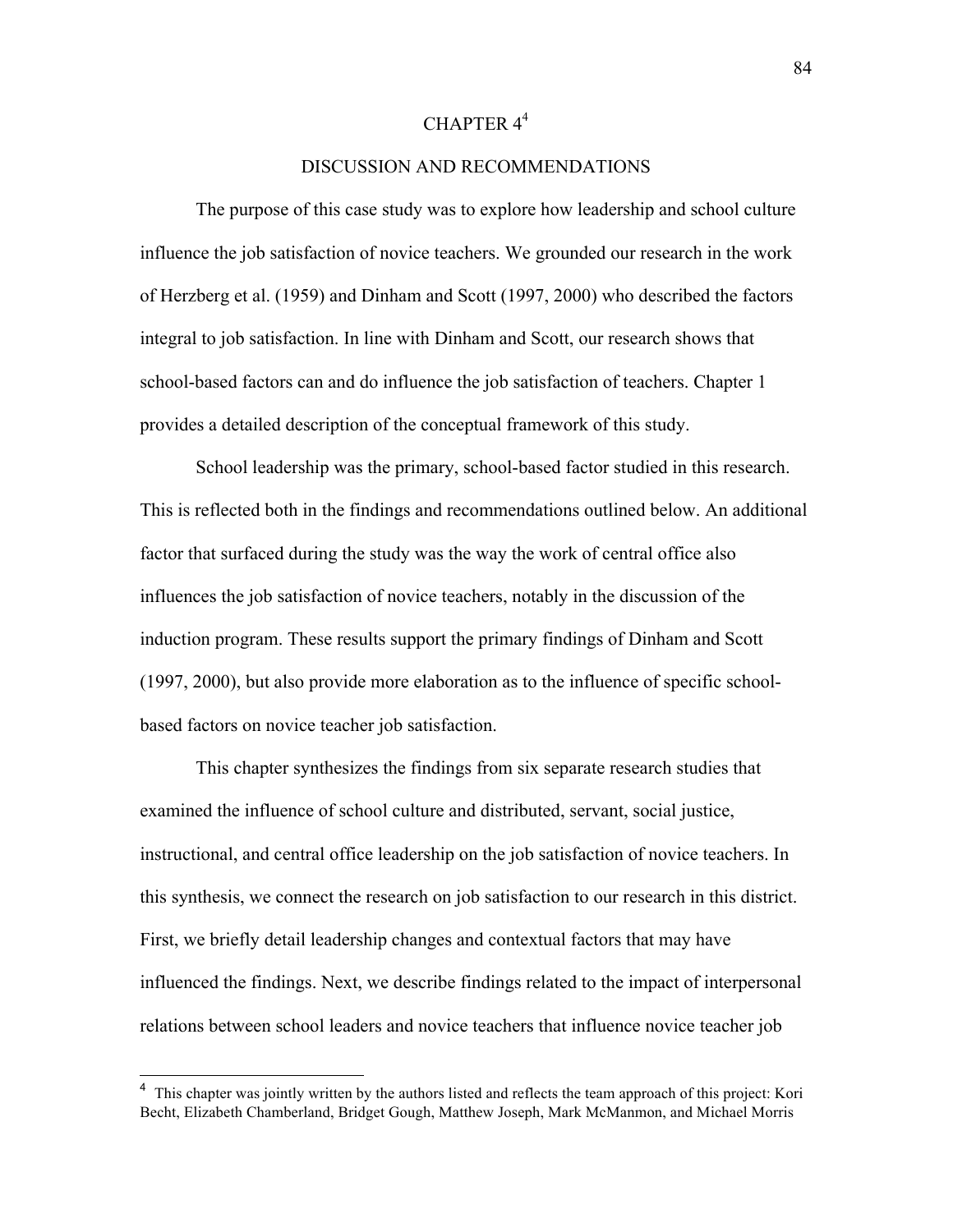# CHAPTER 4[4]

## DISCUSSION AND RECOMMENDATIONS

The purpose of this case study was to explore how leadership and school culture influence the job satisfaction of novice teachers. We grounded our research in the work of Herzberg et al. (1959) and Dinham and Scott (1997, 2000) who described the factors integral to job satisfaction. In line with Dinham and Scott, our research shows that school-based factors can and do influence the job satisfaction of teachers. Chapter 1 provides a detailed description of the conceptual framework of this study.

School leadership was the primary, school-based factor studied in this research. This is reflected both in the findings and recommendations outlined below. An additional factor that surfaced during the study was the way the work of central office also influences the job satisfaction of novice teachers, notably in the discussion of the induction program. These results support the primary findings of Dinham and Scott (1997, 2000), but also provide more elaboration as to the influence of specific school-based factors on novice teacher job satisfaction.

This chapter synthesizes the findings from six separate research studies that examined the influence of school culture and distributed, servant, social justice, instructional, and central office leadership on the job satisfaction of novice teachers. In this synthesis, we connect the research on job satisfaction to our research in this district. First, we briefly detail leadership changes and contextual factors that may have influenced the findings. Next, we describe findings related to the impact of interpersonal relations between school leaders and novice teachers that influence novice teacher job

[4] This chapter was jointly written by the authors listed and reflects the team approach of this project: Kori Becht, Elizabeth Chamberland, Bridget Gough, Matthew Joseph, Mark McManmon, and Michael Morris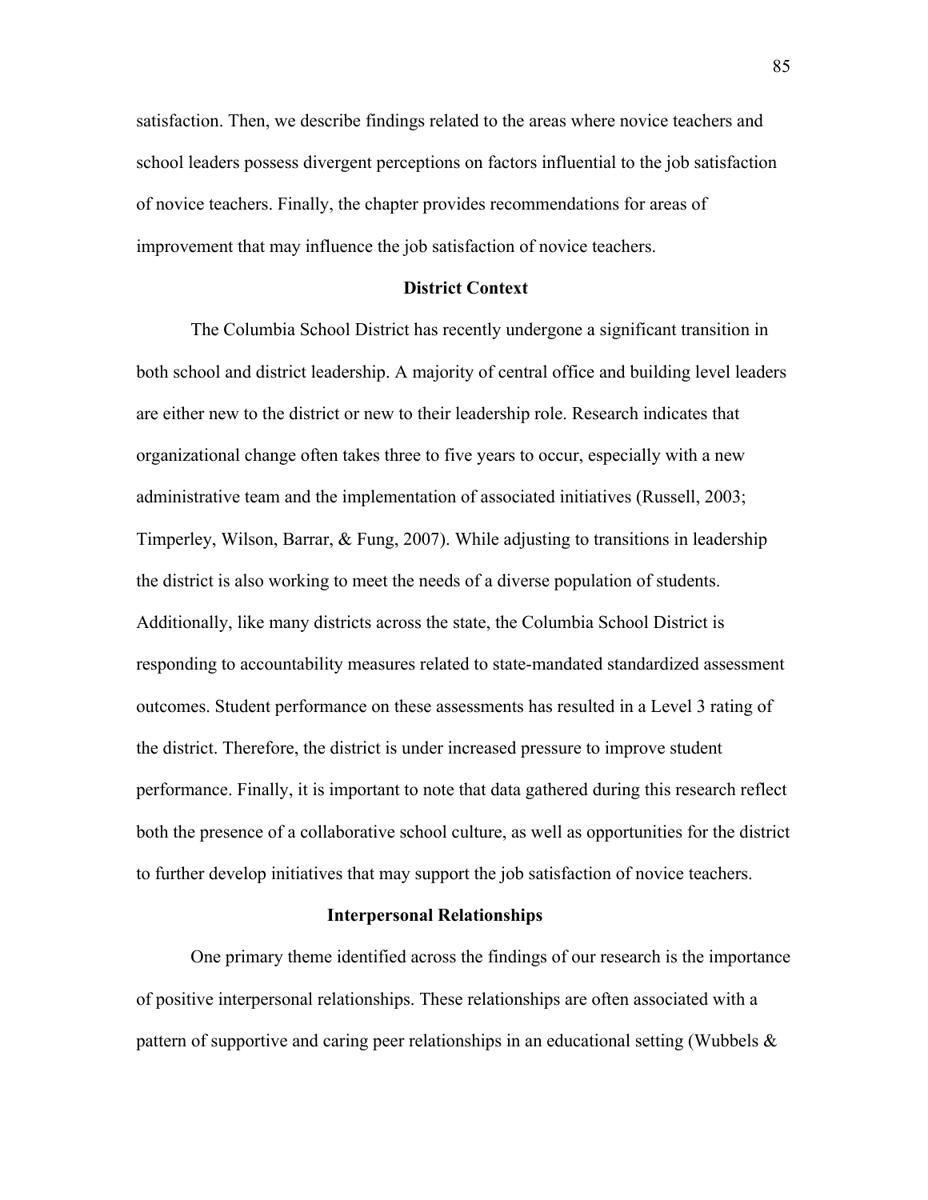satisfaction. Then, we describe findings related to the areas where novice teachers and school leaders possess divergent perceptions on factors influential to the job satisfaction of novice teachers. Finally, the chapter provides recommendations for areas of improvement that may influence the job satisfaction of novice teachers.

## District Context

The Columbia School District has recently undergone a significant transition in both school and district leadership. A majority of central office and building level leaders are either new to the district or new to their leadership role. Research indicates that organizational change often takes three to five years to occur, especially with a new administrative team and the implementation of associated initiatives (Russell, 2003; Timperley, Wilson, Barrar, & Fung, 2007). While adjusting to transitions in leadership the district is also working to meet the needs of a diverse population of students. Additionally, like many districts across the state, the Columbia School District is responding to accountability measures related to state-mandated standardized assessment outcomes. Student performance on these assessments has resulted in a Level 3 rating of the district. Therefore, the district is under increased pressure to improve student performance. Finally, it is important to note that data gathered during this research reflect both the presence of a collaborative school culture, as well as opportunities for the district to further develop initiatives that may support the job satisfaction of novice teachers.

## Interpersonal Relationships

One primary theme identified across the findings of our research is the importance of positive interpersonal relationships. These relationships are often associated with a pattern of supportive and caring peer relationships in an educational setting (Wubbels &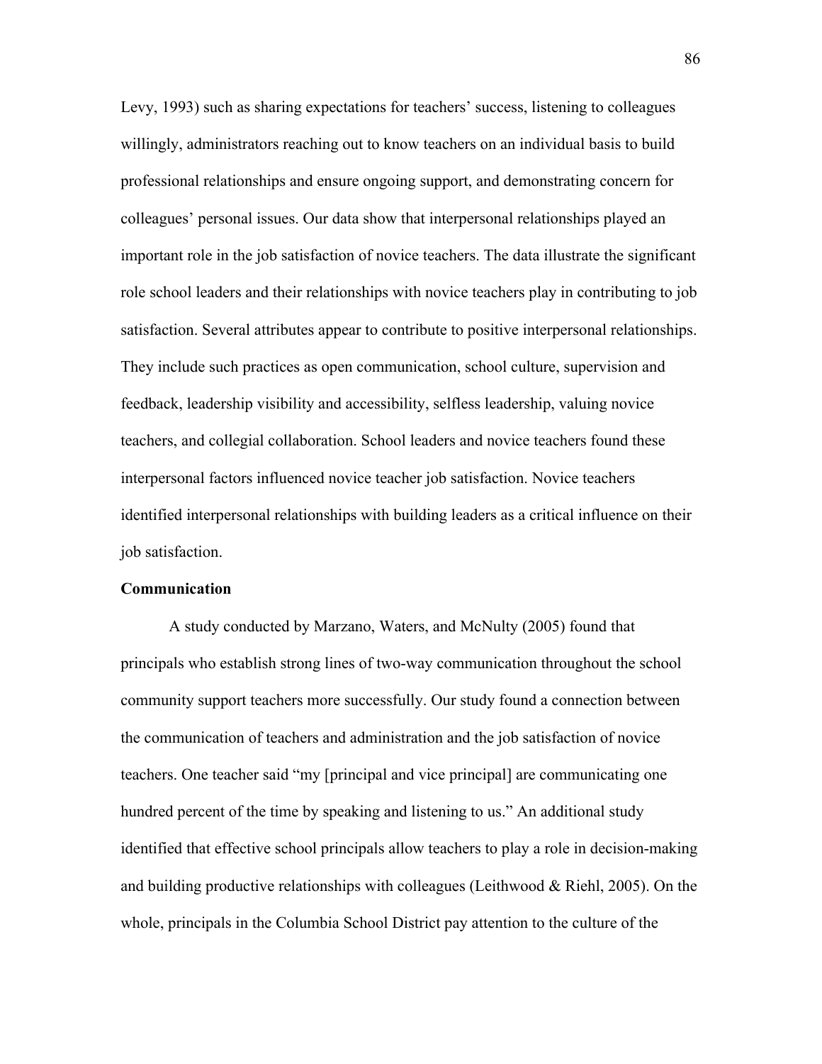Levy, 1993) such as sharing expectations for teachers' success, listening to colleagues willingly, administrators reaching out to know teachers on an individual basis to build professional relationships and ensure ongoing support, and demonstrating concern for colleagues' personal issues. Our data show that interpersonal relationships played an important role in the job satisfaction of novice teachers. The data illustrate the significant role school leaders and their relationships with novice teachers play in contributing to job satisfaction. Several attributes appear to contribute to positive interpersonal relationships. They include such practices as open communication, school culture, supervision and feedback, leadership visibility and accessibility, selfless leadership, valuing novice teachers, and collegial collaboration. School leaders and novice teachers found these interpersonal factors influenced novice teacher job satisfaction. Novice teachers identified interpersonal relationships with building leaders as a critical influence on their job satisfaction.

**Communication**

A study conducted by Marzano, Waters, and McNulty (2005) found that principals who establish strong lines of two-way communication throughout the school community support teachers more successfully. Our study found a connection between the communication of teachers and administration and the job satisfaction of novice teachers. One teacher said "my [principal and vice principal] are communicating one hundred percent of the time by speaking and listening to us." An additional study identified that effective school principals allow teachers to play a role in decision-making and building productive relationships with colleagues (Leithwood & Riehl, 2005). On the whole, principals in the Columbia School District pay attention to the culture of the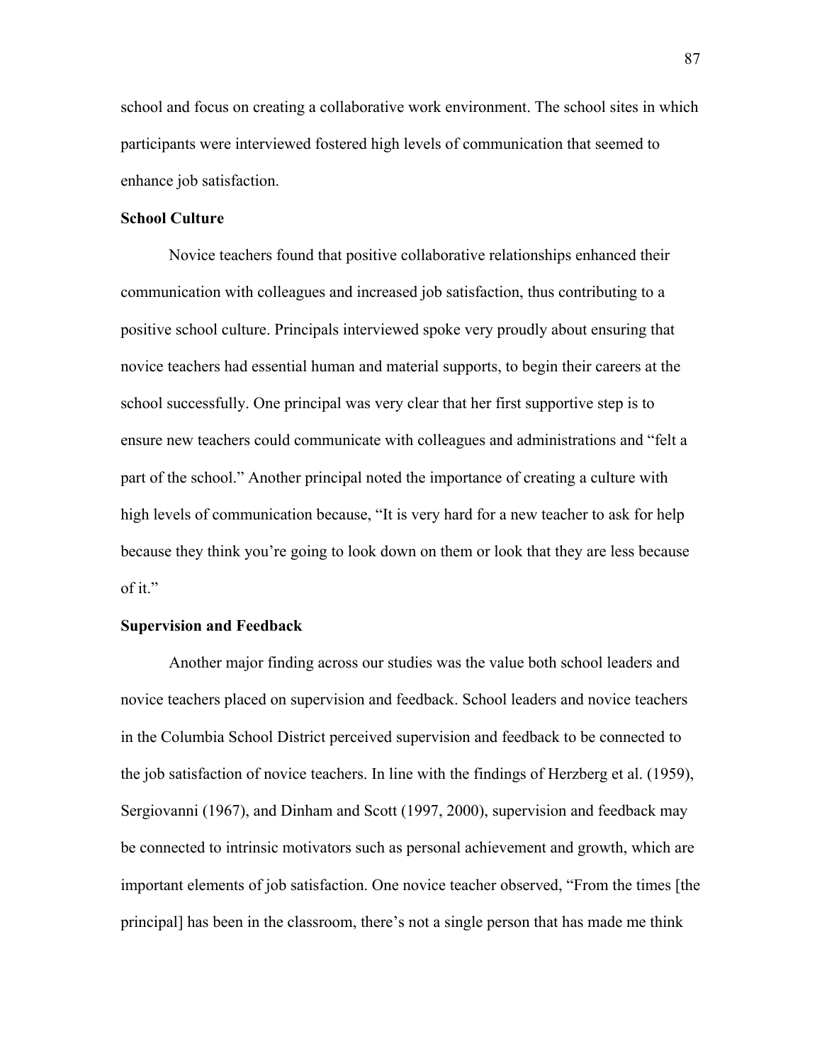school and focus on creating a collaborative work environment. The school sites in which participants were interviewed fostered high levels of communication that seemed to enhance job satisfaction.

### School Culture

Novice teachers found that positive collaborative relationships enhanced their communication with colleagues and increased job satisfaction, thus contributing to a positive school culture. Principals interviewed spoke very proudly about ensuring that novice teachers had essential human and material supports, to begin their careers at the school successfully. One principal was very clear that her first supportive step is to ensure new teachers could communicate with colleagues and administrations and "felt a part of the school." Another principal noted the importance of creating a culture with high levels of communication because, "It is very hard for a new teacher to ask for help because they think you're going to look down on them or look that they are less because of it."

### Supervision and Feedback

Another major finding across our studies was the value both school leaders and novice teachers placed on supervision and feedback. School leaders and novice teachers in the Columbia School District perceived supervision and feedback to be connected to the job satisfaction of novice teachers. In line with the findings of Herzberg et al. (1959), Sergiovanni (1967), and Dinham and Scott (1997, 2000), supervision and feedback may be connected to intrinsic motivators such as personal achievement and growth, which are important elements of job satisfaction. One novice teacher observed, "From the times [the principal] has been in the classroom, there's not a single person that has made me think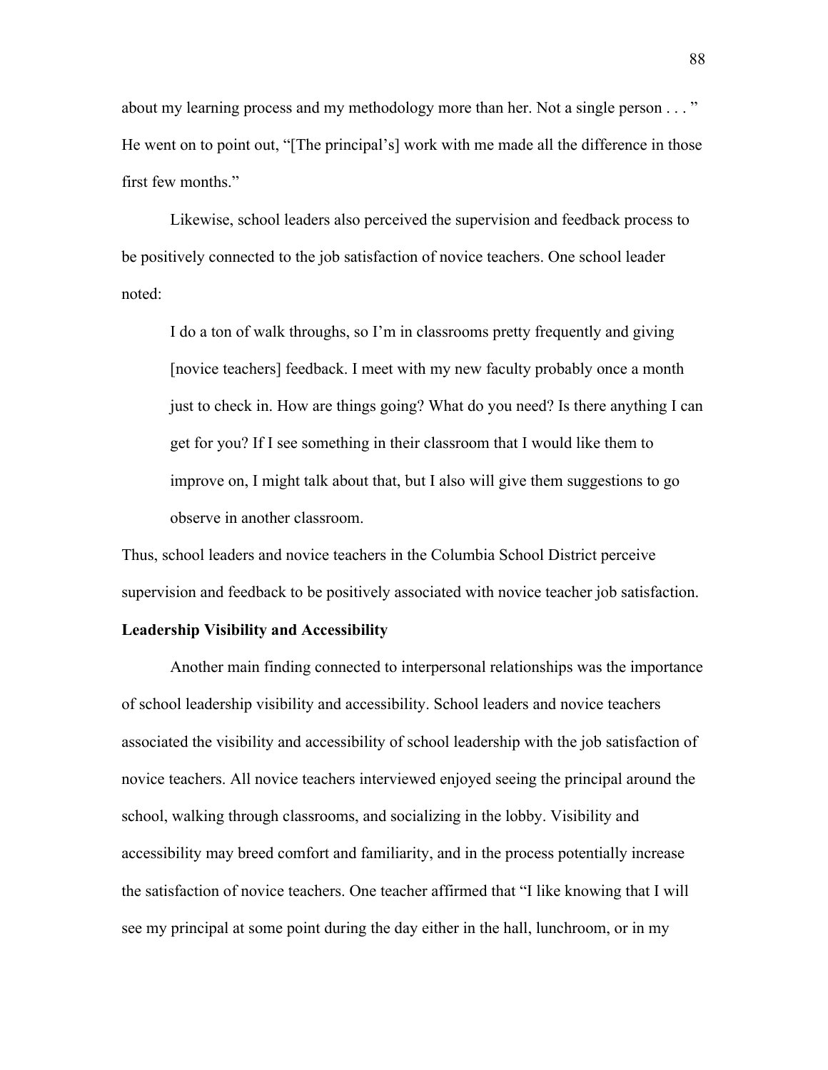about my learning process and my methodology more than her. Not a single person . . . " He went on to point out, "[The principal's] work with me made all the difference in those first few months."

Likewise, school leaders also perceived the supervision and feedback process to be positively connected to the job satisfaction of novice teachers. One school leader noted:

> I do a ton of walk throughs, so I'm in classrooms pretty frequently and giving [novice teachers] feedback. I meet with my new faculty probably once a month just to check in. How are things going? What do you need? Is there anything I can get for you? If I see something in their classroom that I would like them to improve on, I might talk about that, but I also will give them suggestions to go observe in another classroom.

Thus, school leaders and novice teachers in the Columbia School District perceive supervision and feedback to be positively associated with novice teacher job satisfaction.

**Leadership Visibility and Accessibility**

Another main finding connected to interpersonal relationships was the importance of school leadership visibility and accessibility. School leaders and novice teachers associated the visibility and accessibility of school leadership with the job satisfaction of novice teachers. All novice teachers interviewed enjoyed seeing the principal around the school, walking through classrooms, and socializing in the lobby. Visibility and accessibility may breed comfort and familiarity, and in the process potentially increase the satisfaction of novice teachers. One teacher affirmed that "I like knowing that I will see my principal at some point during the day either in the hall, lunchroom, or in my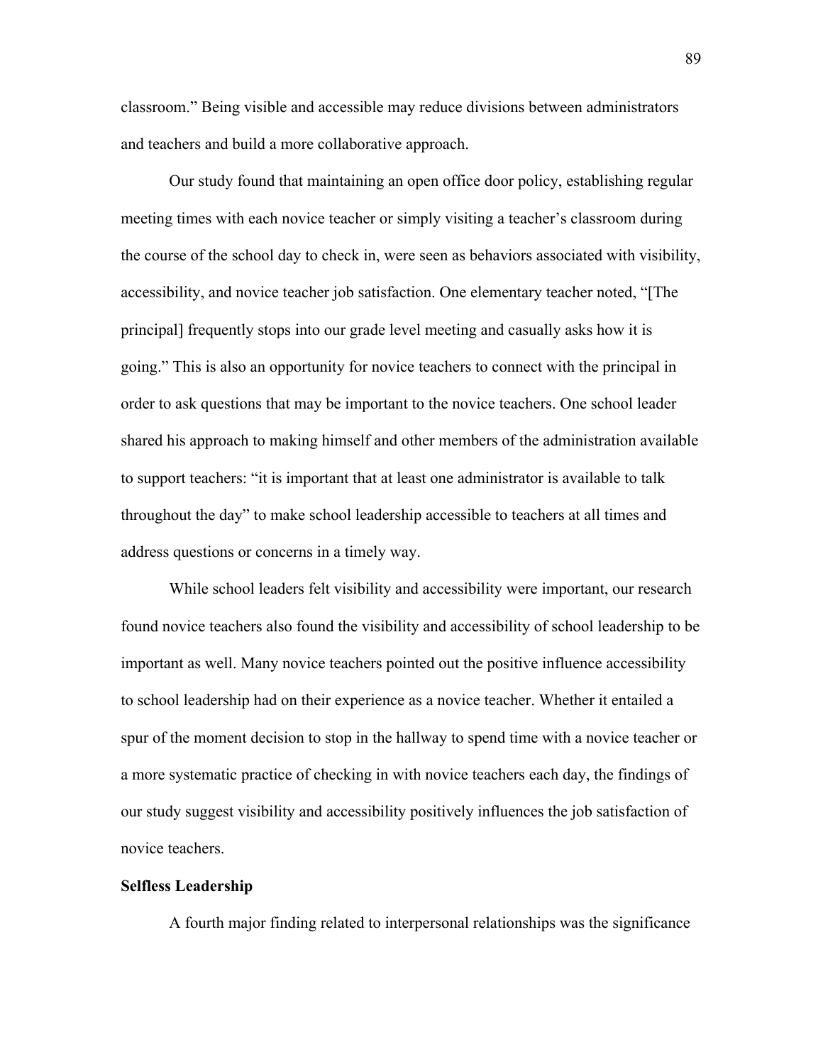classroom." Being visible and accessible may reduce divisions between administrators and teachers and build a more collaborative approach.

Our study found that maintaining an open office door policy, establishing regular meeting times with each novice teacher or simply visiting a teacher's classroom during the course of the school day to check in, were seen as behaviors associated with visibility, accessibility, and novice teacher job satisfaction. One elementary teacher noted, "[The principal] frequently stops into our grade level meeting and casually asks how it is going." This is also an opportunity for novice teachers to connect with the principal in order to ask questions that may be important to the novice teachers. One school leader shared his approach to making himself and other members of the administration available to support teachers: "it is important that at least one administrator is available to talk throughout the day" to make school leadership accessible to teachers at all times and address questions or concerns in a timely way.

While school leaders felt visibility and accessibility were important, our research found novice teachers also found the visibility and accessibility of school leadership to be important as well. Many novice teachers pointed out the positive influence accessibility to school leadership had on their experience as a novice teacher. Whether it entailed a spur of the moment decision to stop in the hallway to spend time with a novice teacher or a more systematic practice of checking in with novice teachers each day, the findings of our study suggest visibility and accessibility positively influences the job satisfaction of novice teachers.

**Selfless Leadership**

A fourth major finding related to interpersonal relationships was the significance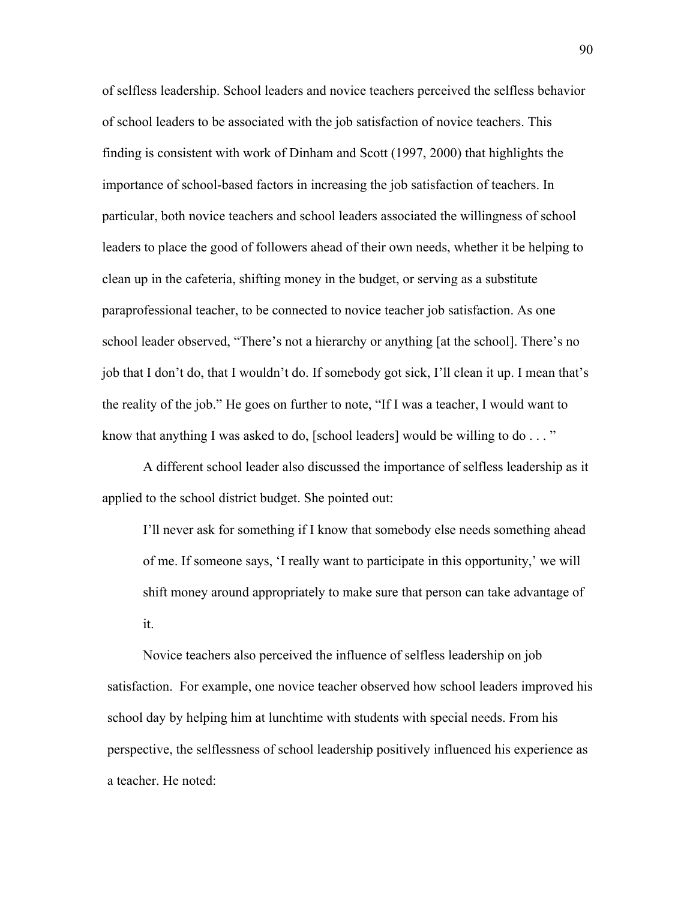of selfless leadership. School leaders and novice teachers perceived the selfless behavior of school leaders to be associated with the job satisfaction of novice teachers. This finding is consistent with work of Dinham and Scott (1997, 2000) that highlights the importance of school-based factors in increasing the job satisfaction of teachers. In particular, both novice teachers and school leaders associated the willingness of school leaders to place the good of followers ahead of their own needs, whether it be helping to clean up in the cafeteria, shifting money in the budget, or serving as a substitute paraprofessional teacher, to be connected to novice teacher job satisfaction. As one school leader observed, "There's not a hierarchy or anything [at the school]. There's no job that I don't do, that I wouldn't do. If somebody got sick, I'll clean it up. I mean that's the reality of the job." He goes on further to note, "If I was a teacher, I would want to know that anything I was asked to do, [school leaders] would be willing to do . . . "

A different school leader also discussed the importance of selfless leadership as it applied to the school district budget. She pointed out:

> I'll never ask for something if I know that somebody else needs something ahead of me. If someone says, 'I really want to participate in this opportunity,' we will shift money around appropriately to make sure that person can take advantage of it.

Novice teachers also perceived the influence of selfless leadership on job satisfaction. For example, one novice teacher observed how school leaders improved his school day by helping him at lunchtime with students with special needs. From his perspective, the selflessness of school leadership positively influenced his experience as a teacher. He noted: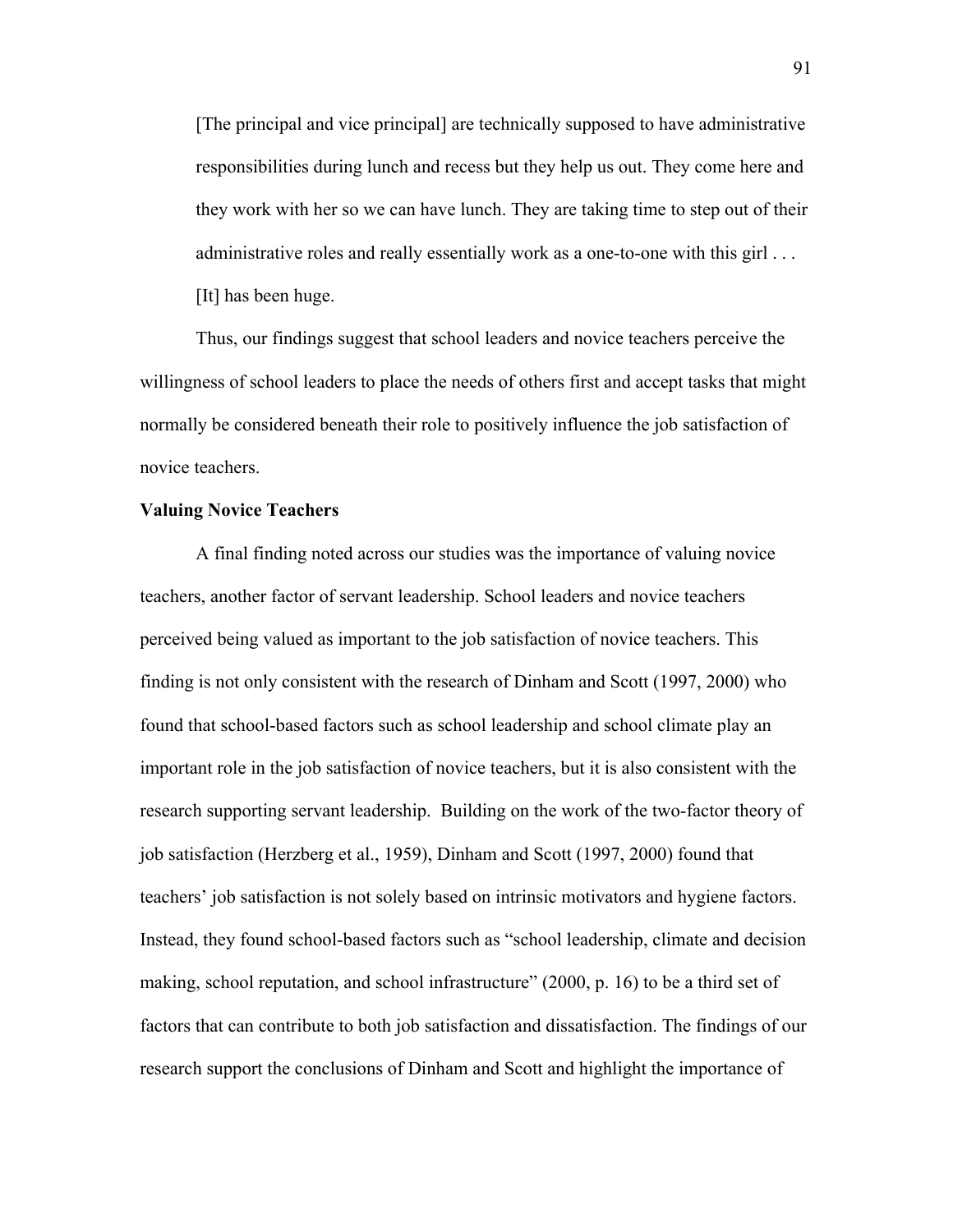> [The principal and vice principal] are technically supposed to have administrative responsibilities during lunch and recess but they help us out. They come here and they work with her so we can have lunch. They are taking time to step out of their administrative roles and really essentially work as a one-to-one with this girl . . . [It] has been huge.

Thus, our findings suggest that school leaders and novice teachers perceive the willingness of school leaders to place the needs of others first and accept tasks that might normally be considered beneath their role to positively influence the job satisfaction of novice teachers.

**Valuing Novice Teachers**

A final finding noted across our studies was the importance of valuing novice teachers, another factor of servant leadership. School leaders and novice teachers perceived being valued as important to the job satisfaction of novice teachers. This finding is not only consistent with the research of Dinham and Scott (1997, 2000) who found that school-based factors such as school leadership and school climate play an important role in the job satisfaction of novice teachers, but it is also consistent with the research supporting servant leadership. Building on the work of the two-factor theory of job satisfaction (Herzberg et al., 1959), Dinham and Scott (1997, 2000) found that teachers' job satisfaction is not solely based on intrinsic motivators and hygiene factors. Instead, they found school-based factors such as "school leadership, climate and decision making, school reputation, and school infrastructure" (2000, p. 16) to be a third set of factors that can contribute to both job satisfaction and dissatisfaction. The findings of our research support the conclusions of Dinham and Scott and highlight the importance of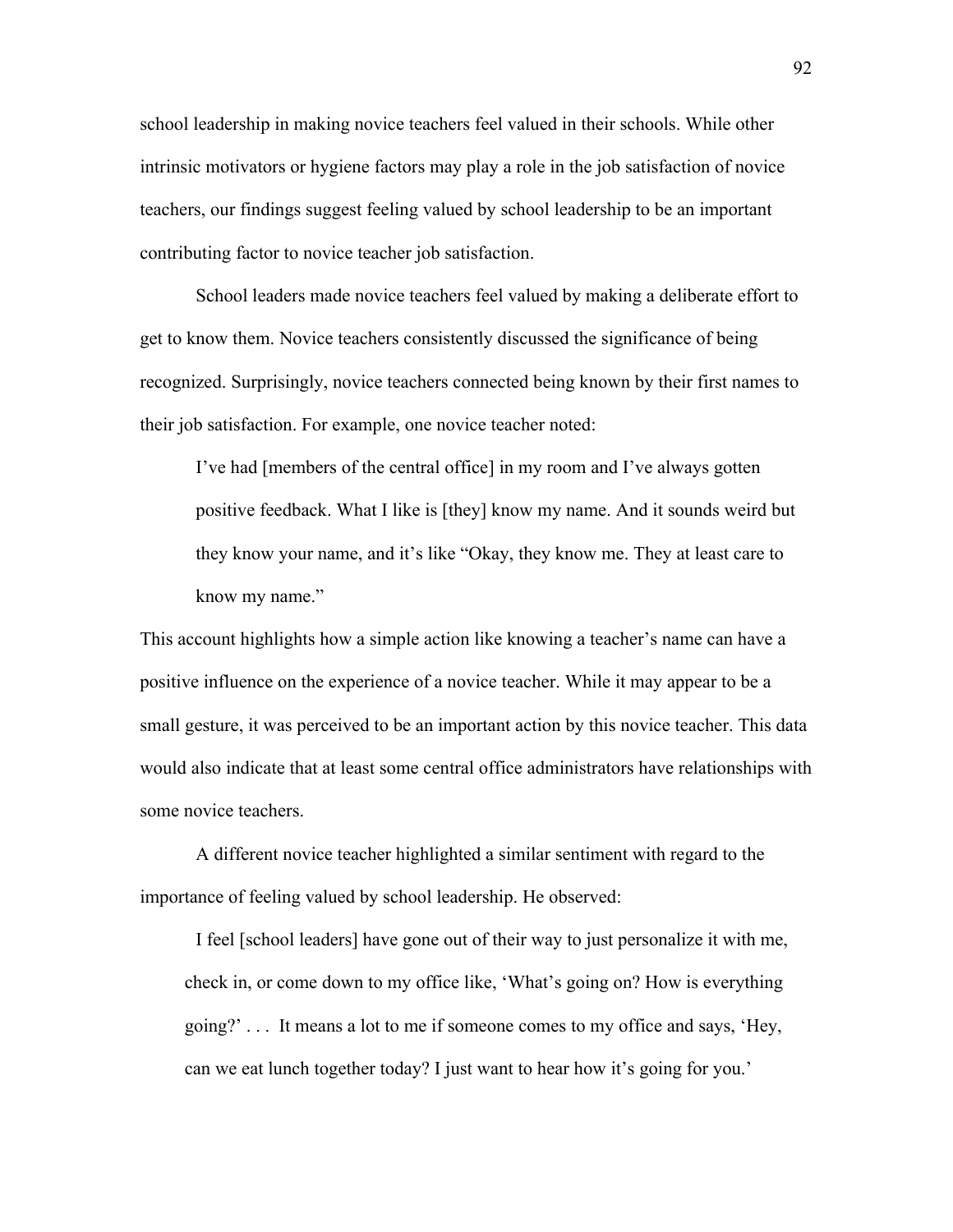school leadership in making novice teachers feel valued in their schools. While other intrinsic motivators or hygiene factors may play a role in the job satisfaction of novice teachers, our findings suggest feeling valued by school leadership to be an important contributing factor to novice teacher job satisfaction.

School leaders made novice teachers feel valued by making a deliberate effort to get to know them. Novice teachers consistently discussed the significance of being recognized. Surprisingly, novice teachers connected being known by their first names to their job satisfaction. For example, one novice teacher noted:

> I've had [members of the central office] in my room and I've always gotten positive feedback. What I like is [they] know my name. And it sounds weird but they know your name, and it's like "Okay, they know me. They at least care to know my name."

This account highlights how a simple action like knowing a teacher's name can have a positive influence on the experience of a novice teacher. While it may appear to be a small gesture, it was perceived to be an important action by this novice teacher. This data would also indicate that at least some central office administrators have relationships with some novice teachers.

A different novice teacher highlighted a similar sentiment with regard to the importance of feeling valued by school leadership. He observed:

> I feel [school leaders] have gone out of their way to just personalize it with me, check in, or come down to my office like, 'What's going on? How is everything going?' . . . It means a lot to me if someone comes to my office and says, 'Hey, can we eat lunch together today? I just want to hear how it's going for you.'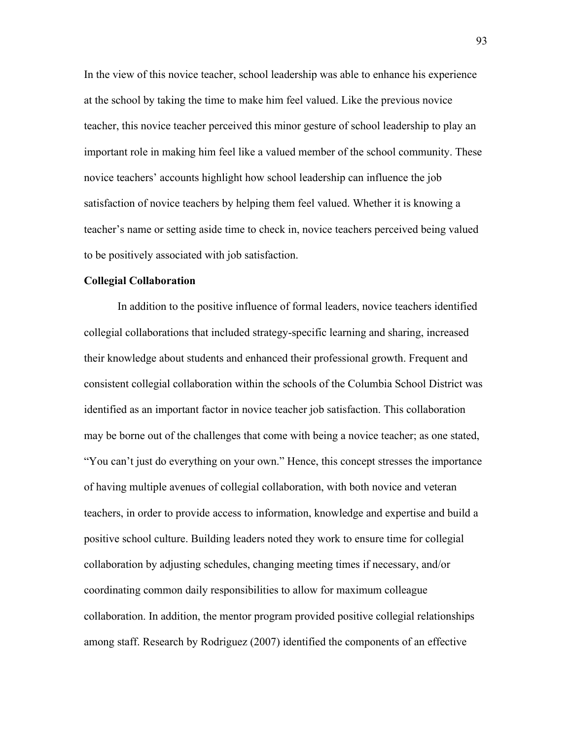In the view of this novice teacher, school leadership was able to enhance his experience at the school by taking the time to make him feel valued. Like the previous novice teacher, this novice teacher perceived this minor gesture of school leadership to play an important role in making him feel like a valued member of the school community. These novice teachers' accounts highlight how school leadership can influence the job satisfaction of novice teachers by helping them feel valued. Whether it is knowing a teacher's name or setting aside time to check in, novice teachers perceived being valued to be positively associated with job satisfaction.

**Collegial Collaboration**

In addition to the positive influence of formal leaders, novice teachers identified collegial collaborations that included strategy-specific learning and sharing, increased their knowledge about students and enhanced their professional growth. Frequent and consistent collegial collaboration within the schools of the Columbia School District was identified as an important factor in novice teacher job satisfaction. This collaboration may be borne out of the challenges that come with being a novice teacher; as one stated, "You can't just do everything on your own." Hence, this concept stresses the importance of having multiple avenues of collegial collaboration, with both novice and veteran teachers, in order to provide access to information, knowledge and expertise and build a positive school culture. Building leaders noted they work to ensure time for collegial collaboration by adjusting schedules, changing meeting times if necessary, and/or coordinating common daily responsibilities to allow for maximum colleague collaboration. In addition, the mentor program provided positive collegial relationships among staff. Research by Rodriguez (2007) identified the components of an effective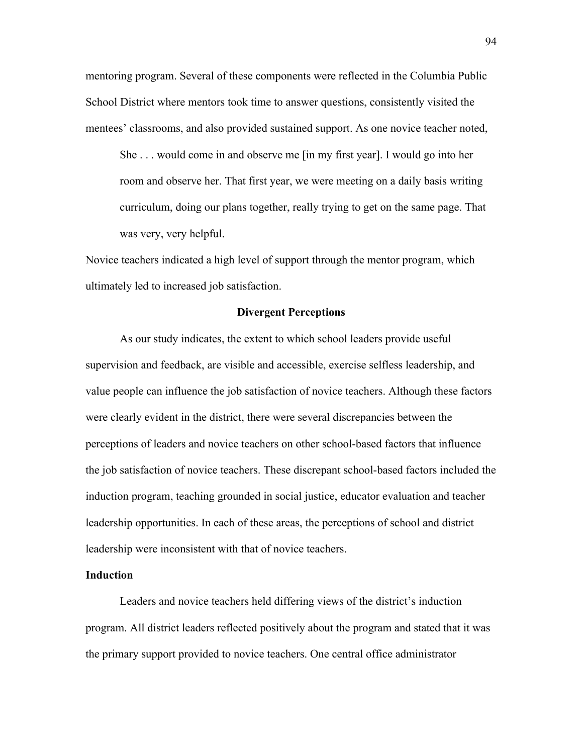mentoring program. Several of these components were reflected in the Columbia Public School District where mentors took time to answer questions, consistently visited the mentees' classrooms, and also provided sustained support. As one novice teacher noted,

> She . . . would come in and observe me [in my first year]. I would go into her room and observe her. That first year, we were meeting on a daily basis writing curriculum, doing our plans together, really trying to get on the same page. That was very, very helpful.

Novice teachers indicated a high level of support through the mentor program, which ultimately led to increased job satisfaction.

## Divergent Perceptions

As our study indicates, the extent to which school leaders provide useful supervision and feedback, are visible and accessible, exercise selfless leadership, and value people can influence the job satisfaction of novice teachers. Although these factors were clearly evident in the district, there were several discrepancies between the perceptions of leaders and novice teachers on other school-based factors that influence the job satisfaction of novice teachers. These discrepant school-based factors included the induction program, teaching grounded in social justice, educator evaluation and teacher leadership opportunities. In each of these areas, the perceptions of school and district leadership were inconsistent with that of novice teachers.

### Induction

Leaders and novice teachers held differing views of the district's induction program. All district leaders reflected positively about the program and stated that it was the primary support provided to novice teachers. One central office administrator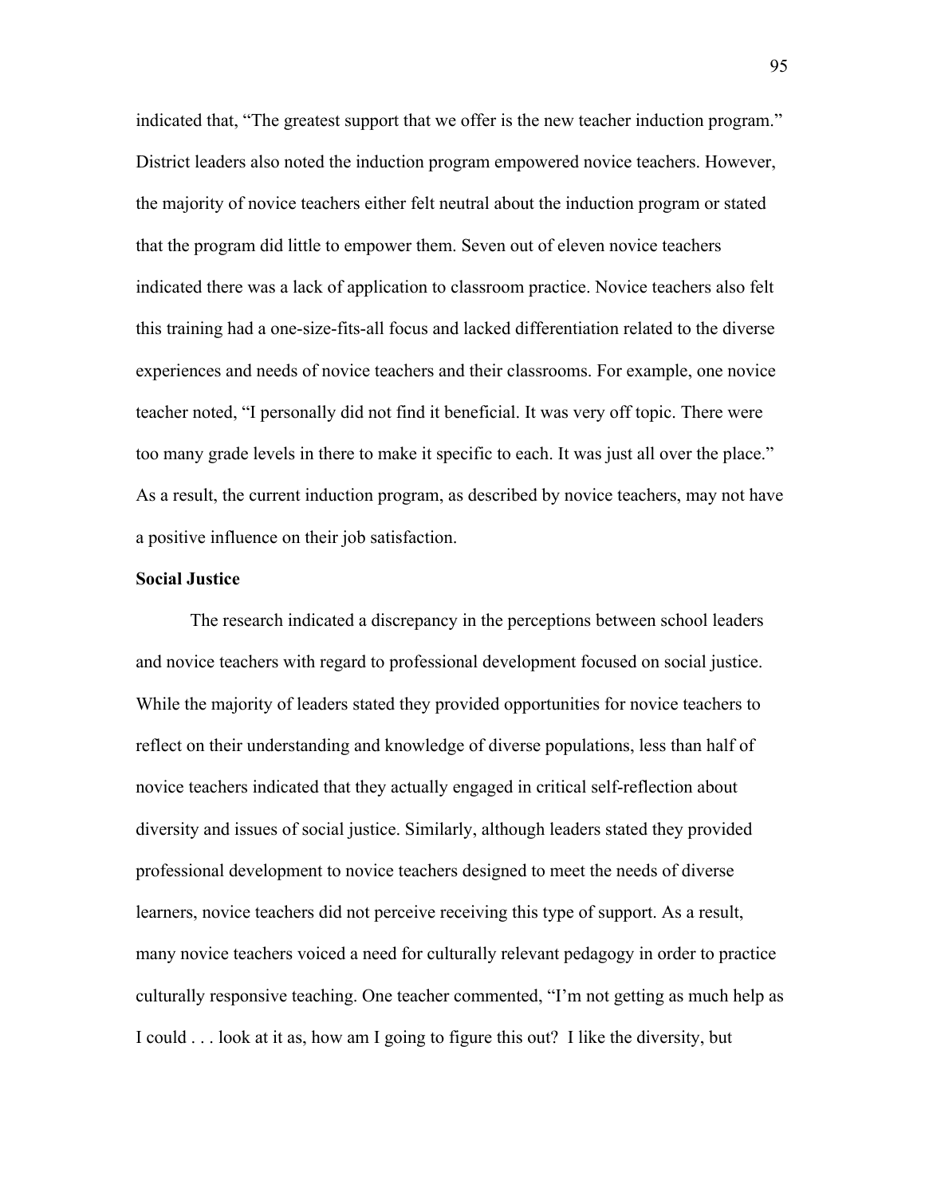indicated that, "The greatest support that we offer is the new teacher induction program." District leaders also noted the induction program empowered novice teachers. However, the majority of novice teachers either felt neutral about the induction program or stated that the program did little to empower them. Seven out of eleven novice teachers indicated there was a lack of application to classroom practice. Novice teachers also felt this training had a one-size-fits-all focus and lacked differentiation related to the diverse experiences and needs of novice teachers and their classrooms. For example, one novice teacher noted, "I personally did not find it beneficial. It was very off topic. There were too many grade levels in there to make it specific to each. It was just all over the place." As a result, the current induction program, as described by novice teachers, may not have a positive influence on their job satisfaction.

**Social Justice**

The research indicated a discrepancy in the perceptions between school leaders and novice teachers with regard to professional development focused on social justice. While the majority of leaders stated they provided opportunities for novice teachers to reflect on their understanding and knowledge of diverse populations, less than half of novice teachers indicated that they actually engaged in critical self-reflection about diversity and issues of social justice. Similarly, although leaders stated they provided professional development to novice teachers designed to meet the needs of diverse learners, novice teachers did not perceive receiving this type of support. As a result, many novice teachers voiced a need for culturally relevant pedagogy in order to practice culturally responsive teaching. One teacher commented, "I'm not getting as much help as I could . . . look at it as, how am I going to figure this out? I like the diversity, but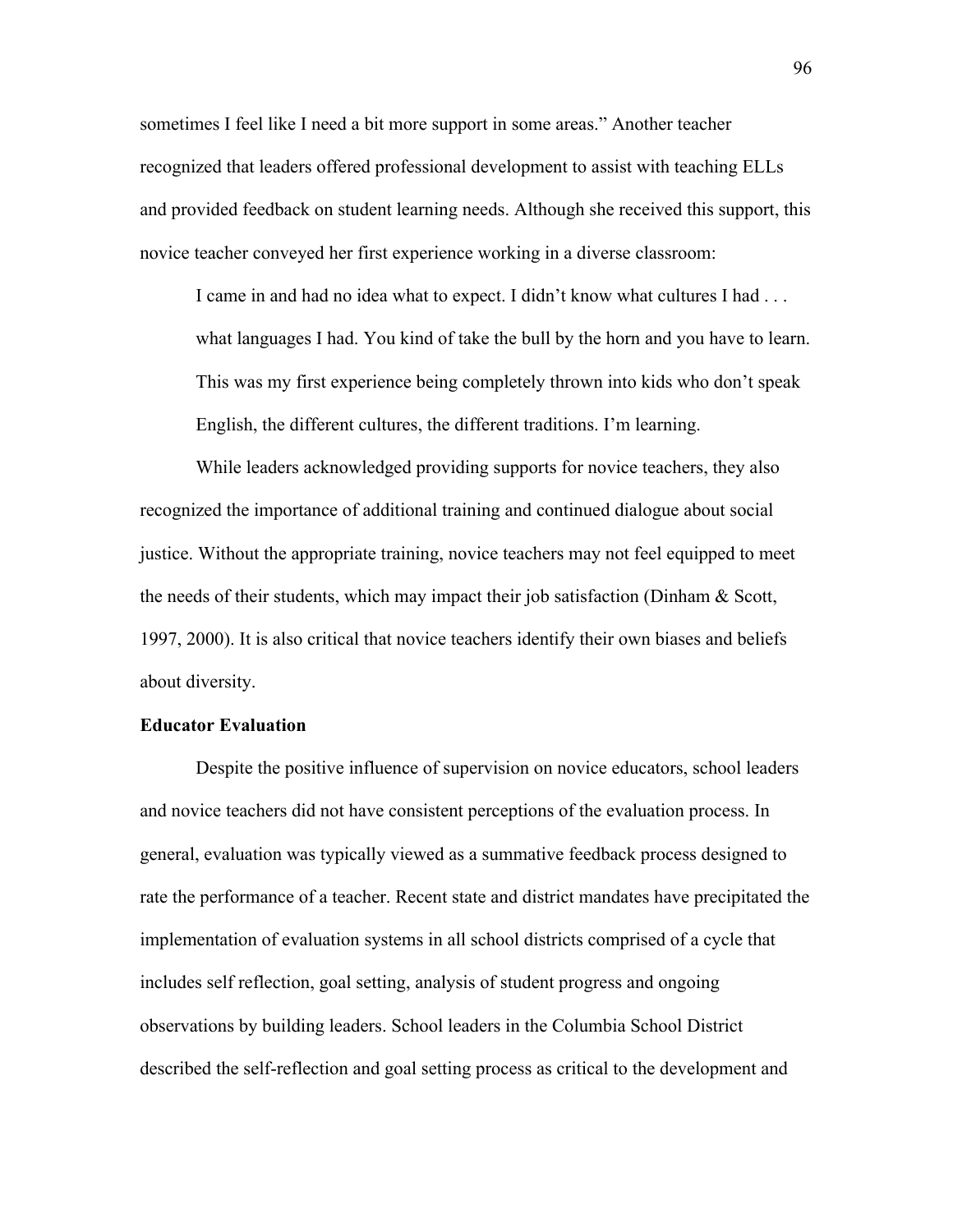sometimes I feel like I need a bit more support in some areas." Another teacher recognized that leaders offered professional development to assist with teaching ELLs and provided feedback on student learning needs. Although she received this support, this novice teacher conveyed her first experience working in a diverse classroom:

> I came in and had no idea what to expect. I didn't know what cultures I had . . . what languages I had. You kind of take the bull by the horn and you have to learn. This was my first experience being completely thrown into kids who don't speak English, the different cultures, the different traditions. I'm learning.

While leaders acknowledged providing supports for novice teachers, they also recognized the importance of additional training and continued dialogue about social justice. Without the appropriate training, novice teachers may not feel equipped to meet the needs of their students, which may impact their job satisfaction (Dinham & Scott, 1997, 2000). It is also critical that novice teachers identify their own biases and beliefs about diversity.

### Educator Evaluation

Despite the positive influence of supervision on novice educators, school leaders and novice teachers did not have consistent perceptions of the evaluation process. In general, evaluation was typically viewed as a summative feedback process designed to rate the performance of a teacher. Recent state and district mandates have precipitated the implementation of evaluation systems in all school districts comprised of a cycle that includes self reflection, goal setting, analysis of student progress and ongoing observations by building leaders. School leaders in the Columbia School District described the self-reflection and goal setting process as critical to the development and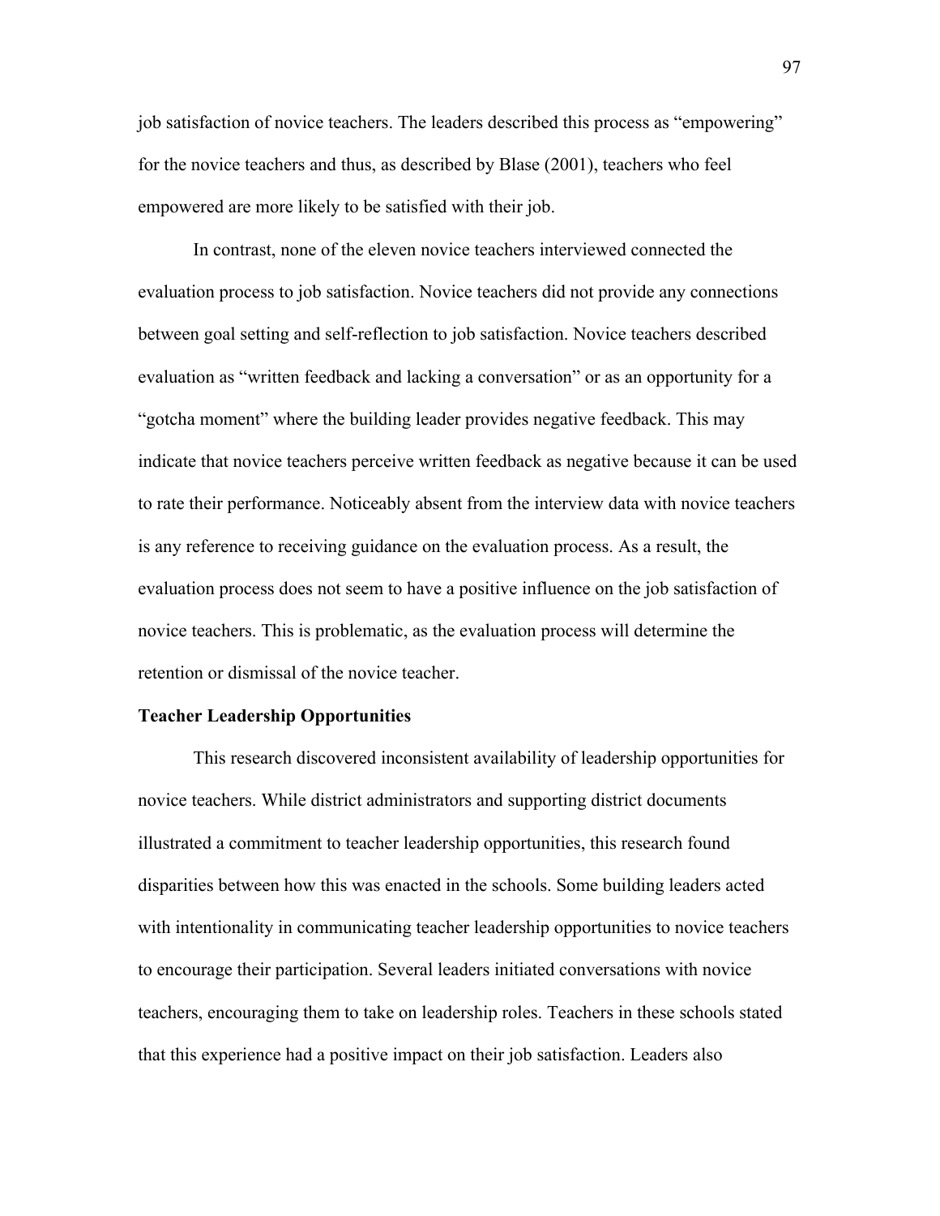job satisfaction of novice teachers. The leaders described this process as "empowering" for the novice teachers and thus, as described by Blase (2001), teachers who feel empowered are more likely to be satisfied with their job.

In contrast, none of the eleven novice teachers interviewed connected the evaluation process to job satisfaction. Novice teachers did not provide any connections between goal setting and self-reflection to job satisfaction. Novice teachers described evaluation as "written feedback and lacking a conversation" or as an opportunity for a "gotcha moment" where the building leader provides negative feedback. This may indicate that novice teachers perceive written feedback as negative because it can be used to rate their performance. Noticeably absent from the interview data with novice teachers is any reference to receiving guidance on the evaluation process. As a result, the evaluation process does not seem to have a positive influence on the job satisfaction of novice teachers. This is problematic, as the evaluation process will determine the retention or dismissal of the novice teacher.

**Teacher Leadership Opportunities**

This research discovered inconsistent availability of leadership opportunities for novice teachers. While district administrators and supporting district documents illustrated a commitment to teacher leadership opportunities, this research found disparities between how this was enacted in the schools. Some building leaders acted with intentionality in communicating teacher leadership opportunities to novice teachers to encourage their participation. Several leaders initiated conversations with novice teachers, encouraging them to take on leadership roles. Teachers in these schools stated that this experience had a positive impact on their job satisfaction. Leaders also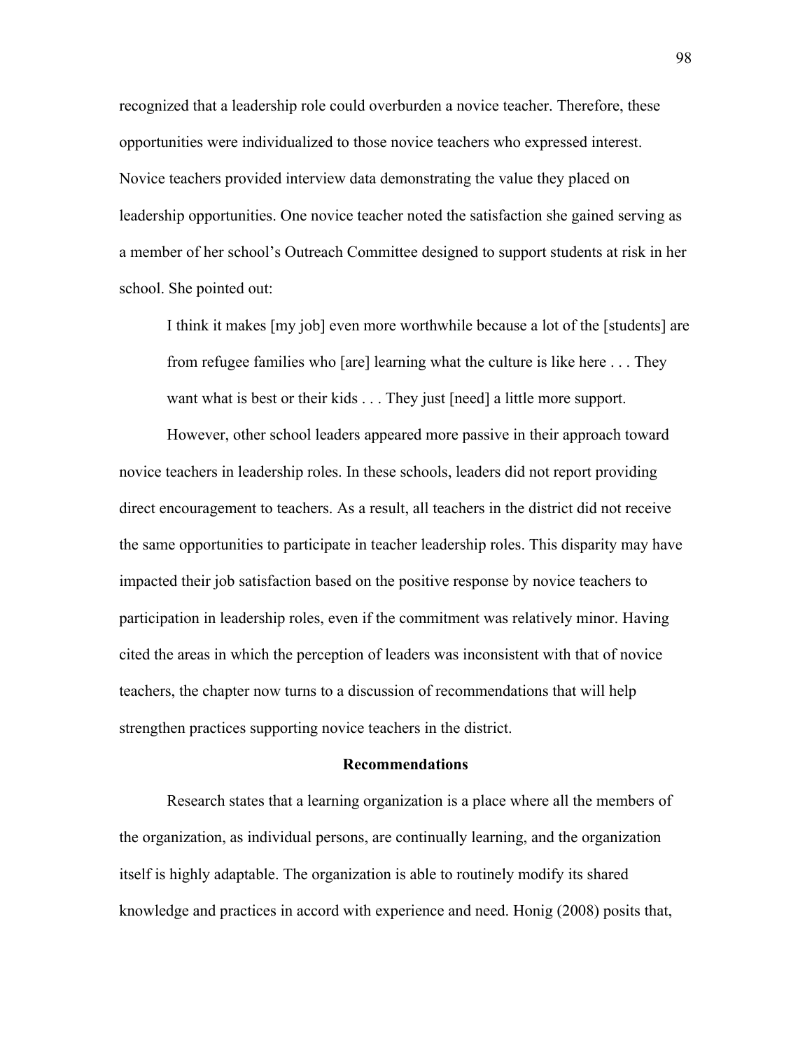recognized that a leadership role could overburden a novice teacher. Therefore, these opportunities were individualized to those novice teachers who expressed interest. Novice teachers provided interview data demonstrating the value they placed on leadership opportunities. One novice teacher noted the satisfaction she gained serving as a member of her school's Outreach Committee designed to support students at risk in her school. She pointed out:

> I think it makes [my job] even more worthwhile because a lot of the [students] are from refugee families who [are] learning what the culture is like here . . . They want what is best or their kids . . . They just [need] a little more support.

However, other school leaders appeared more passive in their approach toward novice teachers in leadership roles. In these schools, leaders did not report providing direct encouragement to teachers. As a result, all teachers in the district did not receive the same opportunities to participate in teacher leadership roles. This disparity may have impacted their job satisfaction based on the positive response by novice teachers to participation in leadership roles, even if the commitment was relatively minor. Having cited the areas in which the perception of leaders was inconsistent with that of novice teachers, the chapter now turns to a discussion of recommendations that will help strengthen practices supporting novice teachers in the district.

## Recommendations

Research states that a learning organization is a place where all the members of the organization, as individual persons, are continually learning, and the organization itself is highly adaptable. The organization is able to routinely modify its shared knowledge and practices in accord with experience and need. Honig (2008) posits that,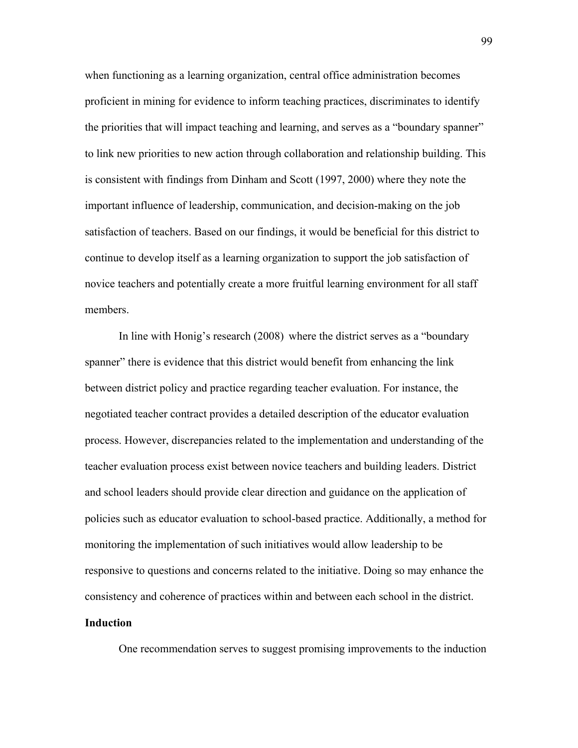when functioning as a learning organization, central office administration becomes proficient in mining for evidence to inform teaching practices, discriminates to identify the priorities that will impact teaching and learning, and serves as a "boundary spanner" to link new priorities to new action through collaboration and relationship building. This is consistent with findings from Dinham and Scott (1997, 2000) where they note the important influence of leadership, communication, and decision-making on the job satisfaction of teachers. Based on our findings, it would be beneficial for this district to continue to develop itself as a learning organization to support the job satisfaction of novice teachers and potentially create a more fruitful learning environment for all staff members.

In line with Honig's research (2008) where the district serves as a "boundary spanner" there is evidence that this district would benefit from enhancing the link between district policy and practice regarding teacher evaluation. For instance, the negotiated teacher contract provides a detailed description of the educator evaluation process. However, discrepancies related to the implementation and understanding of the teacher evaluation process exist between novice teachers and building leaders. District and school leaders should provide clear direction and guidance on the application of policies such as educator evaluation to school-based practice. Additionally, a method for monitoring the implementation of such initiatives would allow leadership to be responsive to questions and concerns related to the initiative. Doing so may enhance the consistency and coherence of practices within and between each school in the district.

**Induction**

One recommendation serves to suggest promising improvements to the induction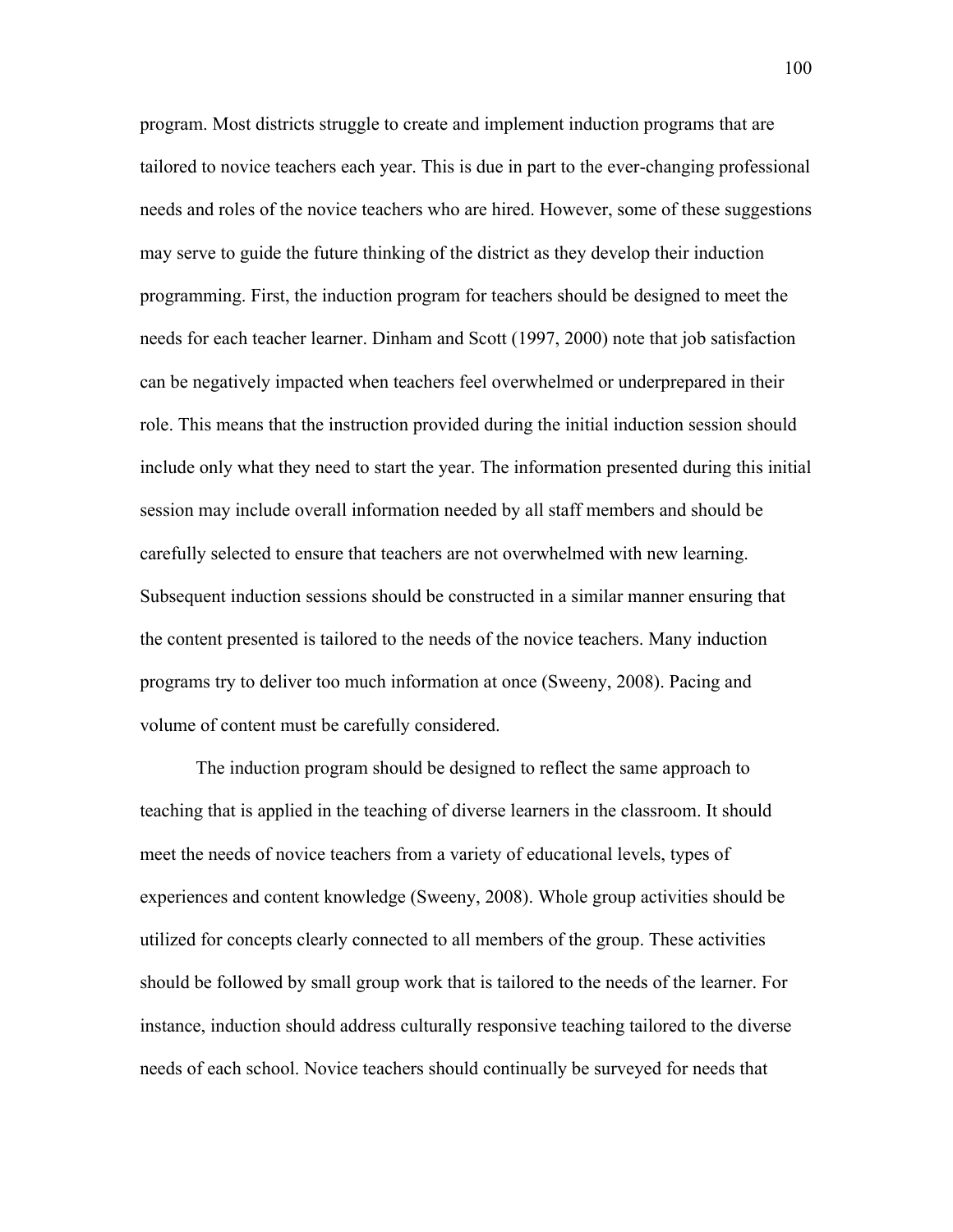program. Most districts struggle to create and implement induction programs that are tailored to novice teachers each year. This is due in part to the ever-changing professional needs and roles of the novice teachers who are hired. However, some of these suggestions may serve to guide the future thinking of the district as they develop their induction programming. First, the induction program for teachers should be designed to meet the needs for each teacher learner. Dinham and Scott (1997, 2000) note that job satisfaction can be negatively impacted when teachers feel overwhelmed or underprepared in their role. This means that the instruction provided during the initial induction session should include only what they need to start the year. The information presented during this initial session may include overall information needed by all staff members and should be carefully selected to ensure that teachers are not overwhelmed with new learning. Subsequent induction sessions should be constructed in a similar manner ensuring that the content presented is tailored to the needs of the novice teachers. Many induction programs try to deliver too much information at once (Sweeny, 2008). Pacing and volume of content must be carefully considered.

The induction program should be designed to reflect the same approach to teaching that is applied in the teaching of diverse learners in the classroom. It should meet the needs of novice teachers from a variety of educational levels, types of experiences and content knowledge (Sweeny, 2008). Whole group activities should be utilized for concepts clearly connected to all members of the group. These activities should be followed by small group work that is tailored to the needs of the learner. For instance, induction should address culturally responsive teaching tailored to the diverse needs of each school. Novice teachers should continually be surveyed for needs that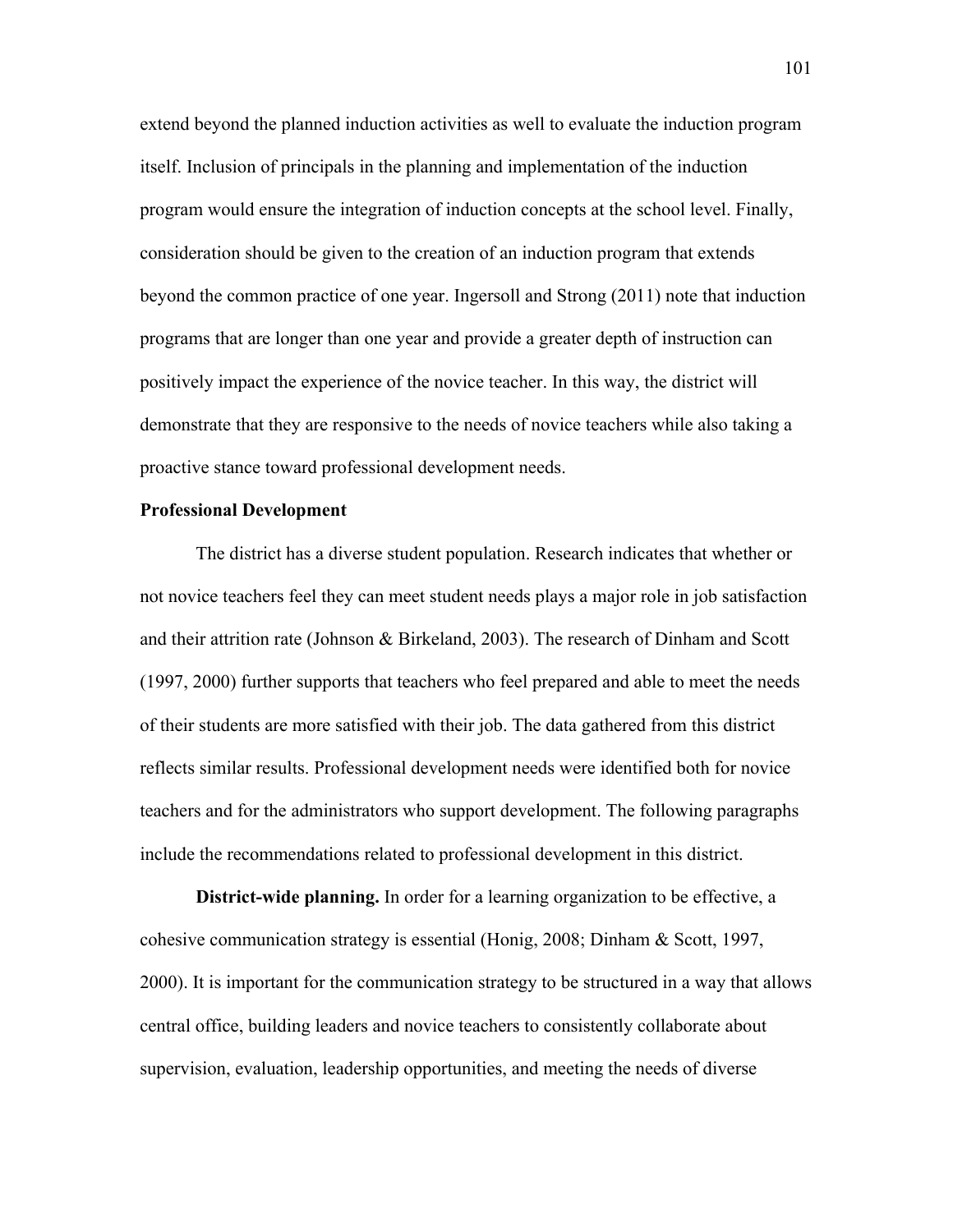extend beyond the planned induction activities as well to evaluate the induction program itself. Inclusion of principals in the planning and implementation of the induction program would ensure the integration of induction concepts at the school level. Finally, consideration should be given to the creation of an induction program that extends beyond the common practice of one year. Ingersoll and Strong (2011) note that induction programs that are longer than one year and provide a greater depth of instruction can positively impact the experience of the novice teacher. In this way, the district will demonstrate that they are responsive to the needs of novice teachers while also taking a proactive stance toward professional development needs.

**Professional Development**

The district has a diverse student population. Research indicates that whether or not novice teachers feel they can meet student needs plays a major role in job satisfaction and their attrition rate (Johnson & Birkeland, 2003). The research of Dinham and Scott (1997, 2000) further supports that teachers who feel prepared and able to meet the needs of their students are more satisfied with their job. The data gathered from this district reflects similar results. Professional development needs were identified both for novice teachers and for the administrators who support development. The following paragraphs include the recommendations related to professional development in this district.

**District-wide planning.** In order for a learning organization to be effective, a cohesive communication strategy is essential (Honig, 2008; Dinham & Scott, 1997, 2000). It is important for the communication strategy to be structured in a way that allows central office, building leaders and novice teachers to consistently collaborate about supervision, evaluation, leadership opportunities, and meeting the needs of diverse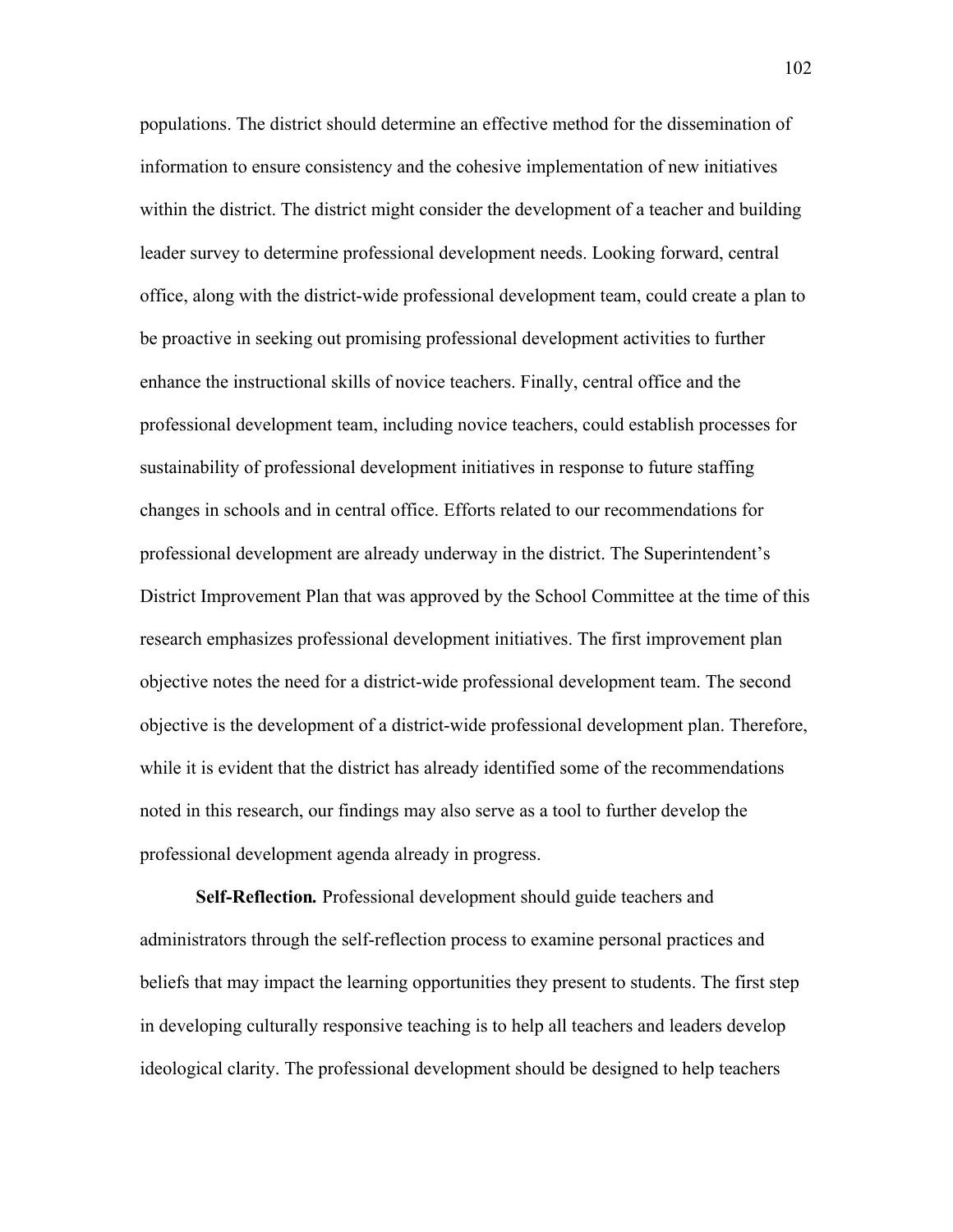populations. The district should determine an effective method for the dissemination of information to ensure consistency and the cohesive implementation of new initiatives within the district. The district might consider the development of a teacher and building leader survey to determine professional development needs. Looking forward, central office, along with the district-wide professional development team, could create a plan to be proactive in seeking out promising professional development activities to further enhance the instructional skills of novice teachers. Finally, central office and the professional development team, including novice teachers, could establish processes for sustainability of professional development initiatives in response to future staffing changes in schools and in central office. Efforts related to our recommendations for professional development are already underway in the district. The Superintendent's District Improvement Plan that was approved by the School Committee at the time of this research emphasizes professional development initiatives. The first improvement plan objective notes the need for a district-wide professional development team. The second objective is the development of a district-wide professional development plan. Therefore, while it is evident that the district has already identified some of the recommendations noted in this research, our findings may also serve as a tool to further develop the professional development agenda already in progress.

**Self-Reflection.** Professional development should guide teachers and administrators through the self-reflection process to examine personal practices and beliefs that may impact the learning opportunities they present to students. The first step in developing culturally responsive teaching is to help all teachers and leaders develop ideological clarity. The professional development should be designed to help teachers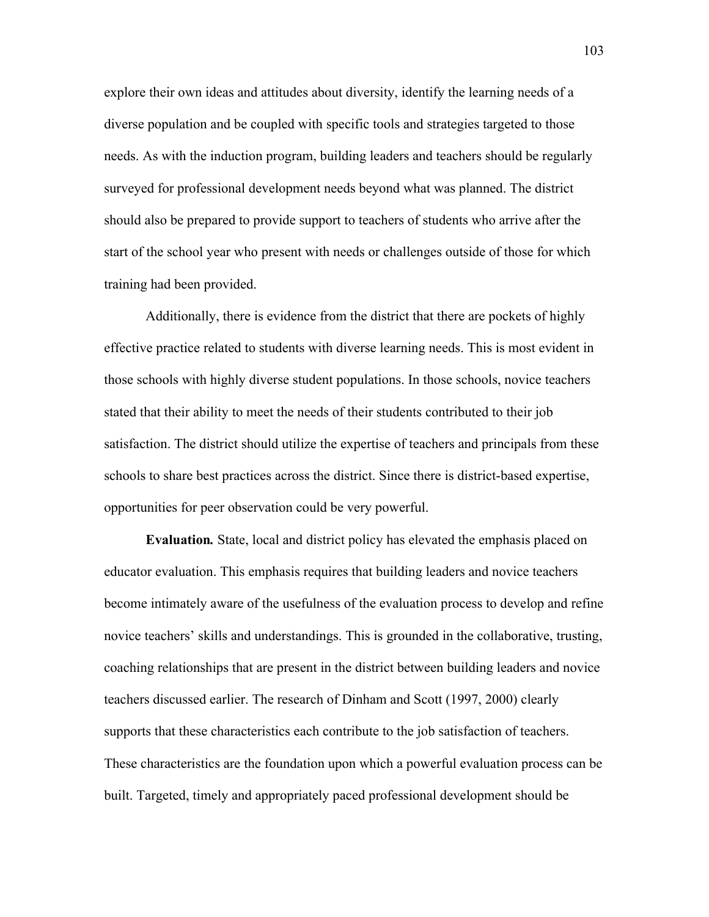explore their own ideas and attitudes about diversity, identify the learning needs of a diverse population and be coupled with specific tools and strategies targeted to those needs. As with the induction program, building leaders and teachers should be regularly surveyed for professional development needs beyond what was planned. The district should also be prepared to provide support to teachers of students who arrive after the start of the school year who present with needs or challenges outside of those for which training had been provided.

Additionally, there is evidence from the district that there are pockets of highly effective practice related to students with diverse learning needs. This is most evident in those schools with highly diverse student populations. In those schools, novice teachers stated that their ability to meet the needs of their students contributed to their job satisfaction. The district should utilize the expertise of teachers and principals from these schools to share best practices across the district. Since there is district-based expertise, opportunities for peer observation could be very powerful.

**Evaluation.** State, local and district policy has elevated the emphasis placed on educator evaluation. This emphasis requires that building leaders and novice teachers become intimately aware of the usefulness of the evaluation process to develop and refine novice teachers' skills and understandings. This is grounded in the collaborative, trusting, coaching relationships that are present in the district between building leaders and novice teachers discussed earlier. The research of Dinham and Scott (1997, 2000) clearly supports that these characteristics each contribute to the job satisfaction of teachers. These characteristics are the foundation upon which a powerful evaluation process can be built. Targeted, timely and appropriately paced professional development should be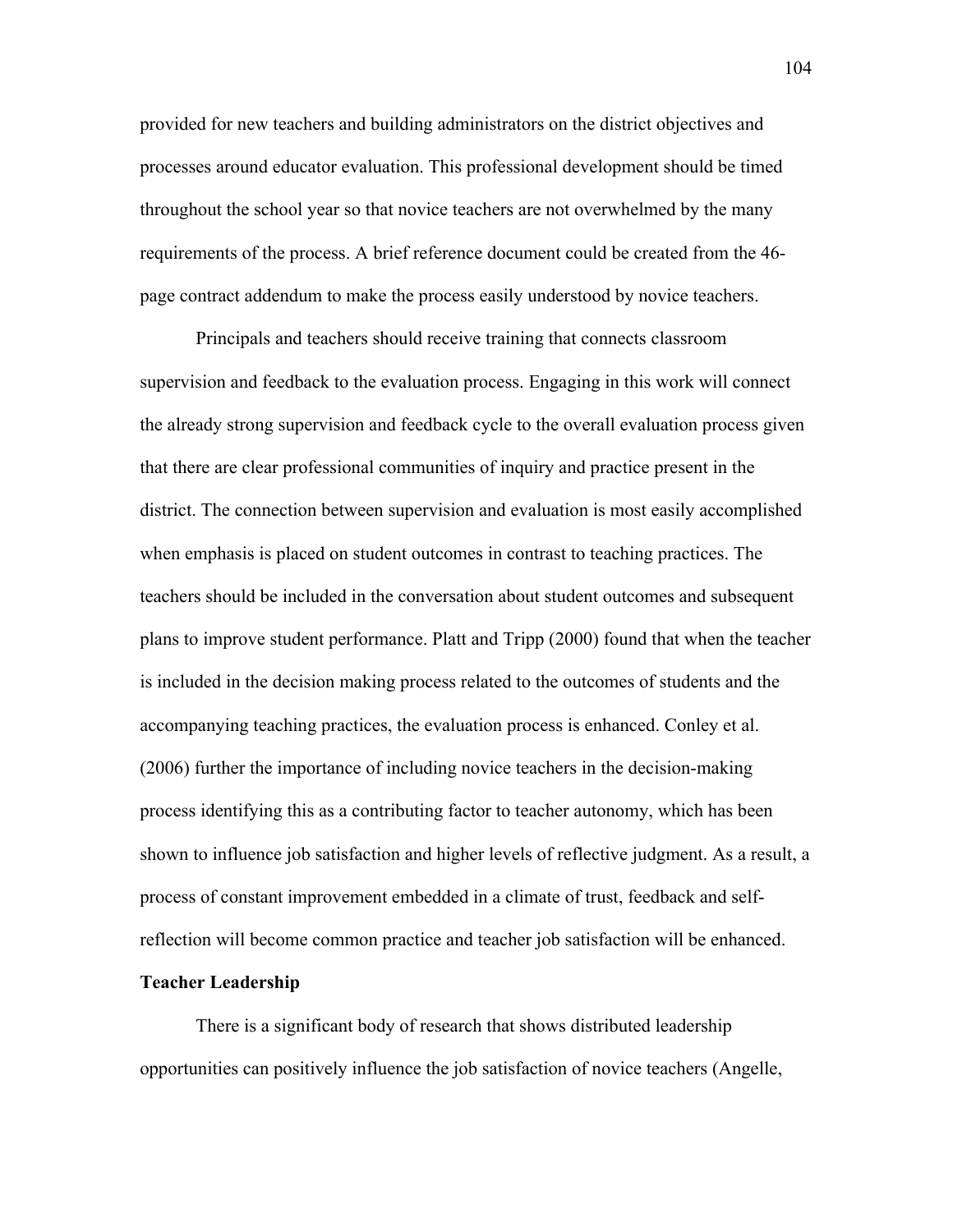provided for new teachers and building administrators on the district objectives and processes around educator evaluation. This professional development should be timed throughout the school year so that novice teachers are not overwhelmed by the many requirements of the process. A brief reference document could be created from the 46-page contract addendum to make the process easily understood by novice teachers.

Principals and teachers should receive training that connects classroom supervision and feedback to the evaluation process. Engaging in this work will connect the already strong supervision and feedback cycle to the overall evaluation process given that there are clear professional communities of inquiry and practice present in the district. The connection between supervision and evaluation is most easily accomplished when emphasis is placed on student outcomes in contrast to teaching practices. The teachers should be included in the conversation about student outcomes and subsequent plans to improve student performance. Platt and Tripp (2000) found that when the teacher is included in the decision making process related to the outcomes of students and the accompanying teaching practices, the evaluation process is enhanced. Conley et al. (2006) further the importance of including novice teachers in the decision-making process identifying this as a contributing factor to teacher autonomy, which has been shown to influence job satisfaction and higher levels of reflective judgment. As a result, a process of constant improvement embedded in a climate of trust, feedback and self-reflection will become common practice and teacher job satisfaction will be enhanced.

**Teacher Leadership**

There is a significant body of research that shows distributed leadership opportunities can positively influence the job satisfaction of novice teachers (Angelle,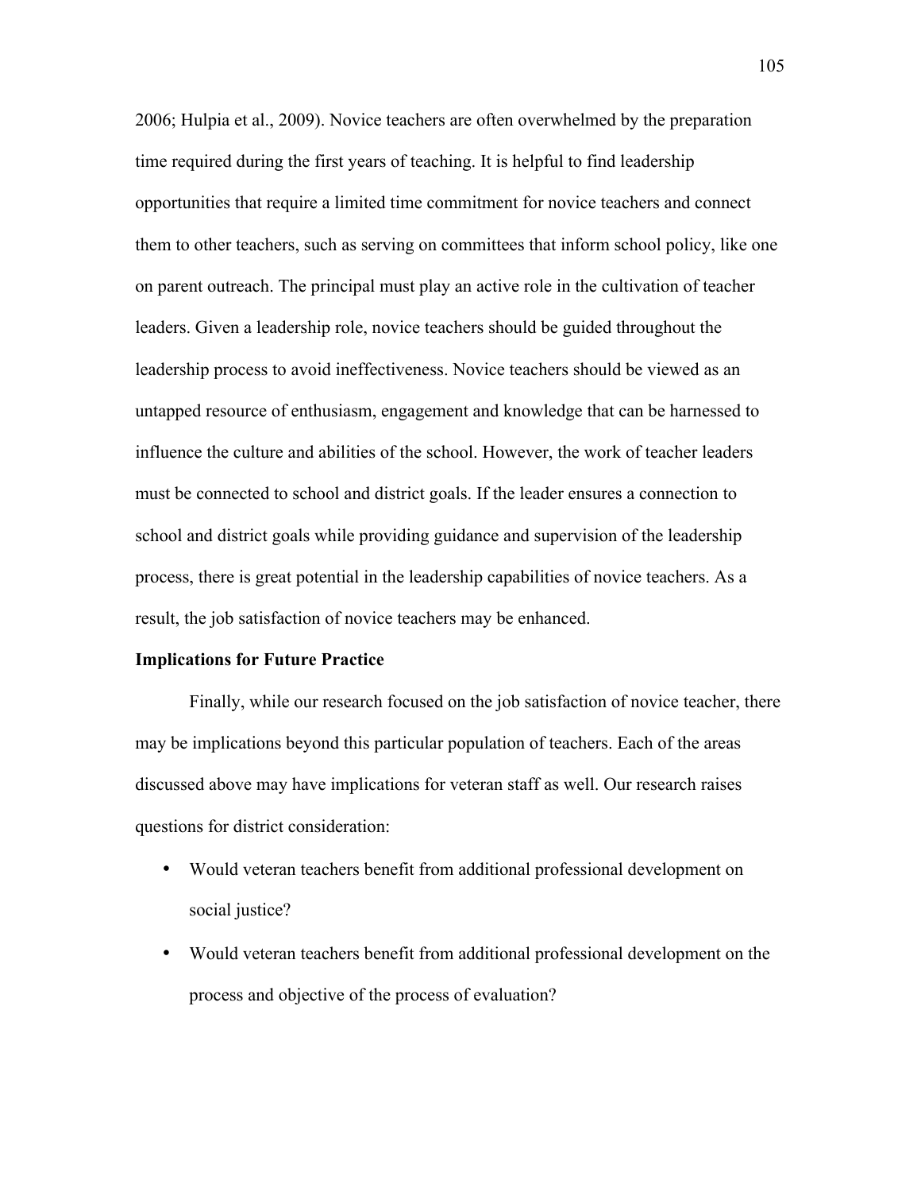2006; Hulpia et al., 2009). Novice teachers are often overwhelmed by the preparation time required during the first years of teaching. It is helpful to find leadership opportunities that require a limited time commitment for novice teachers and connect them to other teachers, such as serving on committees that inform school policy, like one on parent outreach. The principal must play an active role in the cultivation of teacher leaders. Given a leadership role, novice teachers should be guided throughout the leadership process to avoid ineffectiveness. Novice teachers should be viewed as an untapped resource of enthusiasm, engagement and knowledge that can be harnessed to influence the culture and abilities of the school. However, the work of teacher leaders must be connected to school and district goals. If the leader ensures a connection to school and district goals while providing guidance and supervision of the leadership process, there is great potential in the leadership capabilities of novice teachers. As a result, the job satisfaction of novice teachers may be enhanced.

**Implications for Future Practice**

Finally, while our research focused on the job satisfaction of novice teacher, there may be implications beyond this particular population of teachers. Each of the areas discussed above may have implications for veteran staff as well. Our research raises questions for district consideration:

- Would veteran teachers benefit from additional professional development on social justice?
- Would veteran teachers benefit from additional professional development on the process and objective of the process of evaluation?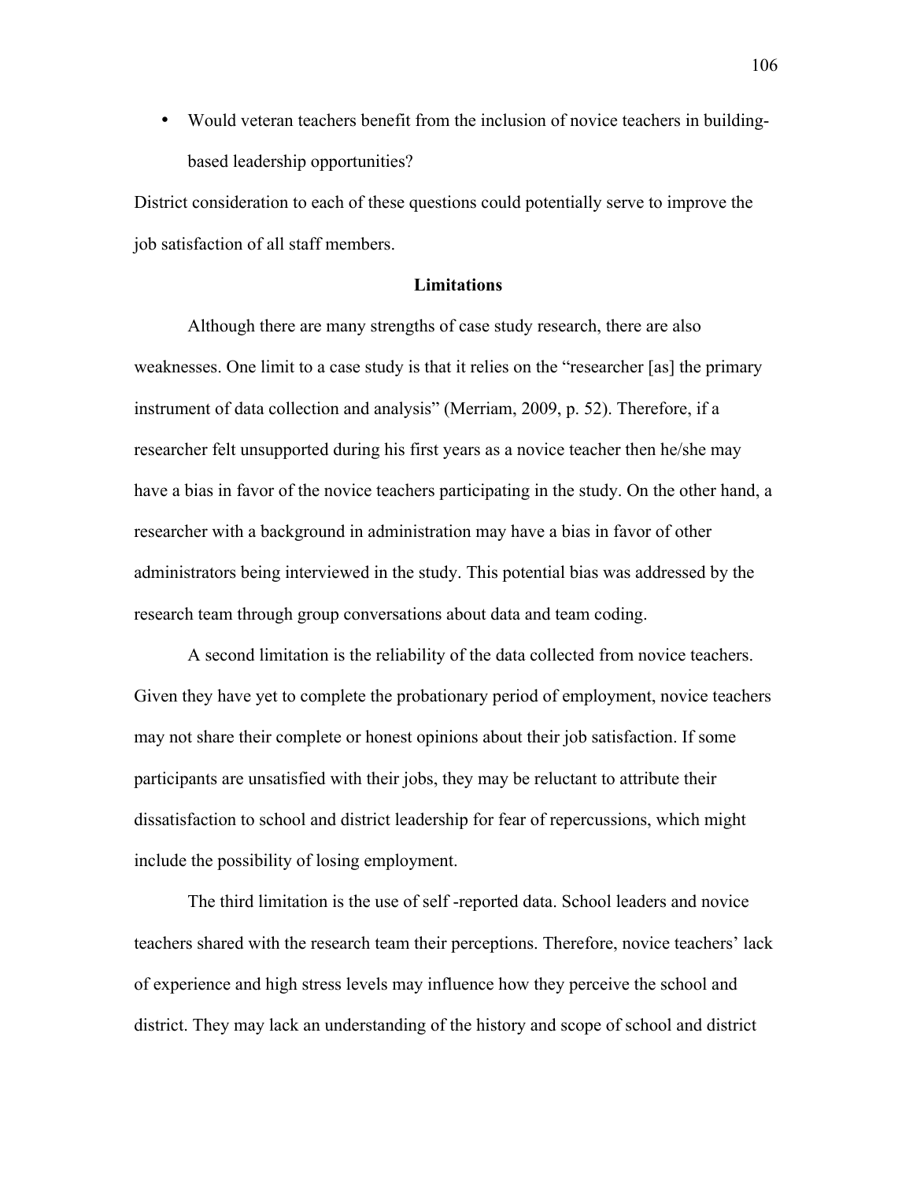- Would veteran teachers benefit from the inclusion of novice teachers in building-based leadership opportunities?

District consideration to each of these questions could potentially serve to improve the job satisfaction of all staff members.

## Limitations

Although there are many strengths of case study research, there are also weaknesses. One limit to a case study is that it relies on the "researcher [as] the primary instrument of data collection and analysis" (Merriam, 2009, p. 52). Therefore, if a researcher felt unsupported during his first years as a novice teacher then he/she may have a bias in favor of the novice teachers participating in the study. On the other hand, a researcher with a background in administration may have a bias in favor of other administrators being interviewed in the study. This potential bias was addressed by the research team through group conversations about data and team coding.

A second limitation is the reliability of the data collected from novice teachers. Given they have yet to complete the probationary period of employment, novice teachers may not share their complete or honest opinions about their job satisfaction. If some participants are unsatisfied with their jobs, they may be reluctant to attribute their dissatisfaction to school and district leadership for fear of repercussions, which might include the possibility of losing employment.

The third limitation is the use of self -reported data. School leaders and novice teachers shared with the research team their perceptions. Therefore, novice teachers' lack of experience and high stress levels may influence how they perceive the school and district. They may lack an understanding of the history and scope of school and district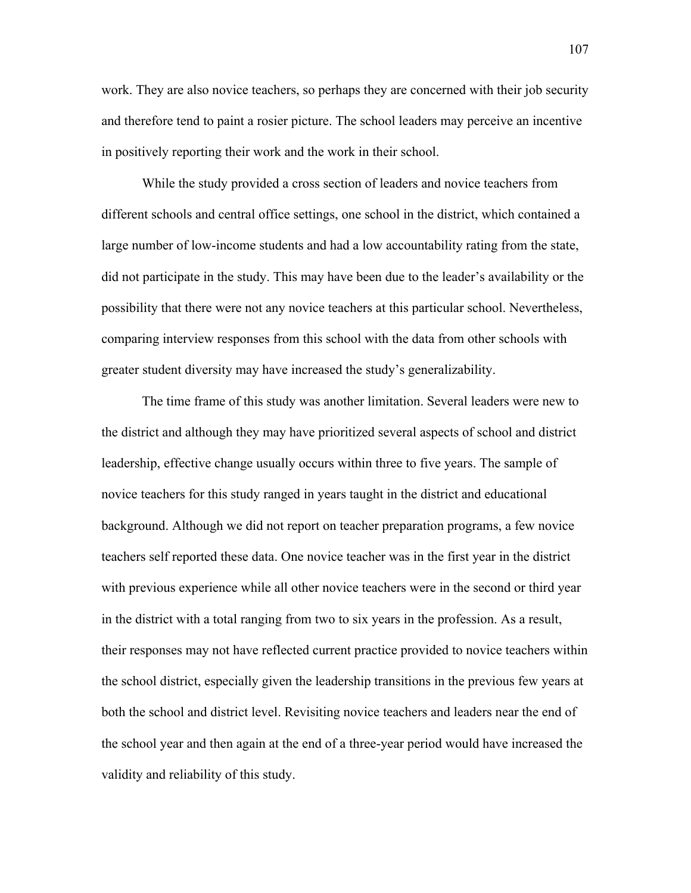work. They are also novice teachers, so perhaps they are concerned with their job security and therefore tend to paint a rosier picture. The school leaders may perceive an incentive in positively reporting their work and the work in their school.

While the study provided a cross section of leaders and novice teachers from different schools and central office settings, one school in the district, which contained a large number of low-income students and had a low accountability rating from the state, did not participate in the study. This may have been due to the leader's availability or the possibility that there were not any novice teachers at this particular school. Nevertheless, comparing interview responses from this school with the data from other schools with greater student diversity may have increased the study's generalizability.

The time frame of this study was another limitation. Several leaders were new to the district and although they may have prioritized several aspects of school and district leadership, effective change usually occurs within three to five years. The sample of novice teachers for this study ranged in years taught in the district and educational background. Although we did not report on teacher preparation programs, a few novice teachers self reported these data. One novice teacher was in the first year in the district with previous experience while all other novice teachers were in the second or third year in the district with a total ranging from two to six years in the profession. As a result, their responses may not have reflected current practice provided to novice teachers within the school district, especially given the leadership transitions in the previous few years at both the school and district level. Revisiting novice teachers and leaders near the end of the school year and then again at the end of a three-year period would have increased the validity and reliability of this study.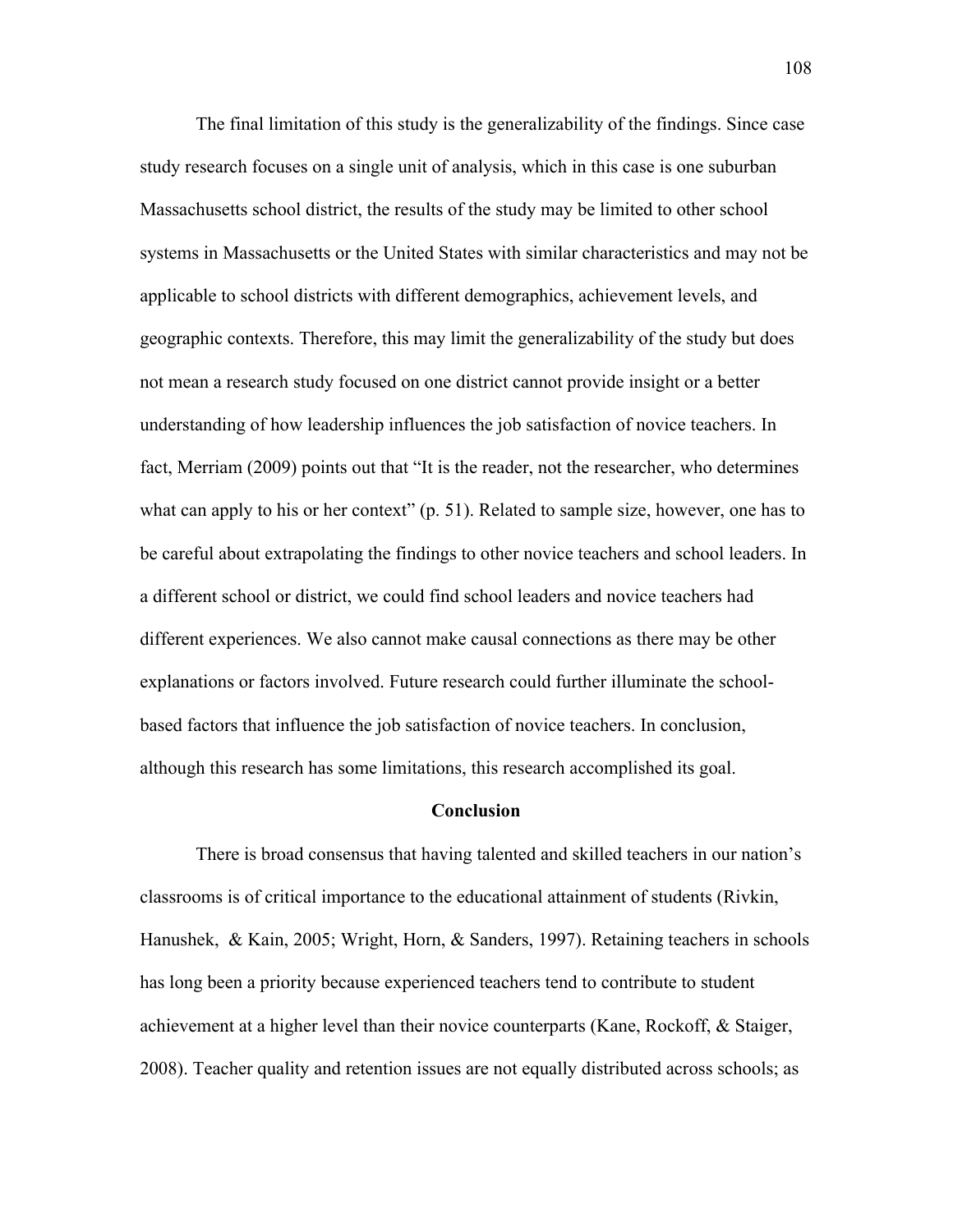The final limitation of this study is the generalizability of the findings. Since case study research focuses on a single unit of analysis, which in this case is one suburban Massachusetts school district, the results of the study may be limited to other school systems in Massachusetts or the United States with similar characteristics and may not be applicable to school districts with different demographics, achievement levels, and geographic contexts. Therefore, this may limit the generalizability of the study but does not mean a research study focused on one district cannot provide insight or a better understanding of how leadership influences the job satisfaction of novice teachers. In fact, Merriam (2009) points out that "It is the reader, not the researcher, who determines what can apply to his or her context" (p. 51). Related to sample size, however, one has to be careful about extrapolating the findings to other novice teachers and school leaders. In a different school or district, we could find school leaders and novice teachers had different experiences. We also cannot make causal connections as there may be other explanations or factors involved. Future research could further illuminate the school-based factors that influence the job satisfaction of novice teachers. In conclusion, although this research has some limitations, this research accomplished its goal.

## Conclusion

There is broad consensus that having talented and skilled teachers in our nation's classrooms is of critical importance to the educational attainment of students (Rivkin, Hanushek, & Kain, 2005; Wright, Horn, & Sanders, 1997). Retaining teachers in schools has long been a priority because experienced teachers tend to contribute to student achievement at a higher level than their novice counterparts (Kane, Rockoff, & Staiger, 2008). Teacher quality and retention issues are not equally distributed across schools; as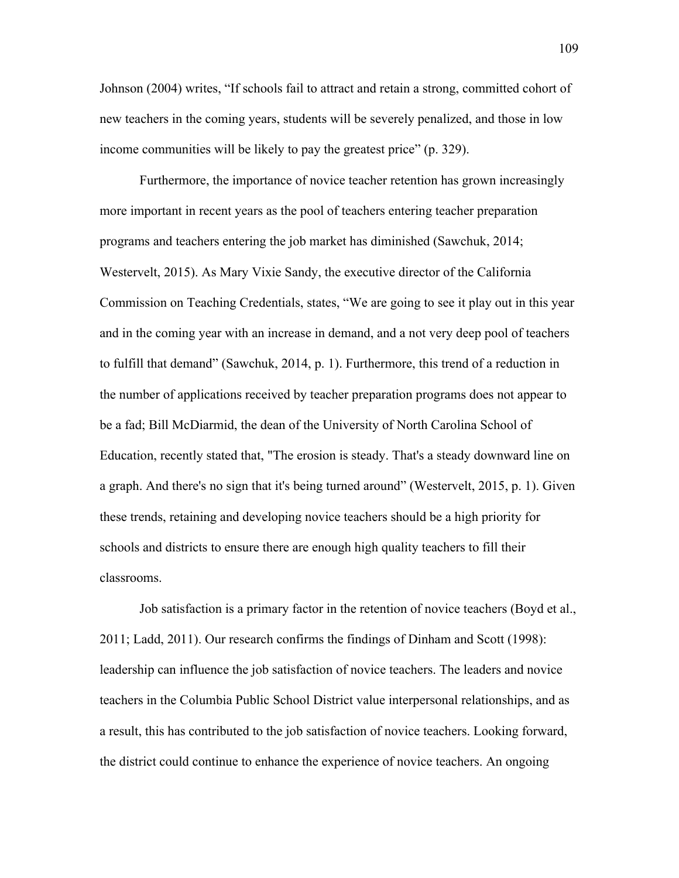Johnson (2004) writes, “If schools fail to attract and retain a strong, committed cohort of new teachers in the coming years, students will be severely penalized, and those in low income communities will be likely to pay the greatest price” (p. 329).

Furthermore, the importance of novice teacher retention has grown increasingly more important in recent years as the pool of teachers entering teacher preparation programs and teachers entering the job market has diminished (Sawchuk, 2014; Westervelt, 2015). As Mary Vixie Sandy, the executive director of the California Commission on Teaching Credentials, states, “We are going to see it play out in this year and in the coming year with an increase in demand, and a not very deep pool of teachers to fulfill that demand” (Sawchuk, 2014, p. 1). Furthermore, this trend of a reduction in the number of applications received by teacher preparation programs does not appear to be a fad; Bill McDiarmid, the dean of the University of North Carolina School of Education, recently stated that, "The erosion is steady. That's a steady downward line on a graph. And there's no sign that it's being turned around” (Westervelt, 2015, p. 1). Given these trends, retaining and developing novice teachers should be a high priority for schools and districts to ensure there are enough high quality teachers to fill their classrooms.

Job satisfaction is a primary factor in the retention of novice teachers (Boyd et al., 2011; Ladd, 2011). Our research confirms the findings of Dinham and Scott (1998): leadership can influence the job satisfaction of novice teachers. The leaders and novice teachers in the Columbia Public School District value interpersonal relationships, and as a result, this has contributed to the job satisfaction of novice teachers. Looking forward, the district could continue to enhance the experience of novice teachers. An ongoing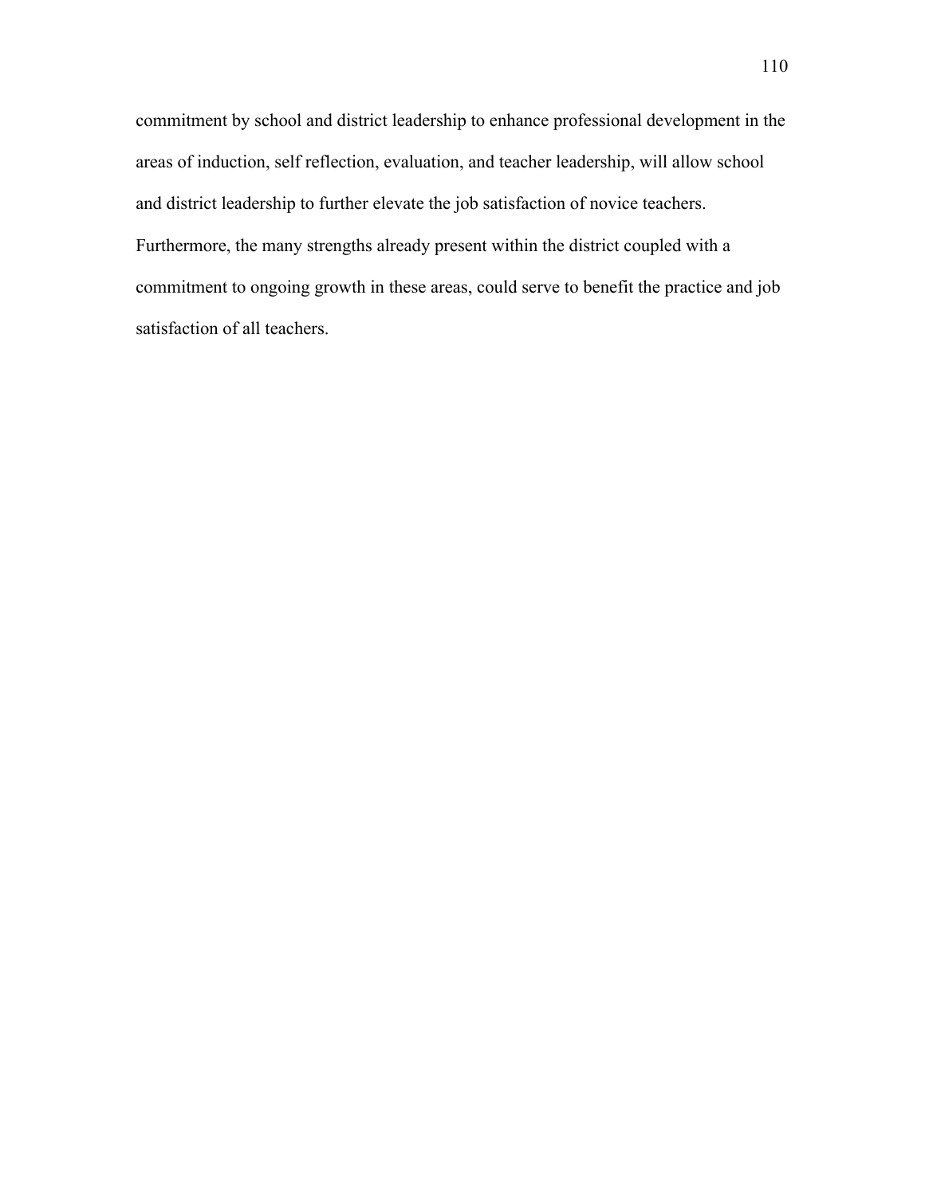commitment by school and district leadership to enhance professional development in the areas of induction, self reflection, evaluation, and teacher leadership, will allow school and district leadership to further elevate the job satisfaction of novice teachers. Furthermore, the many strengths already present within the district coupled with a commitment to ongoing growth in these areas, could serve to benefit the practice and job satisfaction of all teachers.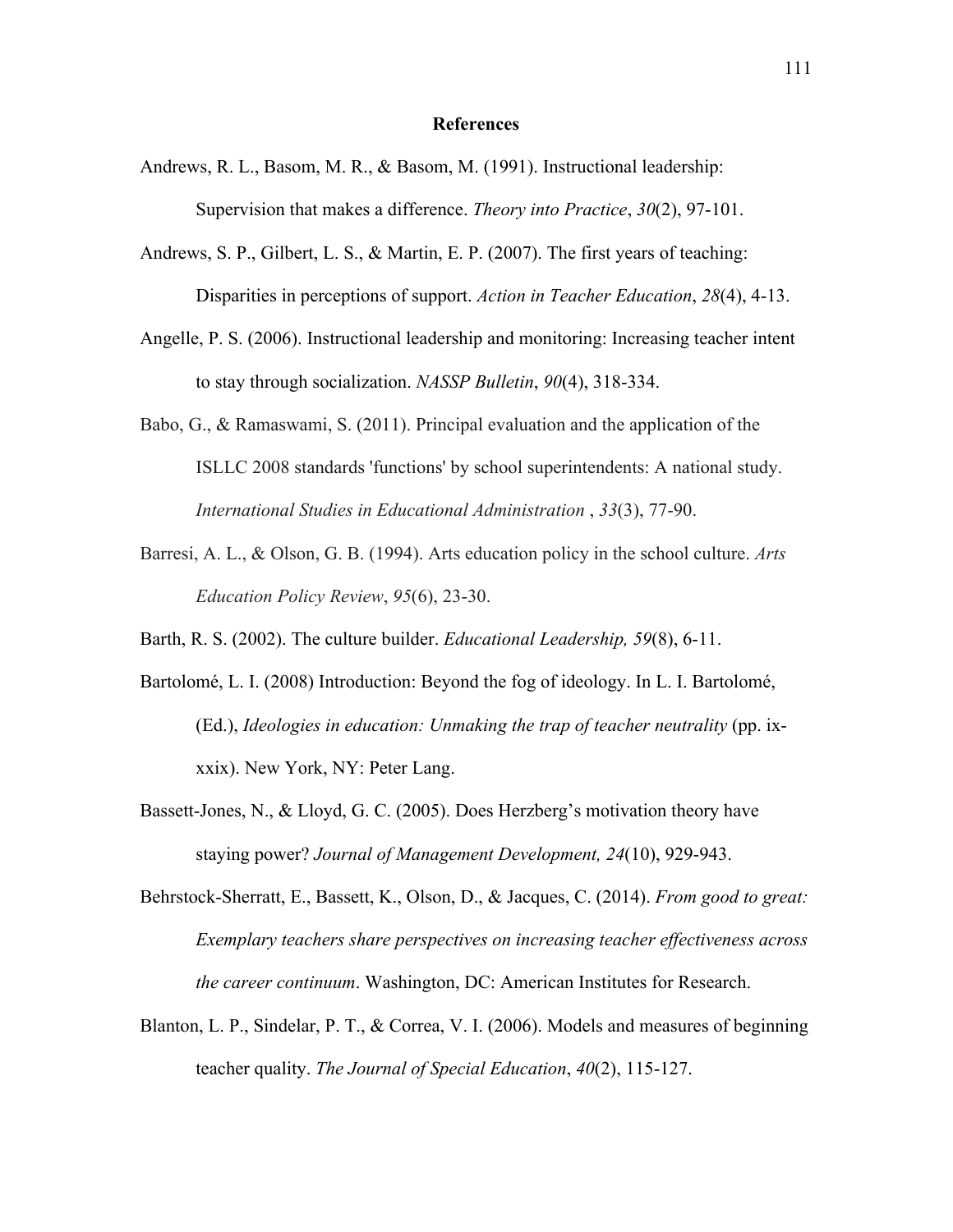# References

Andrews, R. L., Basom, M. R., & Basom, M. (1991). Instructional leadership: Supervision that makes a difference. *Theory into Practice*, *30*(2), 97-101.

Andrews, S. P., Gilbert, L. S., & Martin, E. P. (2007). The first years of teaching: Disparities in perceptions of support. *Action in Teacher Education*, *28*(4), 4-13.

Angelle, P. S. (2006). Instructional leadership and monitoring: Increasing teacher intent to stay through socialization. *NASSP Bulletin*, *90*(4), 318-334.

Babo, G., & Ramaswami, S. (2011). Principal evaluation and the application of the ISLLC 2008 standards 'functions' by school superintendents: A national study. *International Studies in Educational Administration* , *33*(3), 77-90.

Barresi, A. L., & Olson, G. B. (1994). Arts education policy in the school culture. *Arts Education Policy Review*, *95*(6), 23-30.

Barth, R. S. (2002). The culture builder. *Educational Leadership, 59*(8), 6-11.

Bartolomé, L. I. (2008) Introduction: Beyond the fog of ideology. In L. I. Bartolomé, (Ed.), *Ideologies in education: Unmaking the trap of teacher neutrality* (pp. ix-xxix). New York, NY: Peter Lang.

Bassett-Jones, N., & Lloyd, G. C. (2005). Does Herzberg's motivation theory have staying power? *Journal of Management Development, 24*(10), 929-943.

Behrstock-Sherratt, E., Bassett, K., Olson, D., & Jacques, C. (2014). *From good to great: Exemplary teachers share perspectives on increasing teacher effectiveness across the career continuum*. Washington, DC: American Institutes for Research.

Blanton, L. P., Sindelar, P. T., & Correa, V. I. (2006). Models and measures of beginning teacher quality. *The Journal of Special Education*, *40*(2), 115-127.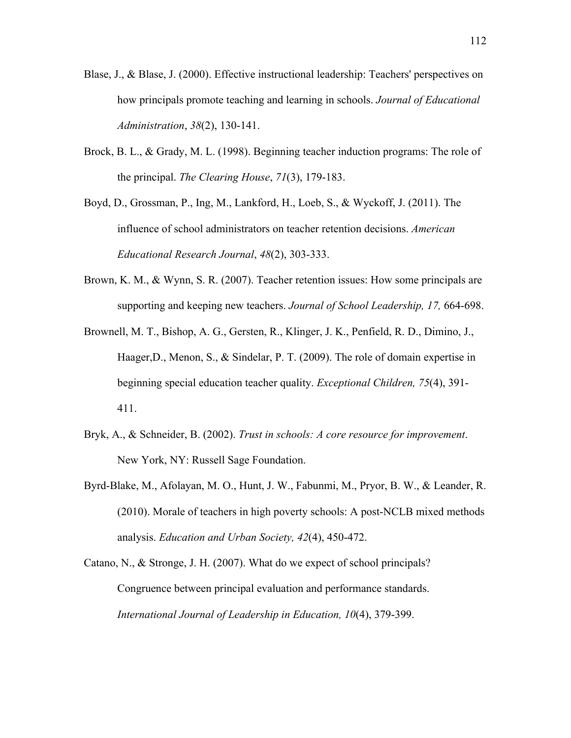Blase, J., & Blase, J. (2000). Effective instructional leadership: Teachers' perspectives on how principals promote teaching and learning in schools. *Journal of Educational Administration*, *38*(2), 130-141.

Brock, B. L., & Grady, M. L. (1998). Beginning teacher induction programs: The role of the principal. *The Clearing House*, *71*(3), 179-183.

Boyd, D., Grossman, P., Ing, M., Lankford, H., Loeb, S., & Wyckoff, J. (2011). The influence of school administrators on teacher retention decisions. *American Educational Research Journal*, *48*(2), 303-333.

Brown, K. M., & Wynn, S. R. (2007). Teacher retention issues: How some principals are supporting and keeping new teachers. *Journal of School Leadership, 17,* 664-698.

Brownell, M. T., Bishop, A. G., Gersten, R., Klinger, J. K., Penfield, R. D., Dimino, J., Haager,D., Menon, S., & Sindelar, P. T. (2009). The role of domain expertise in beginning special education teacher quality. *Exceptional Children, 75*(4), 391-411.

Bryk, A., & Schneider, B. (2002). *Trust in schools: A core resource for improvement*. New York, NY: Russell Sage Foundation.

Byrd-Blake, M., Afolayan, M. O., Hunt, J. W., Fabunmi, M., Pryor, B. W., & Leander, R. (2010). Morale of teachers in high poverty schools: A post-NCLB mixed methods analysis. *Education and Urban Society, 42*(4), 450-472.

Catano, N., & Stronge, J. H. (2007). What do we expect of school principals? Congruence between principal evaluation and performance standards. *International Journal of Leadership in Education, 10*(4), 379-399.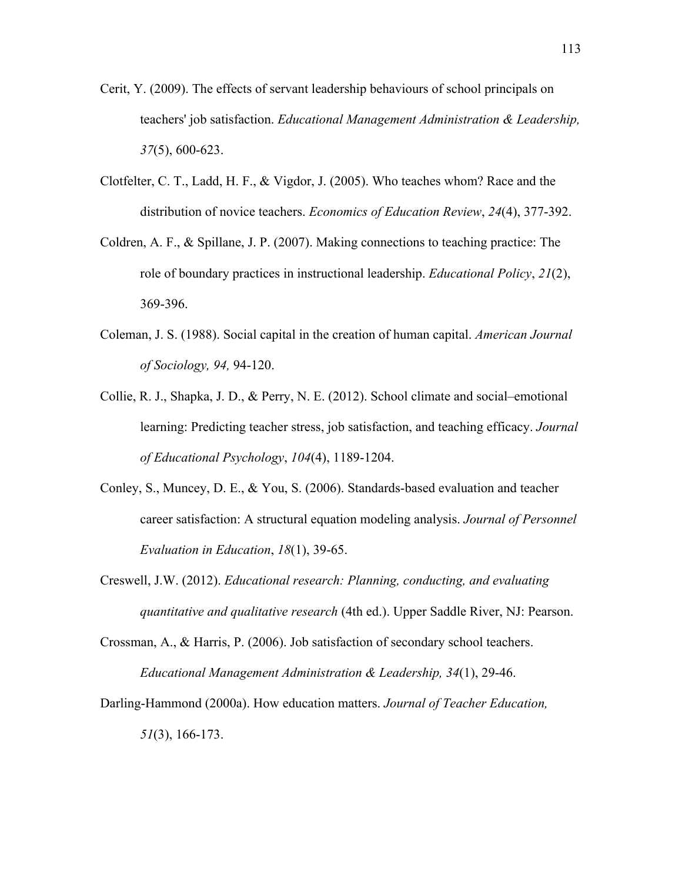Cerit, Y. (2009). The effects of servant leadership behaviours of school principals on teachers' job satisfaction. *Educational Management Administration & Leadership, 37*(5), 600-623.

Clotfelter, C. T., Ladd, H. F., & Vigdor, J. (2005). Who teaches whom? Race and the distribution of novice teachers. *Economics of Education Review*, *24*(4), 377-392.

Coldren, A. F., & Spillane, J. P. (2007). Making connections to teaching practice: The role of boundary practices in instructional leadership. *Educational Policy*, *21*(2), 369-396.

Coleman, J. S. (1988). Social capital in the creation of human capital. *American Journal of Sociology, 94,* 94-120.

Collie, R. J., Shapka, J. D., & Perry, N. E. (2012). School climate and social–emotional learning: Predicting teacher stress, job satisfaction, and teaching efficacy. *Journal of Educational Psychology*, *104*(4), 1189-1204.

Conley, S., Muncey, D. E., & You, S. (2006). Standards-based evaluation and teacher career satisfaction: A structural equation modeling analysis. *Journal of Personnel Evaluation in Education*, *18*(1), 39-65.

Creswell, J.W. (2012). *Educational research: Planning, conducting, and evaluating quantitative and qualitative research* (4th ed.). Upper Saddle River, NJ: Pearson.

Crossman, A., & Harris, P. (2006). Job satisfaction of secondary school teachers. *Educational Management Administration & Leadership, 34*(1), 29-46.

Darling-Hammond (2000a). How education matters. *Journal of Teacher Education, 51*(3), 166-173.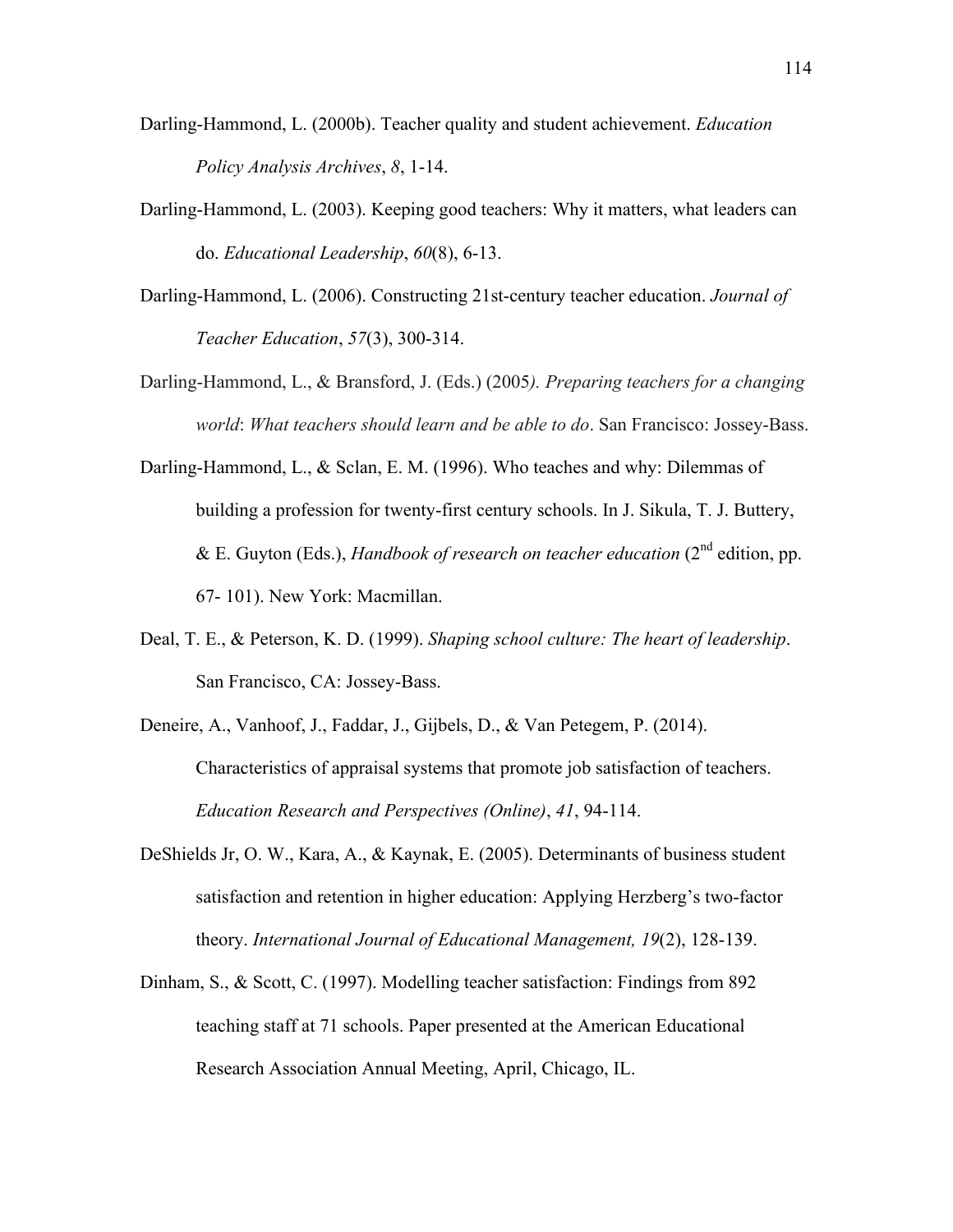Darling-Hammond, L. (2000b). Teacher quality and student achievement. *Education Policy Analysis Archives*, *8*, 1-14.

Darling-Hammond, L. (2003). Keeping good teachers: Why it matters, what leaders can do. *Educational Leadership*, *60*(8), 6-13.

Darling-Hammond, L. (2006). Constructing 21st-century teacher education. *Journal of Teacher Education*, *57*(3), 300-314.

Darling-Hammond, L., & Bransford, J. (Eds.) (2005*). Preparing teachers for a changing world*: *What teachers should learn and be able to do*. San Francisco: Jossey-Bass.

Darling-Hammond, L., & Sclan, E. M. (1996). Who teaches and why: Dilemmas of building a profession for twenty-first century schools. In J. Sikula, T. J. Buttery, & E. Guyton (Eds.), *Handbook of research on teacher education* (2nd edition, pp. 67- 101). New York: Macmillan.

Deal, T. E., & Peterson, K. D. (1999). *Shaping school culture: The heart of leadership*. San Francisco, CA: Jossey-Bass.

Deneire, A., Vanhoof, J., Faddar, J., Gijbels, D., & Van Petegem, P. (2014). Characteristics of appraisal systems that promote job satisfaction of teachers. *Education Research and Perspectives (Online)*, *41*, 94-114.

DeShields Jr, O. W., Kara, A., & Kaynak, E. (2005). Determinants of business student satisfaction and retention in higher education: Applying Herzberg's two-factor theory. *International Journal of Educational Management, 19*(2), 128-139.

Dinham, S., & Scott, C. (1997). Modelling teacher satisfaction: Findings from 892 teaching staff at 71 schools. Paper presented at the American Educational Research Association Annual Meeting, April, Chicago, IL.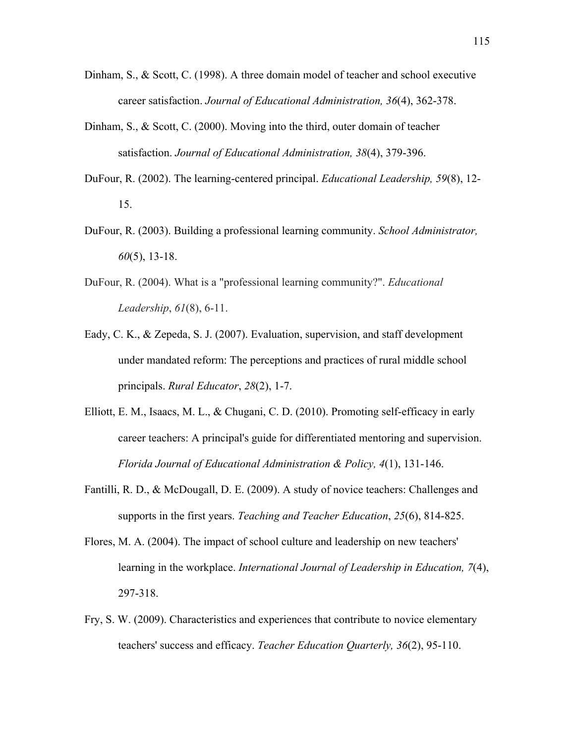Dinham, S., & Scott, C. (1998). A three domain model of teacher and school executive career satisfaction. *Journal of Educational Administration, 36*(4), 362-378.

Dinham, S., & Scott, C. (2000). Moving into the third, outer domain of teacher satisfaction. *Journal of Educational Administration, 38*(4), 379-396.

DuFour, R. (2002). The learning-centered principal. *Educational Leadership, 59*(8), 12-15.

DuFour, R. (2003). Building a professional learning community. *School Administrator, 60*(5), 13-18.

DuFour, R. (2004). What is a "professional learning community?". *Educational Leadership*, *61*(8), 6-11.

Eady, C. K., & Zepeda, S. J. (2007). Evaluation, supervision, and staff development under mandated reform: The perceptions and practices of rural middle school principals. *Rural Educator*, *28*(2), 1-7.

Elliott, E. M., Isaacs, M. L., & Chugani, C. D. (2010). Promoting self-efficacy in early career teachers: A principal's guide for differentiated mentoring and supervision. *Florida Journal of Educational Administration & Policy, 4*(1), 131-146.

Fantilli, R. D., & McDougall, D. E. (2009). A study of novice teachers: Challenges and supports in the first years. *Teaching and Teacher Education*, *25*(6), 814-825.

Flores, M. A. (2004). The impact of school culture and leadership on new teachers' learning in the workplace. *International Journal of Leadership in Education, 7*(4), 297-318.

Fry, S. W. (2009). Characteristics and experiences that contribute to novice elementary teachers' success and efficacy. *Teacher Education Quarterly, 36*(2), 95-110.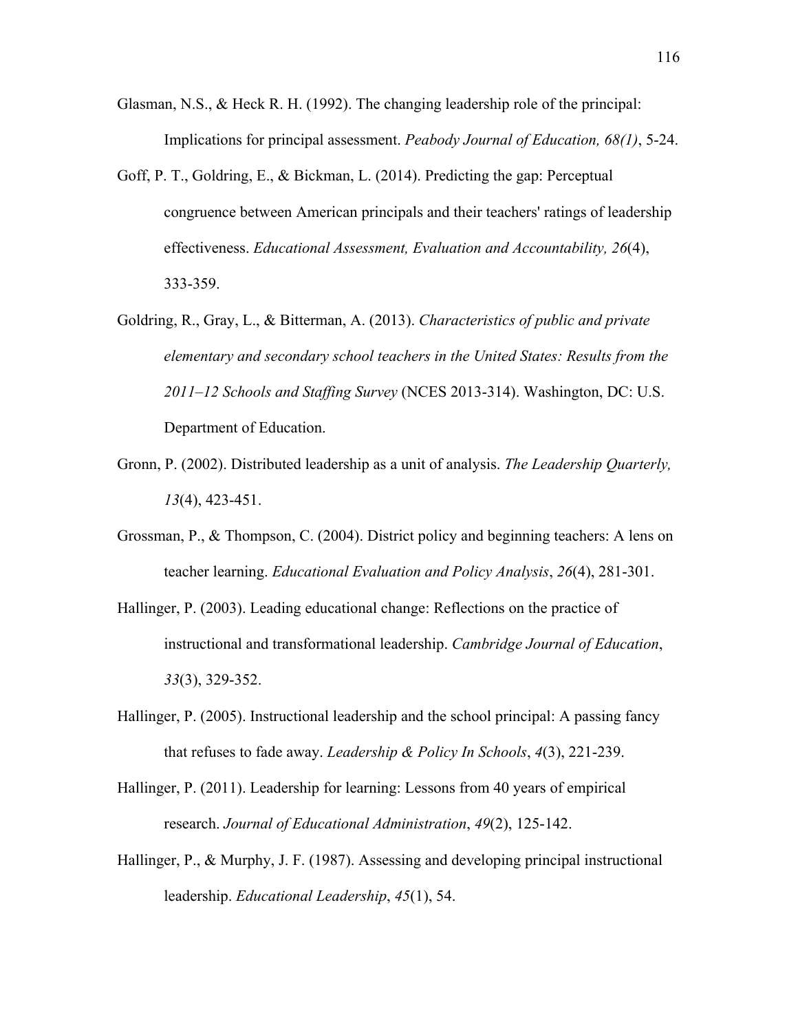Glasman, N.S., & Heck R. H. (1992). The changing leadership role of the principal: Implications for principal assessment. *Peabody Journal of Education, 68(1)*, 5-24.

Goff, P. T., Goldring, E., & Bickman, L. (2014). Predicting the gap: Perceptual congruence between American principals and their teachers' ratings of leadership effectiveness. *Educational Assessment, Evaluation and Accountability, 26*(4), 333-359.

Goldring, R., Gray, L., & Bitterman, A. (2013). *Characteristics of public and private elementary and secondary school teachers in the United States: Results from the 2011–12 Schools and Staffing Survey* (NCES 2013-314). Washington, DC: U.S. Department of Education.

Gronn, P. (2002). Distributed leadership as a unit of analysis. *The Leadership Quarterly, 13*(4), 423-451.

Grossman, P., & Thompson, C. (2004). District policy and beginning teachers: A lens on teacher learning. *Educational Evaluation and Policy Analysis*, *26*(4), 281-301.

Hallinger, P. (2003). Leading educational change: Reflections on the practice of instructional and transformational leadership. *Cambridge Journal of Education*, *33*(3), 329-352.

Hallinger, P. (2005). Instructional leadership and the school principal: A passing fancy that refuses to fade away. *Leadership & Policy In Schools*, *4*(3), 221-239.

Hallinger, P. (2011). Leadership for learning: Lessons from 40 years of empirical research. *Journal of Educational Administration*, *49*(2), 125-142.

Hallinger, P., & Murphy, J. F. (1987). Assessing and developing principal instructional leadership. *Educational Leadership*, *45*(1), 54.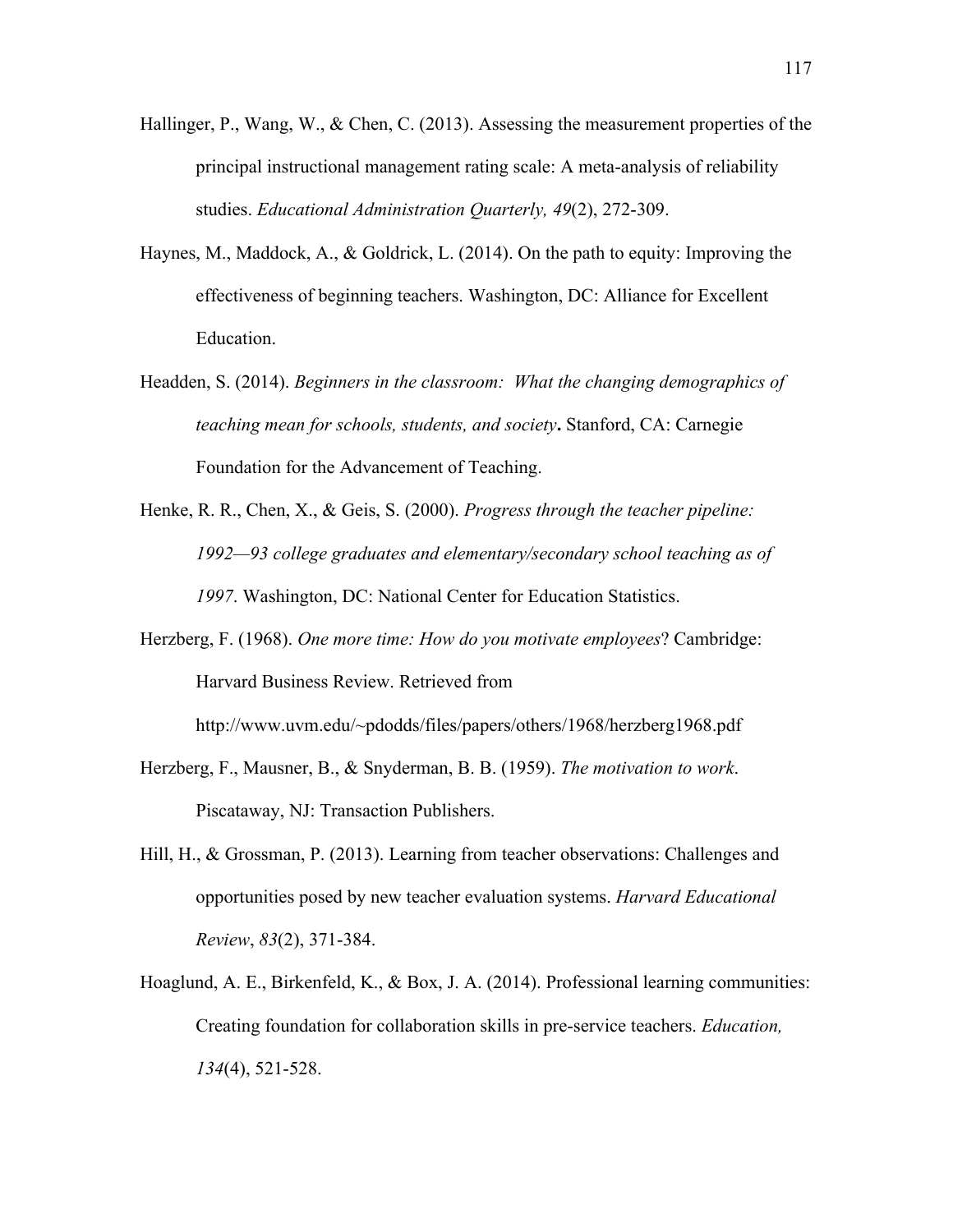Hallinger, P., Wang, W., & Chen, C. (2013). Assessing the measurement properties of the principal instructional management rating scale: A meta-analysis of reliability studies. *Educational Administration Quarterly, 49*(2), 272-309.

Haynes, M., Maddock, A., & Goldrick, L. (2014). On the path to equity: Improving the effectiveness of beginning teachers. Washington, DC: Alliance for Excellent Education.

Headden, S. (2014). *Beginners in the classroom: What the changing demographics of teaching mean for schools, students, and society***.** Stanford, CA: Carnegie Foundation for the Advancement of Teaching.

Henke, R. R., Chen, X., & Geis, S. (2000). *Progress through the teacher pipeline: 1992—93 college graduates and elementary/secondary school teaching as of 1997*. Washington, DC: National Center for Education Statistics.

Herzberg, F. (1968). *One more time: How do you motivate employees*? Cambridge: Harvard Business Review. Retrieved from http://www.uvm.edu/~pdodds/files/papers/others/1968/herzberg1968.pdf

Herzberg, F., Mausner, B., & Snyderman, B. B. (1959). *The motivation to work*. Piscataway, NJ: Transaction Publishers.

Hill, H., & Grossman, P. (2013). Learning from teacher observations: Challenges and opportunities posed by new teacher evaluation systems. *Harvard Educational Review*, *83*(2), 371-384.

Hoaglund, A. E., Birkenfeld, K., & Box, J. A. (2014). Professional learning communities: Creating foundation for collaboration skills in pre-service teachers. *Education, 134*(4), 521-528.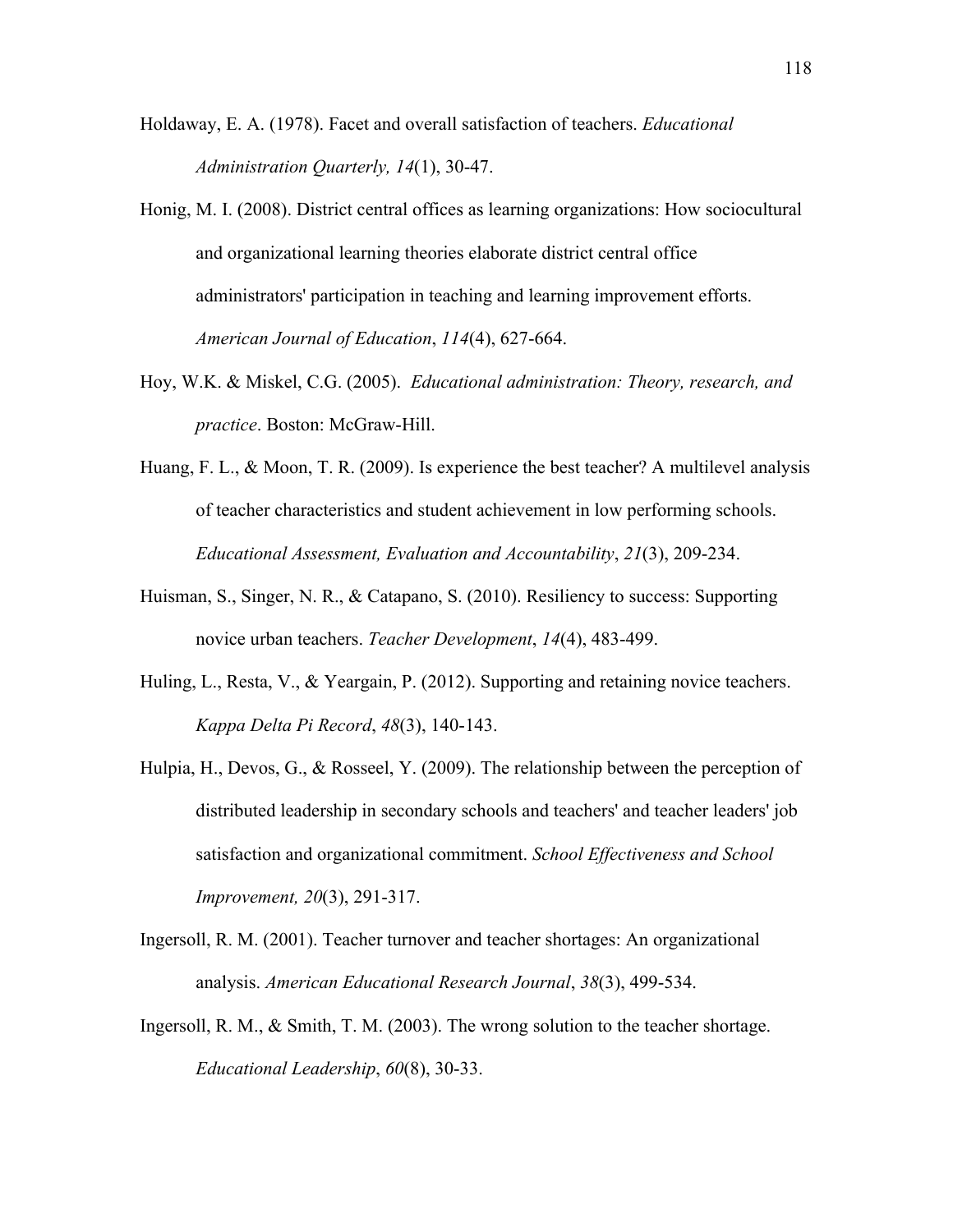Holdaway, E. A. (1978). Facet and overall satisfaction of teachers. *Educational Administration Quarterly, 14*(1), 30-47.

Honig, M. I. (2008). District central offices as learning organizations: How sociocultural and organizational learning theories elaborate district central office administrators' participation in teaching and learning improvement efforts. *American Journal of Education*, *114*(4), 627-664.

Hoy, W.K. & Miskel, C.G. (2005). *Educational administration: Theory, research, and practice*. Boston: McGraw-Hill.

Huang, F. L., & Moon, T. R. (2009). Is experience the best teacher? A multilevel analysis of teacher characteristics and student achievement in low performing schools. *Educational Assessment, Evaluation and Accountability*, *21*(3), 209-234.

Huisman, S., Singer, N. R., & Catapano, S. (2010). Resiliency to success: Supporting novice urban teachers. *Teacher Development*, *14*(4), 483-499.

Huling, L., Resta, V., & Yeargain, P. (2012). Supporting and retaining novice teachers. *Kappa Delta Pi Record*, *48*(3), 140-143.

Hulpia, H., Devos, G., & Rosseel, Y. (2009). The relationship between the perception of distributed leadership in secondary schools and teachers' and teacher leaders' job satisfaction and organizational commitment. *School Effectiveness and School Improvement, 20*(3), 291-317.

Ingersoll, R. M. (2001). Teacher turnover and teacher shortages: An organizational analysis. *American Educational Research Journal*, *38*(3), 499-534.

Ingersoll, R. M., & Smith, T. M. (2003). The wrong solution to the teacher shortage. *Educational Leadership*, *60*(8), 30-33.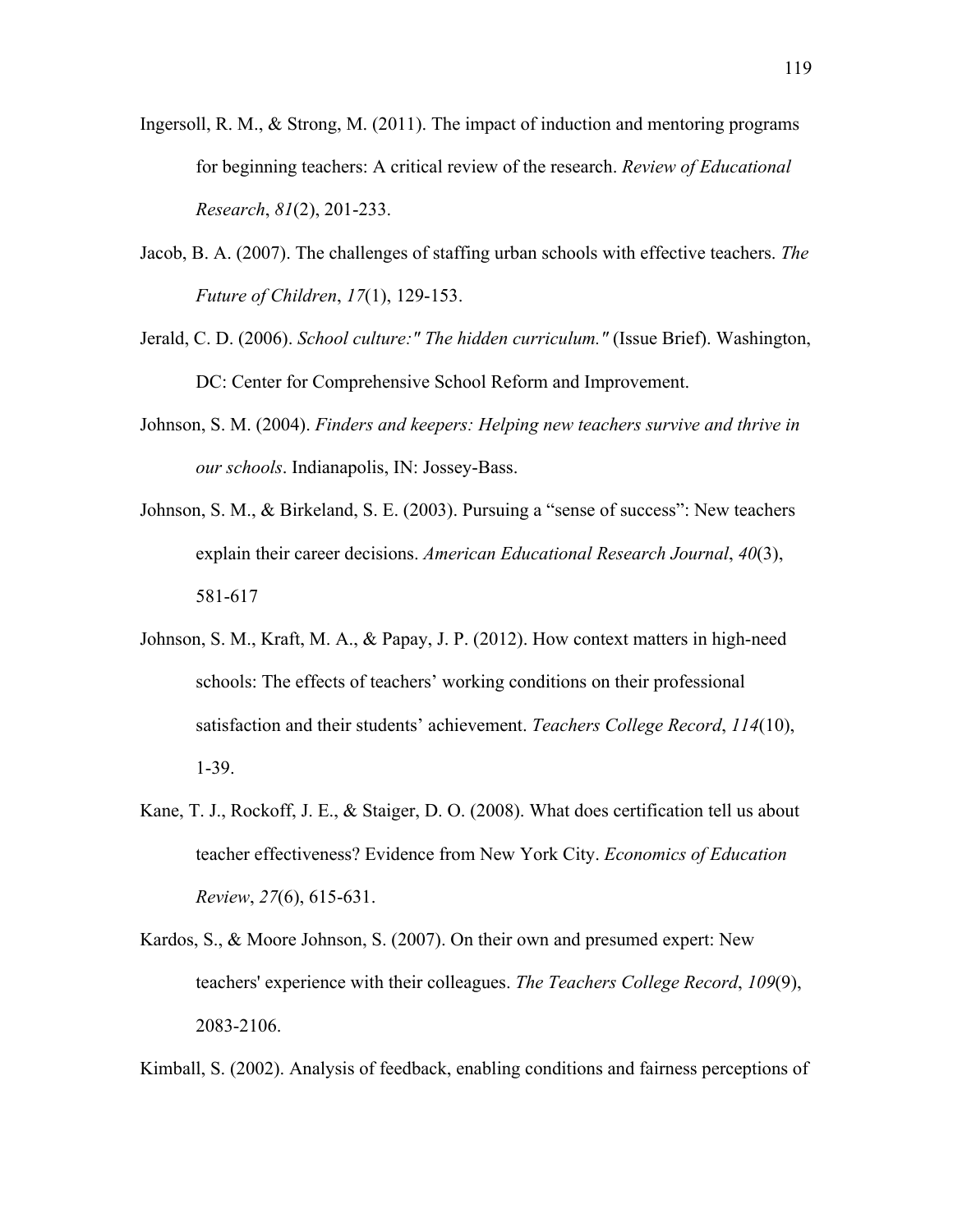Ingersoll, R. M., & Strong, M. (2011). The impact of induction and mentoring programs for beginning teachers: A critical review of the research. *Review of Educational Research*, *81*(2), 201-233.

Jacob, B. A. (2007). The challenges of staffing urban schools with effective teachers. *The Future of Children*, *17*(1), 129-153.

Jerald, C. D. (2006). *School culture:" The hidden curriculum."* (Issue Brief). Washington, DC: Center for Comprehensive School Reform and Improvement.

Johnson, S. M. (2004). *Finders and keepers: Helping new teachers survive and thrive in our schools*. Indianapolis, IN: Jossey-Bass.

Johnson, S. M., & Birkeland, S. E. (2003). Pursuing a "sense of success": New teachers explain their career decisions. *American Educational Research Journal*, *40*(3), 581-617

Johnson, S. M., Kraft, M. A., & Papay, J. P. (2012). How context matters in high-need schools: The effects of teachers' working conditions on their professional satisfaction and their students' achievement. *Teachers College Record*, *114*(10), 1-39.

Kane, T. J., Rockoff, J. E., & Staiger, D. O. (2008). What does certification tell us about teacher effectiveness? Evidence from New York City. *Economics of Education Review*, *27*(6), 615-631.

Kardos, S., & Moore Johnson, S. (2007). On their own and presumed expert: New teachers' experience with their colleagues. *The Teachers College Record*, *109*(9), 2083-2106.

Kimball, S. (2002). Analysis of feedback, enabling conditions and fairness perceptions of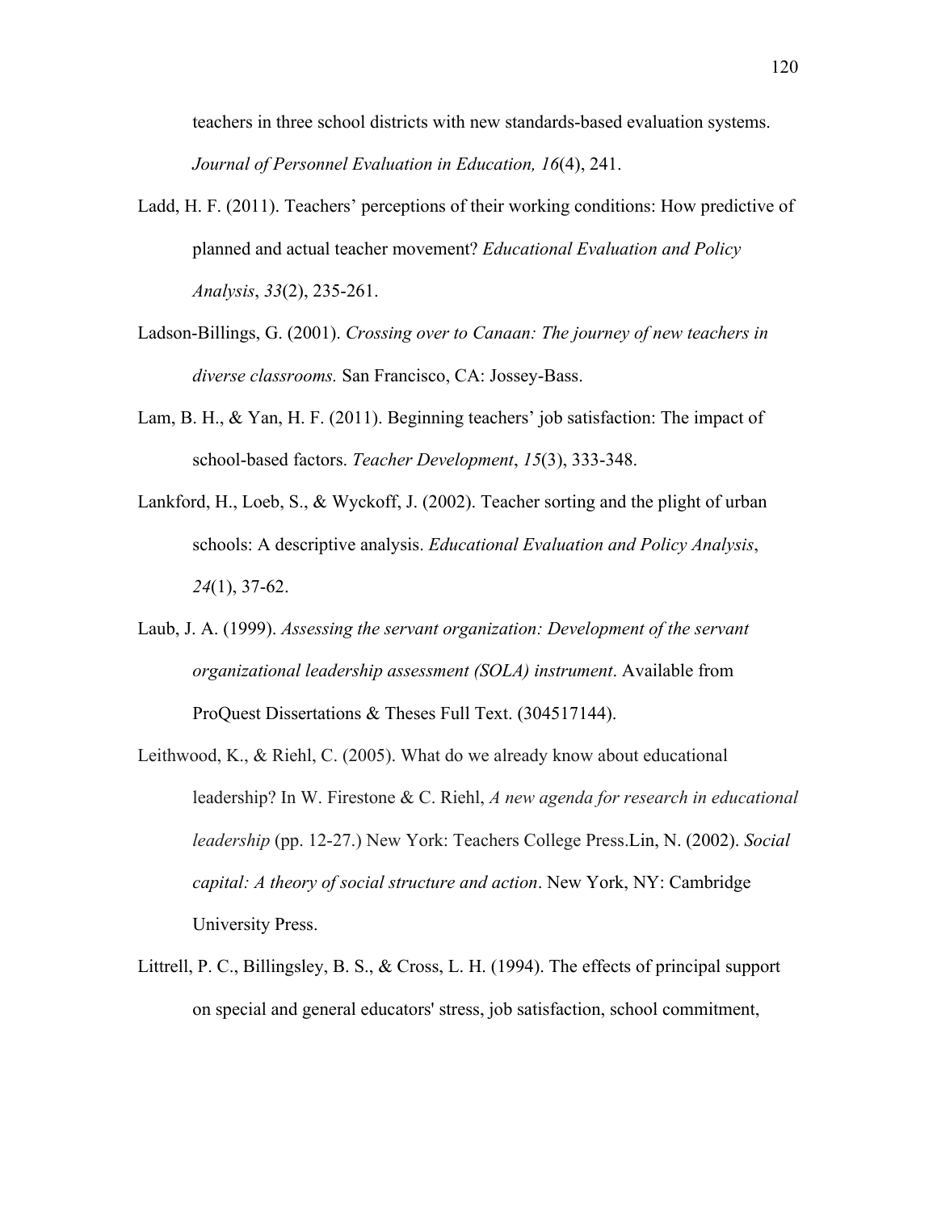teachers in three school districts with new standards-based evaluation systems. *Journal of Personnel Evaluation in Education, 16*(4), 241.

Ladd, H. F. (2011). Teachers' perceptions of their working conditions: How predictive of planned and actual teacher movement? *Educational Evaluation and Policy Analysis*, *33*(2), 235-261.

Ladson-Billings, G. (2001). *Crossing over to Canaan: The journey of new teachers in diverse classrooms.* San Francisco, CA: Jossey-Bass.

Lam, B. H., & Yan, H. F. (2011). Beginning teachers' job satisfaction: The impact of school-based factors. *Teacher Development*, *15*(3), 333-348.

Lankford, H., Loeb, S., & Wyckoff, J. (2002). Teacher sorting and the plight of urban schools: A descriptive analysis. *Educational Evaluation and Policy Analysis*, *24*(1), 37-62.

Laub, J. A. (1999). *Assessing the servant organization: Development of the servant organizational leadership assessment (SOLA) instrument*. Available from ProQuest Dissertations & Theses Full Text. (304517144).

Leithwood, K., & Riehl, C. (2005). What do we already know about educational leadership? In W. Firestone & C. Riehl, *A new agenda for research in educational leadership* (pp. 12-27.) New York: Teachers College Press.Lin, N. (2002). *Social capital: A theory of social structure and action*. New York, NY: Cambridge University Press.

Littrell, P. C., Billingsley, B. S., & Cross, L. H. (1994). The effects of principal support on special and general educators' stress, job satisfaction, school commitment,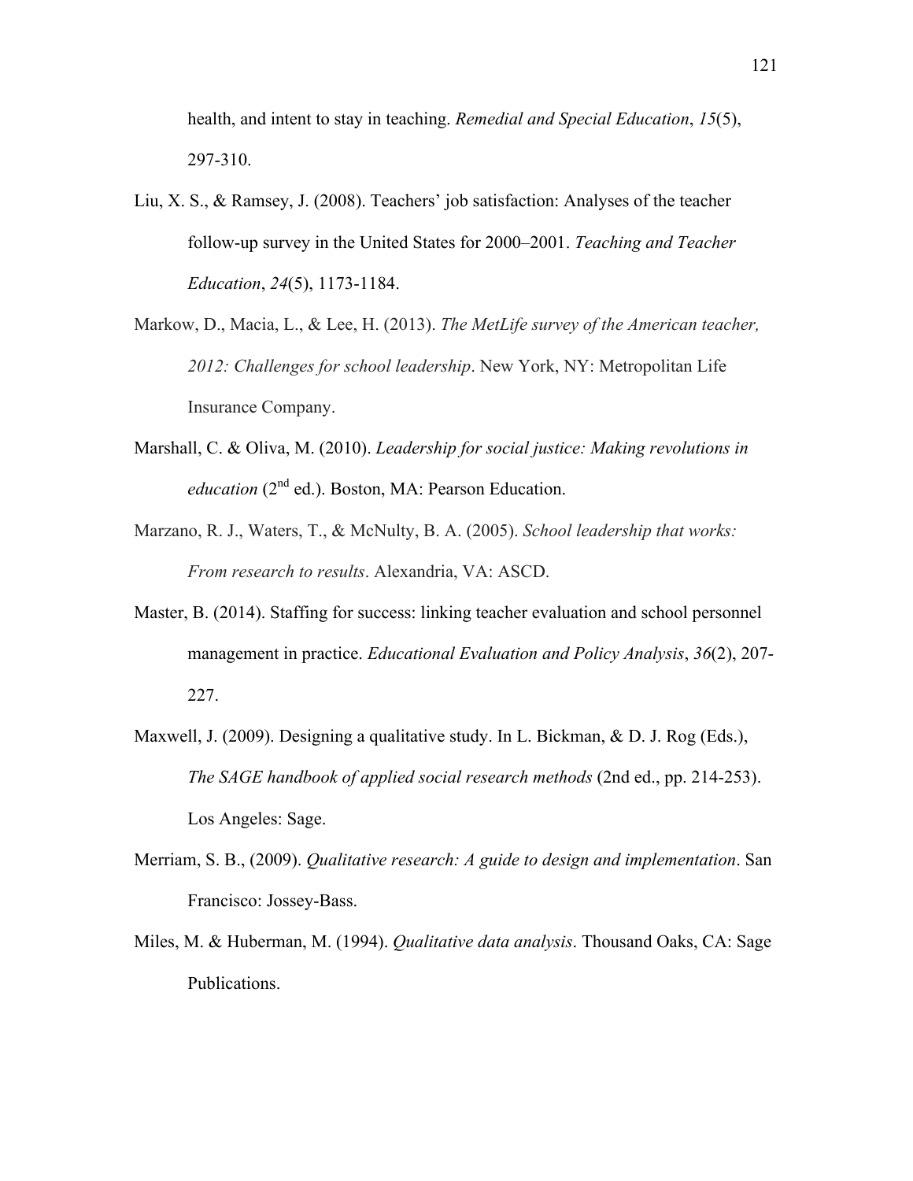health, and intent to stay in teaching. *Remedial and Special Education*, *15*(5), 297-310.

Liu, X. S., & Ramsey, J. (2008). Teachers' job satisfaction: Analyses of the teacher follow-up survey in the United States for 2000–2001. *Teaching and Teacher Education*, *24*(5), 1173-1184.

Markow, D., Macia, L., & Lee, H. (2013). *The MetLife survey of the American teacher, 2012: Challenges for school leadership*. New York, NY: Metropolitan Life Insurance Company.

Marshall, C. & Oliva, M. (2010). *Leadership for social justice: Making revolutions in education* (2nd ed.). Boston, MA: Pearson Education.

Marzano, R. J., Waters, T., & McNulty, B. A. (2005). *School leadership that works: From research to results*. Alexandria, VA: ASCD.

Master, B. (2014). Staffing for success: linking teacher evaluation and school personnel management in practice. *Educational Evaluation and Policy Analysis*, *36*(2), 207-227.

Maxwell, J. (2009). Designing a qualitative study. In L. Bickman, & D. J. Rog (Eds.), *The SAGE handbook of applied social research methods* (2nd ed., pp. 214-253). Los Angeles: Sage.

Merriam, S. B., (2009). *Qualitative research: A guide to design and implementation*. San Francisco: Jossey-Bass.

Miles, M. & Huberman, M. (1994). *Qualitative data analysis*. Thousand Oaks, CA: Sage Publications.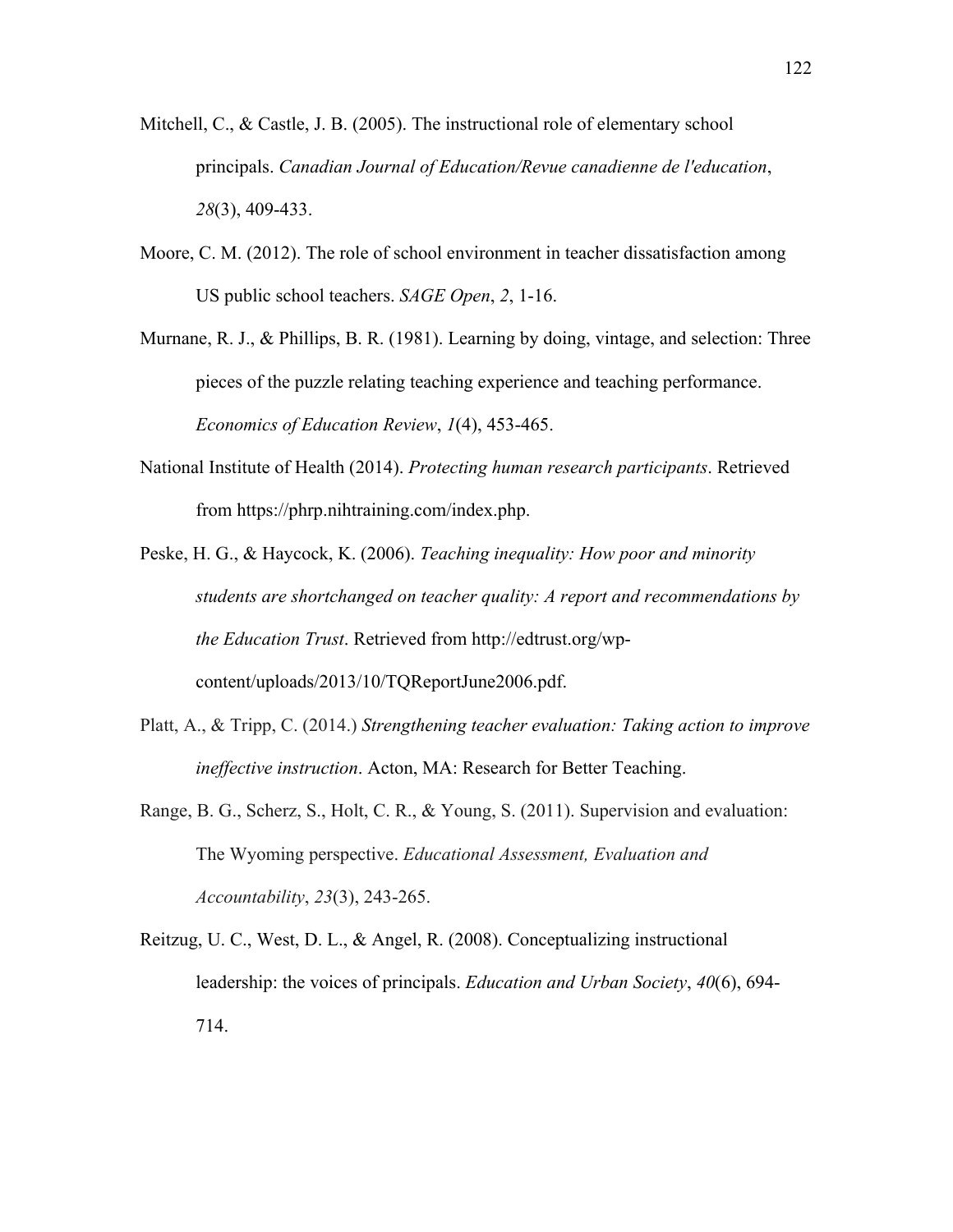Mitchell, C., & Castle, J. B. (2005). The instructional role of elementary school principals. *Canadian Journal of Education/Revue canadienne de l'education*, *28*(3), 409-433.

Moore, C. M. (2012). The role of school environment in teacher dissatisfaction among US public school teachers. *SAGE Open*, *2*, 1-16.

Murnane, R. J., & Phillips, B. R. (1981). Learning by doing, vintage, and selection: Three pieces of the puzzle relating teaching experience and teaching performance. *Economics of Education Review*, *1*(4), 453-465.

National Institute of Health (2014). *Protecting human research participants*. Retrieved from https://phrp.nihtraining.com/index.php.

Peske, H. G., & Haycock, K. (2006). *Teaching inequality: How poor and minority students are shortchanged on teacher quality: A report and recommendations by the Education Trust*. Retrieved from http://edtrust.org/wp-content/uploads/2013/10/TQReportJune2006.pdf.

Platt, A., & Tripp, C. (2014.) *Strengthening teacher evaluation: Taking action to improve ineffective instruction*. Acton, MA: Research for Better Teaching.

Range, B. G., Scherz, S., Holt, C. R., & Young, S. (2011). Supervision and evaluation: The Wyoming perspective. *Educational Assessment, Evaluation and Accountability*, *23*(3), 243-265.

Reitzug, U. C., West, D. L., & Angel, R. (2008). Conceptualizing instructional leadership: the voices of principals. *Education and Urban Society*, *40*(6), 694-714.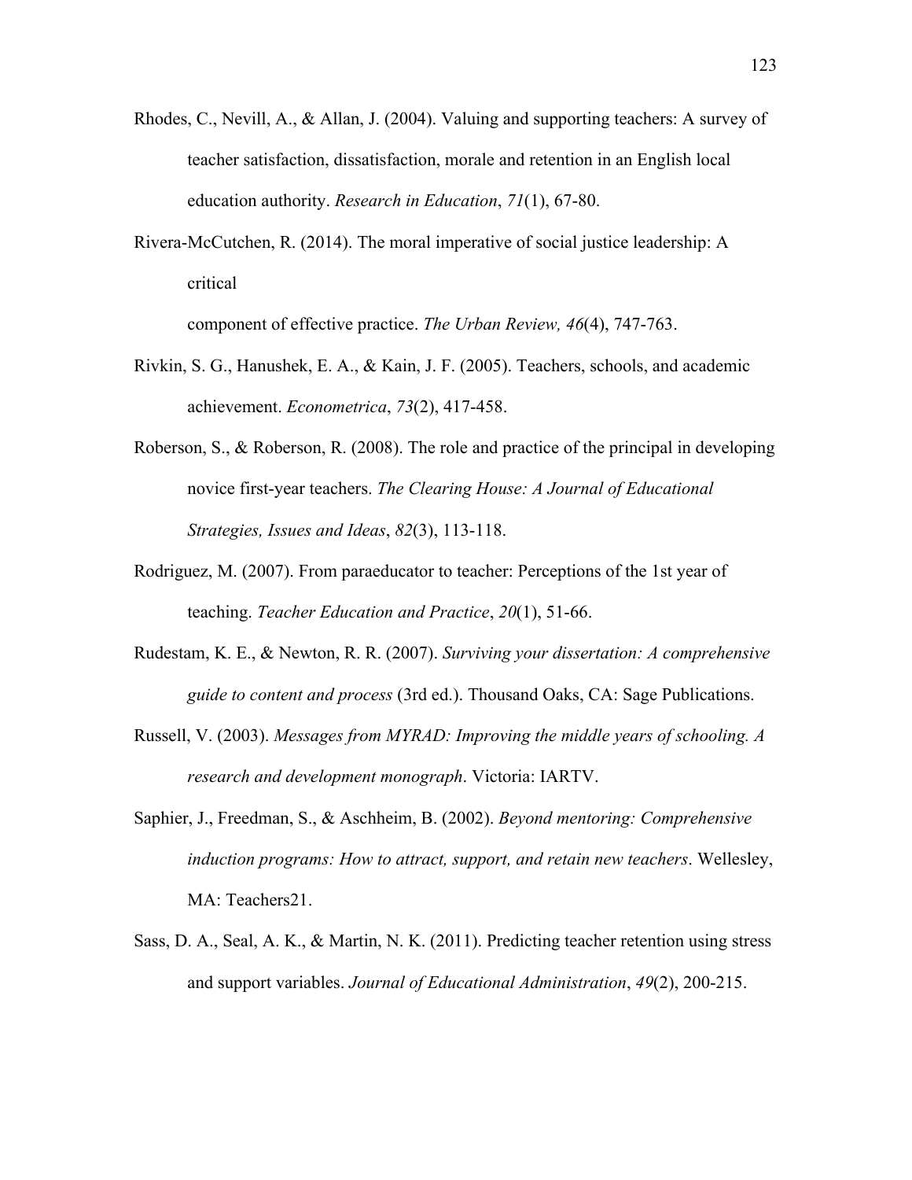Rhodes, C., Nevill, A., & Allan, J. (2004). Valuing and supporting teachers: A survey of teacher satisfaction, dissatisfaction, morale and retention in an English local education authority. *Research in Education*, *71*(1), 67-80.

Rivera-McCutchen, R. (2014). The moral imperative of social justice leadership: A critical component of effective practice. *The Urban Review, 46*(4), 747-763.

Rivkin, S. G., Hanushek, E. A., & Kain, J. F. (2005). Teachers, schools, and academic achievement. *Econometrica*, *73*(2), 417-458.

Roberson, S., & Roberson, R. (2008). The role and practice of the principal in developing novice first-year teachers. *The Clearing House: A Journal of Educational Strategies, Issues and Ideas*, *82*(3), 113-118.

Rodriguez, M. (2007). From paraeducator to teacher: Perceptions of the 1st year of teaching. *Teacher Education and Practice*, *20*(1), 51-66.

Rudestam, K. E., & Newton, R. R. (2007). *Surviving your dissertation: A comprehensive guide to content and process* (3rd ed.). Thousand Oaks, CA: Sage Publications.

Russell, V. (2003). *Messages from MYRAD: Improving the middle years of schooling. A research and development monograph*. Victoria: IARTV.

Saphier, J., Freedman, S., & Aschheim, B. (2002). *Beyond mentoring: Comprehensive induction programs: How to attract, support, and retain new teachers*. Wellesley, MA: Teachers21.

Sass, D. A., Seal, A. K., & Martin, N. K. (2011). Predicting teacher retention using stress and support variables. *Journal of Educational Administration*, *49*(2), 200-215.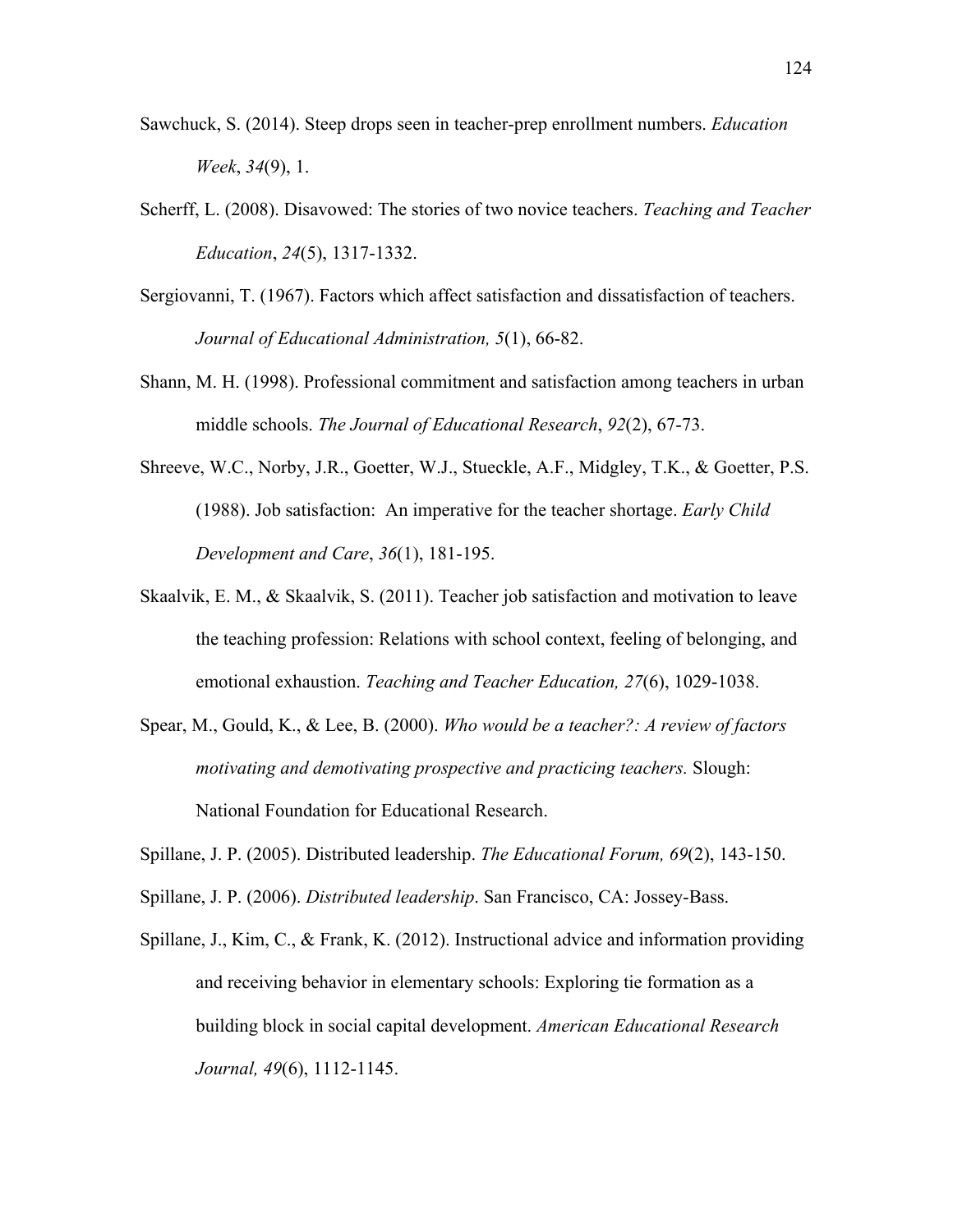Sawchuck, S. (2014). Steep drops seen in teacher-prep enrollment numbers. *Education Week*, *34*(9), 1.

Scherff, L. (2008). Disavowed: The stories of two novice teachers. *Teaching and Teacher Education*, *24*(5), 1317-1332.

Sergiovanni, T. (1967). Factors which affect satisfaction and dissatisfaction of teachers. *Journal of Educational Administration, 5*(1), 66-82.

Shann, M. H. (1998). Professional commitment and satisfaction among teachers in urban middle schools. *The Journal of Educational Research*, *92*(2), 67-73.

Shreeve, W.C., Norby, J.R., Goetter, W.J., Stueckle, A.F., Midgley, T.K., & Goetter, P.S. (1988). Job satisfaction: An imperative for the teacher shortage. *Early Child Development and Care*, *36*(1), 181-195.

Skaalvik, E. M., & Skaalvik, S. (2011). Teacher job satisfaction and motivation to leave the teaching profession: Relations with school context, feeling of belonging, and emotional exhaustion. *Teaching and Teacher Education, 27*(6), 1029-1038.

Spear, M., Gould, K., & Lee, B. (2000). *Who would be a teacher?: A review of factors motivating and demotivating prospective and practicing teachers.* Slough: National Foundation for Educational Research.

Spillane, J. P. (2005). Distributed leadership. *The Educational Forum, 69*(2), 143-150.

Spillane, J. P. (2006). *Distributed leadership*. San Francisco, CA: Jossey-Bass.

Spillane, J., Kim, C., & Frank, K. (2012). Instructional advice and information providing and receiving behavior in elementary schools: Exploring tie formation as a building block in social capital development. *American Educational Research Journal, 49*(6), 1112-1145.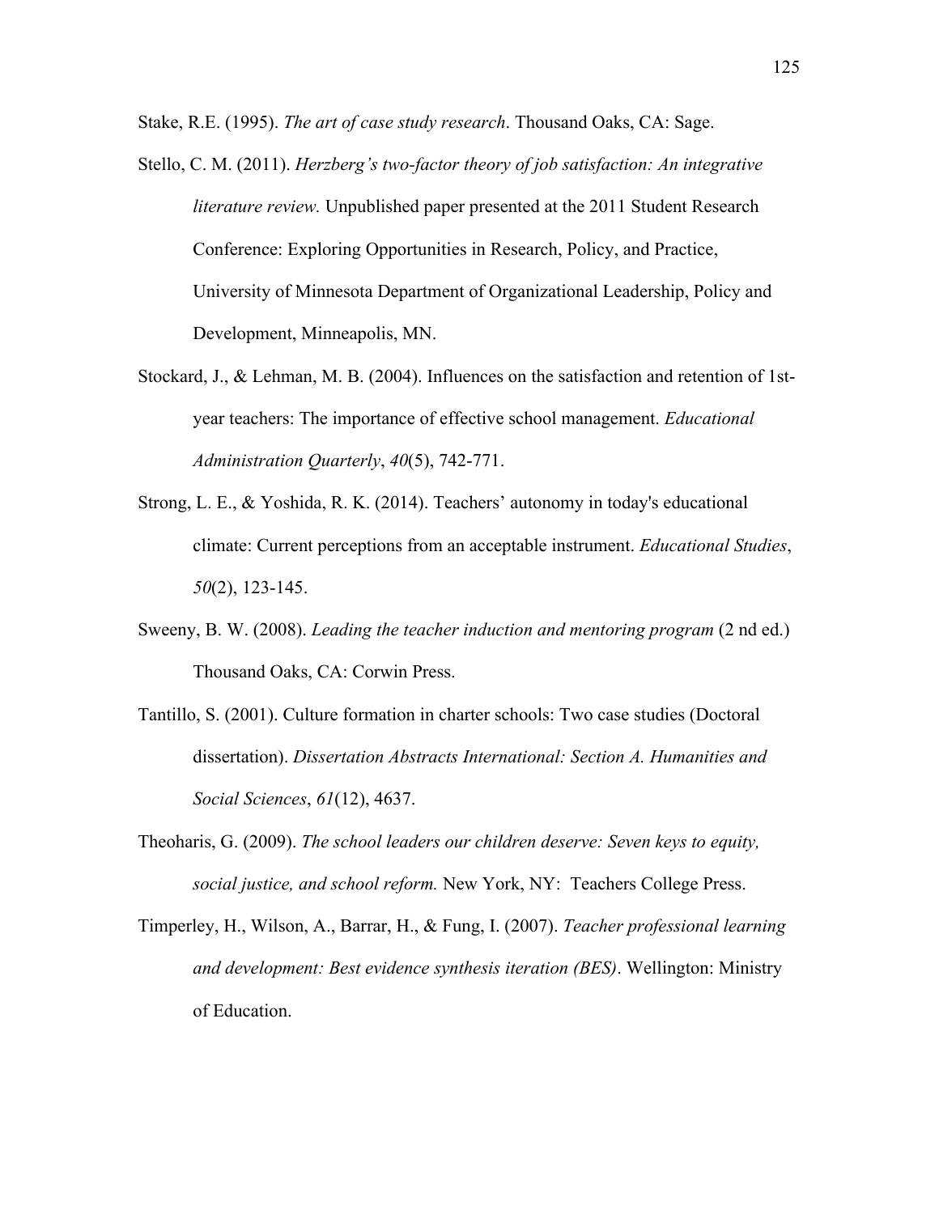Stake, R.E. (1995). *The art of case study research*. Thousand Oaks, CA: Sage.

Stello, C. M. (2011). *Herzberg's two-factor theory of job satisfaction: An integrative literature review.* Unpublished paper presented at the 2011 Student Research Conference: Exploring Opportunities in Research, Policy, and Practice, University of Minnesota Department of Organizational Leadership, Policy and Development, Minneapolis, MN.

Stockard, J., & Lehman, M. B. (2004). Influences on the satisfaction and retention of 1st-year teachers: The importance of effective school management. *Educational Administration Quarterly*, *40*(5), 742-771.

Strong, L. E., & Yoshida, R. K. (2014). Teachers' autonomy in today's educational climate: Current perceptions from an acceptable instrument. *Educational Studies*, *50*(2), 123-145.

Sweeny, B. W. (2008). *Leading the teacher induction and mentoring program* (2 nd ed.) Thousand Oaks, CA: Corwin Press.

Tantillo, S. (2001). Culture formation in charter schools: Two case studies (Doctoral dissertation). *Dissertation Abstracts International: Section A. Humanities and Social Sciences*, *61*(12), 4637.

Theoharis, G. (2009). *The school leaders our children deserve: Seven keys to equity, social justice, and school reform.* New York, NY: Teachers College Press.

Timperley, H., Wilson, A., Barrar, H., & Fung, I. (2007). *Teacher professional learning and development: Best evidence synthesis iteration (BES)*. Wellington: Ministry of Education.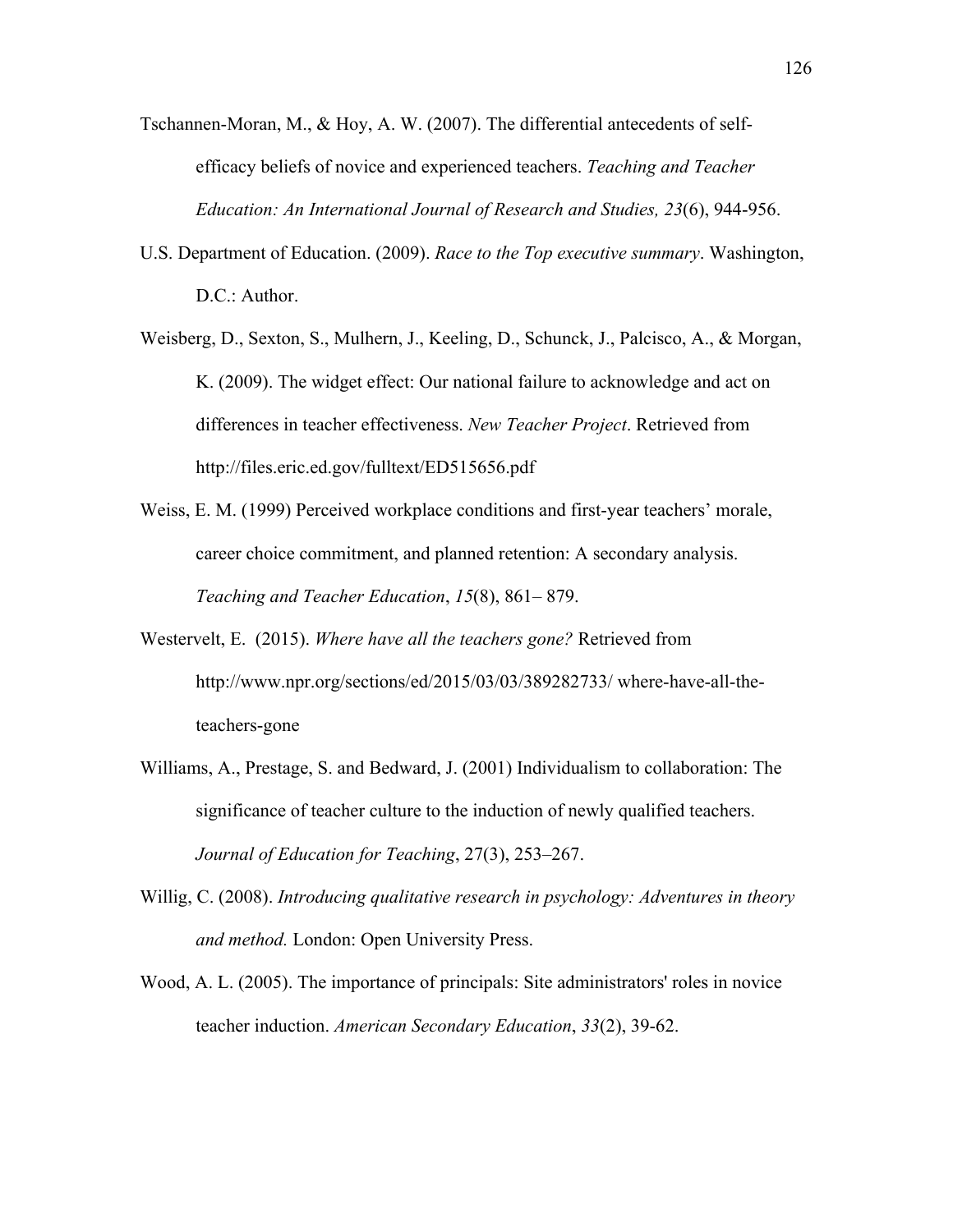Tschannen-Moran, M., & Hoy, A. W. (2007). The differential antecedents of self-efficacy beliefs of novice and experienced teachers. *Teaching and Teacher Education: An International Journal of Research and Studies, 23*(6), 944-956.

U.S. Department of Education. (2009). *Race to the Top executive summary*. Washington, D.C.: Author.

Weisberg, D., Sexton, S., Mulhern, J., Keeling, D., Schunck, J., Palcisco, A., & Morgan, K. (2009). The widget effect: Our national failure to acknowledge and act on differences in teacher effectiveness. *New Teacher Project*. Retrieved from http://files.eric.ed.gov/fulltext/ED515656.pdf

Weiss, E. M. (1999) Perceived workplace conditions and first-year teachers' morale, career choice commitment, and planned retention: A secondary analysis. *Teaching and Teacher Education*, *15*(8), 861– 879.

Westervelt, E. (2015). *Where have all the teachers gone?* Retrieved from http://www.npr.org/sections/ed/2015/03/03/389282733/ where-have-all-the-teachers-gone

Williams, A., Prestage, S. and Bedward, J. (2001) Individualism to collaboration: The significance of teacher culture to the induction of newly qualified teachers. *Journal of Education for Teaching*, 27(3), 253–267.

Willig, C. (2008). *Introducing qualitative research in psychology: Adventures in theory and method.* London: Open University Press.

Wood, A. L. (2005). The importance of principals: Site administrators' roles in novice teacher induction. *American Secondary Education*, *33*(2), 39-62.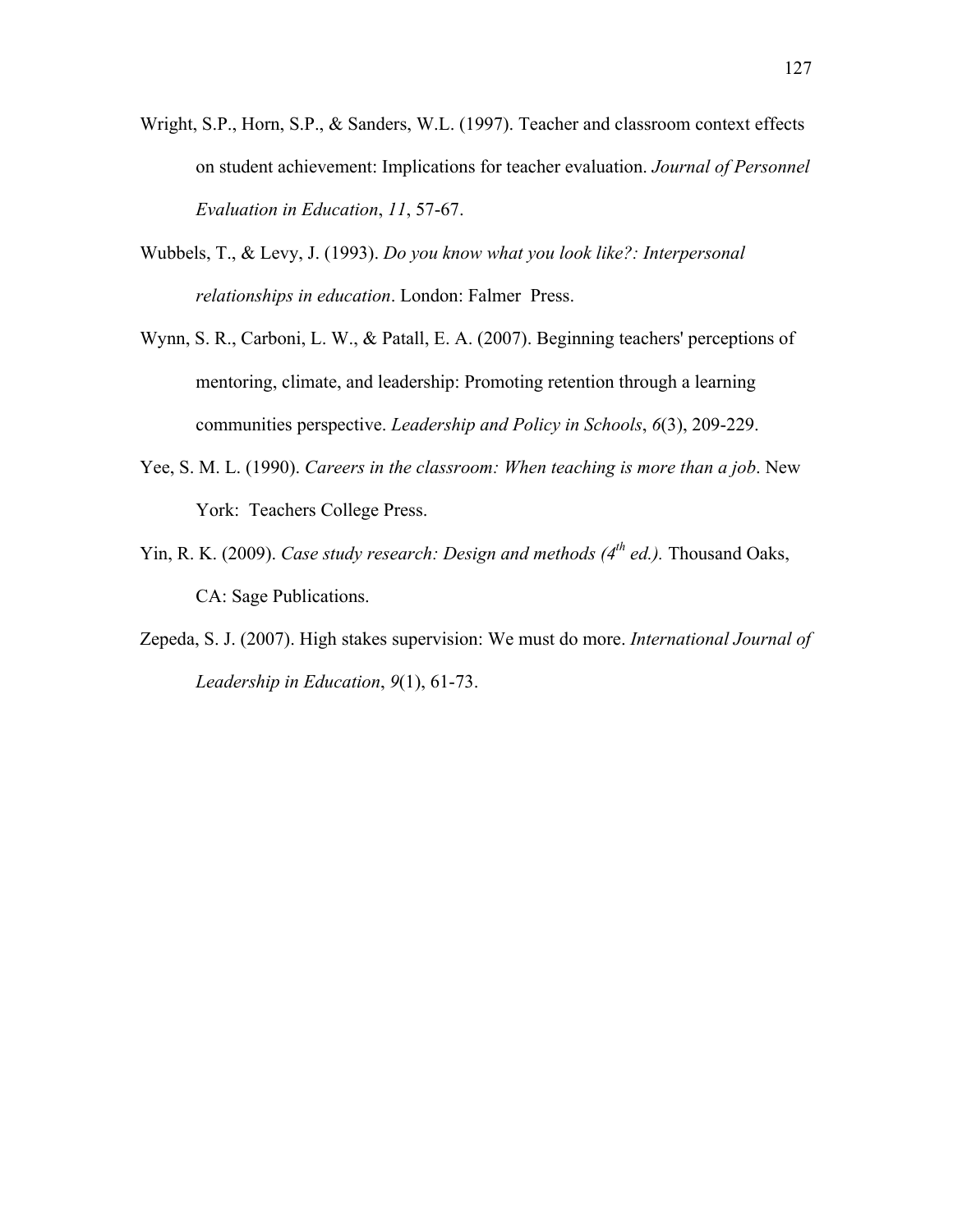Wright, S.P., Horn, S.P., & Sanders, W.L. (1997). Teacher and classroom context effects on student achievement: Implications for teacher evaluation. *Journal of Personnel Evaluation in Education*, *11*, 57-67.

Wubbels, T., & Levy, J. (1993). *Do you know what you look like?: Interpersonal relationships in education*. London: Falmer Press.

Wynn, S. R., Carboni, L. W., & Patall, E. A. (2007). Beginning teachers' perceptions of mentoring, climate, and leadership: Promoting retention through a learning communities perspective. *Leadership and Policy in Schools*, *6*(3), 209-229.

Yee, S. M. L. (1990). *Careers in the classroom: When teaching is more than a job*. New York: Teachers College Press.

Yin, R. K. (2009). *Case study research: Design and methods (4th ed.).* Thousand Oaks, CA: Sage Publications.

Zepeda, S. J. (2007). High stakes supervision: We must do more. *International Journal of Leadership in Education*, *9*(1), 61-73.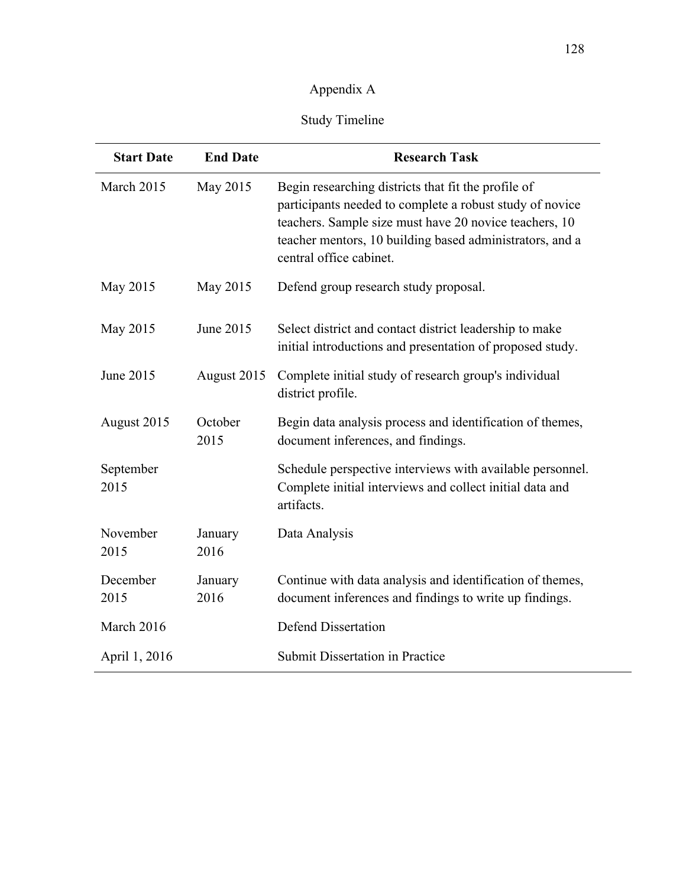# Appendix A

## Study Timeline

| Start Date | End Date | Research Task |
|---|---|---|
| March 2015 | May 2015 | Begin researching districts that fit the profile of participants needed to complete a robust study of novice teachers. Sample size must have 20 novice teachers, 10 teacher mentors, 10 building based administrators, and a central office cabinet. |
| May 2015 | May 2015 | Defend group research study proposal. |
| May 2015 | June 2015 | Select district and contact district leadership to make initial introductions and presentation of proposed study. |
| June 2015 | August 2015 | Complete initial study of research group's individual district profile. |
| August 2015 | October 2015 | Begin data analysis process and identification of themes, document inferences, and findings. |
| September 2015 | | Schedule perspective interviews with available personnel. Complete initial interviews and collect initial data and artifacts. |
| November 2015 | January 2016 | Data Analysis |
| December 2015 | January 2016 | Continue with data analysis and identification of themes, document inferences and findings to write up findings. |
| March 2016 | | Defend Dissertation |
| April 1, 2016 | | Submit Dissertation in Practice |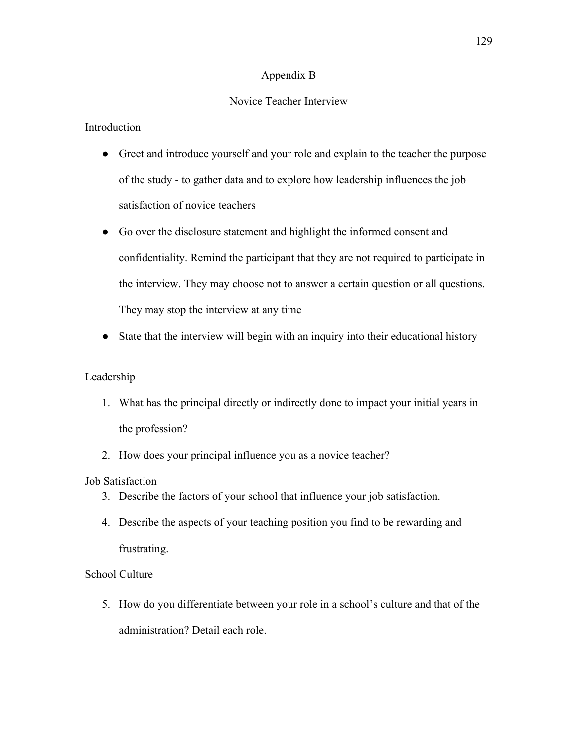# Appendix B

## Novice Teacher Interview

### Introduction

- Greet and introduce yourself and your role and explain to the teacher the purpose of the study - to gather data and to explore how leadership influences the job satisfaction of novice teachers
- Go over the disclosure statement and highlight the informed consent and confidentiality. Remind the participant that they are not required to participate in the interview. They may choose not to answer a certain question or all questions. They may stop the interview at any time
- State that the interview will begin with an inquiry into their educational history

### Leadership

1. What has the principal directly or indirectly done to impact your initial years in the profession?
2. How does your principal influence you as a novice teacher?

### Job Satisfaction

3. Describe the factors of your school that influence your job satisfaction.
4. Describe the aspects of your teaching position you find to be rewarding and frustrating.

### School Culture

5. How do you differentiate between your role in a school's culture and that of the administration? Detail each role.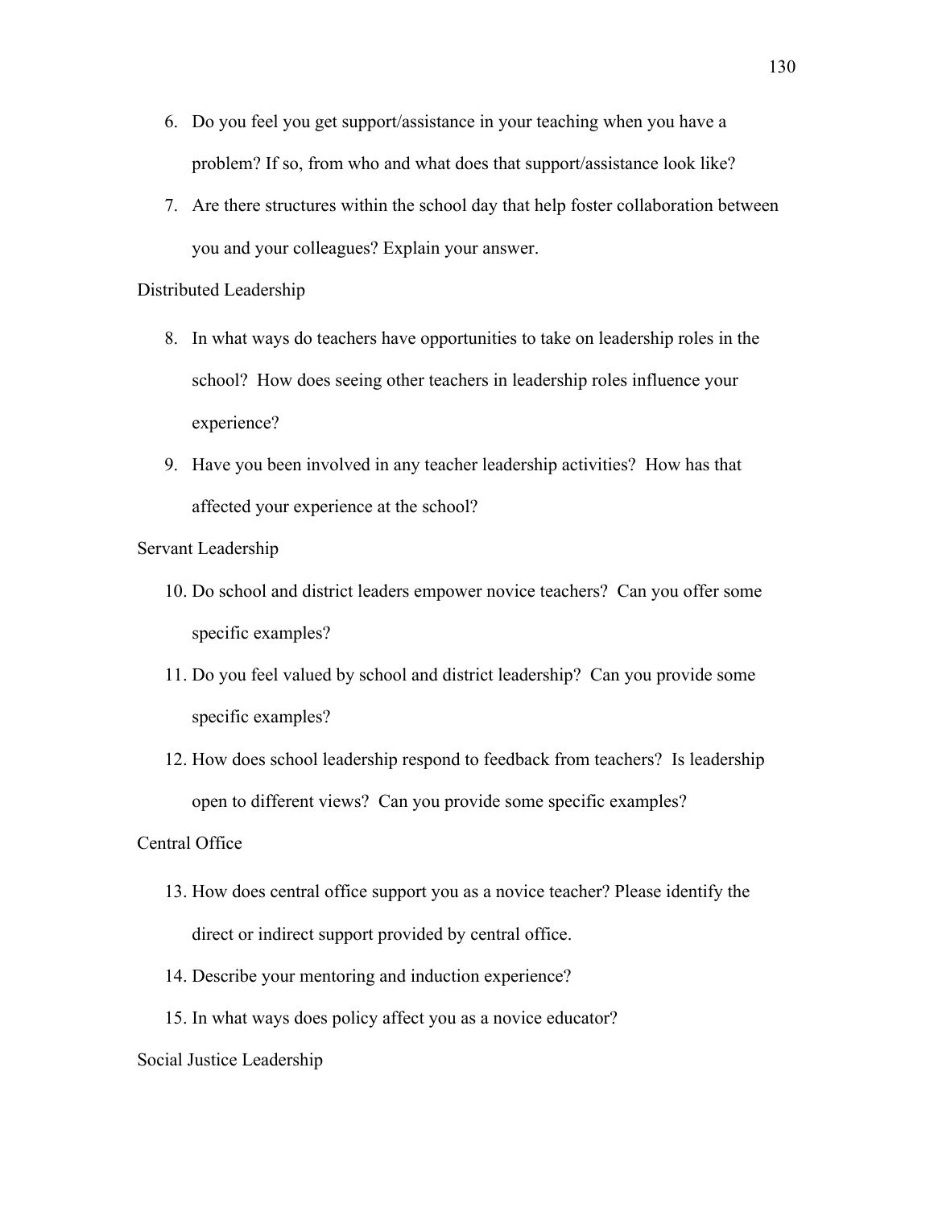6. Do you feel you get support/assistance in your teaching when you have a problem? If so, from who and what does that support/assistance look like?
7. Are there structures within the school day that help foster collaboration between you and your colleagues? Explain your answer.

Distributed Leadership

8. In what ways do teachers have opportunities to take on leadership roles in the school? How does seeing other teachers in leadership roles influence your experience?
9. Have you been involved in any teacher leadership activities? How has that affected your experience at the school?

Servant Leadership

10. Do school and district leaders empower novice teachers? Can you offer some specific examples?
11. Do you feel valued by school and district leadership? Can you provide some specific examples?
12. How does school leadership respond to feedback from teachers? Is leadership open to different views? Can you provide some specific examples?

Central Office

13. How does central office support you as a novice teacher? Please identify the direct or indirect support provided by central office.
14. Describe your mentoring and induction experience?
15. In what ways does policy affect you as a novice educator?

Social Justice Leadership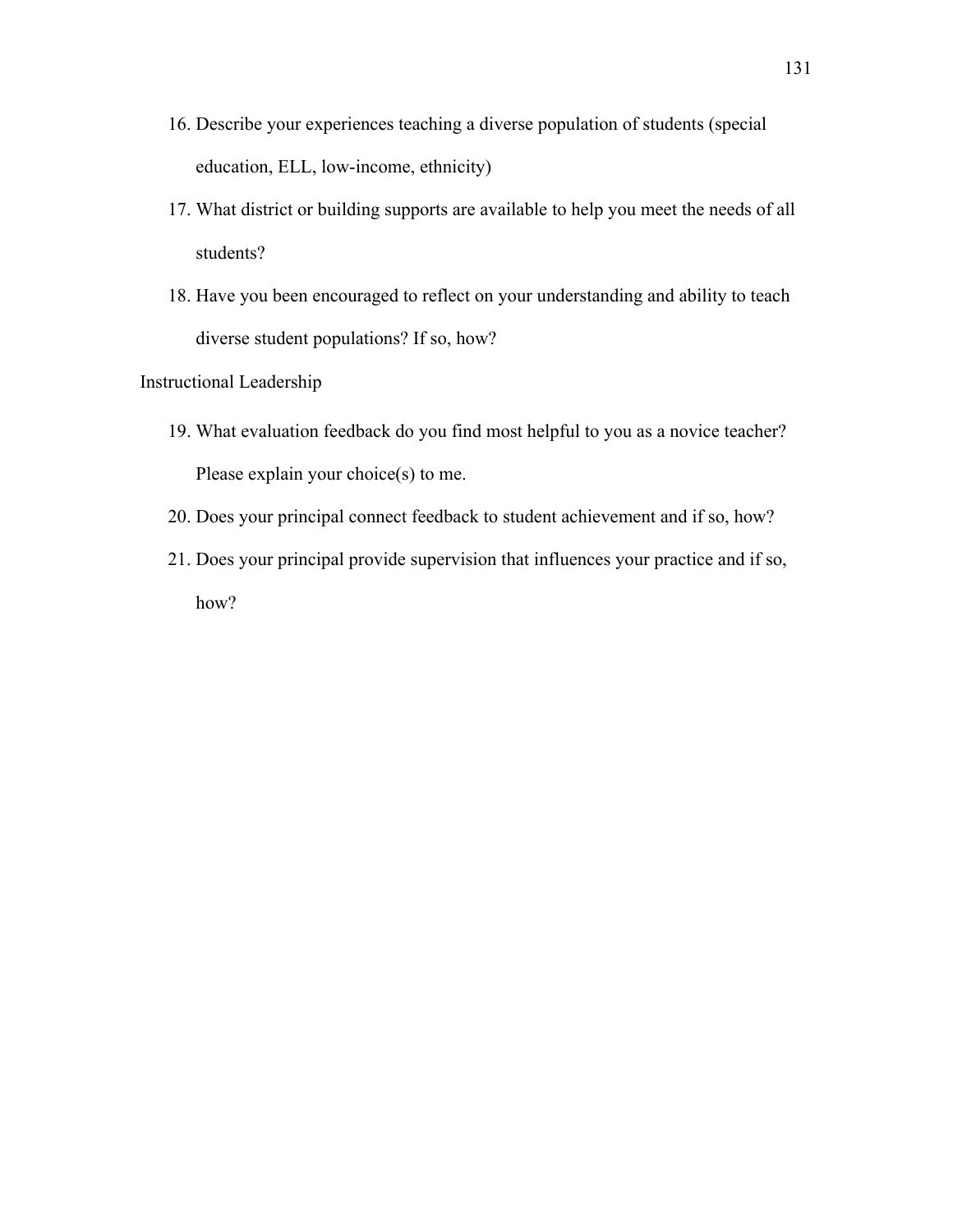16. Describe your experiences teaching a diverse population of students (special education, ELL, low-income, ethnicity)
17. What district or building supports are available to help you meet the needs of all students?
18. Have you been encouraged to reflect on your understanding and ability to teach diverse student populations? If so, how?

Instructional Leadership

19. What evaluation feedback do you find most helpful to you as a novice teacher? Please explain your choice(s) to me.
20. Does your principal connect feedback to student achievement and if so, how?
21. Does your principal provide supervision that influences your practice and if so, how?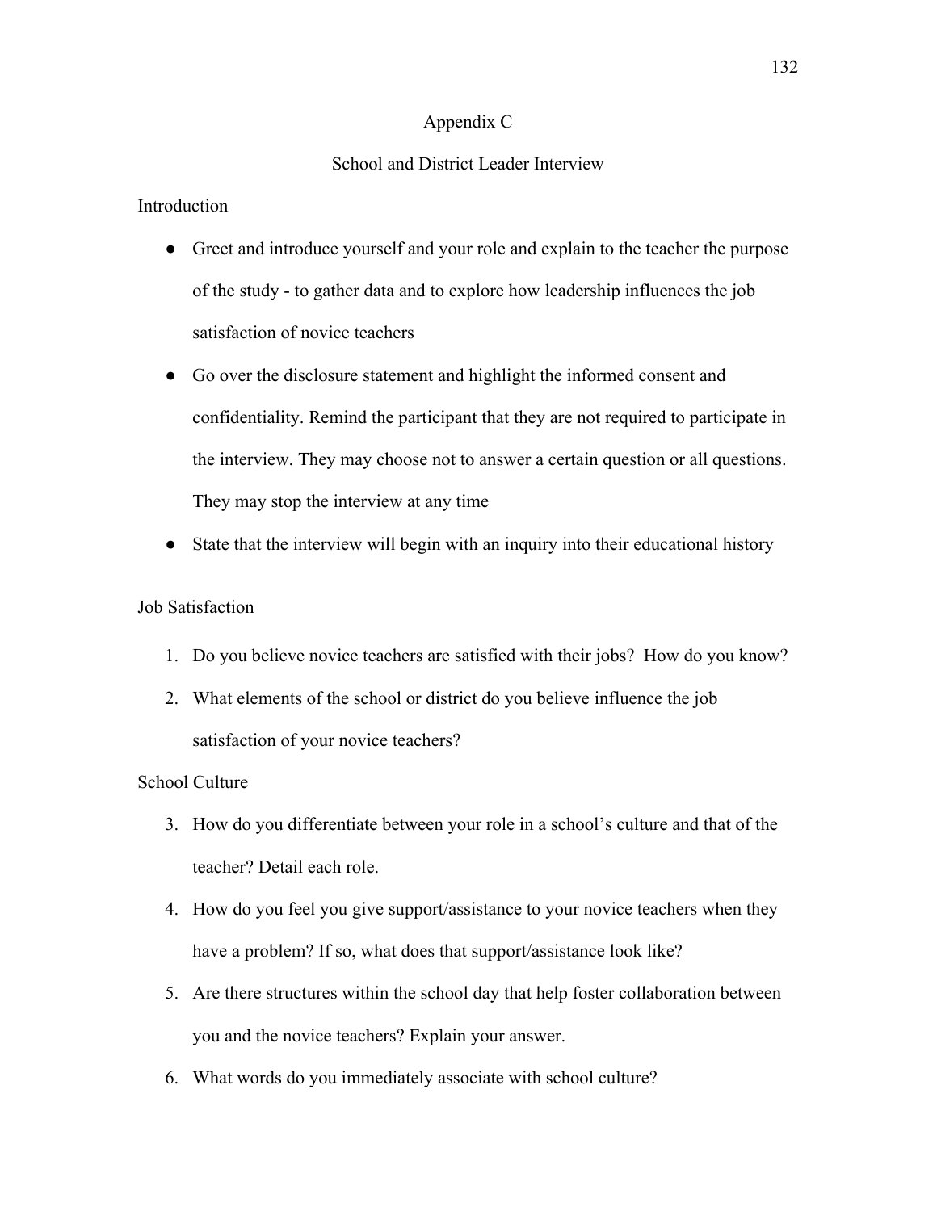# Appendix C

## School and District Leader Interview

### Introduction

- Greet and introduce yourself and your role and explain to the teacher the purpose of the study - to gather data and to explore how leadership influences the job satisfaction of novice teachers
- Go over the disclosure statement and highlight the informed consent and confidentiality. Remind the participant that they are not required to participate in the interview. They may choose not to answer a certain question or all questions. They may stop the interview at any time
- State that the interview will begin with an inquiry into their educational history

### Job Satisfaction

1. Do you believe novice teachers are satisfied with their jobs? How do you know?
2. What elements of the school or district do you believe influence the job satisfaction of your novice teachers?

### School Culture

3. How do you differentiate between your role in a school's culture and that of the teacher? Detail each role.
4. How do you feel you give support/assistance to your novice teachers when they have a problem? If so, what does that support/assistance look like?
5. Are there structures within the school day that help foster collaboration between you and the novice teachers? Explain your answer.
6. What words do you immediately associate with school culture?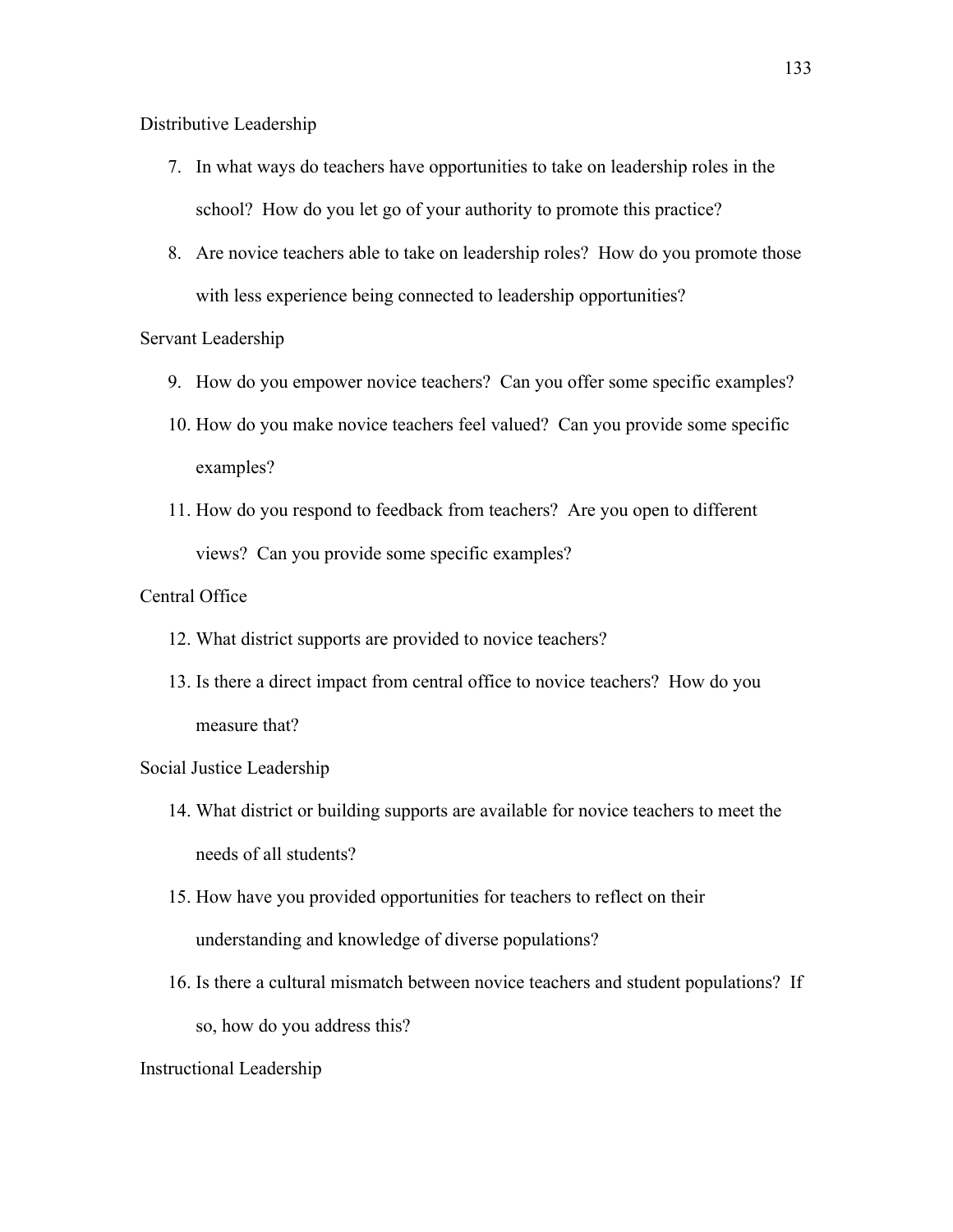Distributive Leadership

7. In what ways do teachers have opportunities to take on leadership roles in the school? How do you let go of your authority to promote this practice?
8. Are novice teachers able to take on leadership roles? How do you promote those with less experience being connected to leadership opportunities?

Servant Leadership

9. How do you empower novice teachers? Can you offer some specific examples?
10. How do you make novice teachers feel valued? Can you provide some specific examples?
11. How do you respond to feedback from teachers? Are you open to different views? Can you provide some specific examples?

Central Office

12. What district supports are provided to novice teachers?
13. Is there a direct impact from central office to novice teachers? How do you measure that?

Social Justice Leadership

14. What district or building supports are available for novice teachers to meet the needs of all students?
15. How have you provided opportunities for teachers to reflect on their understanding and knowledge of diverse populations?
16. Is there a cultural mismatch between novice teachers and student populations? If so, how do you address this?

Instructional Leadership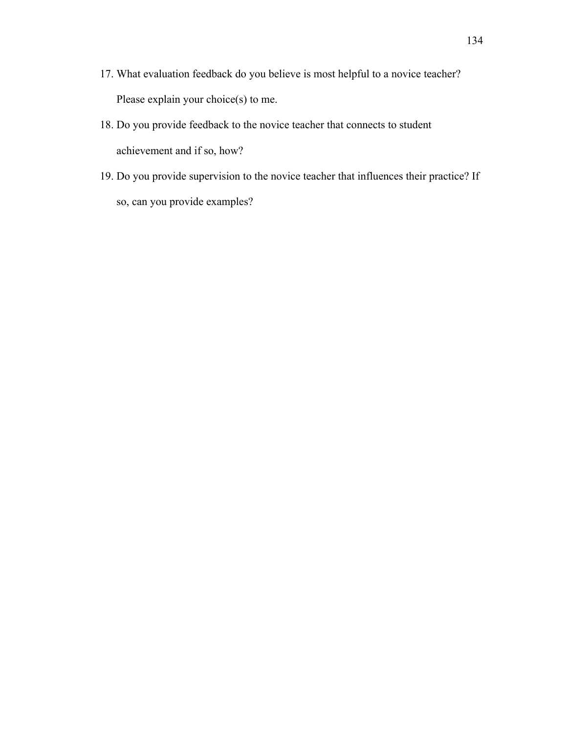17. What evaluation feedback do you believe is most helpful to a novice teacher? Please explain your choice(s) to me.
18. Do you provide feedback to the novice teacher that connects to student achievement and if so, how?
19. Do you provide supervision to the novice teacher that influences their practice? If so, can you provide examples?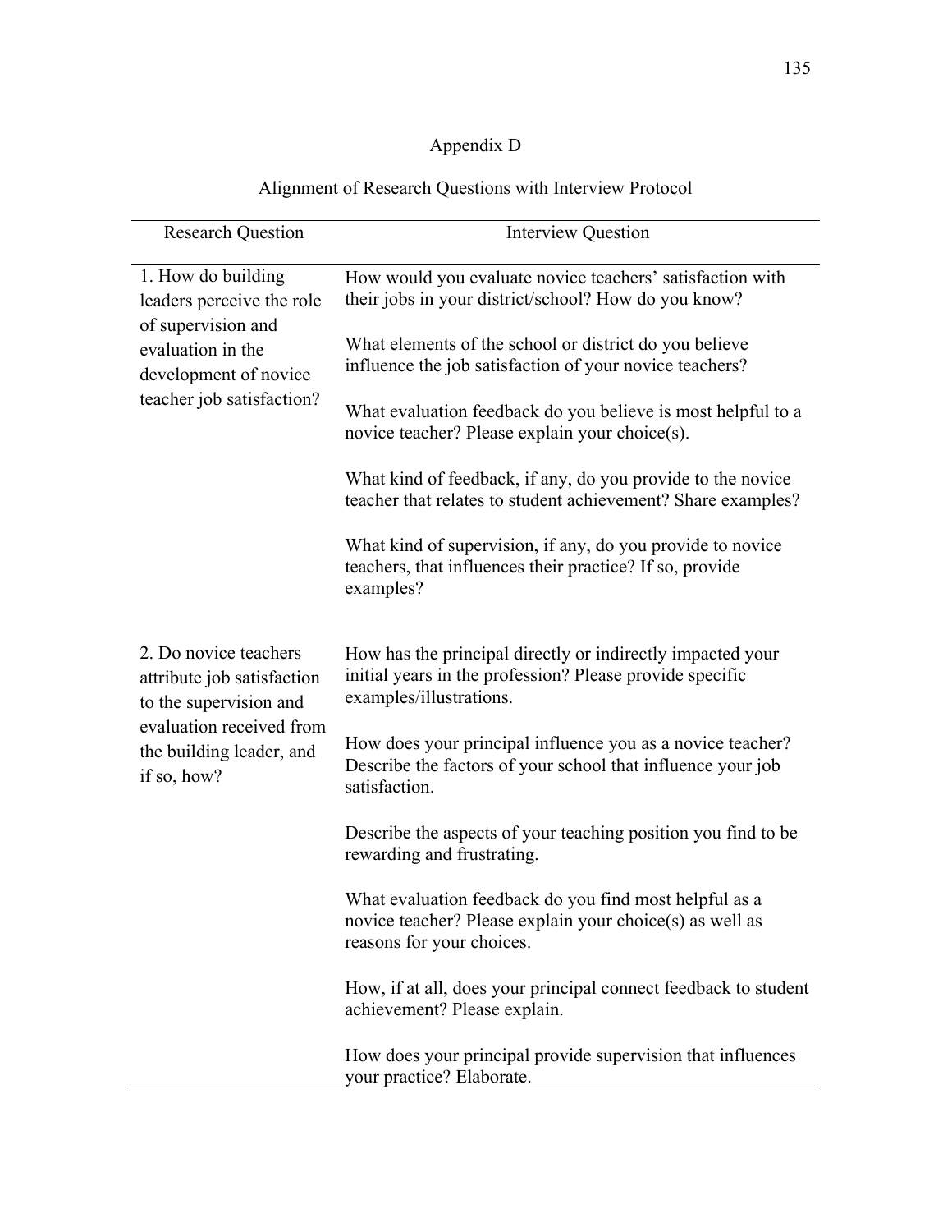# Appendix D

## Alignment of Research Questions with Interview Protocol

| Research Question | Interview Question |
| --- | --- |
| 1. How do building leaders perceive the role of supervision and evaluation in the development of novice teacher job satisfaction? | How would you evaluate novice teachers' satisfaction with their jobs in your district/school? How do you know? |
| | What elements of the school or district do you believe influence the job satisfaction of your novice teachers? |
| | What evaluation feedback do you believe is most helpful to a novice teacher? Please explain your choice(s). |
| | What kind of feedback, if any, do you provide to the novice teacher that relates to student achievement? Share examples? |
| | What kind of supervision, if any, do you provide to novice teachers, that influences their practice? If so, provide examples? |
| 2. Do novice teachers attribute job satisfaction to the supervision and evaluation received from the building leader, and if so, how? | How has the principal directly or indirectly impacted your initial years in the profession? Please provide specific examples/illustrations. |
| | How does your principal influence you as a novice teacher? Describe the factors of your school that influence your job satisfaction. |
| | Describe the aspects of your teaching position you find to be rewarding and frustrating. |
| | What evaluation feedback do you find most helpful as a novice teacher? Please explain your choice(s) as well as reasons for your choices. |
| | How, if at all, does your principal connect feedback to student achievement? Please explain. |
| | How does your principal provide supervision that influences your practice? Elaborate. |